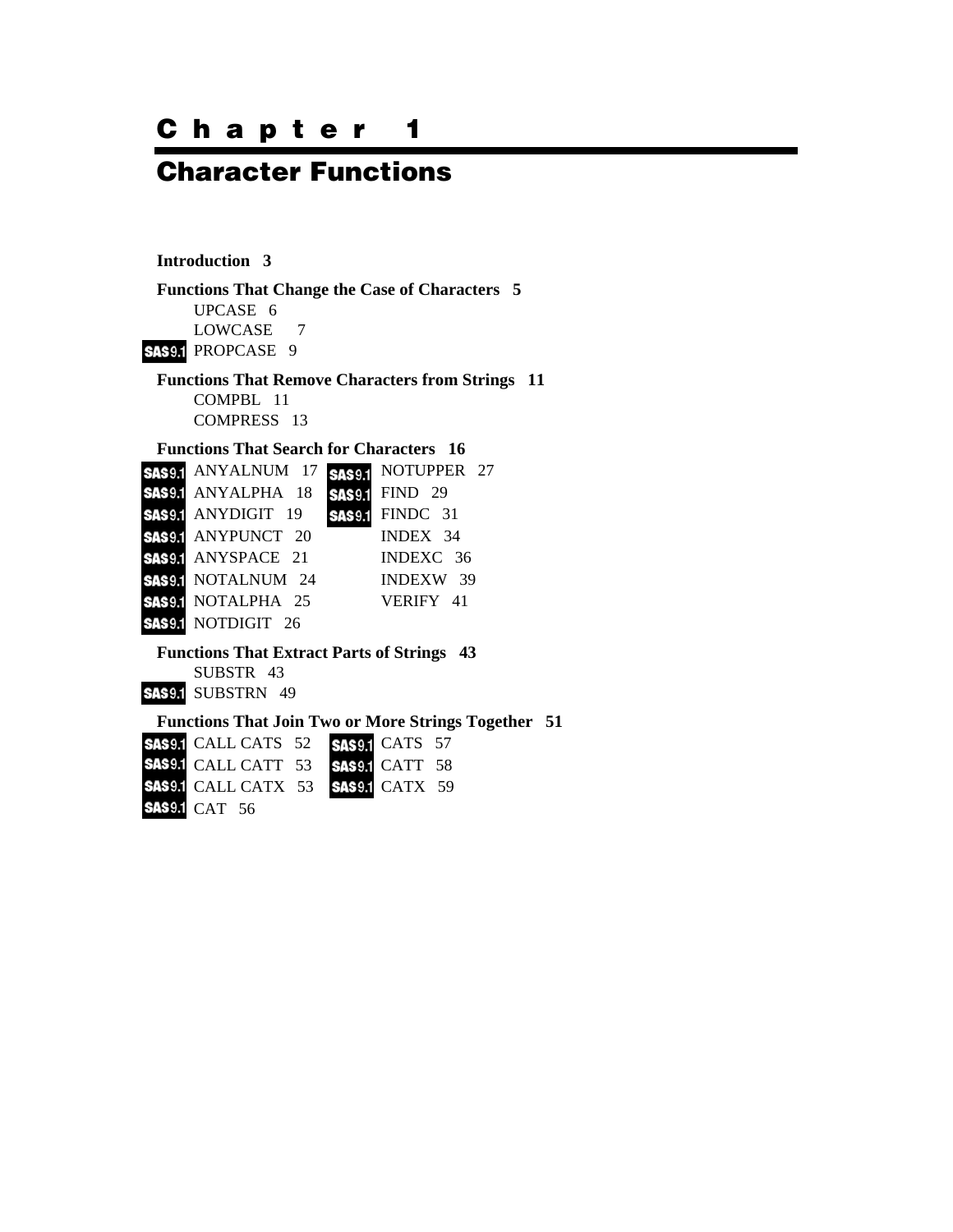# Chapter 1

# Character Functions

**Introduction 3**

**Functions That Change the Case of Characters 5**

- UPCASE 6
- LOWCASE 7
- SAS9.1 PROPCASE 9

**Functions That Remove Characters from Strings 11**

- COMPBL 11
- COMPRESS 13

**Functions That Search for Characters 16**

- SAS9.1 ANYALNUM 17
- SAS9.1 ANYALPHA 18
- SAS9.1 ANYDIGIT 19
- SAS9.1 ANYPUNCT 20
- SAS9.1 ANYSPACE 21
- SAS9.1 NOTALNUM 24
- SAS9.1 NOTALPHA 25
- SAS9.1 NOTDIGIT 26
- SAS9.1 NOTUPPER 27
- SAS9.1 FIND 29
- SAS9.1 FINDC 31
- INDEX 34
- INDEXC 36
- INDEXW 39
- VERIFY 41

**Functions That Extract Parts of Strings 43**

- SUBSTR 43
- SAS9.1 SUBSTRN 49

**Functions That Join Two or More Strings Together 51**

- SAS9.1 CALL CATS 52
- SAS9.1 CALL CATT 53
- SAS9.1 CALL CATX 53
- SAS9.1 CAT 56
- SAS9.1 CATS 57
- SAS9.1 CATT 58
- SAS9.1 CATX 59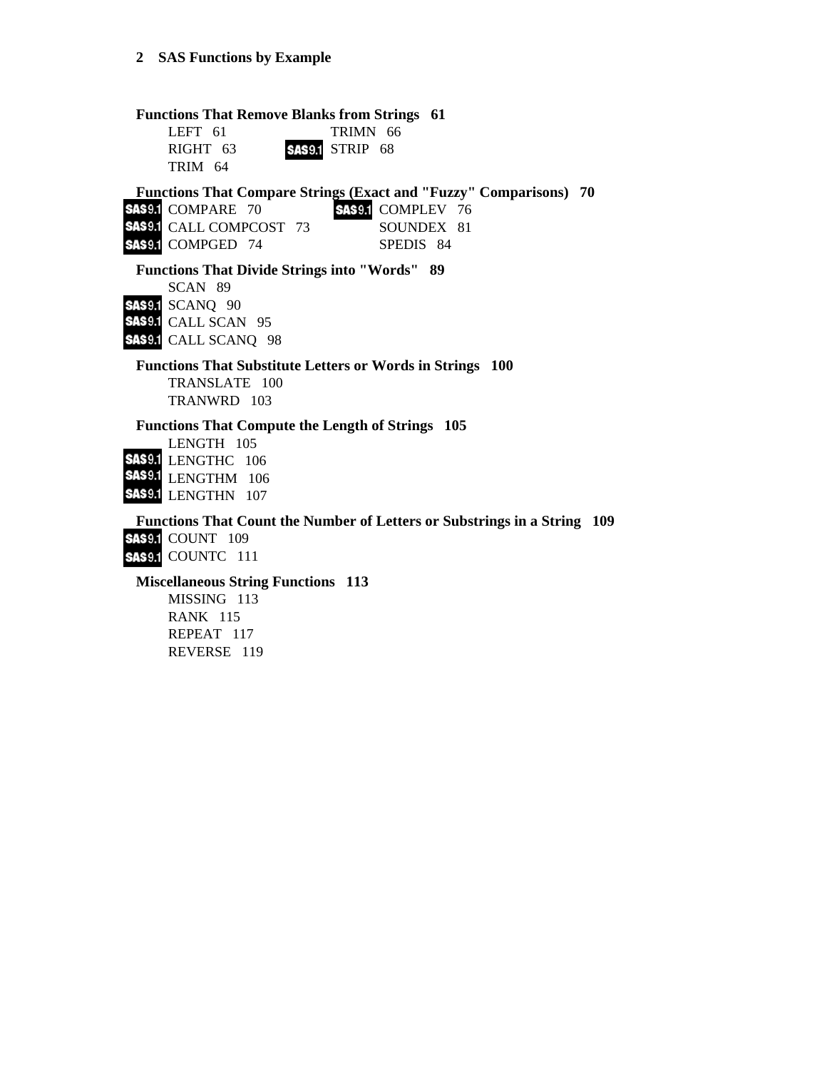**Functions That Remove Blanks from Strings 61**

- LEFT 61
- RIGHT 63
- TRIM 64
- TRIMN 66
- SAS9.1 STRIP 68

**Functions That Compare Strings (Exact and "Fuzzy" Comparisons) 70**

- SAS9.1 COMPARE 70
- SAS9.1 CALL COMPCOST 73
- SAS9.1 COMPGED 74
- SAS9.1 COMPLEV 76
- SOUNDEX 81
- SPEDIS 84

**Functions That Divide Strings into "Words" 89**

- SCAN 89
- SAS9.1 SCANQ 90
- SAS9.1 CALL SCAN 95
- SAS9.1 CALL SCANQ 98

**Functions That Substitute Letters or Words in Strings 100**

- TRANSLATE 100
- TRANWRD 103

**Functions That Compute the Length of Strings 105**

- LENGTH 105
- SAS9.1 LENGTHC 106
- SAS9.1 LENGTHM 106
- SAS9.1 LENGTHN 107

**Functions That Count the Number of Letters or Substrings in a String 109**

- SAS9.1 COUNT 109
- SAS9.1 COUNTC 111

**Miscellaneous String Functions 113**

- MISSING 113
- RANK 115
- REPEAT 117
- REVERSE 119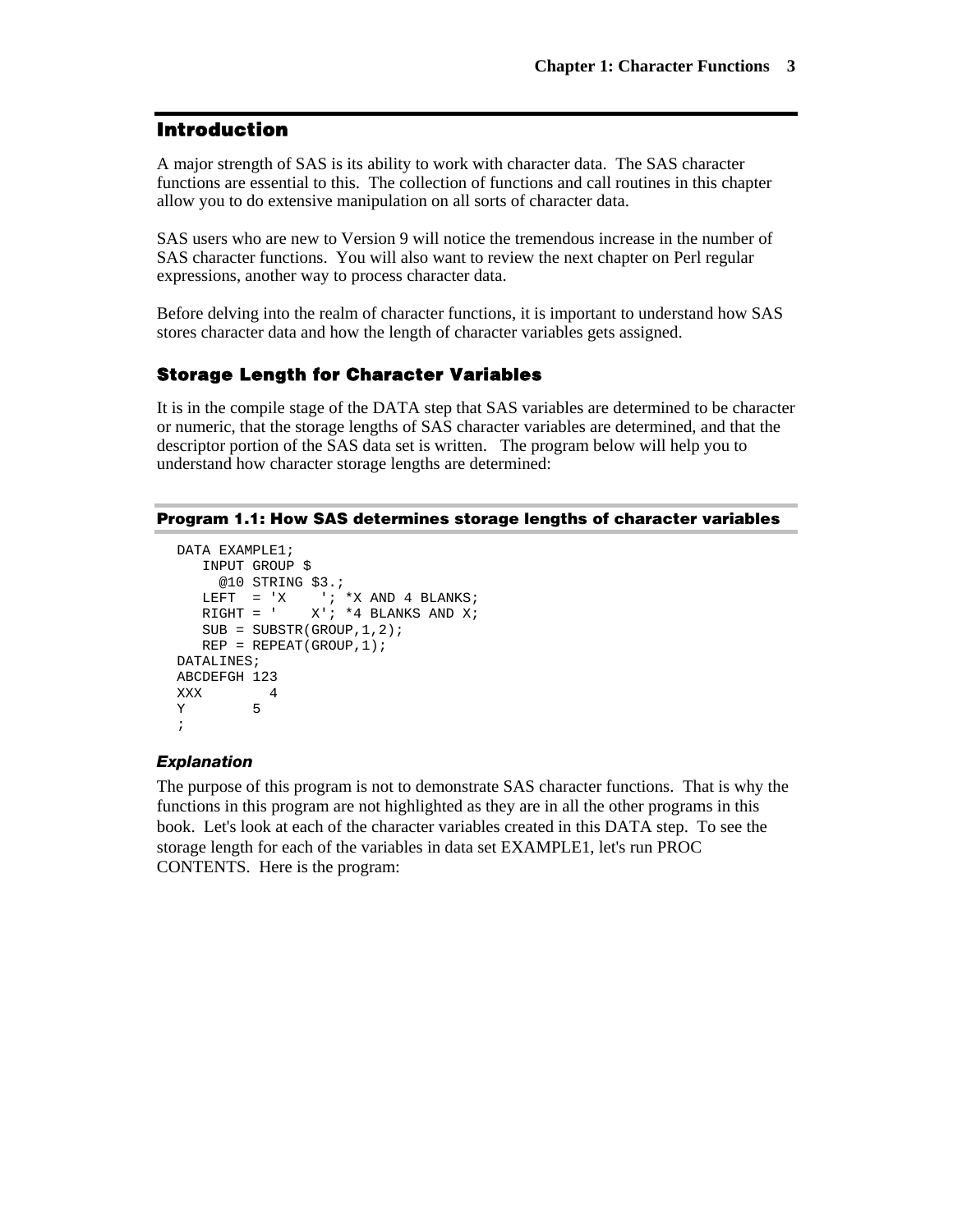## Introduction

A major strength of SAS is its ability to work with character data. The SAS character functions are essential to this. The collection of functions and call routines in this chapter allow you to do extensive manipulation on all sorts of character data.

SAS users who are new to Version 9 will notice the tremendous increase in the number of SAS character functions. You will also want to review the next chapter on Perl regular expressions, another way to process character data.

Before delving into the realm of character functions, it is important to understand how SAS stores character data and how the length of character variables gets assigned.

### Storage Length for Character Variables

It is in the compile stage of the DATA step that SAS variables are determined to be character or numeric, that the storage lengths of SAS character variables are determined, and that the descriptor portion of the SAS data set is written. The program below will help you to understand how character storage lengths are determined:

#### Program 1.1: How SAS determines storage lengths of character variables

```
DATA EXAMPLE1;
   INPUT GROUP $
     @10 STRING $3.;
   LEFT  = 'X    '; *X AND 4 BLANKS;
   RIGHT = '    X'; *4 BLANKS AND X;
   SUB = SUBSTR(GROUP,1,2);
   REP = REPEAT(GROUP,1);
DATALINES;
ABCDEFGH 123
XXX       4
Y        5
;
```

#### *Explanation*

The purpose of this program is not to demonstrate SAS character functions. That is why the functions in this program are not highlighted as they are in all the other programs in this book. Let's look at each of the character variables created in this DATA step. To see the storage length for each of the variables in data set EXAMPLE1, let's run PROC CONTENTS. Here is the program: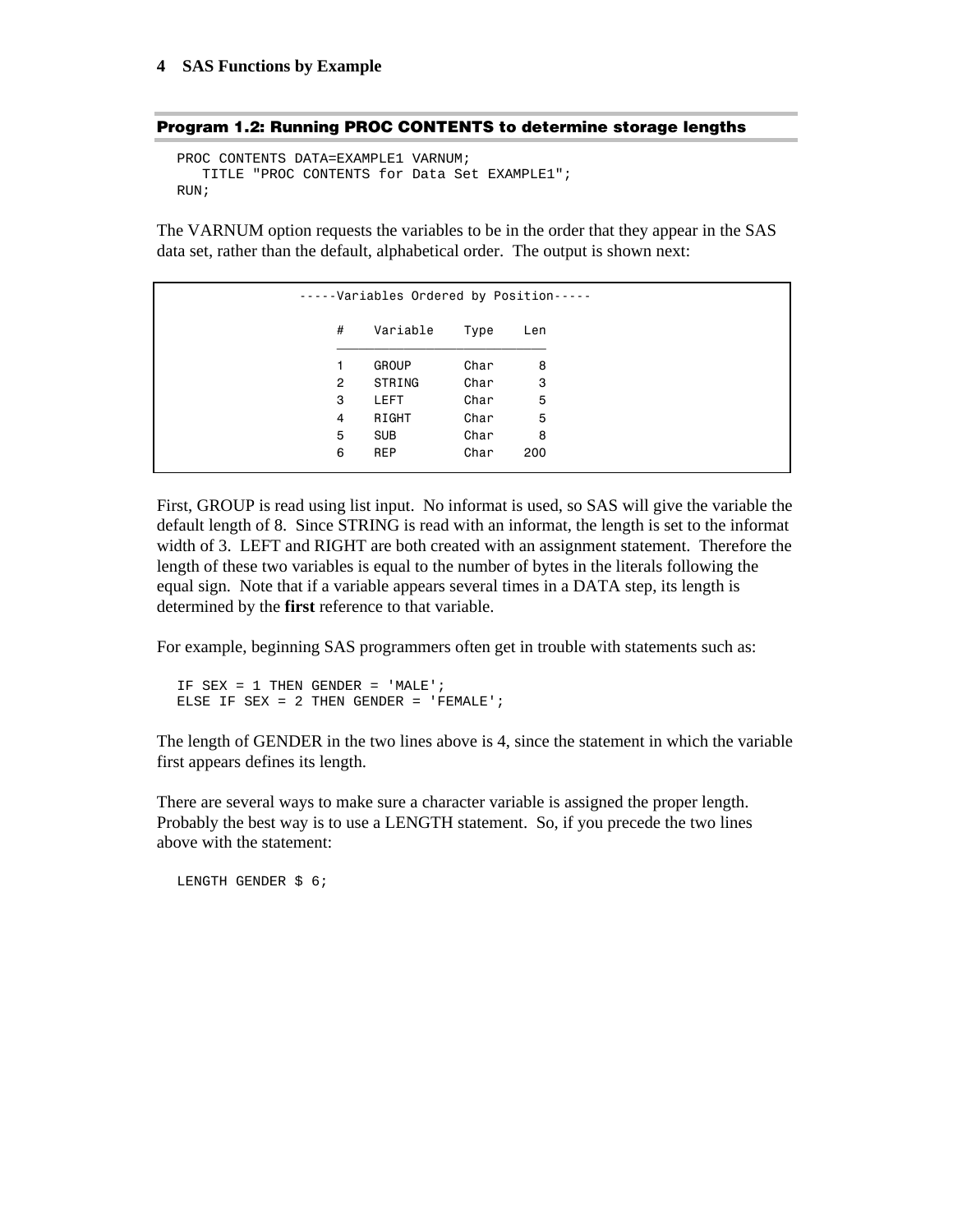**Program 1.2: Running PROC CONTENTS to determine storage lengths**

```
PROC CONTENTS DATA=EXAMPLE1 VARNUM;
   TITLE "PROC CONTENTS for Data Set EXAMPLE1";
RUN;
```

The VARNUM option requests the variables to be in the order that they appear in the SAS data set, rather than the default, alphabetical order. The output is shown next:

```
-----Variables Ordered by Position-----

     #    Variable    Type    Len
     ____________________________
     1    GROUP       Char      8
     2    STRING      Char      3
     3    LEFT        Char      5
     4    RIGHT       Char      5
     5    SUB         Char      8
     6    REP         Char    200
```

First, GROUP is read using list input. No informat is used, so SAS will give the variable the default length of 8. Since STRING is read with an informat, the length is set to the informat width of 3. LEFT and RIGHT are both created with an assignment statement. Therefore the length of these two variables is equal to the number of bytes in the literals following the equal sign. Note that if a variable appears several times in a DATA step, its length is determined by the **first** reference to that variable.

For example, beginning SAS programmers often get in trouble with statements such as:

```
IF SEX = 1 THEN GENDER = 'MALE';
ELSE IF SEX = 2 THEN GENDER = 'FEMALE';
```

The length of GENDER in the two lines above is 4, since the statement in which the variable first appears defines its length.

There are several ways to make sure a character variable is assigned the proper length. Probably the best way is to use a LENGTH statement. So, if you precede the two lines above with the statement:

```
LENGTH GENDER $ 6;
```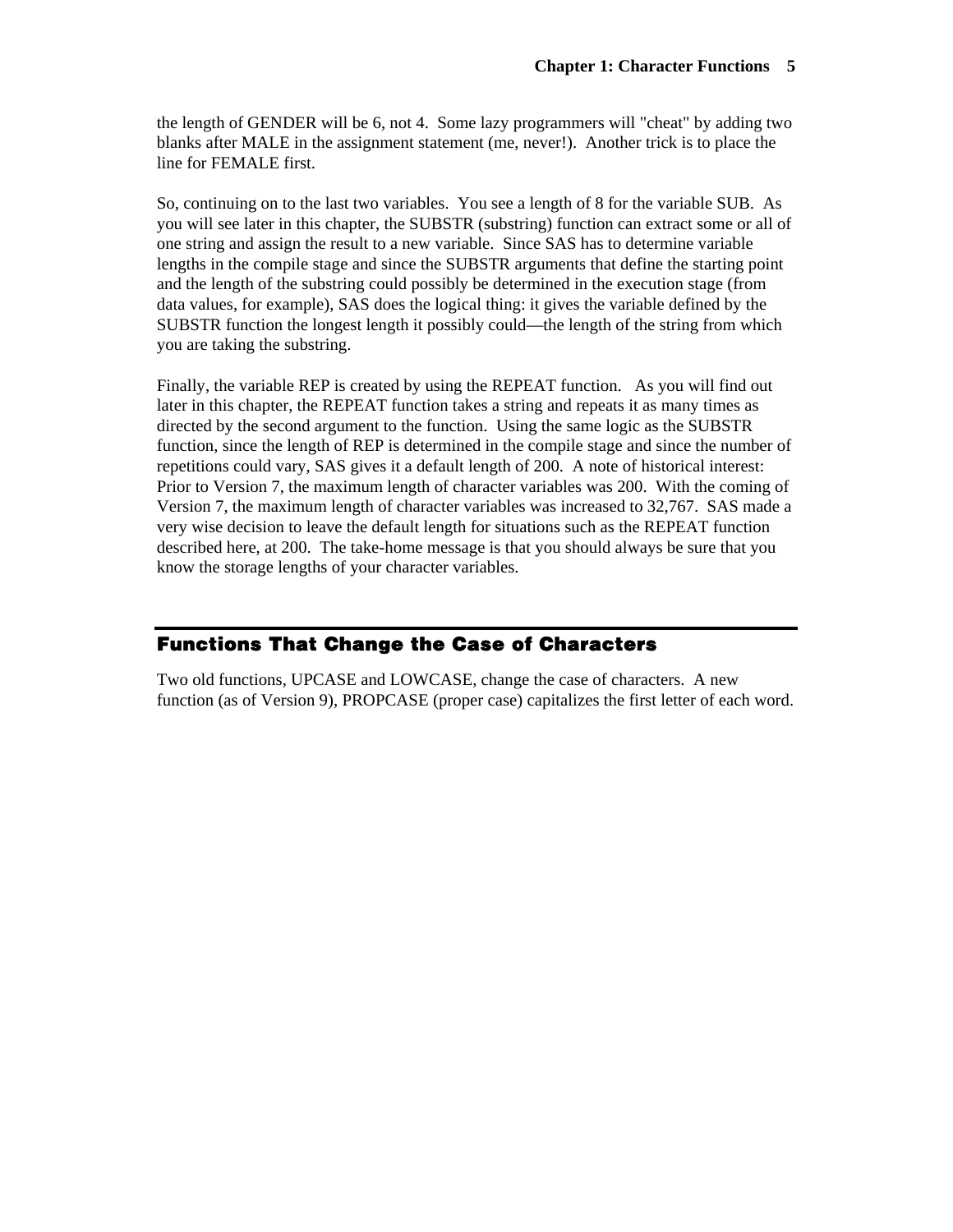the length of GENDER will be 6, not 4. Some lazy programmers will "cheat" by adding two blanks after MALE in the assignment statement (me, never!). Another trick is to place the line for FEMALE first.

So, continuing on to the last two variables. You see a length of 8 for the variable SUB. As you will see later in this chapter, the SUBSTR (substring) function can extract some or all of one string and assign the result to a new variable. Since SAS has to determine variable lengths in the compile stage and since the SUBSTR arguments that define the starting point and the length of the substring could possibly be determined in the execution stage (from data values, for example), SAS does the logical thing: it gives the variable defined by the SUBSTR function the longest length it possibly could—the length of the string from which you are taking the substring.

Finally, the variable REP is created by using the REPEAT function. As you will find out later in this chapter, the REPEAT function takes a string and repeats it as many times as directed by the second argument to the function. Using the same logic as the SUBSTR function, since the length of REP is determined in the compile stage and since the number of repetitions could vary, SAS gives it a default length of 200. A note of historical interest: Prior to Version 7, the maximum length of character variables was 200. With the coming of Version 7, the maximum length of character variables was increased to 32,767. SAS made a very wise decision to leave the default length for situations such as the REPEAT function described here, at 200. The take-home message is that you should always be sure that you know the storage lengths of your character variables.

## Functions That Change the Case of Characters

Two old functions, UPCASE and LOWCASE, change the case of characters. A new function (as of Version 9), PROPCASE (proper case) capitalizes the first letter of each word.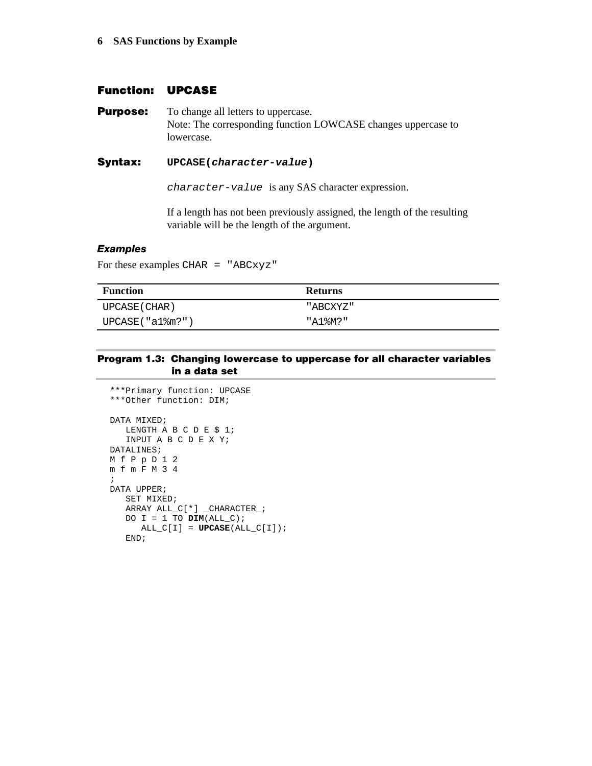## Function: UPCASE

**Purpose:** To change all letters to uppercase.
Note: The corresponding function LOWCASE changes uppercase to lowercase.

**Syntax:** **UPCASE(*character-value*)**

`character-value` is any SAS character expression.

If a length has not been previously assigned, the length of the resulting variable will be the length of the argument.

### *Examples*

For these examples `CHAR = "ABCxyz"`

| Function | Returns |
| --- | --- |
| `UPCASE(CHAR)` | `"ABCXYZ"` |
| `UPCASE("a1%m?")` | `"A1%M?"` |

**Program 1.3: Changing lowercase to uppercase for all character variables in a data set**

```
***Primary function: UPCASE
***Other function: DIM;

DATA MIXED;
   LENGTH A B C D E $ 1;
   INPUT A B C D E X Y;
DATALINES;
M f P p D 1 2
m f m F M 3 4
;
DATA UPPER;
   SET MIXED;
   ARRAY ALL_C[*] _CHARACTER_;
   DO I = 1 TO DIM(ALL_C);
      ALL_C[I] = UPCASE(ALL_C[I]);
   END;
```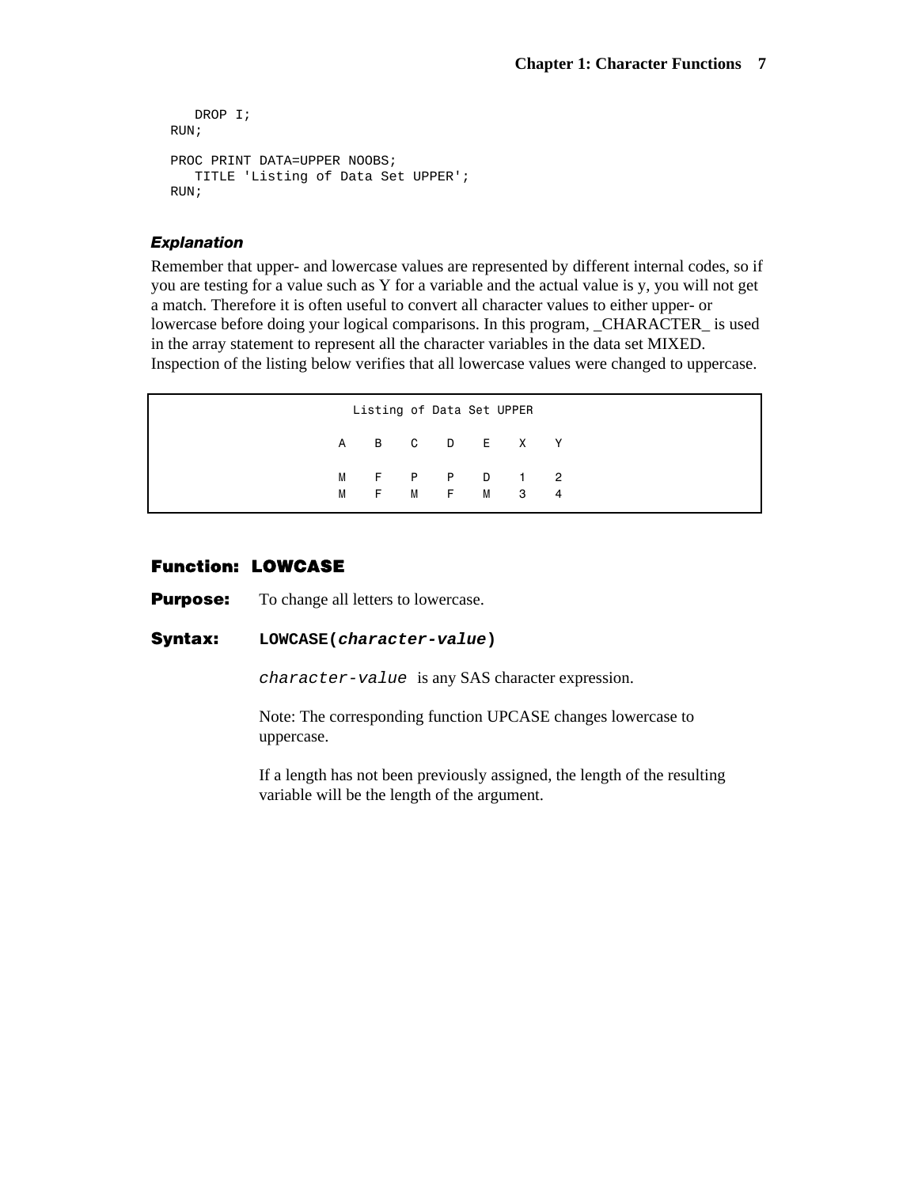```
   DROP I;
RUN;

PROC PRINT DATA=UPPER NOOBS;
   TITLE 'Listing of Data Set UPPER';
RUN;
```

#### *Explanation*

Remember that upper- and lowercase values are represented by different internal codes, so if you are testing for a value such as Y for a variable and the actual value is y, you will not get a match. Therefore it is often useful to convert all character values to either upper- or lowercase before doing your logical comparisons. In this program, _CHARACTER_ is used in the array statement to represent all the character variables in the data set MIXED. Inspection of the listing below verifies that all lowercase values were changed to uppercase.

```
              Listing of Data Set UPPER

             A    B    C    D    E    X    Y

             M    F    P    P    D    1    2
             M    F    M    F    M    3    4
```

### Function: LOWCASE

**Purpose:** To change all letters to lowercase.

**Syntax:** **LOWCASE(*character-value*)**

*character-value* is any SAS character expression.

Note: The corresponding function UPCASE changes lowercase to uppercase.

If a length has not been previously assigned, the length of the resulting variable will be the length of the argument.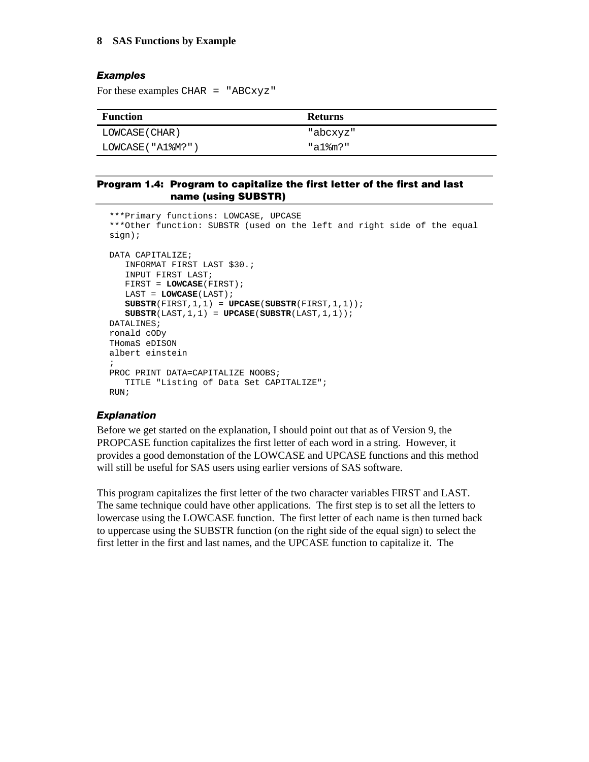### Examples

For these examples CHAR = "ABCxyz"

| Function | Returns |
| --- | --- |
| LOWCASE(CHAR) | "abcxyz" |
| LOWCASE("A1%M?") | "a1%m?" |

#### Program 1.4: Program to capitalize the first letter of the first and last name (using SUBSTR)

```
***Primary functions: LOWCASE, UPCASE
***Other function: SUBSTR (used on the left and right side of the equal
sign);

DATA CAPITALIZE;
   INFORMAT FIRST LAST $30.;
   INPUT FIRST LAST;
   FIRST = LOWCASE(FIRST);
   LAST = LOWCASE(LAST);
   SUBSTR(FIRST,1,1) = UPCASE(SUBSTR(FIRST,1,1));
   SUBSTR(LAST,1,1) = UPCASE(SUBSTR(LAST,1,1));
DATALINES;
ronald cODy
THomaS eDISON
albert einstein
;
PROC PRINT DATA=CAPITALIZE NOOBS;
   TITLE "Listing of Data Set CAPITALIZE";
RUN;
```

### Explanation

Before we get started on the explanation, I should point out that as of Version 9, the PROPCASE function capitalizes the first letter of each word in a string. However, it provides a good demonstation of the LOWCASE and UPCASE functions and this method will still be useful for SAS users using earlier versions of SAS software.

This program capitalizes the first letter of the two character variables FIRST and LAST. The same technique could have other applications. The first step is to set all the letters to lowercase using the LOWCASE function. The first letter of each name is then turned back to uppercase using the SUBSTR function (on the right side of the equal sign) to select the first letter in the first and last names, and the UPCASE function to capitalize it. The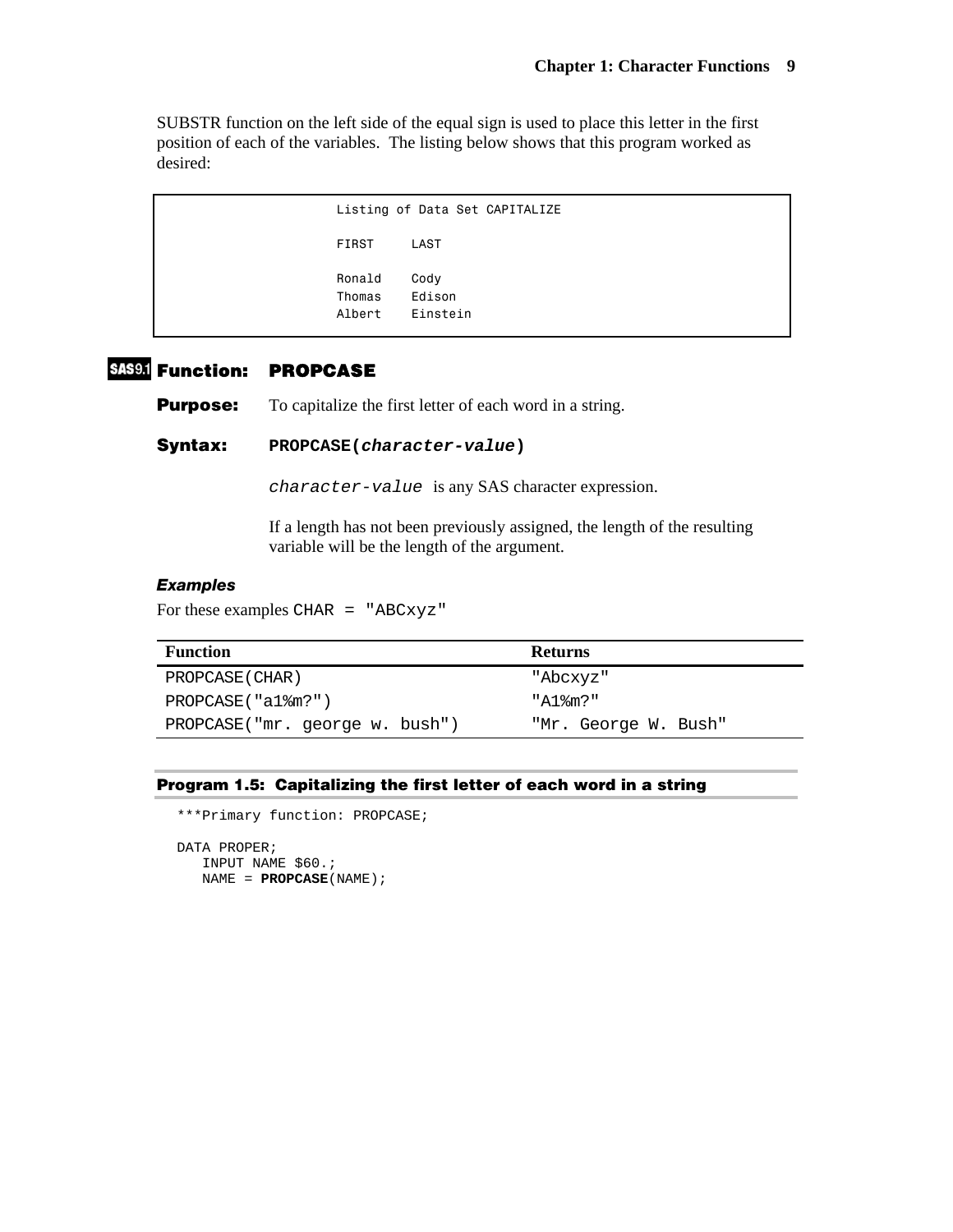SUBSTR function on the left side of the equal sign is used to place this letter in the first position of each of the variables. The listing below shows that this program worked as desired:

```
Listing of Data Set CAPITALIZE

FIRST     LAST

Ronald    Cody
Thomas    Edison
Albert    Einstein
```

## SAS9.1 Function: PROPCASE

**Purpose:** To capitalize the first letter of each word in a string.

**Syntax:** **PROPCASE(*character-value*)**

*character-value* is any SAS character expression.

If a length has not been previously assigned, the length of the resulting variable will be the length of the argument.

### *Examples*

For these examples `CHAR = "ABCxyz"`

| Function | Returns |
|---|---|
| `PROPCASE(CHAR)` | `"Abcxyz"` |
| `PROPCASE("a1%m?")` | `"A1%m?"` |
| `PROPCASE("mr. george w. bush")` | `"Mr. George W. Bush"` |

**Program 1.5: Capitalizing the first letter of each word in a string**

```
***Primary function: PROPCASE;

DATA PROPER;
   INPUT NAME $60.;
   NAME = PROPCASE(NAME);
```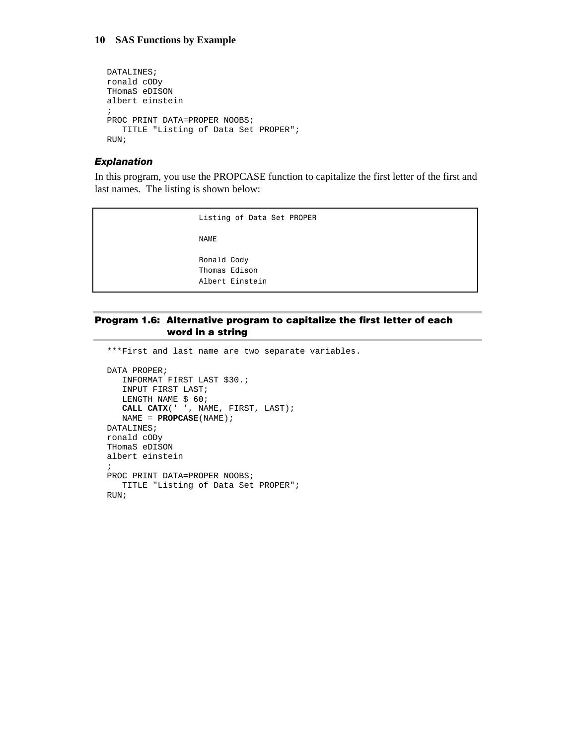```
DATALINES;
ronald cODy
THomaS eDISON
albert einstein
;
PROC PRINT DATA=PROPER NOOBS;
   TITLE "Listing of Data Set PROPER";
RUN;
```

### *Explanation*

In this program, you use the PROPCASE function to capitalize the first letter of the first and last names. The listing is shown below:

```
                    Listing of Data Set PROPER

                    NAME

                    Ronald Cody
                    Thomas Edison
                    Albert Einstein
```

## Program 1.6: Alternative program to capitalize the first letter of each word in a string

```
***First and last name are two separate variables.

DATA PROPER;
   INFORMAT FIRST LAST $30.;
   INPUT FIRST LAST;
   LENGTH NAME $ 60;
   CALL CATX(' ', NAME, FIRST, LAST);
   NAME = PROPCASE(NAME);
DATALINES;
ronald cODy
THomaS eDISON
albert einstein
;
PROC PRINT DATA=PROPER NOOBS;
   TITLE "Listing of Data Set PROPER";
RUN;
```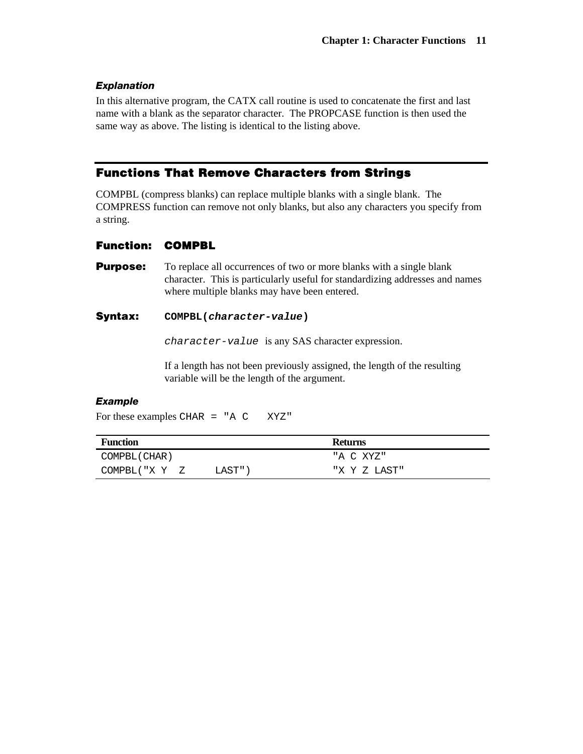***Explanation***

In this alternative program, the CATX call routine is used to concatenate the first and last name with a blank as the separator character. The PROPCASE function is then used the same way as above. The listing is identical to the listing above.

## Functions That Remove Characters from Strings

COMPBL (compress blanks) can replace multiple blanks with a single blank. The COMPRESS function can remove not only blanks, but also any characters you specify from a string.

### Function: COMPBL

**Purpose:** To replace all occurrences of two or more blanks with a single blank character. This is particularly useful for standardizing addresses and names where multiple blanks may have been entered.

**Syntax:** `COMPBL(character-value)`

*`character-value`* is any SAS character expression.

If a length has not been previously assigned, the length of the resulting variable will be the length of the argument.

***Example***

For these examples `CHAR = "A C    XYZ"`

| Function | Returns |
|---|---|
| `COMPBL(CHAR)` | `"A C XYZ"` |
| `COMPBL("X Y   Z      LAST")` | `"X Y Z LAST"` |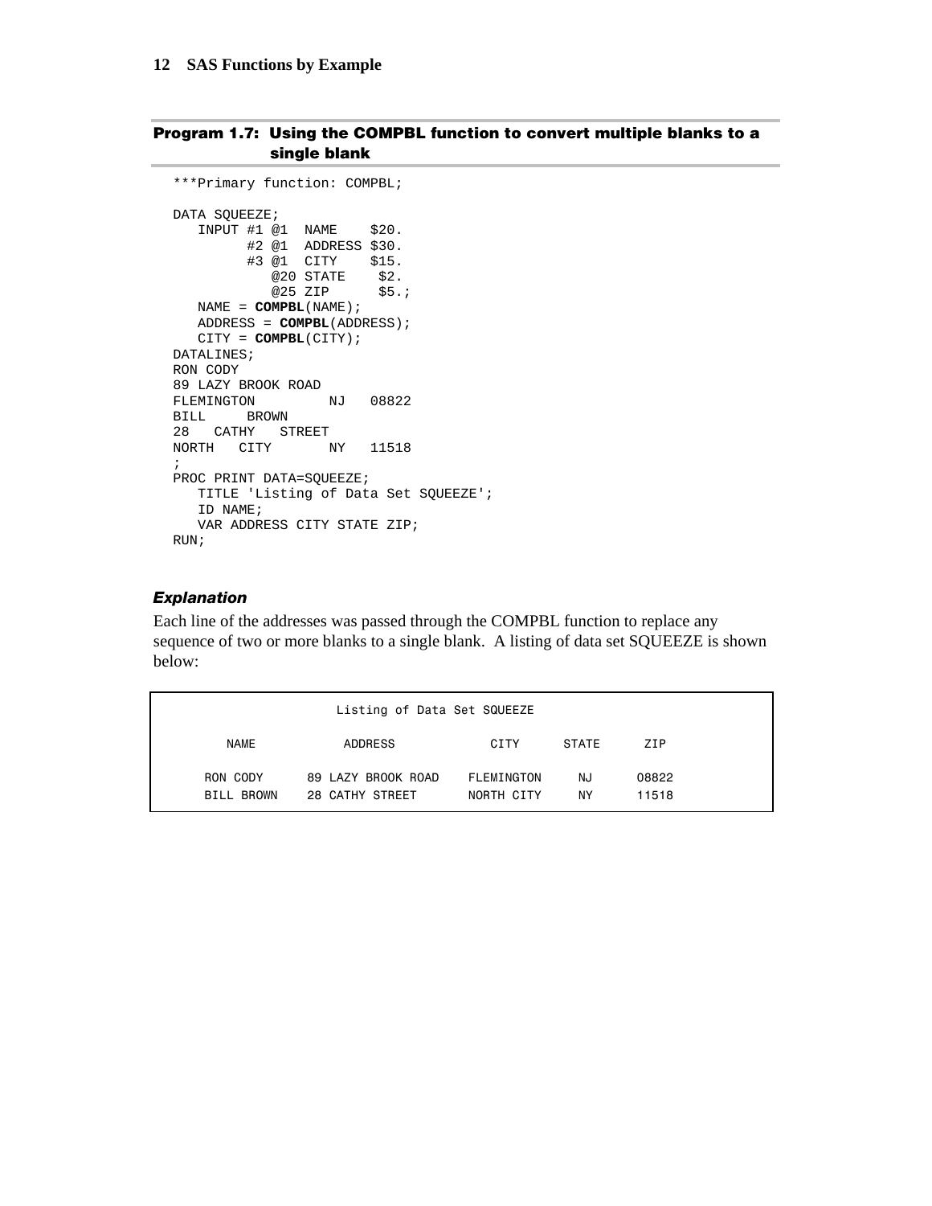### Program 1.7: Using the COMPBL function to convert multiple blanks to a single blank

```
***Primary function: COMPBL;

DATA SQUEEZE;
   INPUT #1 @1  NAME    $20.
         #2 @1  ADDRESS $30.
         #3 @1  CITY    $15.
            @20 STATE    $2.
            @25 ZIP      $5.;
   NAME = COMPBL(NAME);
   ADDRESS = COMPBL(ADDRESS);
   CITY = COMPBL(CITY);
DATALINES;
RON CODY
89 LAZY BROOK ROAD
FLEMINGTON         NJ   08822
BILL     BROWN
28   CATHY   STREET
NORTH   CITY       NY   11518
;
PROC PRINT DATA=SQUEEZE;
   TITLE 'Listing of Data Set SQUEEZE';
   ID NAME;
   VAR ADDRESS CITY STATE ZIP;
RUN;
```

#### *Explanation*

Each line of the addresses was passed through the COMPBL function to replace any sequence of two or more blanks to a single blank. A listing of data set SQUEEZE is shown below:

```
                    Listing of Data Set SQUEEZE

       NAME           ADDRESS             CITY       STATE      ZIP

     RON CODY      89 LAZY BROOK ROAD    FLEMINGTON     NJ      08822
     BILL BROWN    28 CATHY STREET       NORTH CITY     NY      11518
```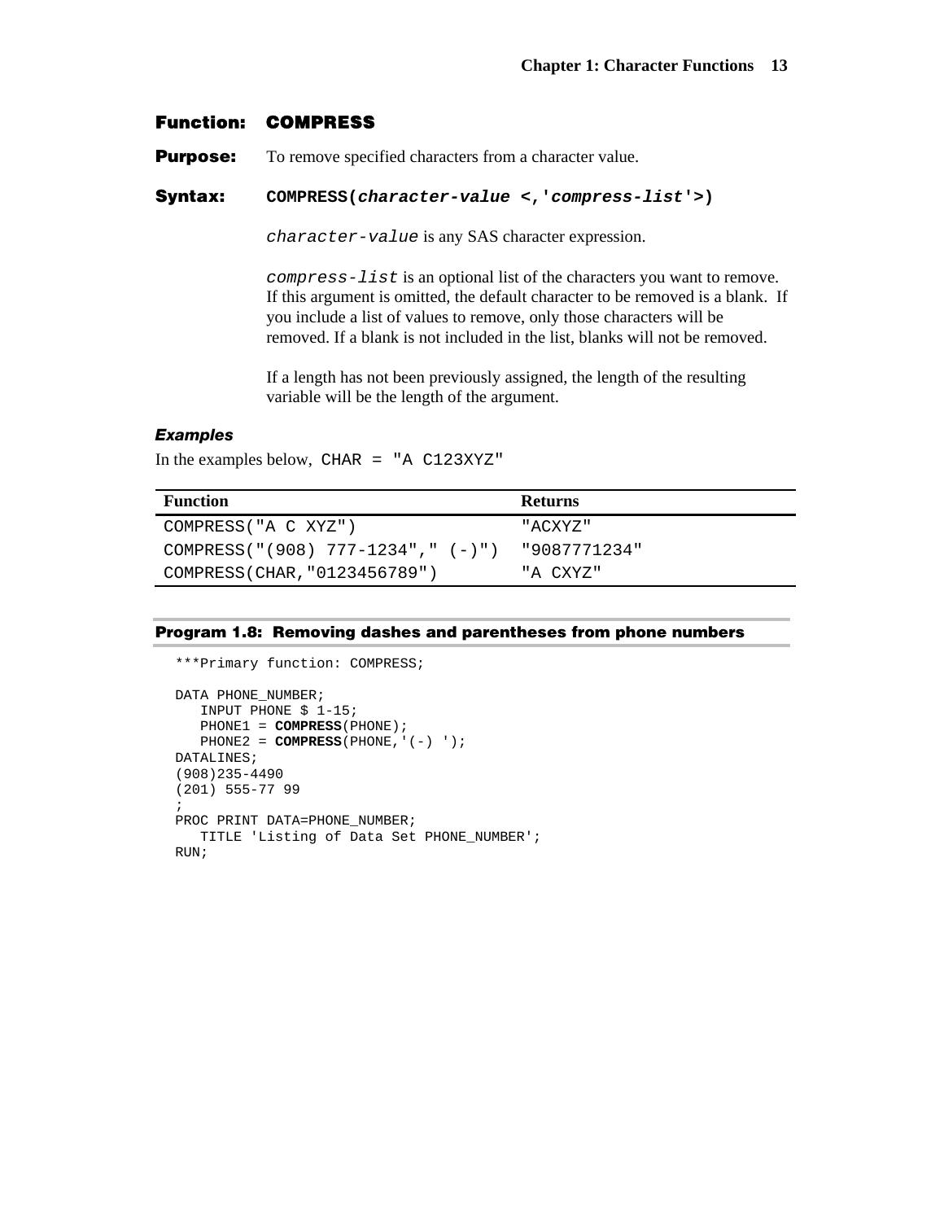## Function: COMPRESS

**Purpose:** To remove specified characters from a character value.

**Syntax:** **COMPRESS(*character-value* <,'*compress-list*'>)**

*character-value* is any SAS character expression.

*compress-list* is an optional list of the characters you want to remove. If this argument is omitted, the default character to be removed is a blank. If you include a list of values to remove, only those characters will be removed. If a blank is not included in the list, blanks will not be removed.

If a length has not been previously assigned, the length of the resulting variable will be the length of the argument.

### *Examples*

In the examples below, `CHAR = "A C123XYZ"`

| Function | Returns |
|---|---|
| `COMPRESS("A C XYZ")` | `"ACXYZ"` |
| `COMPRESS("(908) 777-1234"," (-)")` | `"9087771234"` |
| `COMPRESS(CHAR,"0123456789")` | `"A CXYZ"` |

**Program 1.8: Removing dashes and parentheses from phone numbers**

```
***Primary function: COMPRESS;

DATA PHONE_NUMBER;
   INPUT PHONE $ 1-15;
   PHONE1 = COMPRESS(PHONE);
   PHONE2 = COMPRESS(PHONE,'(-) ');
DATALINES;
(908)235-4490
(201) 555-77 99
;
PROC PRINT DATA=PHONE_NUMBER;
   TITLE 'Listing of Data Set PHONE_NUMBER';
RUN;
```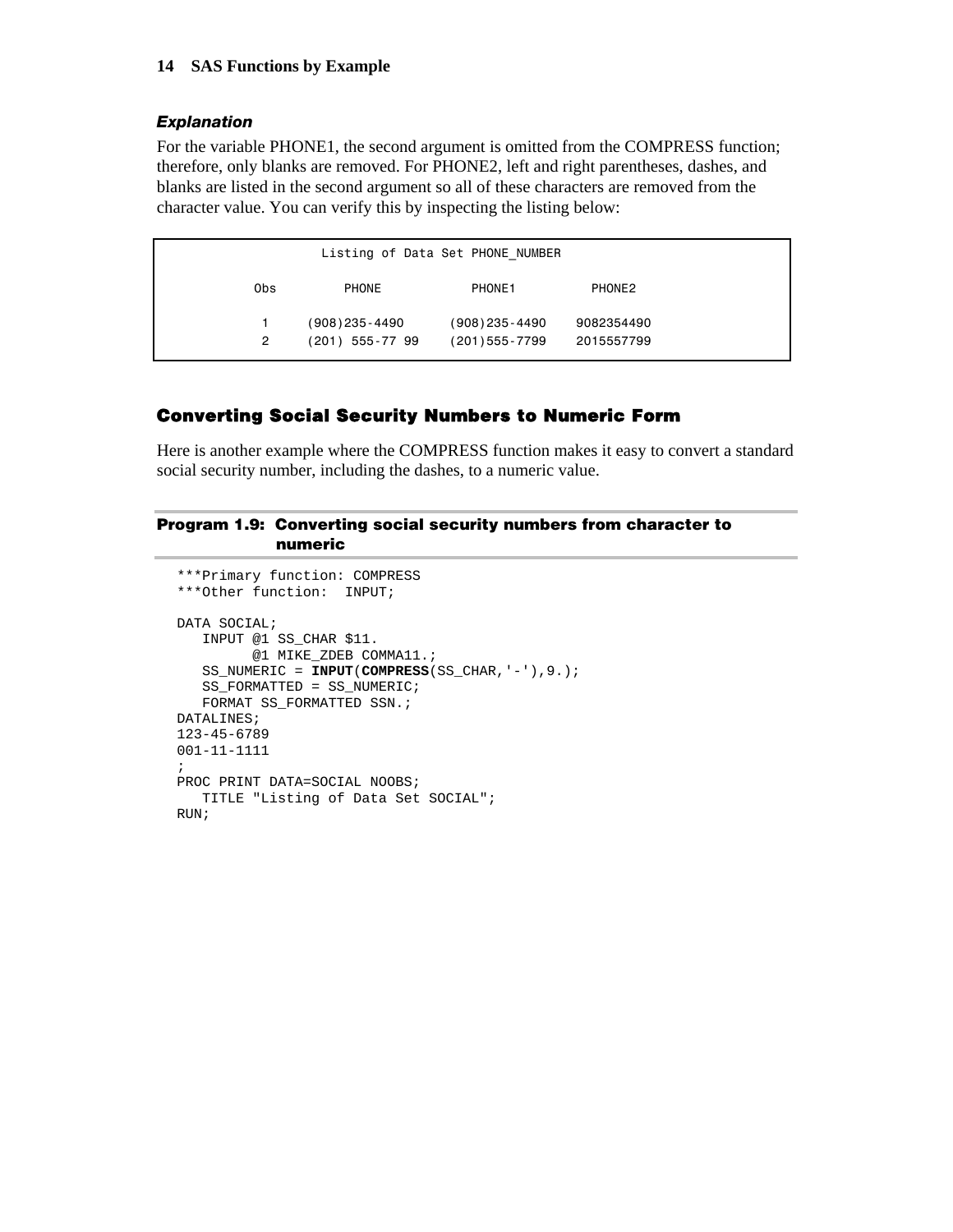### *Explanation*

For the variable PHONE1, the second argument is omitted from the COMPRESS function; therefore, only blanks are removed. For PHONE2, left and right parentheses, dashes, and blanks are listed in the second argument so all of these characters are removed from the character value. You can verify this by inspecting the listing below:

```
                 Listing of Data Set PHONE_NUMBER

         Obs        PHONE             PHONE1          PHONE2

          1     (908)235-4490     (908)235-4490    9082354490
          2     (201) 555-77 99   (201)555-7799    2015557799
```

## Converting Social Security Numbers to Numeric Form

Here is another example where the COMPRESS function makes it easy to convert a standard social security number, including the dashes, to a numeric value.

**Program 1.9: Converting social security numbers from character to numeric**

```
***Primary function: COMPRESS
***Other function:  INPUT;

DATA SOCIAL;
   INPUT @1 SS_CHAR $11.
         @1 MIKE_ZDEB COMMA11.;
   SS_NUMERIC = INPUT(COMPRESS(SS_CHAR,'-'),9.);
   SS_FORMATTED = SS_NUMERIC;
   FORMAT SS_FORMATTED SSN.;
DATALINES;
123-45-6789
001-11-1111
;
PROC PRINT DATA=SOCIAL NOOBS;
   TITLE "Listing of Data Set SOCIAL";
RUN;
```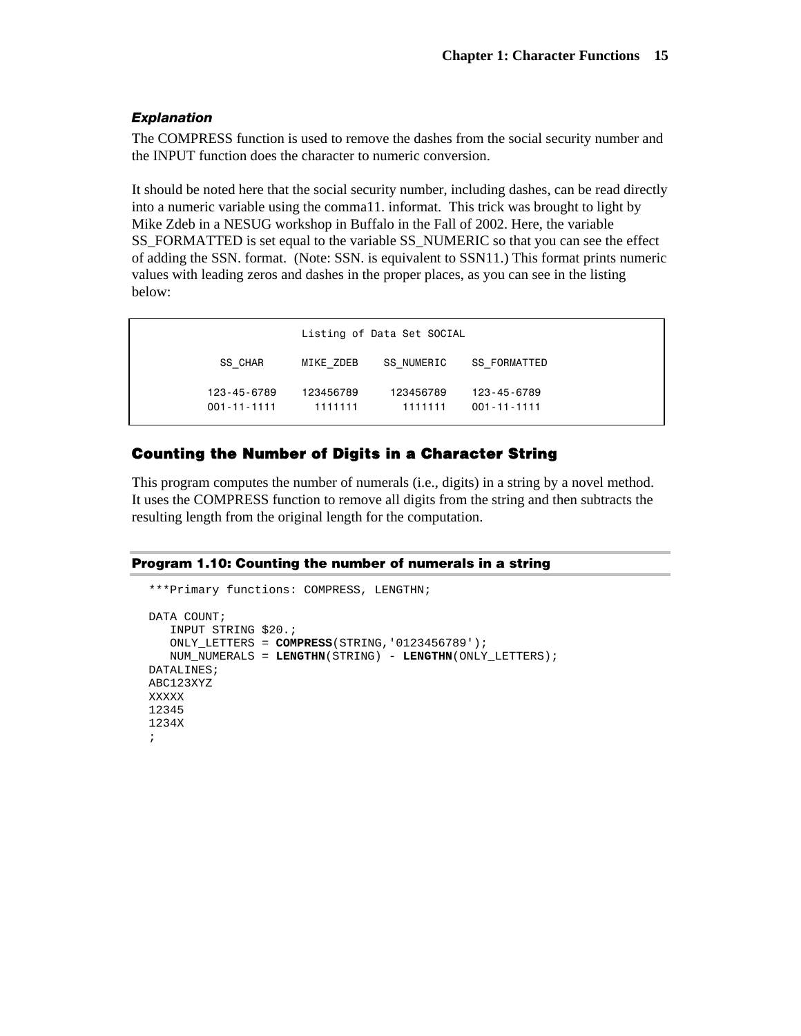### *Explanation*

The COMPRESS function is used to remove the dashes from the social security number and the INPUT function does the character to numeric conversion.

It should be noted here that the social security number, including dashes, can be read directly into a numeric variable using the comma11. informat. This trick was brought to light by Mike Zdeb in a NESUG workshop in Buffalo in the Fall of 2002. Here, the variable SS_FORMATTED is set equal to the variable SS_NUMERIC so that you can see the effect of adding the SSN. format. (Note: SSN. is equivalent to SSN11.) This format prints numeric values with leading zeros and dashes in the proper places, as you can see in the listing below:

```
                    Listing of Data Set SOCIAL

          SS_CHAR      MIKE_ZDEB    SS_NUMERIC    SS_FORMATTED

        123-45-6789    123456789     123456789    123-45-6789
        001-11-1111      1111111       1111111    001-11-1111
```

## Counting the Number of Digits in a Character String

This program computes the number of numerals (i.e., digits) in a string by a novel method. It uses the COMPRESS function to remove all digits from the string and then subtracts the resulting length from the original length for the computation.

**Program 1.10: Counting the number of numerals in a string**

```
***Primary functions: COMPRESS, LENGTHN;

DATA COUNT;
   INPUT STRING $20.;
   ONLY_LETTERS = COMPRESS(STRING,'0123456789');
   NUM_NUMERALS = LENGTHN(STRING) - LENGTHN(ONLY_LETTERS);
DATALINES;
ABC123XYZ
XXXXX
12345
1234X
;
```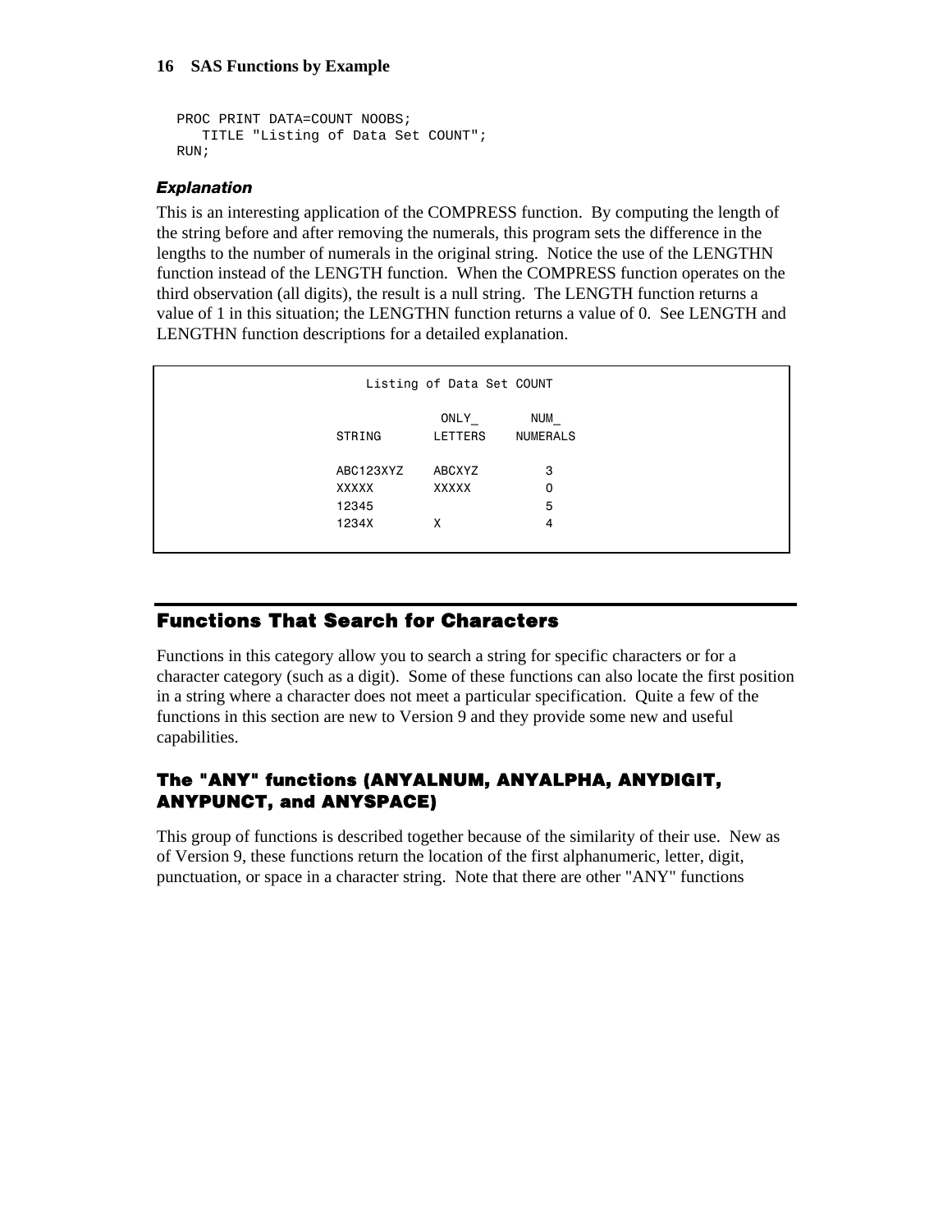```
PROC PRINT DATA=COUNT NOOBS;
   TITLE "Listing of Data Set COUNT";
RUN;
```

#### *Explanation*

This is an interesting application of the COMPRESS function. By computing the length of the string before and after removing the numerals, this program sets the difference in the lengths to the number of numerals in the original string. Notice the use of the LENGTHN function instead of the LENGTH function. When the COMPRESS function operates on the third observation (all digits), the result is a null string. The LENGTH function returns a value of 1 in this situation; the LENGTHN function returns a value of 0. See LENGTH and LENGTHN function descriptions for a detailed explanation.

```
                Listing of Data Set COUNT

                          ONLY_        NUM_
             STRING       LETTERS    NUMERALS

             ABC123XYZ    ABCXYZ         3
             XXXXX        XXXXX          0
             12345                       5
             1234X        X              4
```

## Functions That Search for Characters

Functions in this category allow you to search a string for specific characters or for a character category (such as a digit). Some of these functions can also locate the first position in a string where a character does not meet a particular specification. Quite a few of the functions in this section are new to Version 9 and they provide some new and useful capabilities.

### The "ANY" functions (ANYALNUM, ANYALPHA, ANYDIGIT, ANYPUNCT, and ANYSPACE)

This group of functions is described together because of the similarity of their use. New as of Version 9, these functions return the location of the first alphanumeric, letter, digit, punctuation, or space in a character string. Note that there are other "ANY" functions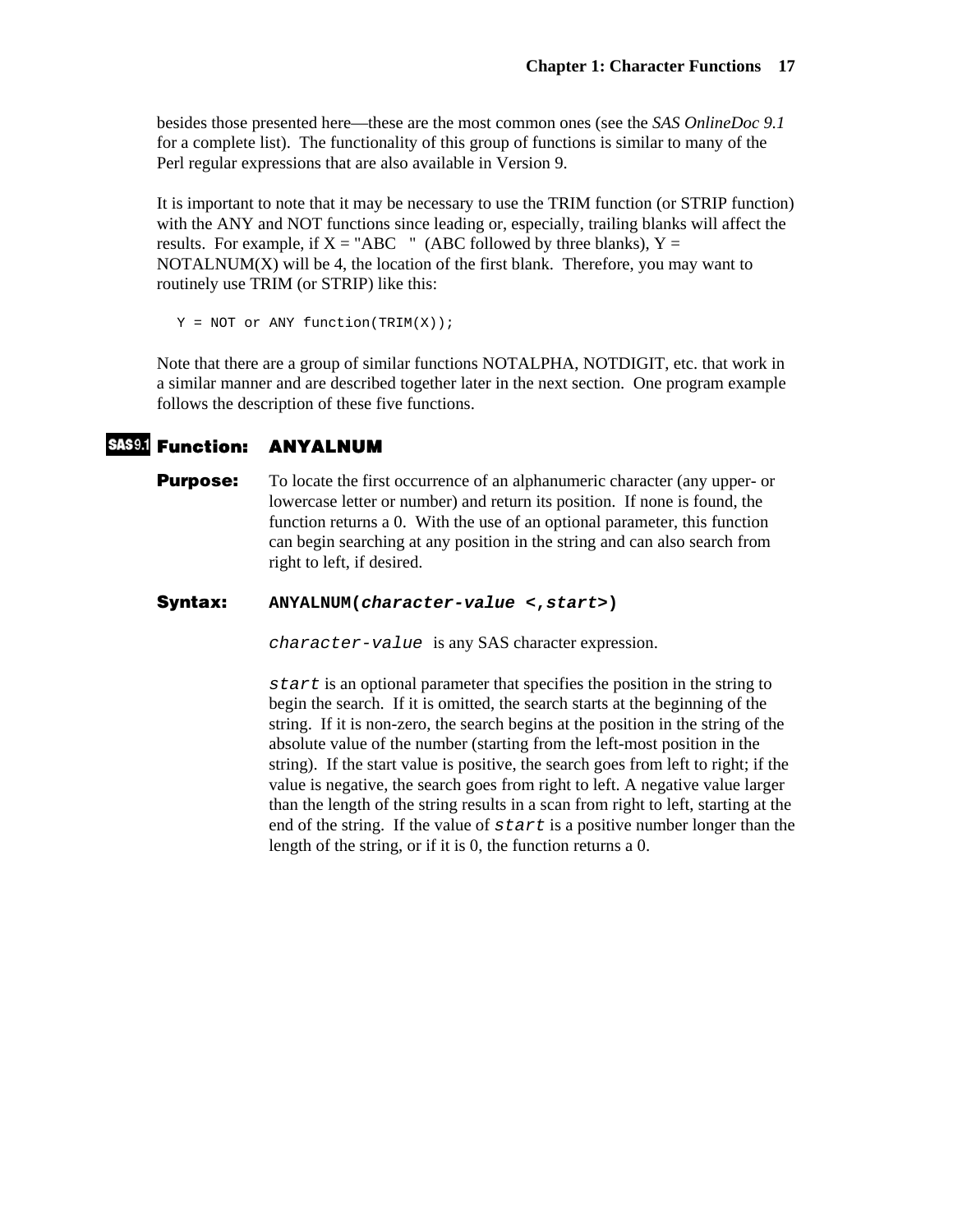besides those presented here—these are the most common ones (see the *SAS OnlineDoc 9.1* for a complete list). The functionality of this group of functions is similar to many of the Perl regular expressions that are also available in Version 9.

It is important to note that it may be necessary to use the TRIM function (or STRIP function) with the ANY and NOT functions since leading or, especially, trailing blanks will affect the results. For example, if X = "ABC   " (ABC followed by three blanks), Y = NOTALNUM(X) will be 4, the location of the first blank. Therefore, you may want to routinely use TRIM (or STRIP) like this:

```
Y = NOT or ANY function(TRIM(X));
```

Note that there are a group of similar functions NOTALPHA, NOTDIGIT, etc. that work in a similar manner and are described together later in the next section. One program example follows the description of these five functions.

## SAS9.1 Function: ANYALNUM

**Purpose:** To locate the first occurrence of an alphanumeric character (any upper- or lowercase letter or number) and return its position. If none is found, the function returns a 0. With the use of an optional parameter, this function can begin searching at any position in the string and can also search from right to left, if desired.

**Syntax:** **ANYALNUM(*character-value <,start>*)**

`character-value` is any SAS character expression.

`start` is an optional parameter that specifies the position in the string to begin the search. If it is omitted, the search starts at the beginning of the string. If it is non-zero, the search begins at the position in the string of the absolute value of the number (starting from the left-most position in the string). If the start value is positive, the search goes from left to right; if the value is negative, the search goes from right to left. A negative value larger than the length of the string results in a scan from right to left, starting at the end of the string. If the value of `start` is a positive number longer than the length of the string, or if it is 0, the function returns a 0.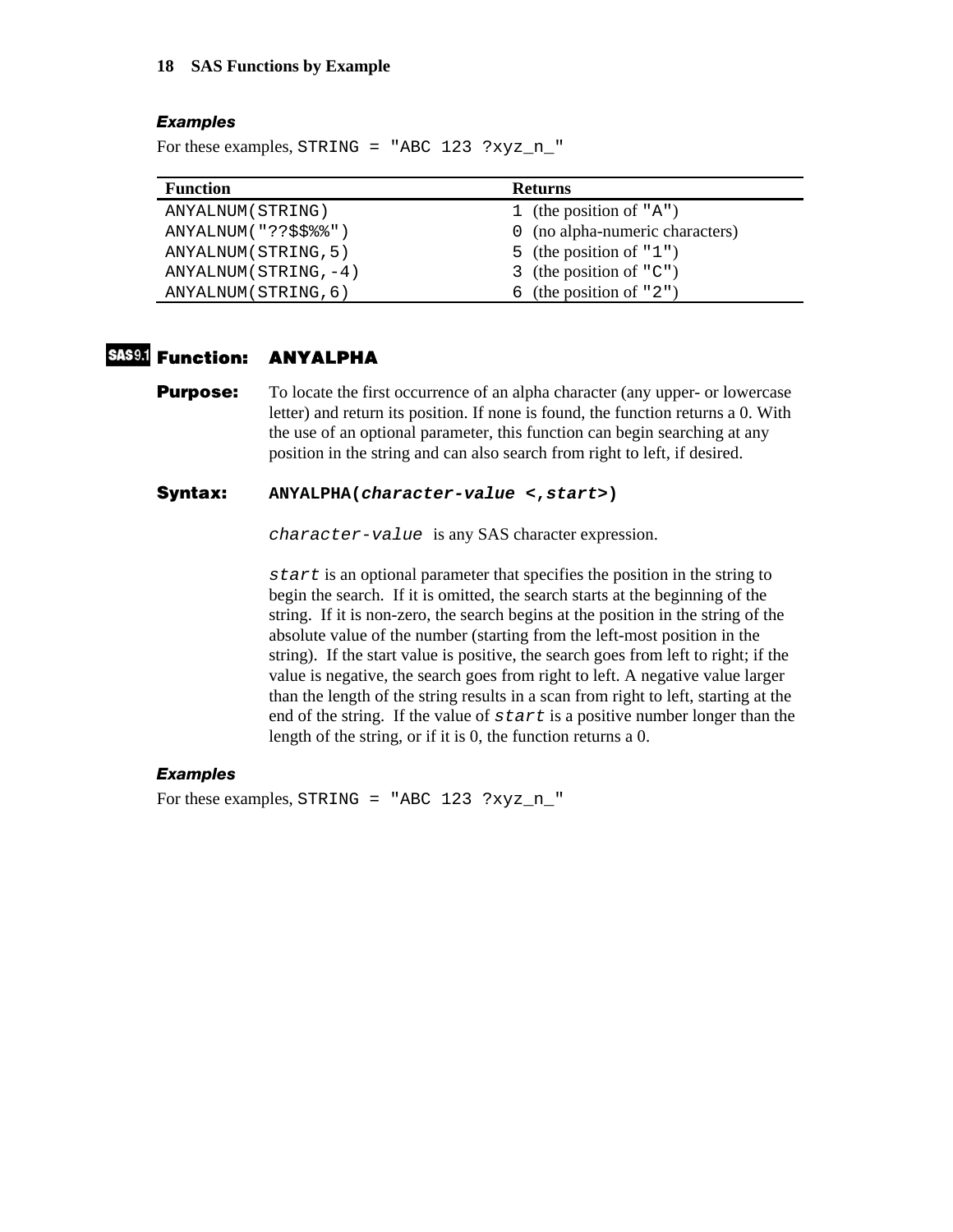### Examples

For these examples, `STRING = "ABC 123 ?xyz_n_"`

| Function | Returns |
|---|---|
| `ANYALNUM(STRING)` | `1` (the position of `"A"`) |
| `ANYALNUM("??$$%%")` | `0` (no alpha-numeric characters) |
| `ANYALNUM(STRING,5)` | `5` (the position of `"1"`) |
| `ANYALNUM(STRING,-4)` | `3` (the position of `"C"`) |
| `ANYALNUM(STRING,6)` | `6` (the position of `"2"`) |

## SAS9.1 Function: ANYALPHA

**Purpose:** To locate the first occurrence of an alpha character (any upper- or lowercase letter) and return its position. If none is found, the function returns a 0. With the use of an optional parameter, this function can begin searching at any position in the string and can also search from right to left, if desired.

**Syntax:** **ANYALPHA(*character-value <,start>*)**

*character-value* is any SAS character expression.

*start* is an optional parameter that specifies the position in the string to begin the search. If it is omitted, the search starts at the beginning of the string. If it is non-zero, the search begins at the position in the string of the absolute value of the number (starting from the left-most position in the string). If the start value is positive, the search goes from left to right; if the value is negative, the search goes from right to left. A negative value larger than the length of the string results in a scan from right to left, starting at the end of the string. If the value of *start* is a positive number longer than the length of the string, or if it is 0, the function returns a 0.

### Examples

For these examples, `STRING = "ABC 123 ?xyz_n_"`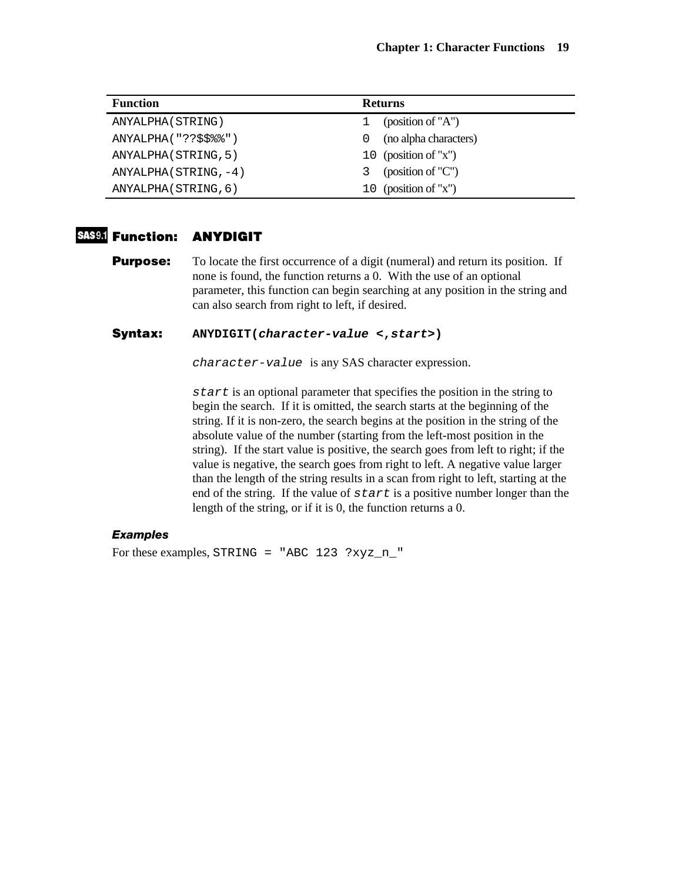| Function | Returns |
| --- | --- |
| `ANYALPHA(STRING)` | `1` (position of "A") |
| `ANYALPHA("??$$%%")` | `0` (no alpha characters) |
| `ANYALPHA(STRING,5)` | `10` (position of "x") |
| `ANYALPHA(STRING,-4)` | `3` (position of "C") |
| `ANYALPHA(STRING,6)` | `10` (position of "x") |

## SAS9.1 Function: ANYDIGIT

**Purpose:** To locate the first occurrence of a digit (numeral) and return its position. If none is found, the function returns a 0. With the use of an optional parameter, this function can begin searching at any position in the string and can also search from right to left, if desired.

**Syntax:** **ANYDIGIT(*character-value* <,*start*>)**

`character-value` is any SAS character expression.

`start` is an optional parameter that specifies the position in the string to begin the search. If it is omitted, the search starts at the beginning of the string. If it is non-zero, the search begins at the position in the string of the absolute value of the number (starting from the left-most position in the string). If the start value is positive, the search goes from left to right; if the value is negative, the search goes from right to left. A negative value larger than the length of the string results in a scan from right to left, starting at the end of the string. If the value of `start` is a positive number longer than the length of the string, or if it is 0, the function returns a 0.

### *Examples*

For these examples, `STRING = "ABC 123 ?xyz_n_"`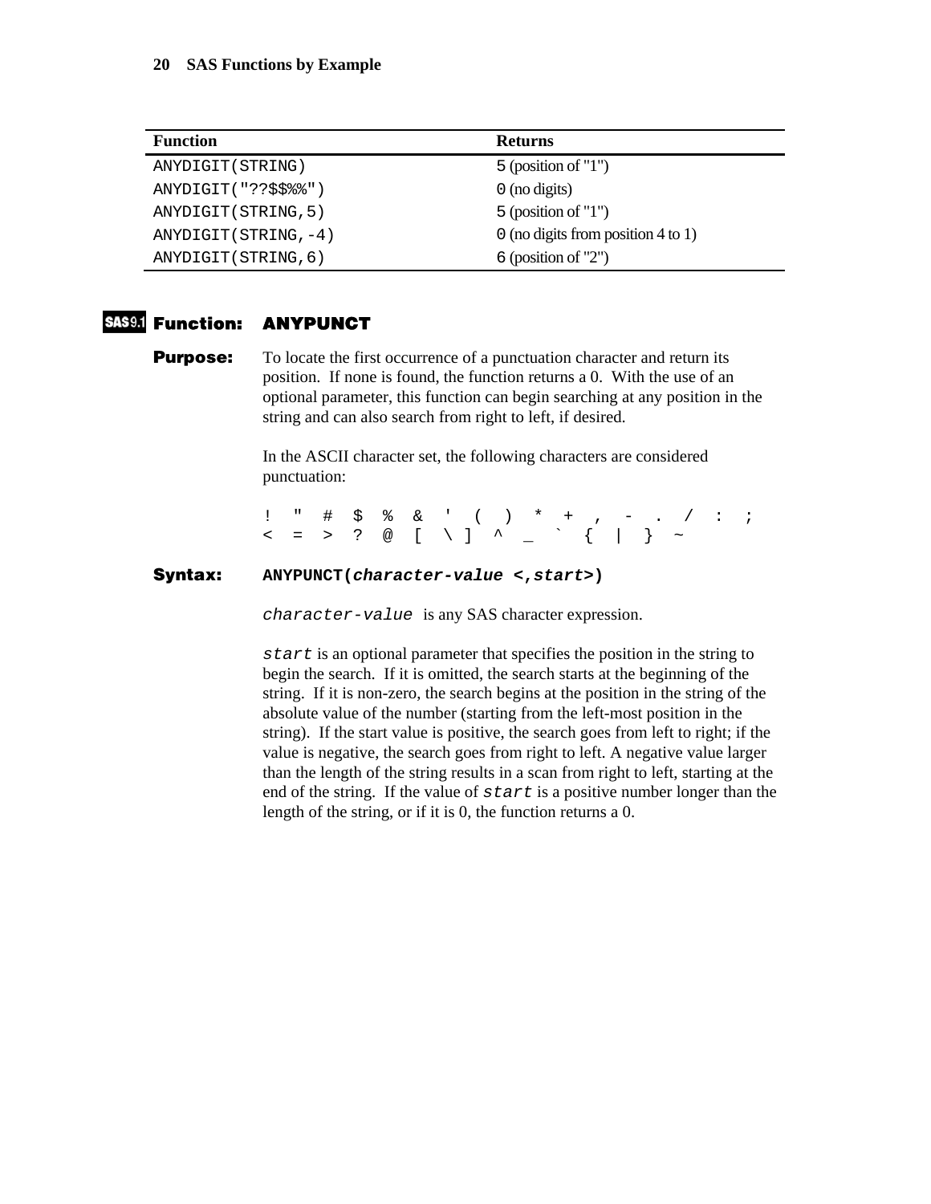| Function | Returns |
| --- | --- |
| `ANYDIGIT(STRING)` | `5` (position of "1") |
| `ANYDIGIT("??$$%%")` | `0` (no digits) |
| `ANYDIGIT(STRING,5)` | `5` (position of "1") |
| `ANYDIGIT(STRING,-4)` | `0` (no digits from position 4 to 1) |
| `ANYDIGIT(STRING,6)` | `6` (position of "2") |

## SAS 9.1 Function: ANYPUNCT

**Purpose:** To locate the first occurrence of a punctuation character and return its position. If none is found, the function returns a 0. With the use of an optional parameter, this function can begin searching at any position in the string and can also search from right to left, if desired.

In the ASCII character set, the following characters are considered punctuation:

```
! " # $ % & ' ( ) * + , - . / : ;
< = > ? @ [ \ ] ^ _ ` { | } ~
```

**Syntax:** **ANYPUNCT(*character-value* <,*start*>)**

*character-value* is any SAS character expression.

*start* is an optional parameter that specifies the position in the string to begin the search. If it is omitted, the search starts at the beginning of the string. If it is non-zero, the search begins at the position in the string of the absolute value of the number (starting from the left-most position in the string). If the start value is positive, the search goes from left to right; if the value is negative, the search goes from right to left. A negative value larger than the length of the string results in a scan from right to left, starting at the end of the string. If the value of *start* is a positive number longer than the length of the string, or if it is 0, the function returns a 0.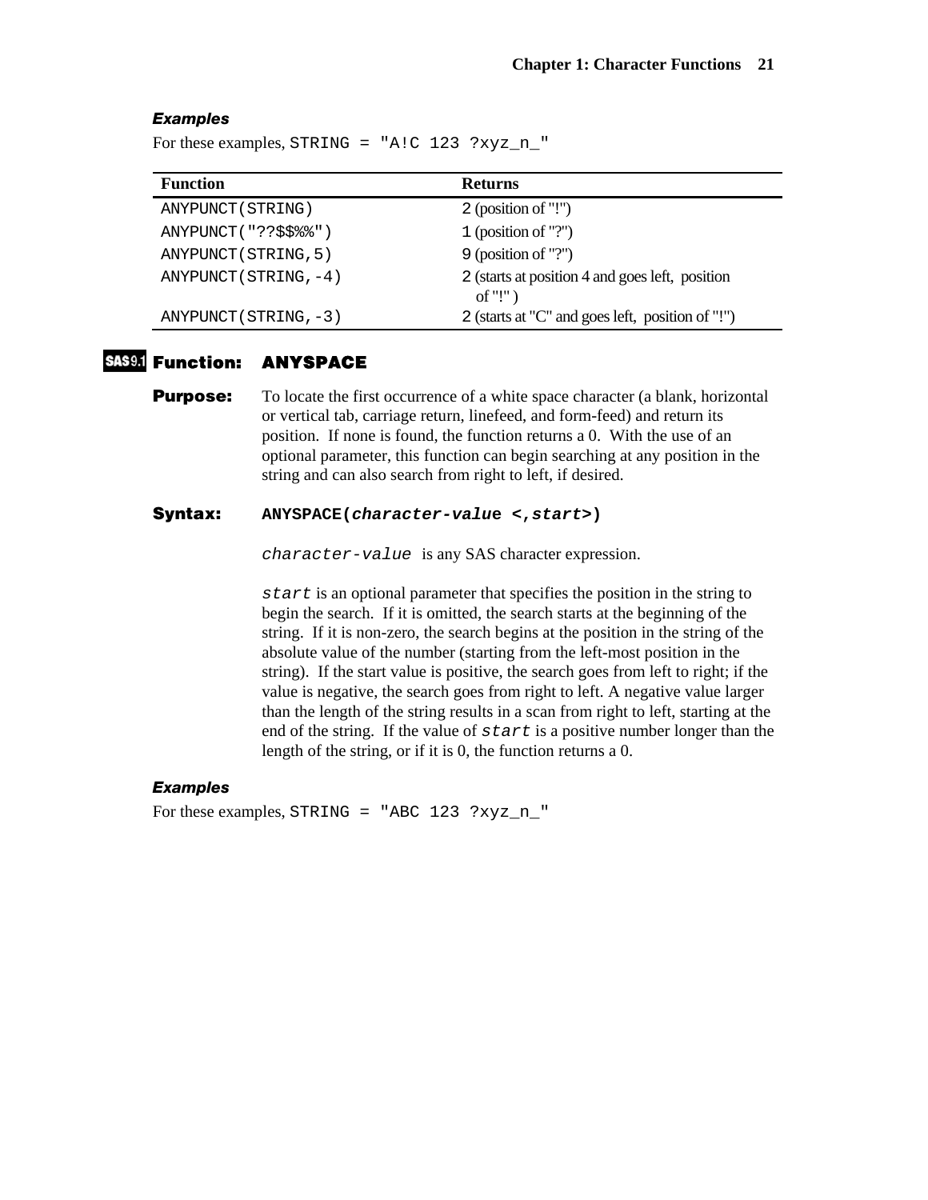### *Examples*

For these examples, `STRING = "A!C 123 ?xyz_n_"`

| Function | Returns |
| --- | --- |
| `ANYPUNCT(STRING)` | `2` (position of "!") |
| `ANYPUNCT("??$$%%")` | `1` (position of "?") |
| `ANYPUNCT(STRING,5)` | `9` (position of "?") |
| `ANYPUNCT(STRING,-4)` | `2` (starts at position 4 and goes left, position of "!" ) |
| `ANYPUNCT(STRING,-3)` | `2` (starts at "C" and goes left, position of "!") |

## SAS9.1 Function: ANYSPACE

**Purpose:** To locate the first occurrence of a white space character (a blank, horizontal or vertical tab, carriage return, linefeed, and form-feed) and return its position. If none is found, the function returns a 0. With the use of an optional parameter, this function can begin searching at any position in the string and can also search from right to left, if desired.

**Syntax:** **ANYSPACE(*character-value* <,*start*>)**

*`character-value`* is any SAS character expression.

*`start`* is an optional parameter that specifies the position in the string to begin the search. If it is omitted, the search starts at the beginning of the string. If it is non-zero, the search begins at the position in the string of the absolute value of the number (starting from the left-most position in the string). If the start value is positive, the search goes from left to right; if the value is negative, the search goes from right to left. A negative value larger than the length of the string results in a scan from right to left, starting at the end of the string. If the value of *`start`* is a positive number longer than the length of the string, or if it is 0, the function returns a 0.

### *Examples*

For these examples, `STRING = "ABC 123 ?xyz_n_"`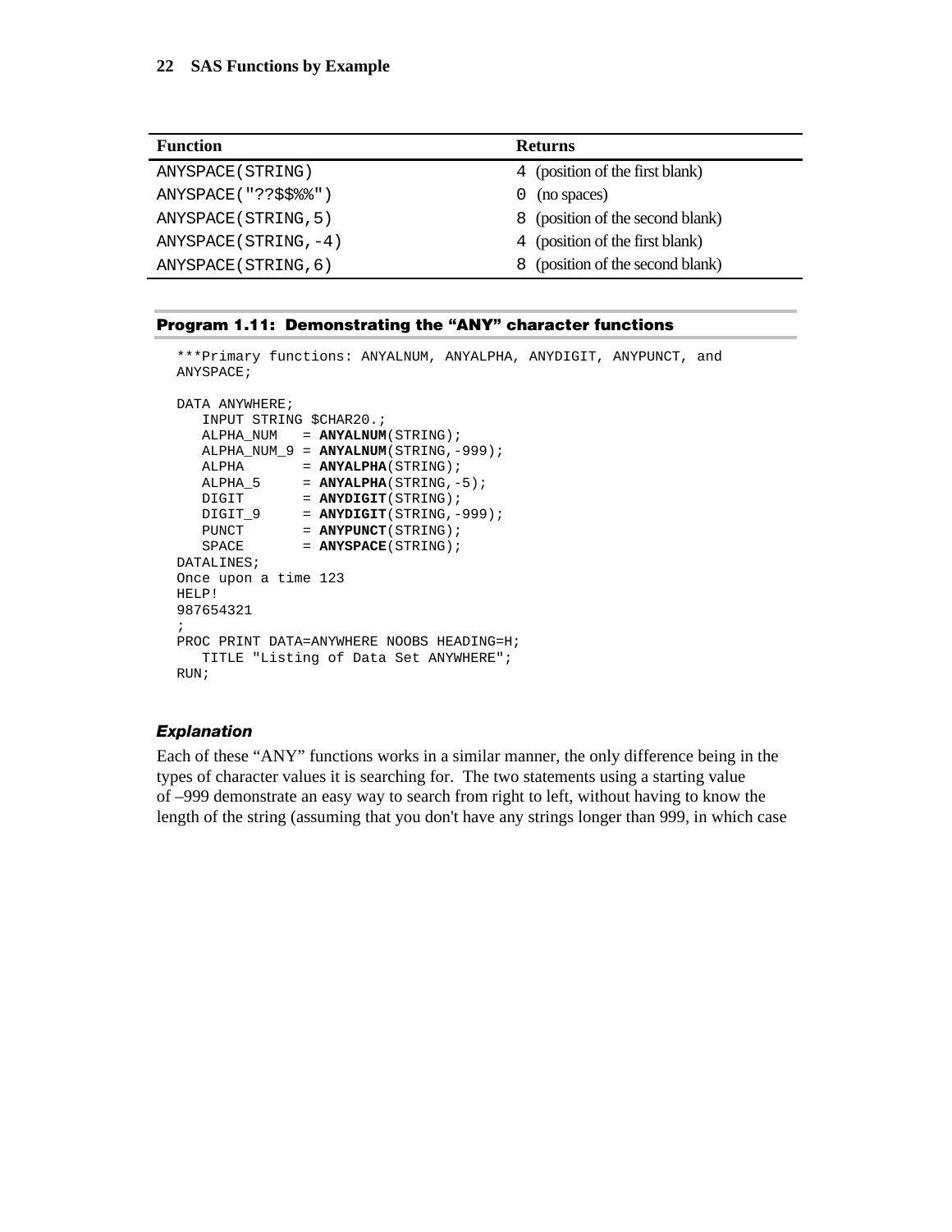| Function | Returns |
| --- | --- |
| ANYSPACE(STRING) | 4 (position of the first blank) |
| ANYSPACE("??$$%%") | 0 (no spaces) |
| ANYSPACE(STRING,5) | 8 (position of the second blank) |
| ANYSPACE(STRING,-4) | 4 (position of the first blank) |
| ANYSPACE(STRING,6) | 8 (position of the second blank) |

### Program 1.11: Demonstrating the "ANY" character functions

```
***Primary functions: ANYALNUM, ANYALPHA, ANYDIGIT, ANYPUNCT, and
ANYSPACE;

DATA ANYWHERE;
   INPUT STRING $CHAR20.;
   ALPHA_NUM   = ANYALNUM(STRING);
   ALPHA_NUM_9 = ANYALNUM(STRING,-999);
   ALPHA       = ANYALPHA(STRING);
   ALPHA_5     = ANYALPHA(STRING,-5);
   DIGIT       = ANYDIGIT(STRING);
   DIGIT_9     = ANYDIGIT(STRING,-999);
   PUNCT       = ANYPUNCT(STRING);
   SPACE       = ANYSPACE(STRING);
DATALINES;
Once upon a time 123
HELP!
987654321
;
PROC PRINT DATA=ANYWHERE NOOBS HEADING=H;
   TITLE "Listing of Data Set ANYWHERE";
RUN;
```

#### *Explanation*

Each of these "ANY" functions works in a similar manner, the only difference being in the types of character values it is searching for. The two statements using a starting value of –999 demonstrate an easy way to search from right to left, without having to know the length of the string (assuming that you don't have any strings longer than 999, in which case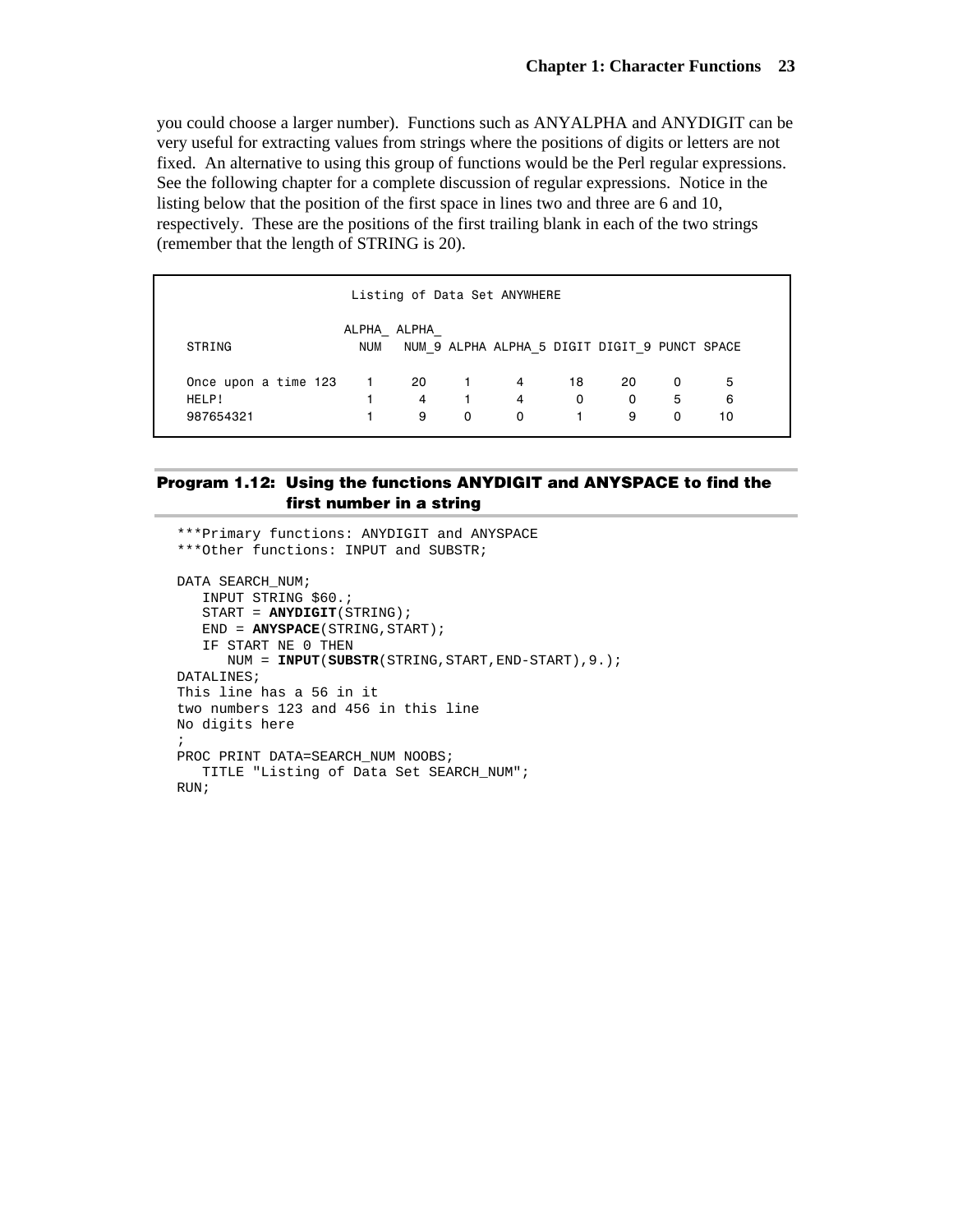you could choose a larger number). Functions such as ANYALPHA and ANYDIGIT can be very useful for extracting values from strings where the positions of digits or letters are not fixed. An alternative to using this group of functions would be the Perl regular expressions. See the following chapter for a complete discussion of regular expressions. Notice in the listing below that the position of the first space in lines two and three are 6 and 10, respectively. These are the positions of the first trailing blank in each of the two strings (remember that the length of STRING is 20).

```
                    Listing of Data Set ANYWHERE

                     ALPHA_ ALPHA_
 STRING               NUM    NUM_9 ALPHA ALPHA_5 DIGIT DIGIT_9 PUNCT SPACE

 Once upon a time 123   1     20     1      4      18     20     0     5
 HELP!                  1      4     1      4       0      0     5     6
 987654321              1      9     0      0       1      9     0    10
```

### Program 1.12: Using the functions ANYDIGIT and ANYSPACE to find the first number in a string

```
***Primary functions: ANYDIGIT and ANYSPACE
***Other functions: INPUT and SUBSTR;

DATA SEARCH_NUM;
   INPUT STRING $60.;
   START = ANYDIGIT(STRING);
   END = ANYSPACE(STRING,START);
   IF START NE 0 THEN
      NUM = INPUT(SUBSTR(STRING,START,END-START),9.);
DATALINES;
This line has a 56 in it
two numbers 123 and 456 in this line
No digits here
;
PROC PRINT DATA=SEARCH_NUM NOOBS;
   TITLE "Listing of Data Set SEARCH_NUM";
RUN;
```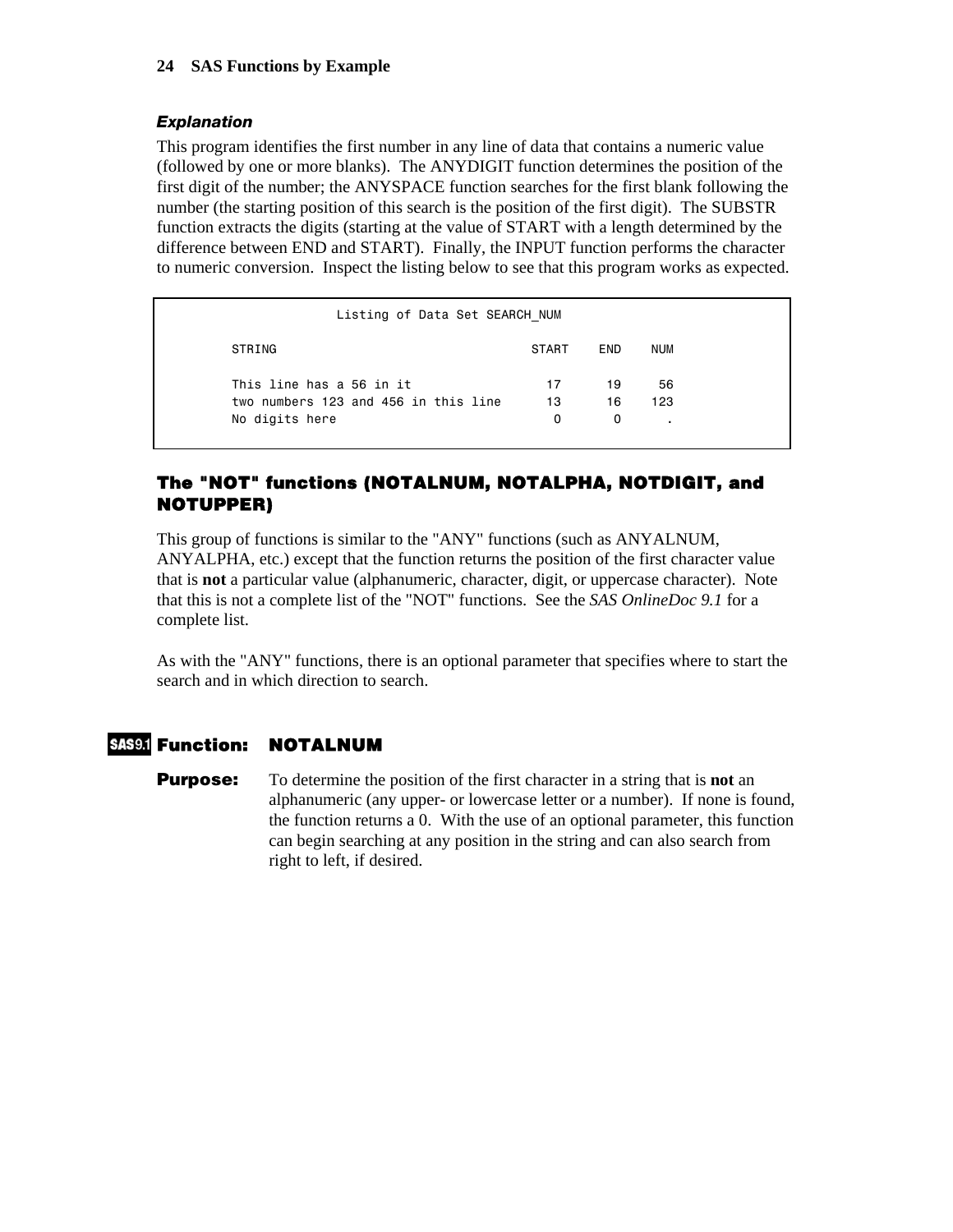### *Explanation*

This program identifies the first number in any line of data that contains a numeric value (followed by one or more blanks). The ANYDIGIT function determines the position of the first digit of the number; the ANYSPACE function searches for the first blank following the number (the starting position of this search is the position of the first digit). The SUBSTR function extracts the digits (starting at the value of START with a length determined by the difference between END and START). Finally, the INPUT function performs the character to numeric conversion. Inspect the listing below to see that this program works as expected.

```
                  Listing of Data Set SEARCH_NUM

       STRING                                   START    END    NUM

       This line has a 56 in it                   17      19     56
       two numbers 123 and 456 in this line       13      16    123
       No digits here                              0       0      .
```

## The "NOT" functions (NOTALNUM, NOTALPHA, NOTDIGIT, and NOTUPPER)

This group of functions is similar to the "ANY" functions (such as ANYALNUM, ANYALPHA, etc.) except that the function returns the position of the first character value that is **not** a particular value (alphanumeric, character, digit, or uppercase character). Note that this is not a complete list of the "NOT" functions. See the *SAS OnlineDoc 9.1* for a complete list.

As with the "ANY" functions, there is an optional parameter that specifies where to start the search and in which direction to search.

### SAS9.1 Function: NOTALNUM

**Purpose:** To determine the position of the first character in a string that is **not** an alphanumeric (any upper- or lowercase letter or a number). If none is found, the function returns a 0. With the use of an optional parameter, this function can begin searching at any position in the string and can also search from right to left, if desired.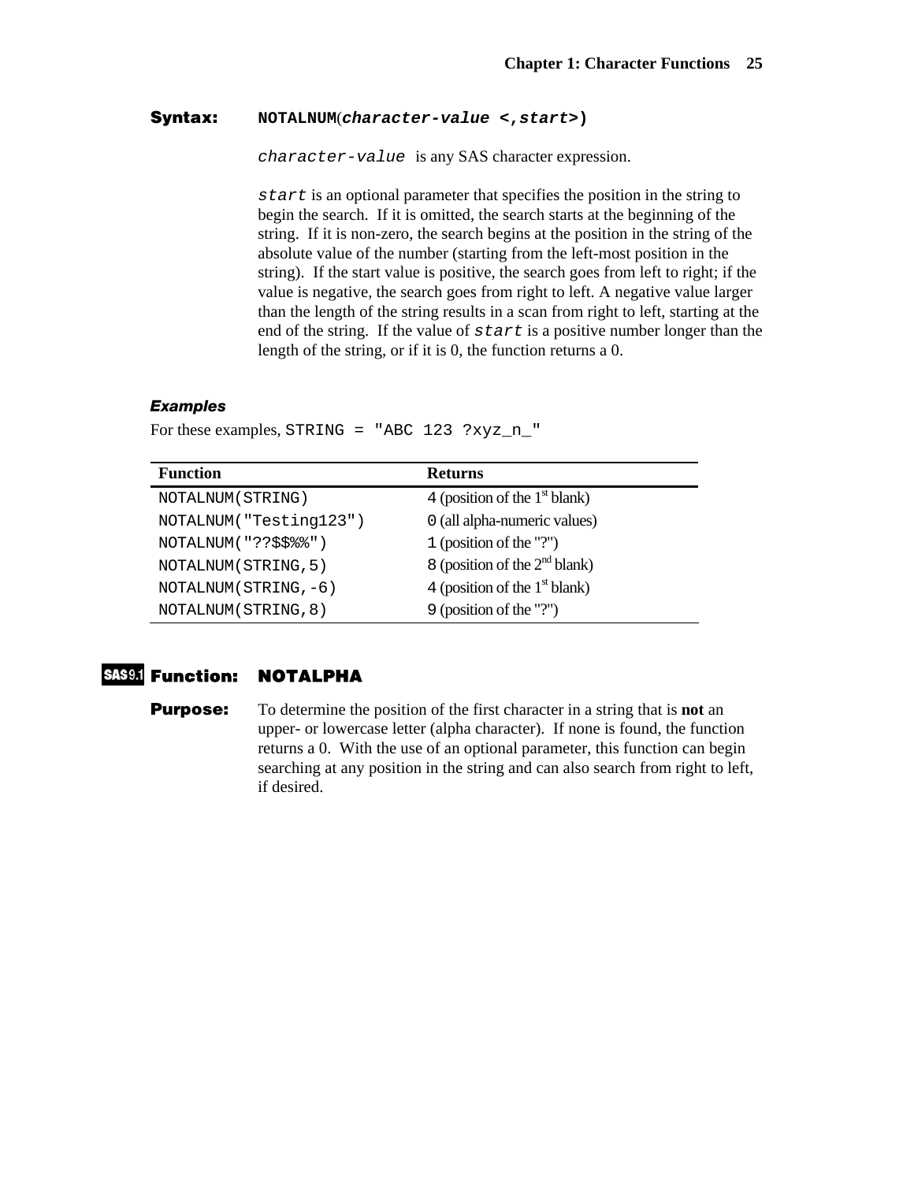**Syntax:** **NOTALNUM(*character-value <,start>*)**

*character-value* is any SAS character expression.

*start* is an optional parameter that specifies the position in the string to begin the search. If it is omitted, the search starts at the beginning of the string. If it is non-zero, the search begins at the position in the string of the absolute value of the number (starting from the left-most position in the string). If the start value is positive, the search goes from left to right; if the value is negative, the search goes from right to left. A negative value larger than the length of the string results in a scan from right to left, starting at the end of the string. If the value of *start* is a positive number longer than the length of the string, or if it is 0, the function returns a 0.

### *Examples*

For these examples, `STRING = "ABC 123 ?xyz_n_"`

| Function | Returns |
|---|---|
| `NOTALNUM(STRING)` | `4` (position of the 1st blank) |
| `NOTALNUM("Testing123")` | `0` (all alpha-numeric values) |
| `NOTALNUM("??$$%%")` | `1` (position of the "?") |
| `NOTALNUM(STRING,5)` | `8` (position of the 2nd blank) |
| `NOTALNUM(STRING,-6)` | `4` (position of the 1st blank) |
| `NOTALNUM(STRING,8)` | `9` (position of the "?") |

## SAS9.1 Function: NOTALPHA

**Purpose:** To determine the position of the first character in a string that is **not** an upper- or lowercase letter (alpha character). If none is found, the function returns a 0. With the use of an optional parameter, this function can begin searching at any position in the string and can also search from right to left, if desired.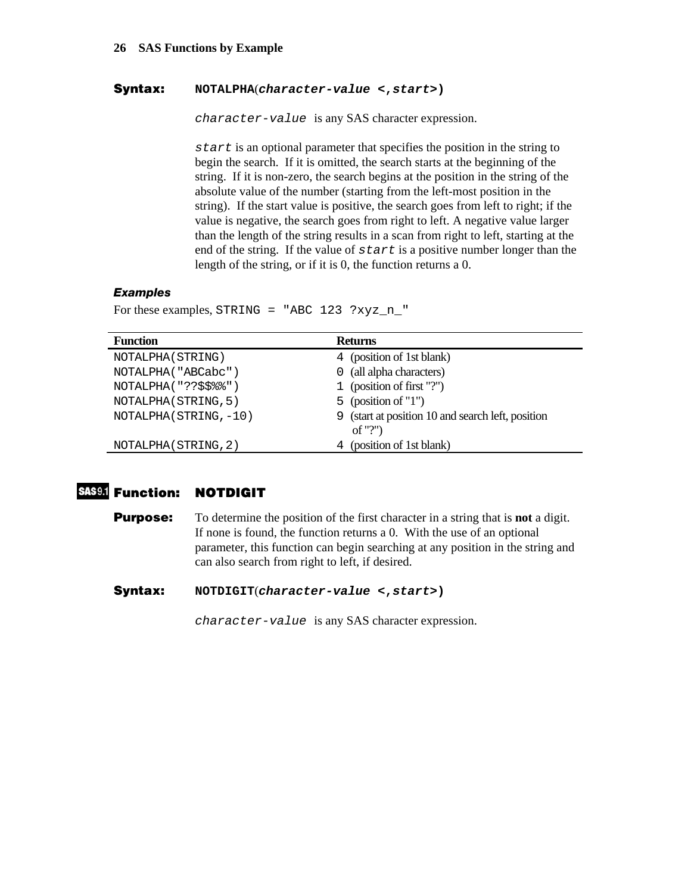**Syntax:** **NOTALPHA(*character-value <,start>*)**

*character-value* is any SAS character expression.

*start* is an optional parameter that specifies the position in the string to begin the search. If it is omitted, the search starts at the beginning of the string. If it is non-zero, the search begins at the position in the string of the absolute value of the number (starting from the left-most position in the string). If the start value is positive, the search goes from left to right; if the value is negative, the search goes from right to left. A negative value larger than the length of the string results in a scan from right to left, starting at the end of the string. If the value of *start* is a positive number longer than the length of the string, or if it is 0, the function returns a 0.

### *Examples*

For these examples, `STRING = "ABC 123 ?xyz_n_"`

| Function | Returns |
|---|---|
| NOTALPHA(STRING) | 4 (position of 1st blank) |
| NOTALPHA("ABCabc") | 0 (all alpha characters) |
| NOTALPHA("??$$%%") | 1 (position of first "?") |
| NOTALPHA(STRING,5) | 5 (position of "1") |
| NOTALPHA(STRING,-10) | 9 (start at position 10 and search left, position of "?") |
| NOTALPHA(STRING,2) | 4 (position of 1st blank) |

## SAS9.1 Function: NOTDIGIT

**Purpose:** To determine the position of the first character in a string that is **not** a digit. If none is found, the function returns a 0. With the use of an optional parameter, this function can begin searching at any position in the string and can also search from right to left, if desired.

**Syntax:** **NOTDIGIT(*character-value <,start>*)**

*character-value* is any SAS character expression.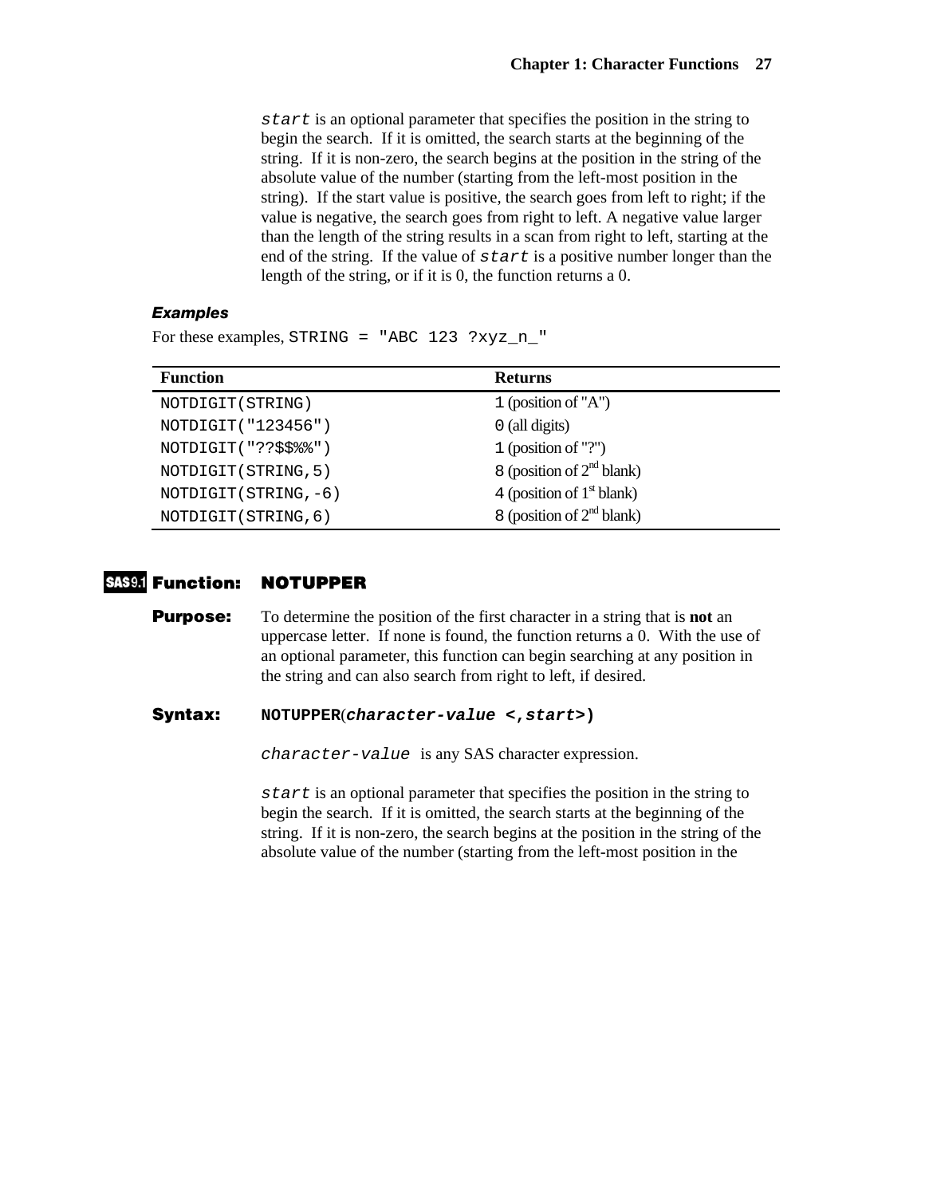`start` is an optional parameter that specifies the position in the string to begin the search. If it is omitted, the search starts at the beginning of the string. If it is non-zero, the search begins at the position in the string of the absolute value of the number (starting from the left-most position in the string). If the start value is positive, the search goes from left to right; if the value is negative, the search goes from right to left. A negative value larger than the length of the string results in a scan from right to left, starting at the end of the string. If the value of `start` is a positive number longer than the length of the string, or if it is 0, the function returns a 0.

### *Examples*

For these examples, `STRING = "ABC 123 ?xyz_n_"`

| Function | Returns |
|---|---|
| `NOTDIGIT(STRING)` | `1` (position of "A") |
| `NOTDIGIT("123456")` | `0` (all digits) |
| `NOTDIGIT("??$$%%")` | `1` (position of "?") |
| `NOTDIGIT(STRING,5)` | `8` (position of 2nd blank) |
| `NOTDIGIT(STRING,-6)` | `4` (position of 1st blank) |
| `NOTDIGIT(STRING,6)` | `8` (position of 2nd blank) |

## SAS9.1 Function: NOTUPPER

**Purpose:** To determine the position of the first character in a string that is **not** an uppercase letter. If none is found, the function returns a 0. With the use of an optional parameter, this function can begin searching at any position in the string and can also search from right to left, if desired.

**Syntax:** **NOTUPPER(*character-value <,start>*)**

`character-value` is any SAS character expression.

`start` is an optional parameter that specifies the position in the string to begin the search. If it is omitted, the search starts at the beginning of the string. If it is non-zero, the search begins at the position in the string of the absolute value of the number (starting from the left-most position in the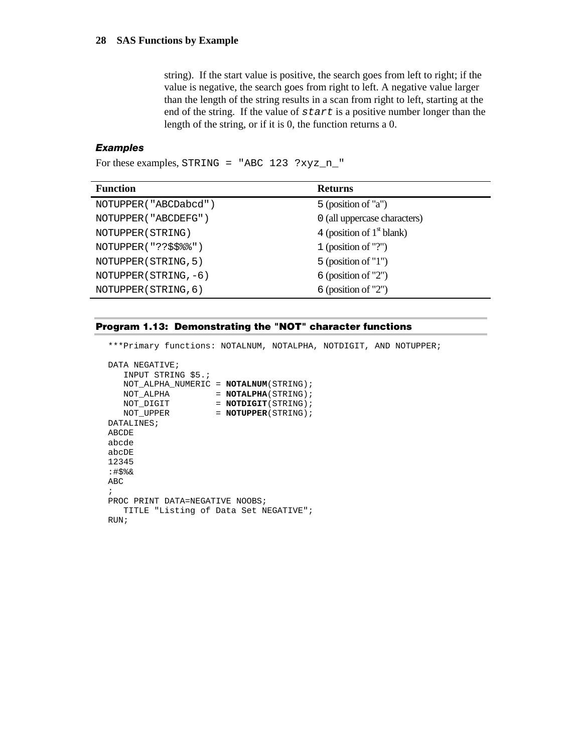string). If the start value is positive, the search goes from left to right; if the value is negative, the search goes from right to left. A negative value larger than the length of the string results in a scan from right to left, starting at the end of the string. If the value of *start* is a positive number longer than the length of the string, or if it is 0, the function returns a 0.

### *Examples*

For these examples, STRING = "ABC 123 ?xyz_n_"

| Function | Returns |
| --- | --- |
| NOTUPPER("ABCDabcd") | 5 (position of "a") |
| NOTUPPER("ABCDEFG") | 0 (all uppercase characters) |
| NOTUPPER(STRING) | 4 (position of 1st blank) |
| NOTUPPER("??$$%%") | 1 (position of "?") |
| NOTUPPER(STRING,5) | 5 (position of "1") |
| NOTUPPER(STRING,-6) | 6 (position of "2") |
| NOTUPPER(STRING,6) | 6 (position of "2") |

**Program 1.13: Demonstrating the "NOT" character functions**

```
***Primary functions: NOTALNUM, NOTALPHA, NOTDIGIT, AND NOTUPPER;

DATA NEGATIVE;
   INPUT STRING $5.;
   NOT_ALPHA_NUMERIC = NOTALNUM(STRING);
   NOT_ALPHA         = NOTALPHA(STRING);
   NOT_DIGIT         = NOTDIGIT(STRING);
   NOT_UPPER         = NOTUPPER(STRING);
DATALINES;
ABCDE
abcde
abcDE
12345
:#$%&
ABC
;
PROC PRINT DATA=NEGATIVE NOOBS;
   TITLE "Listing of Data Set NEGATIVE";
RUN;
```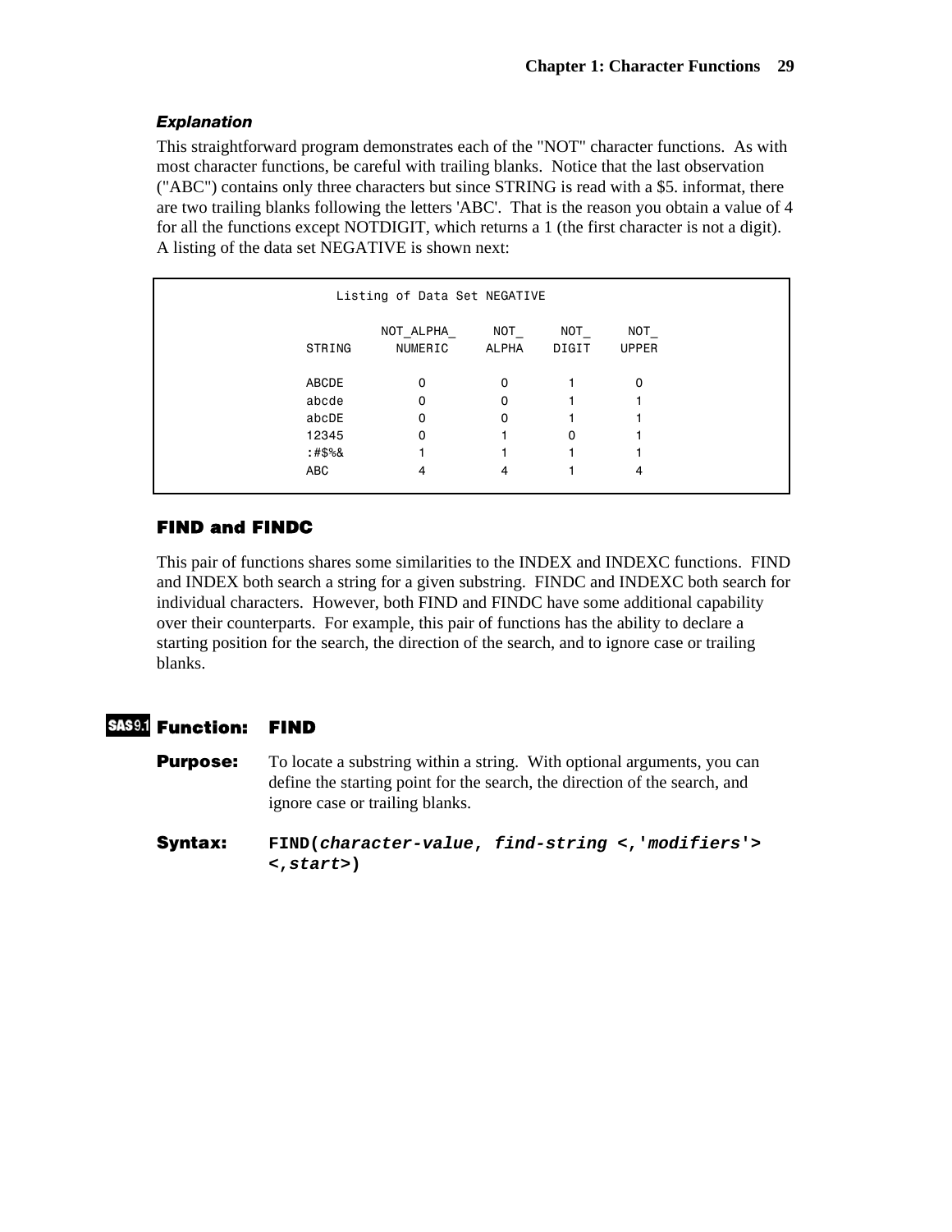### *Explanation*

This straightforward program demonstrates each of the "NOT" character functions. As with most character functions, be careful with trailing blanks. Notice that the last observation ("ABC") contains only three characters but since STRING is read with a $5. informat, there are two trailing blanks following the letters 'ABC'. That is the reason you obtain a value of 4 for all the functions except NOTDIGIT, which returns a 1 (the first character is not a digit). A listing of the data set NEGATIVE is shown next:

```
                    Listing of Data Set NEGATIVE

                      NOT_ALPHA_     NOT_      NOT_      NOT_
               STRING   NUMERIC     ALPHA     DIGIT     UPPER

               ABCDE       0          0         1         0
               abcde       0          0         1         1
               abcDE       0          0         1         1
               12345       0          1         0         1
               :#$%&       1          1         1         1
               ABC         4          4         1         4
```

## FIND and FINDC

This pair of functions shares some similarities to the INDEX and INDEXC functions. FIND and INDEX both search a string for a given substring. FINDC and INDEXC both search for individual characters. However, both FIND and FINDC have some additional capability over their counterparts. For example, this pair of functions has the ability to declare a starting position for the search, the direction of the search, and to ignore case or trailing blanks.

### SAS9.1 Function: FIND

**Purpose:** To locate a substring within a string. With optional arguments, you can define the starting point for the search, the direction of the search, and ignore case or trailing blanks.

**Syntax:** **FIND(*character-value, find-string* <,'*modifiers*'> <,*start*>)**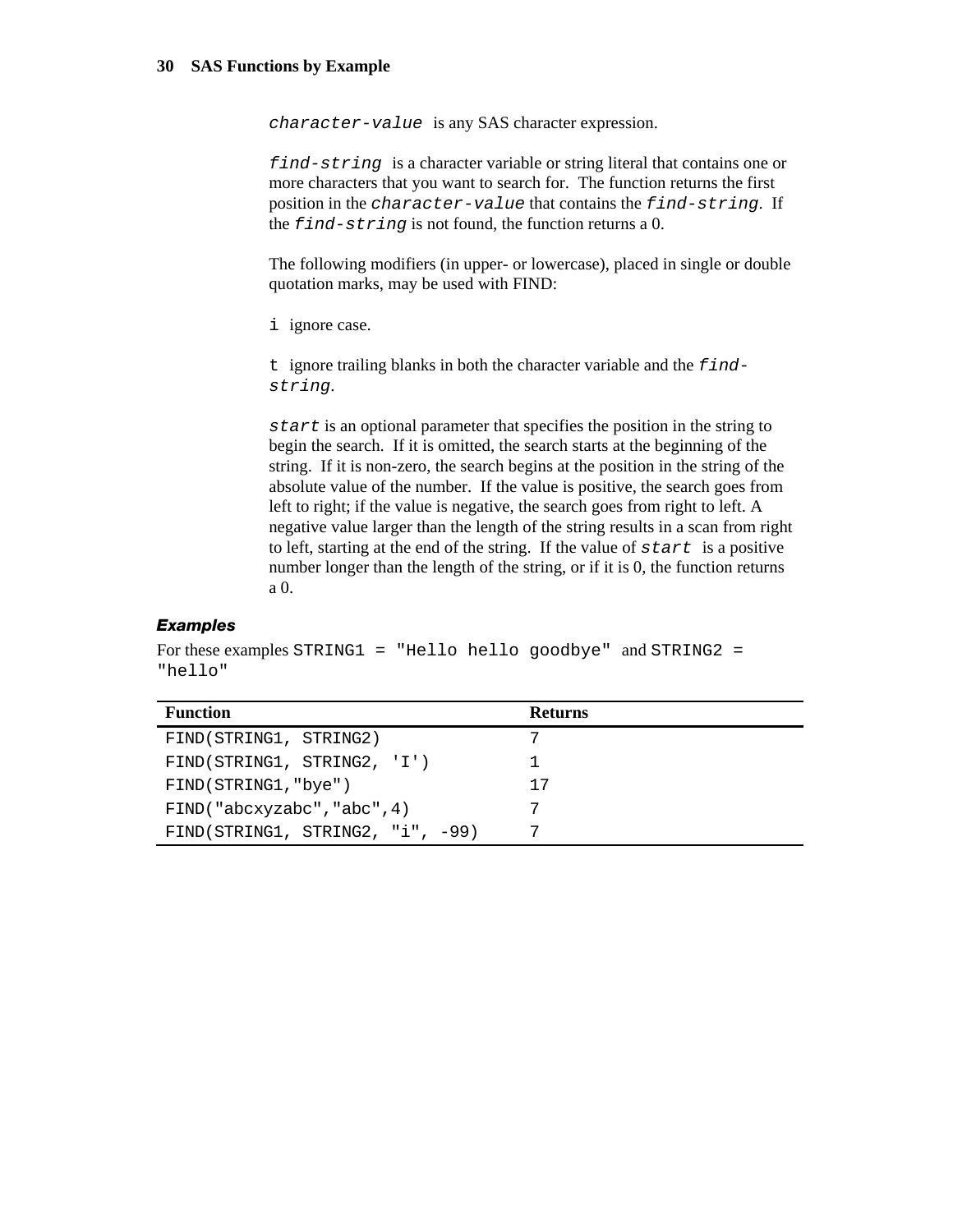`character-value` is any SAS character expression.

`find-string` is a character variable or string literal that contains one or more characters that you want to search for. The function returns the first position in the `character-value` that contains the `find-string`. If the `find-string` is not found, the function returns a 0.

The following modifiers (in upper- or lowercase), placed in single or double quotation marks, may be used with FIND:

`i` ignore case.

`t` ignore trailing blanks in both the character variable and the `find-string`.

`start` is an optional parameter that specifies the position in the string to begin the search. If it is omitted, the search starts at the beginning of the string. If it is non-zero, the search begins at the position in the string of the absolute value of the number. If the value is positive, the search goes from left to right; if the value is negative, the search goes from right to left. A negative value larger than the length of the string results in a scan from right to left, starting at the end of the string. If the value of `start` is a positive number longer than the length of the string, or if it is 0, the function returns a 0.

### Examples

For these examples `STRING1 = "Hello hello goodbye"` and `STRING2 = "hello"`

| Function | Returns |
|---|---|
| `FIND(STRING1, STRING2)` | 7 |
| `FIND(STRING1, STRING2, 'I')` | 1 |
| `FIND(STRING1,"bye")` | 17 |
| `FIND("abcxyzabc","abc",4)` | 7 |
| `FIND(STRING1, STRING2, "i", -99)` | 7 |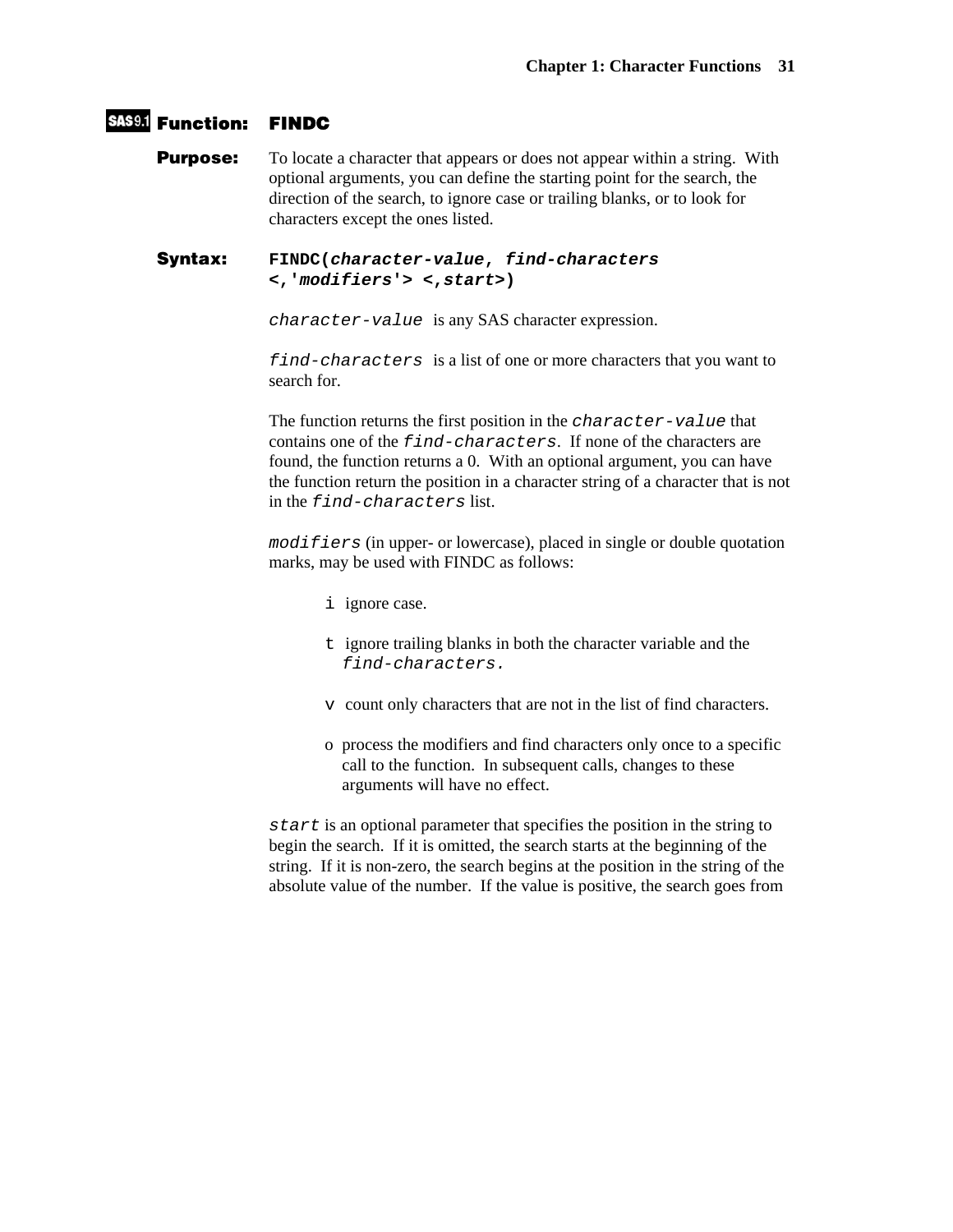## SAS9.1 Function: FINDC

**Purpose:** To locate a character that appears or does not appear within a string. With optional arguments, you can define the starting point for the search, the direction of the search, to ignore case or trailing blanks, or to look for characters except the ones listed.

**Syntax:** **FINDC(*character-value*, *find-characters* <,'*modifiers*'> <,*start*>)**

*character-value* is any SAS character expression.

*find-characters* is a list of one or more characters that you want to search for.

The function returns the first position in the *character-value* that contains one of the *find-characters*. If none of the characters are found, the function returns a 0. With an optional argument, you can have the function return the position in a character string of a character that is not in the *find-characters* list.

*modifiers* (in upper- or lowercase), placed in single or double quotation marks, may be used with FINDC as follows:

- `i` ignore case.
- `t` ignore trailing blanks in both the character variable and the *find-characters.*
- `v` count only characters that are not in the list of find characters.
- `o` process the modifiers and find characters only once to a specific call to the function. In subsequent calls, changes to these arguments will have no effect.

*start* is an optional parameter that specifies the position in the string to begin the search. If it is omitted, the search starts at the beginning of the string. If it is non-zero, the search begins at the position in the string of the absolute value of the number. If the value is positive, the search goes from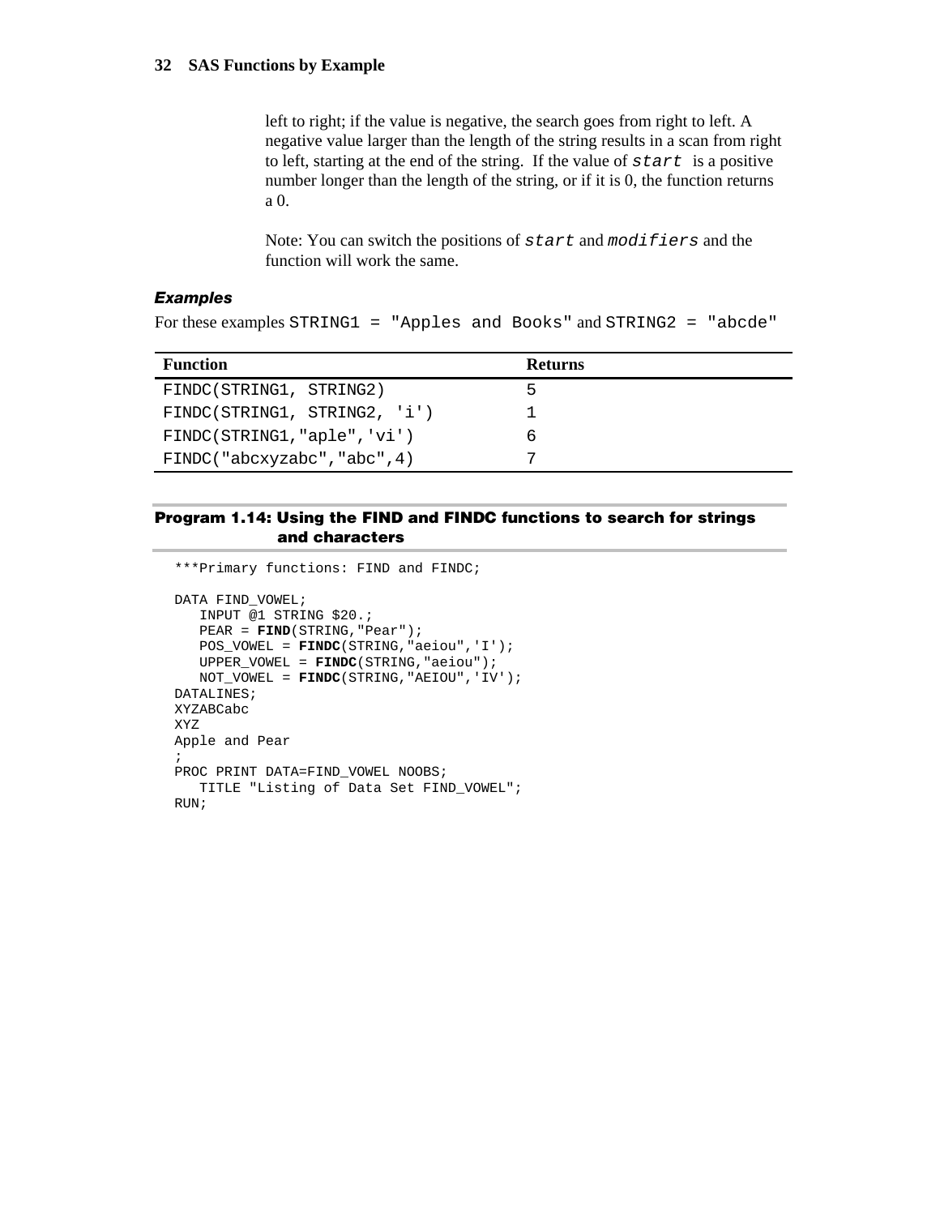left to right; if the value is negative, the search goes from right to left. A negative value larger than the length of the string results in a scan from right to left, starting at the end of the string. If the value of `start` is a positive number longer than the length of the string, or if it is 0, the function returns a 0.

Note: You can switch the positions of `start` and `modifiers` and the function will work the same.

### *Examples*

For these examples `STRING1 = "Apples and Books"` and `STRING2 = "abcde"`

| Function | Returns |
| --- | --- |
| FINDC(STRING1, STRING2) | 5 |
| FINDC(STRING1, STRING2, 'i') | 1 |
| FINDC(STRING1,"aple",'vi') | 6 |
| FINDC("abcxyzabc","abc",4) | 7 |

### Program 1.14: Using the FIND and FINDC functions to search for strings and characters

```
***Primary functions: FIND and FINDC;

DATA FIND_VOWEL;
   INPUT @1 STRING $20.;
   PEAR = FIND(STRING,"Pear");
   POS_VOWEL = FINDC(STRING,"aeiou",'I');
   UPPER_VOWEL = FINDC(STRING,"aeiou");
   NOT_VOWEL = FINDC(STRING,"AEIOU",'IV');
DATALINES;
XYZABCabc
XYZ
Apple and Pear
;
PROC PRINT DATA=FIND_VOWEL NOOBS;
   TITLE "Listing of Data Set FIND_VOWEL";
RUN;
```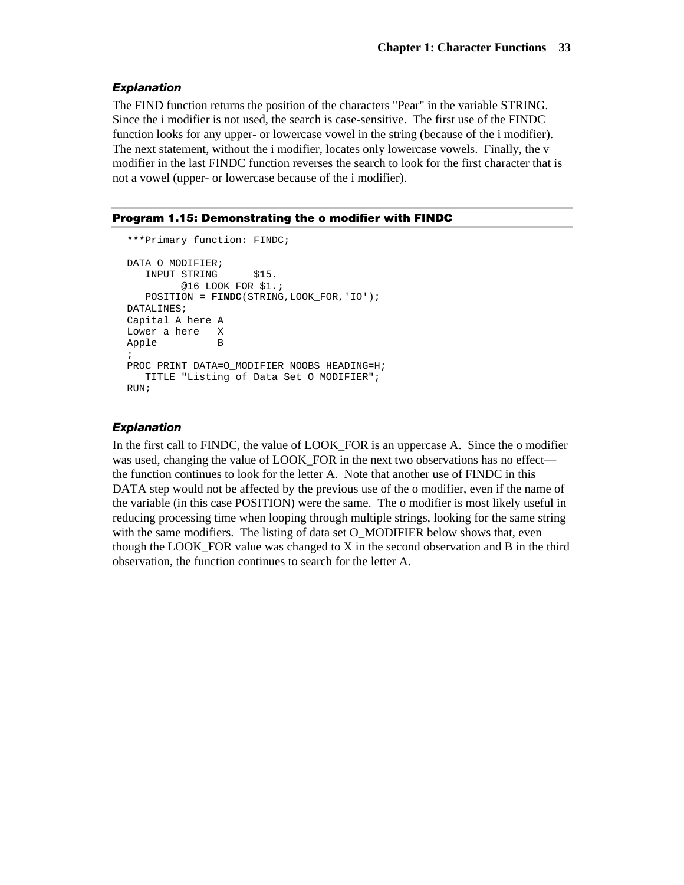### *Explanation*

The FIND function returns the position of the characters "Pear" in the variable STRING. Since the i modifier is not used, the search is case-sensitive. The first use of the FINDC function looks for any upper- or lowercase vowel in the string (because of the i modifier). The next statement, without the i modifier, locates only lowercase vowels. Finally, the v modifier in the last FINDC function reverses the search to look for the first character that is not a vowel (upper- or lowercase because of the i modifier).

## Program 1.15: Demonstrating the o modifier with FINDC

```
***Primary function: FINDC;

DATA O_MODIFIER;
   INPUT STRING      $15.
         @16 LOOK_FOR $1.;
   POSITION = FINDC(STRING,LOOK_FOR,'IO');
DATALINES;
Capital A here A
Lower a here   X
Apple          B
;
PROC PRINT DATA=O_MODIFIER NOOBS HEADING=H;
   TITLE "Listing of Data Set O_MODIFIER";
RUN;
```

### *Explanation*

In the first call to FINDC, the value of LOOK_FOR is an uppercase A. Since the o modifier was used, changing the value of LOOK_FOR in the next two observations has no effect—the function continues to look for the letter A. Note that another use of FINDC in this DATA step would not be affected by the previous use of the o modifier, even if the name of the variable (in this case POSITION) were the same. The o modifier is most likely useful in reducing processing time when looping through multiple strings, looking for the same string with the same modifiers. The listing of data set O_MODIFIER below shows that, even though the LOOK_FOR value was changed to X in the second observation and B in the third observation, the function continues to search for the letter A.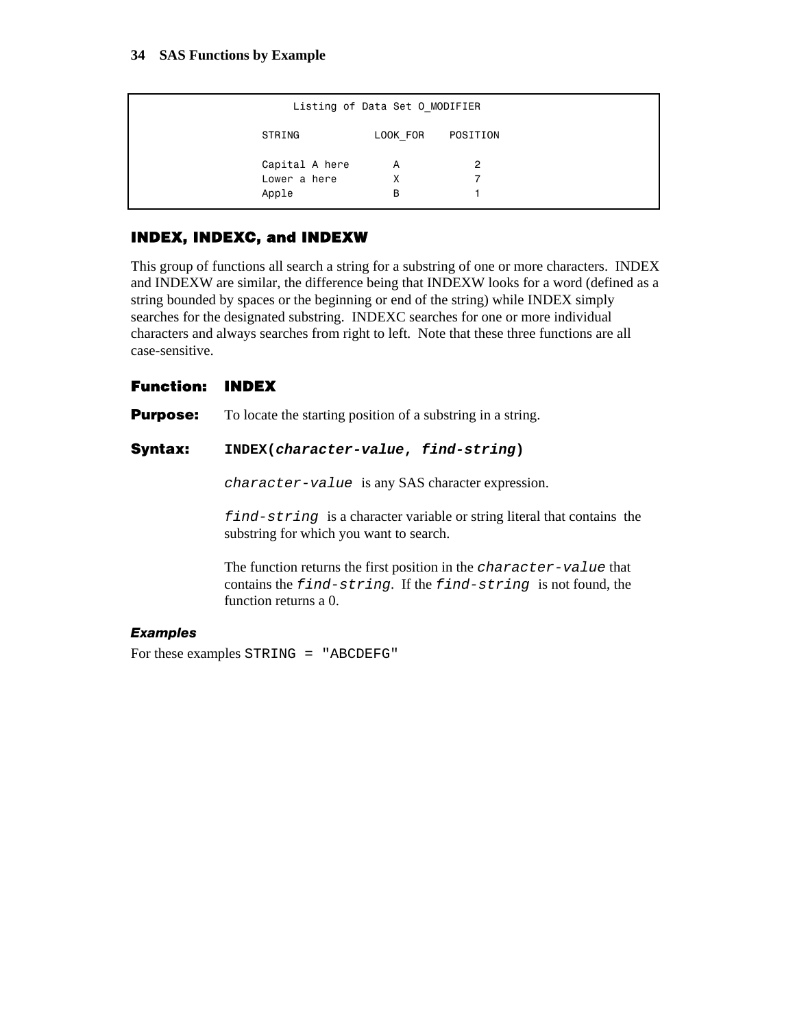```
                    Listing of Data Set O_MODIFIER

                 STRING            LOOK_FOR    POSITION

                 Capital A here       A            2
                 Lower a here         X            7
                 Apple                B            1
```

## INDEX, INDEXC, and INDEXW

This group of functions all search a string for a substring of one or more characters. INDEX and INDEXW are similar, the difference being that INDEXW looks for a word (defined as a string bounded by spaces or the beginning or end of the string) while INDEX simply searches for the designated substring. INDEXC searches for one or more individual characters and always searches from right to left. Note that these three functions are all case-sensitive.

### Function: INDEX

**Purpose:** To locate the starting position of a substring in a string.

**Syntax:** **INDEX(*character-value*, *find-string*)**

*character-value* is any SAS character expression.

*find-string* is a character variable or string literal that contains the substring for which you want to search.

The function returns the first position in the *character-value* that contains the *find-string*. If the *find-string* is not found, the function returns a 0.

#### *Examples*

For these examples `STRING = "ABCDEFG"`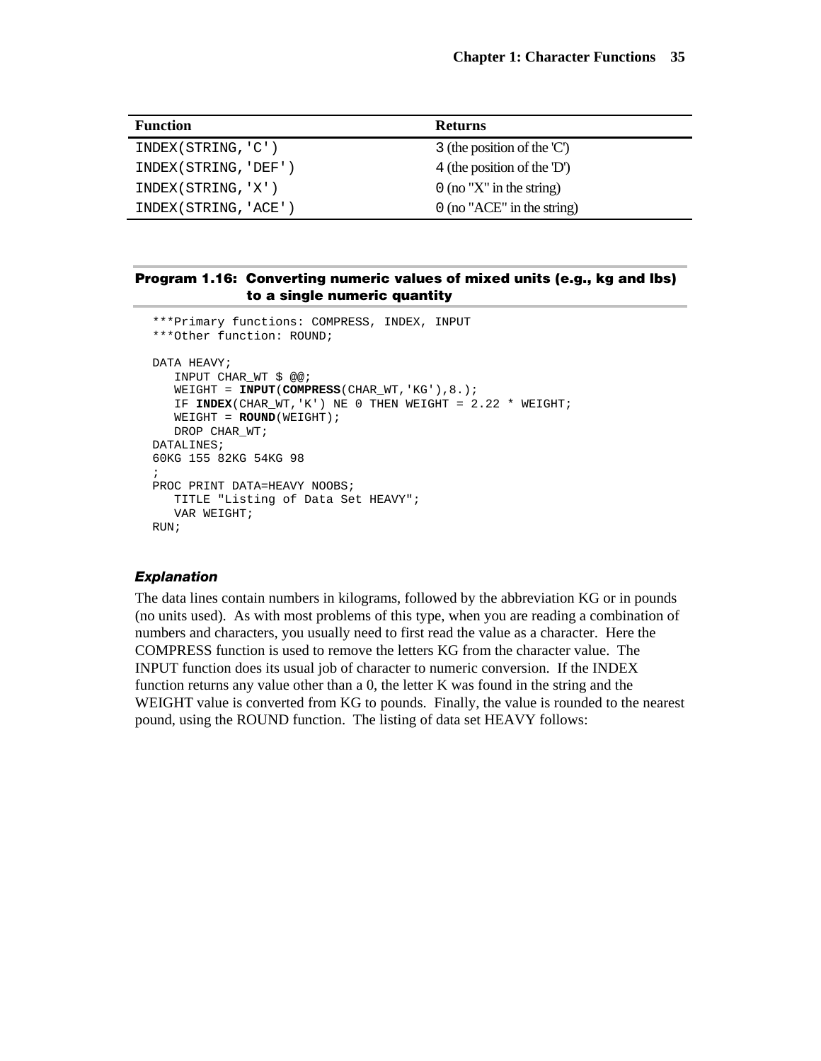| Function | Returns |
| --- | --- |
| INDEX(STRING,'C') | 3 (the position of the 'C') |
| INDEX(STRING,'DEF') | 4 (the position of the 'D') |
| INDEX(STRING,'X') | 0 (no "X" in the string) |
| INDEX(STRING,'ACE') | 0 (no "ACE" in the string) |

### Program 1.16: Converting numeric values of mixed units (e.g., kg and lbs) to a single numeric quantity

```
***Primary functions: COMPRESS, INDEX, INPUT
***Other function: ROUND;

DATA HEAVY;
   INPUT CHAR_WT $ @@;
   WEIGHT = INPUT(COMPRESS(CHAR_WT,'KG'),8.);
   IF INDEX(CHAR_WT,'K') NE 0 THEN WEIGHT = 2.22 * WEIGHT;
   WEIGHT = ROUND(WEIGHT);
   DROP CHAR_WT;
DATALINES;
60KG 155 82KG 54KG 98
;
PROC PRINT DATA=HEAVY NOOBS;
   TITLE "Listing of Data Set HEAVY";
   VAR WEIGHT;
RUN;
```

#### *Explanation*

The data lines contain numbers in kilograms, followed by the abbreviation KG or in pounds (no units used). As with most problems of this type, when you are reading a combination of numbers and characters, you usually need to first read the value as a character. Here the COMPRESS function is used to remove the letters KG from the character value. The INPUT function does its usual job of character to numeric conversion. If the INDEX function returns any value other than a 0, the letter K was found in the string and the WEIGHT value is converted from KG to pounds. Finally, the value is rounded to the nearest pound, using the ROUND function. The listing of data set HEAVY follows: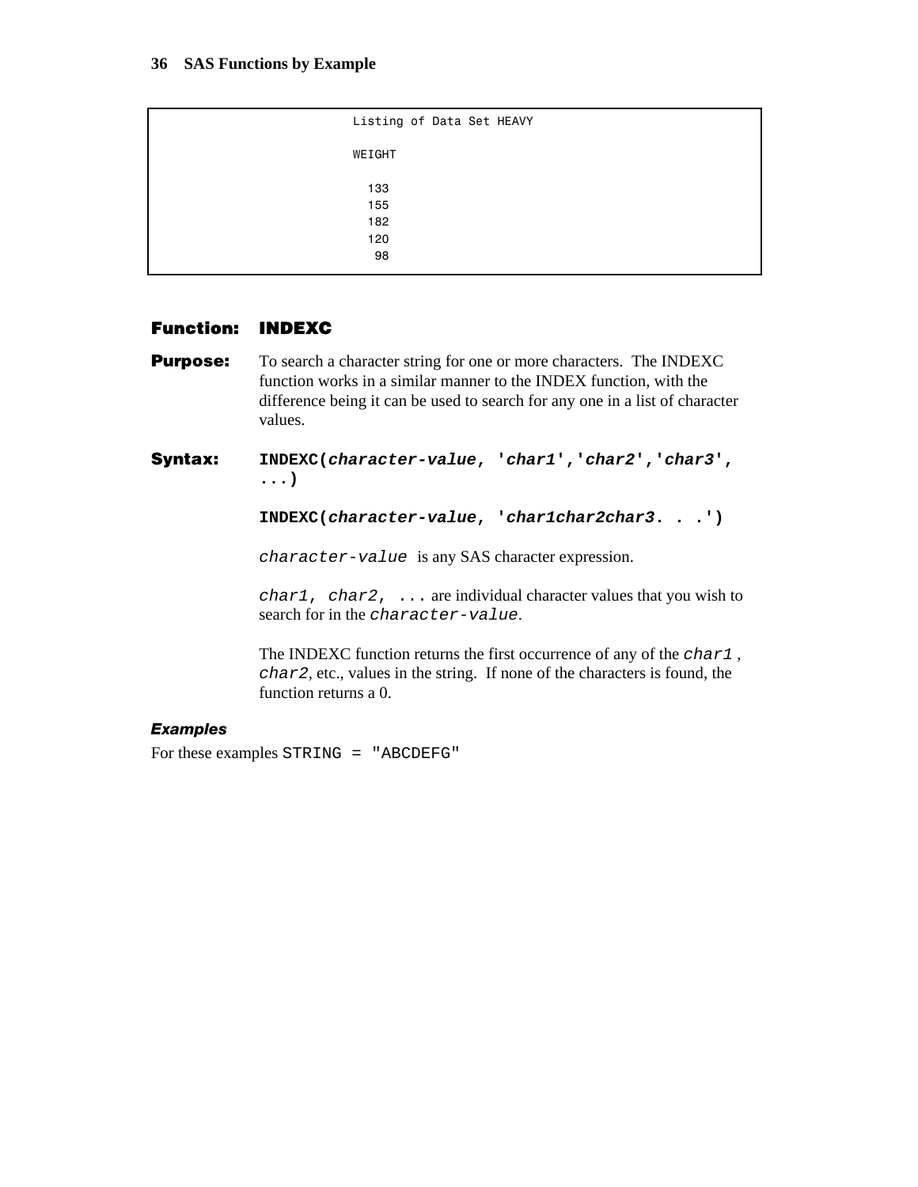```
Listing of Data Set HEAVY

WEIGHT

  133
  155
  182
  120
   98
```

## Function: INDEXC

**Purpose:** To search a character string for one or more characters. The INDEXC function works in a similar manner to the INDEX function, with the difference being it can be used to search for any one in a list of character values.

**Syntax:** **INDEXC(*character-value*, '*char1*','*char2*','*char3*', ...)**

**INDEXC(*character-value*, '*char1char2char3*. . .')**

`character-value` is any SAS character expression.

`char1, char2, ...` are individual character values that you wish to search for in the `character-value`.

The INDEXC function returns the first occurrence of any of the `char1`, `char2`, etc., values in the string. If none of the characters is found, the function returns a 0.

### *Examples*

For these examples `STRING = "ABCDEFG"`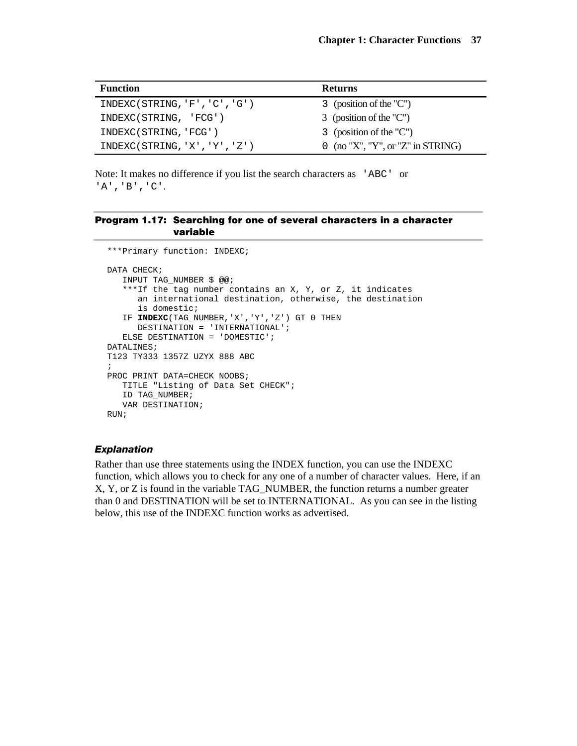| Function | Returns |
|---|---|
| `INDEXC(STRING,'F','C','G')` | 3 (position of the "C") |
| `INDEXC(STRING, 'FCG')` | 3 (position of the "C") |
| `INDEXC(STRING,'FCG')` | 3 (position of the "C") |
| `INDEXC(STRING,'X','Y','Z')` | 0 (no "X", "Y", or "Z" in STRING) |

Note: It makes no difference if you list the search characters as `'ABC'` or `'A','B','C'`.

### Program 1.17: Searching for one of several characters in a character variable

```
***Primary function: INDEXC;

DATA CHECK;
   INPUT TAG_NUMBER $ @@;
   ***If the tag number contains an X, Y, or Z, it indicates
      an international destination, otherwise, the destination
      is domestic;
   IF INDEXC(TAG_NUMBER,'X','Y','Z') GT 0 THEN
      DESTINATION = 'INTERNATIONAL';
   ELSE DESTINATION = 'DOMESTIC';
DATALINES;
T123 TY333 1357Z UZYX 888 ABC
;
PROC PRINT DATA=CHECK NOOBS;
   TITLE "Listing of Data Set CHECK";
   ID TAG_NUMBER;
   VAR DESTINATION;
RUN;
```

#### *Explanation*

Rather than use three statements using the INDEX function, you can use the INDEXC function, which allows you to check for any one of a number of character values. Here, if an X, Y, or Z is found in the variable TAG_NUMBER, the function returns a number greater than 0 and DESTINATION will be set to INTERNATIONAL. As you can see in the listing below, this use of the INDEXC function works as advertised.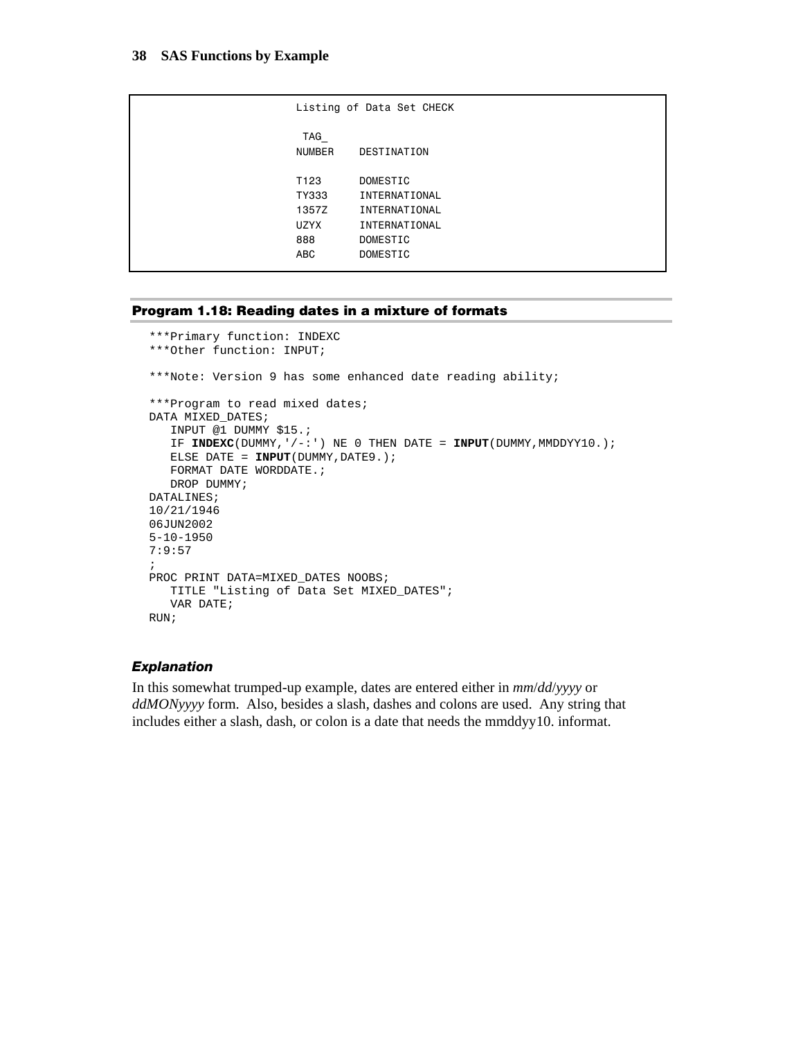```
Listing of Data Set CHECK

 TAG_
NUMBER    DESTINATION

T123      DOMESTIC
TY333     INTERNATIONAL
1357Z     INTERNATIONAL
UZYX      INTERNATIONAL
888       DOMESTIC
ABC       DOMESTIC
```

### Program 1.18: Reading dates in a mixture of formats

```
***Primary function: INDEXC
***Other function: INPUT;

***Note: Version 9 has some enhanced date reading ability;

***Program to read mixed dates;
DATA MIXED_DATES;
   INPUT @1 DUMMY $15.;
   IF INDEXC(DUMMY,'/-:') NE 0 THEN DATE = INPUT(DUMMY,MMDDYY10.);
   ELSE DATE = INPUT(DUMMY,DATE9.);
   FORMAT DATE WORDDATE.;
   DROP DUMMY;
DATALINES;
10/21/1946
06JUN2002
5-10-1950
7:9:57
;
PROC PRINT DATA=MIXED_DATES NOOBS;
   TITLE "Listing of Data Set MIXED_DATES";
   VAR DATE;
RUN;
```

#### *Explanation*

In this somewhat trumped-up example, dates are entered either in *mm*/*dd*/*yyyy* or *ddMONyyyy* form. Also, besides a slash, dashes and colons are used. Any string that includes either a slash, dash, or colon is a date that needs the mmddyy10. informat.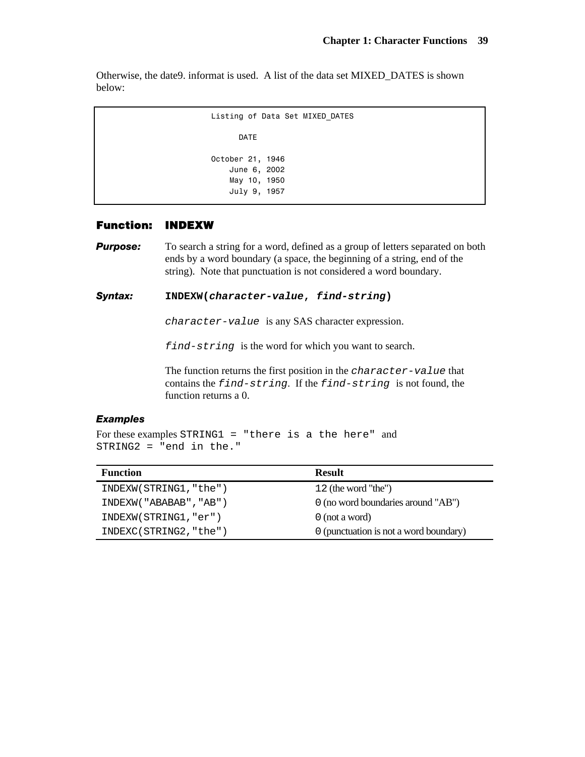Otherwise, the date9. informat is used. A list of the data set MIXED_DATES is shown below:

```
                Listing of Data Set MIXED_DATES

                          DATE

                  October 21, 1946
                      June 6, 2002
                      May 10, 1950
                      July 9, 1957
```

## Function: INDEXW

***Purpose:*** To search a string for a word, defined as a group of letters separated on both ends by a word boundary (a space, the beginning of a string, end of the string). Note that punctuation is not considered a word boundary.

***Syntax:*** **INDEXW(*character-value*, *find-string*)**

`character-value` is any SAS character expression.

`find-string` is the word for which you want to search.

The function returns the first position in the `character-value` that contains the `find-string`. If the `find-string` is not found, the function returns a 0.

### *Examples*

For these examples `STRING1 = "there is a the here"` and `STRING2 = "end in the."`

| Function | Result |
|---|---|
| `INDEXW(STRING1,"the")` | `12` (the word "the") |
| `INDEXW("ABABAB","AB")` | `0` (no word boundaries around "AB") |
| `INDEXW(STRING1,"er")` | `0` (not a word) |
| `INDEXC(STRING2,"the")` | `0` (punctuation is not a word boundary) |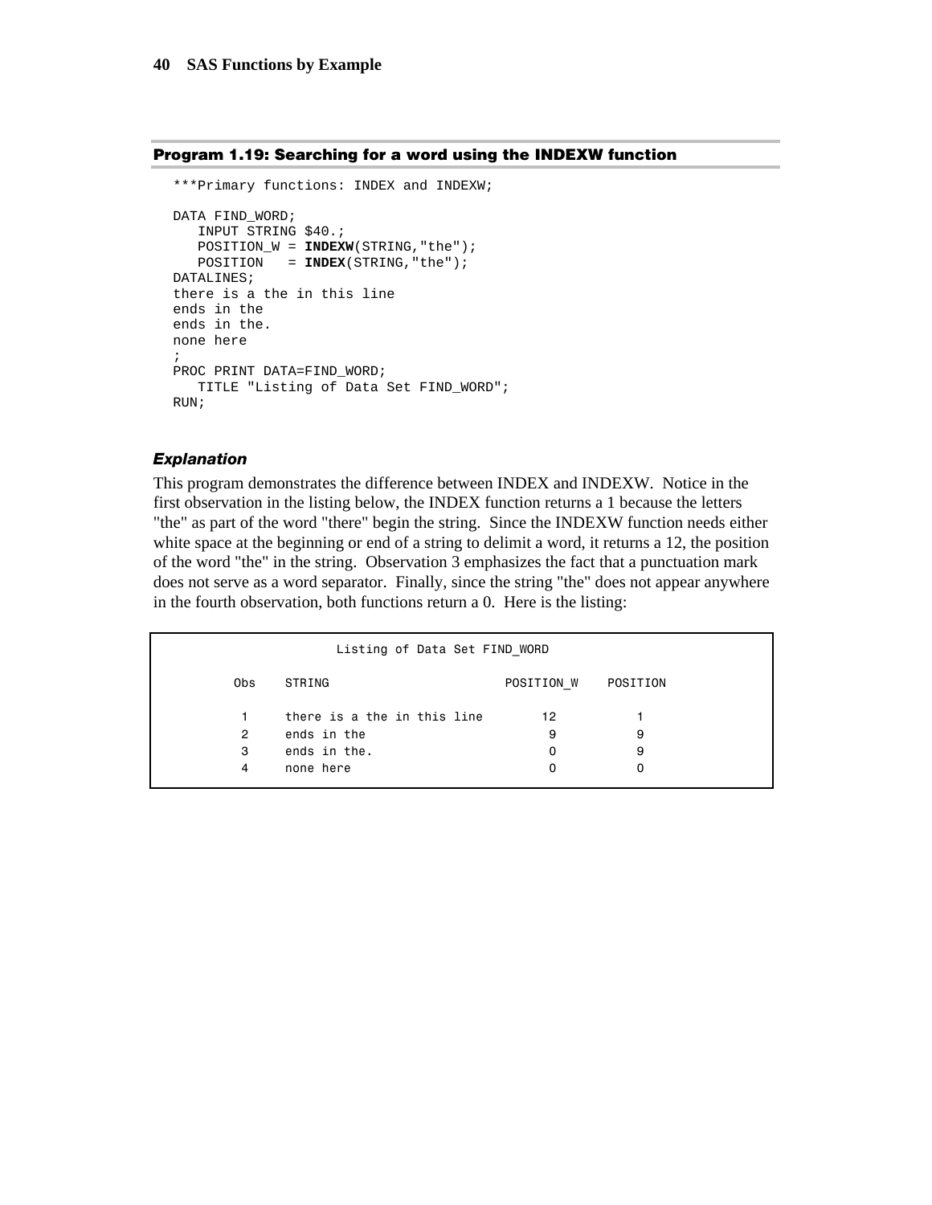### Program 1.19: Searching for a word using the INDEXW function

```
***Primary functions: INDEX and INDEXW;

DATA FIND_WORD;
   INPUT STRING $40.;
   POSITION_W = INDEXW(STRING,"the");
   POSITION   = INDEX(STRING,"the");
DATALINES;
there is a the in this line
ends in the
ends in the.
none here
;
PROC PRINT DATA=FIND_WORD;
   TITLE "Listing of Data Set FIND_WORD";
RUN;
```

#### *Explanation*

This program demonstrates the difference between INDEX and INDEXW. Notice in the first observation in the listing below, the INDEX function returns a 1 because the letters "the" as part of the word "there" begin the string. Since the INDEXW function needs either white space at the beginning or end of a string to delimit a word, it returns a 12, the position of the word "the" in the string. Observation 3 emphasizes the fact that a punctuation mark does not serve as a word separator. Finally, since the string "the" does not appear anywhere in the fourth observation, both functions return a 0. Here is the listing:

```
                  Listing of Data Set FIND_WORD

        Obs    STRING                        POSITION_W    POSITION

         1     there is a the in this line       12            1
         2     ends in the                        9            9
         3     ends in the.                       0            9
         4     none here                          0            0
```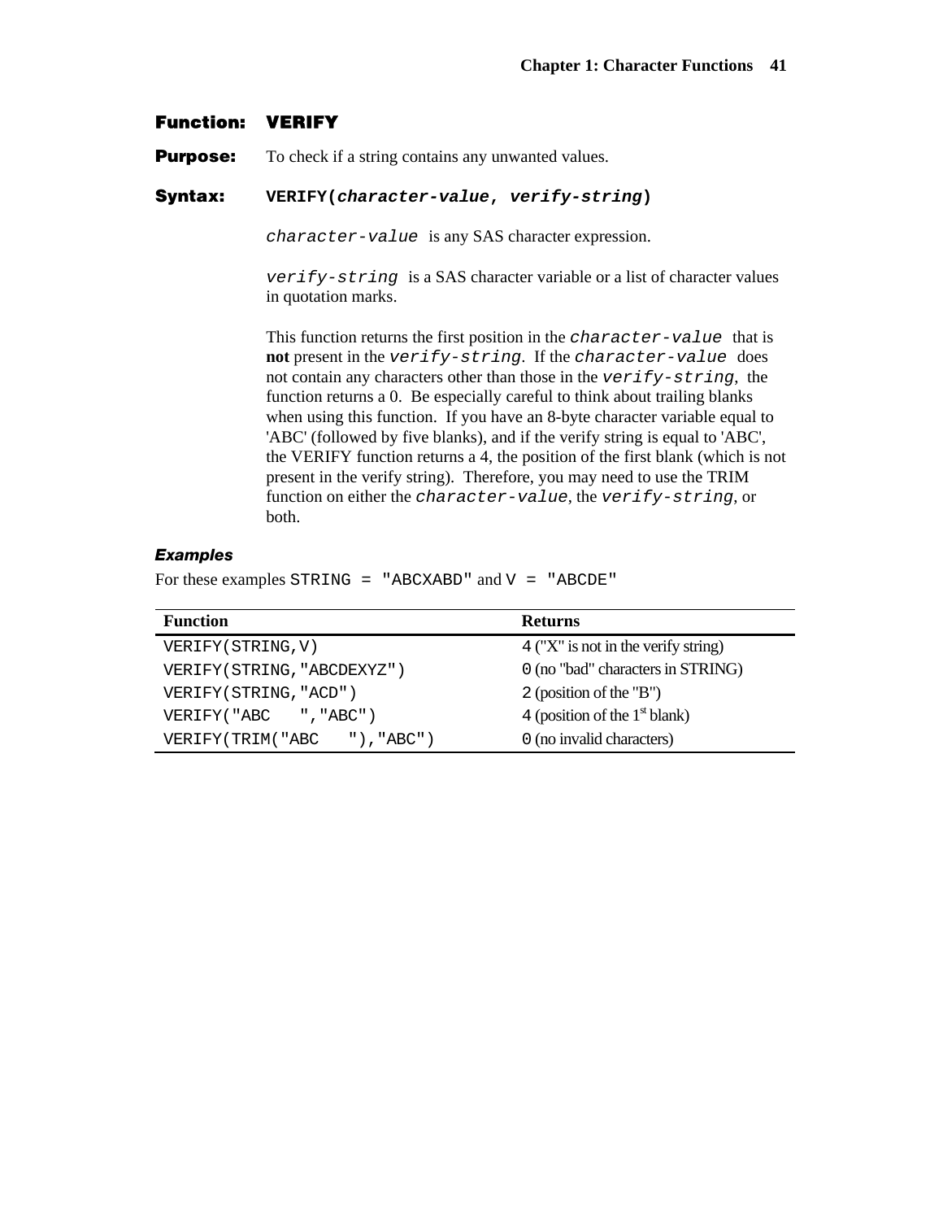## Function: VERIFY

**Purpose:** To check if a string contains any unwanted values.

**Syntax:** **VERIFY(*character-value*, *verify-string*)**

*character-value* is any SAS character expression.

*verify-string* is a SAS character variable or a list of character values in quotation marks.

This function returns the first position in the *character-value* that is **not** present in the *verify-string*. If the *character-value* does not contain any characters other than those in the *verify-string*, the function returns a 0. Be especially careful to think about trailing blanks when using this function. If you have an 8-byte character variable equal to 'ABC' (followed by five blanks), and if the verify string is equal to 'ABC', the VERIFY function returns a 4, the position of the first blank (which is not present in the verify string). Therefore, you may need to use the TRIM function on either the *character-value*, the *verify-string*, or both.

### *Examples*

For these examples `STRING = "ABCXABD"` and `V = "ABCDE"`

| Function | Returns |
|---|---|
| `VERIFY(STRING,V)` | `4` ("X" is not in the verify string) |
| `VERIFY(STRING,"ABCDEXYZ")` | `0` (no "bad" characters in STRING) |
| `VERIFY(STRING,"ACD")` | `2` (position of the "B") |
| `VERIFY("ABC    ","ABC")` | `4` (position of the 1st blank) |
| `VERIFY(TRIM("ABC    "),"ABC")` | `0` (no invalid characters) |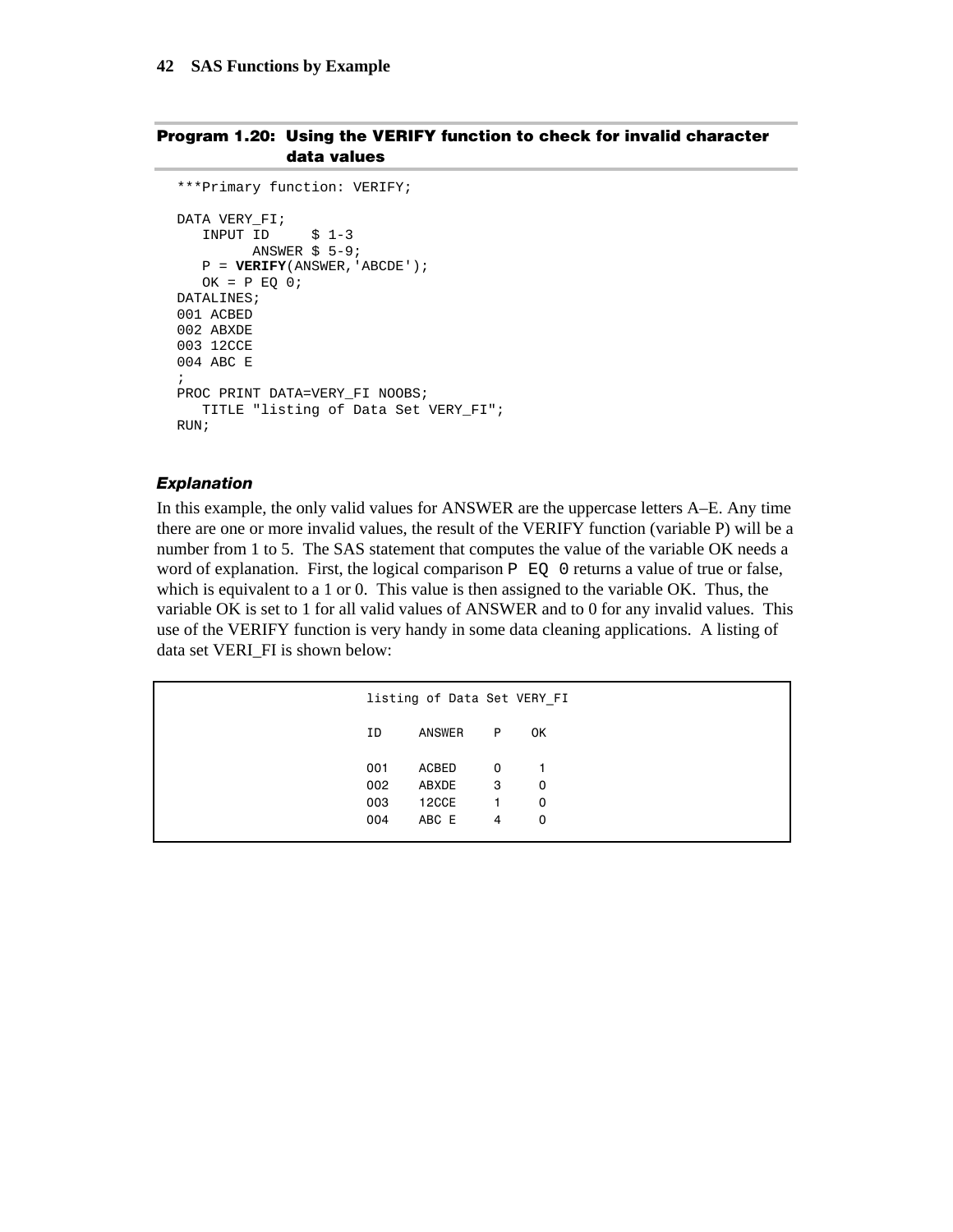### Program 1.20: Using the VERIFY function to check for invalid character data values

```
***Primary function: VERIFY;

DATA VERY_FI;
   INPUT ID     $ 1-3
         ANSWER $ 5-9;
   P = VERIFY(ANSWER,'ABCDE');
   OK = P EQ 0;
DATALINES;
001 ACBED
002 ABXDE
003 12CCE
004 ABC E
;
PROC PRINT DATA=VERY_FI NOOBS;
   TITLE "listing of Data Set VERY_FI";
RUN;
```

#### *Explanation*

In this example, the only valid values for ANSWER are the uppercase letters A–E. Any time there are one or more invalid values, the result of the VERIFY function (variable P) will be a number from 1 to 5. The SAS statement that computes the value of the variable OK needs a word of explanation. First, the logical comparison `P EQ 0` returns a value of true or false, which is equivalent to a 1 or 0. This value is then assigned to the variable OK. Thus, the variable OK is set to 1 for all valid values of ANSWER and to 0 for any invalid values. This use of the VERIFY function is very handy in some data cleaning applications. A listing of data set VERI_FI is shown below:

```
listing of Data Set VERY_FI

ID     ANSWER    P    OK

001    ACBED     0     1
002    ABXDE     3     0
003    12CCE     1     0
004    ABC E     4     0
```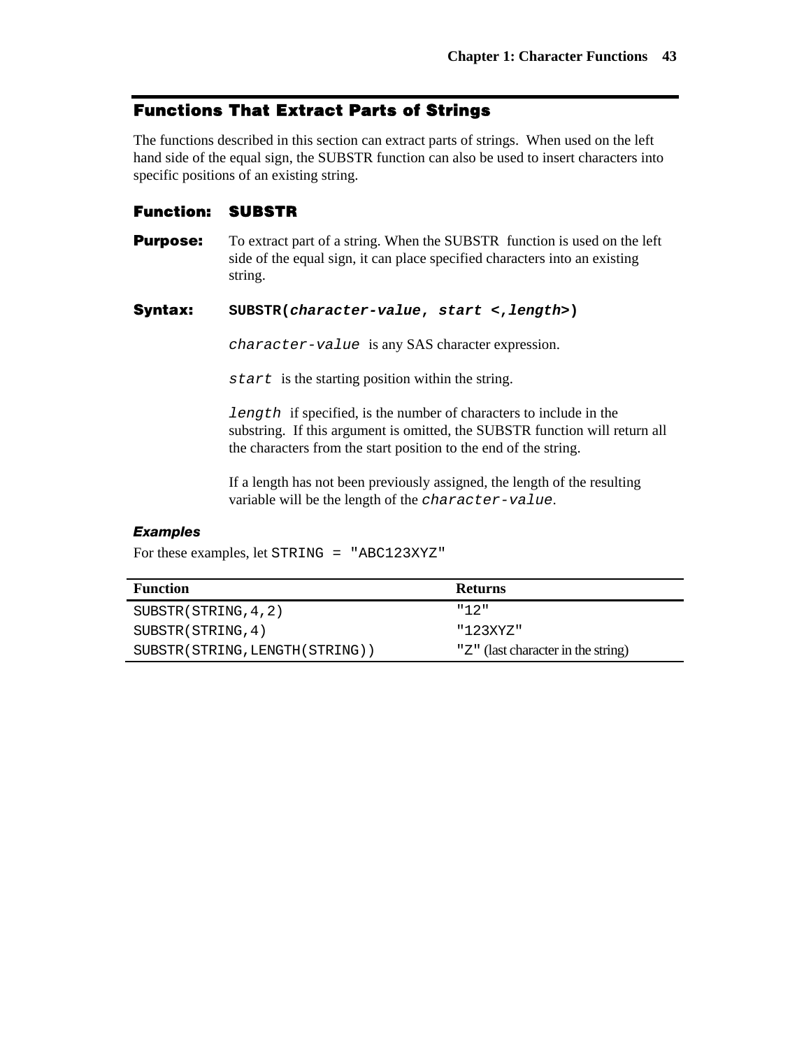## Functions That Extract Parts of Strings

The functions described in this section can extract parts of strings. When used on the left hand side of the equal sign, the SUBSTR function can also be used to insert characters into specific positions of an existing string.

### Function: SUBSTR

**Purpose:** To extract part of a string. When the SUBSTR function is used on the left side of the equal sign, it can place specified characters into an existing string.

**Syntax:** **SUBSTR(*character-value*, *start* <,*length*>)**

`character-value` is any SAS character expression.

`start` is the starting position within the string.

`length` if specified, is the number of characters to include in the substring. If this argument is omitted, the SUBSTR function will return all the characters from the start position to the end of the string.

If a length has not been previously assigned, the length of the resulting variable will be the length of the `character-value`.

#### *Examples*

For these examples, let `STRING = "ABC123XYZ"`

| Function | Returns |
|---|---|
| `SUBSTR(STRING,4,2)` | `"12"` |
| `SUBSTR(STRING,4)` | `"123XYZ"` |
| `SUBSTR(STRING,LENGTH(STRING))` | `"Z"` (last character in the string) |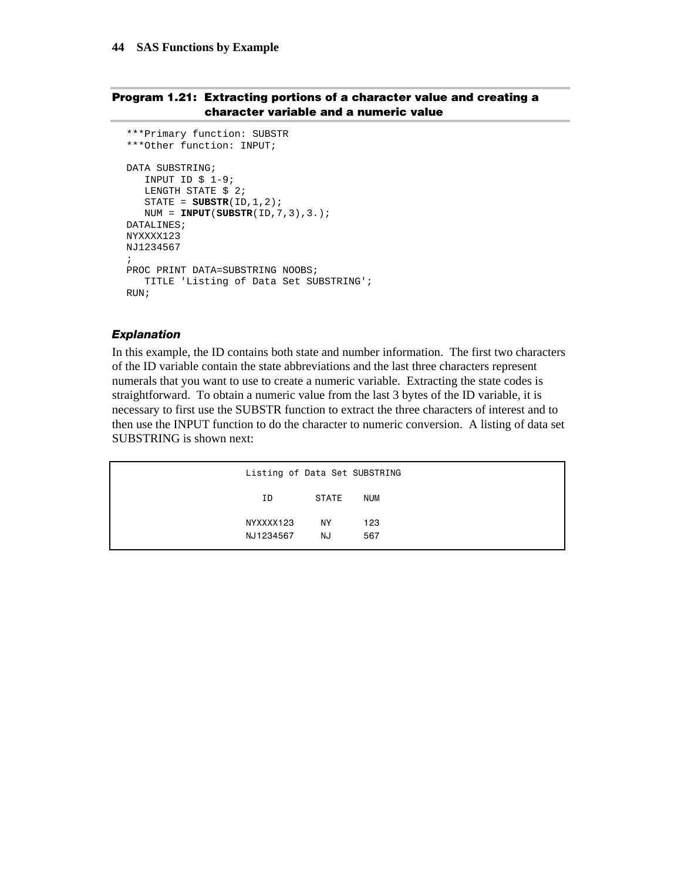### Program 1.21: Extracting portions of a character value and creating a character variable and a numeric value

```
***Primary function: SUBSTR
***Other function: INPUT;

DATA SUBSTRING;
   INPUT ID $ 1-9;
   LENGTH STATE $ 2;
   STATE = SUBSTR(ID,1,2);
   NUM = INPUT(SUBSTR(ID,7,3),3.);
DATALINES;
NYXXXX123
NJ1234567
;
PROC PRINT DATA=SUBSTRING NOOBS;
   TITLE 'Listing of Data Set SUBSTRING';
RUN;
```

#### *Explanation*

In this example, the ID contains both state and number information. The first two characters of the ID variable contain the state abbreviations and the last three characters represent numerals that you want to use to create a numeric variable. Extracting the state codes is straightforward. To obtain a numeric value from the last 3 bytes of the ID variable, it is necessary to first use the SUBSTR function to extract the three characters of interest and to then use the INPUT function to do the character to numeric conversion. A listing of data set SUBSTRING is shown next:

```
                    Listing of Data Set SUBSTRING

                       ID        STATE    NUM

                    NYXXXX123     NY      123
                    NJ1234567     NJ      567
```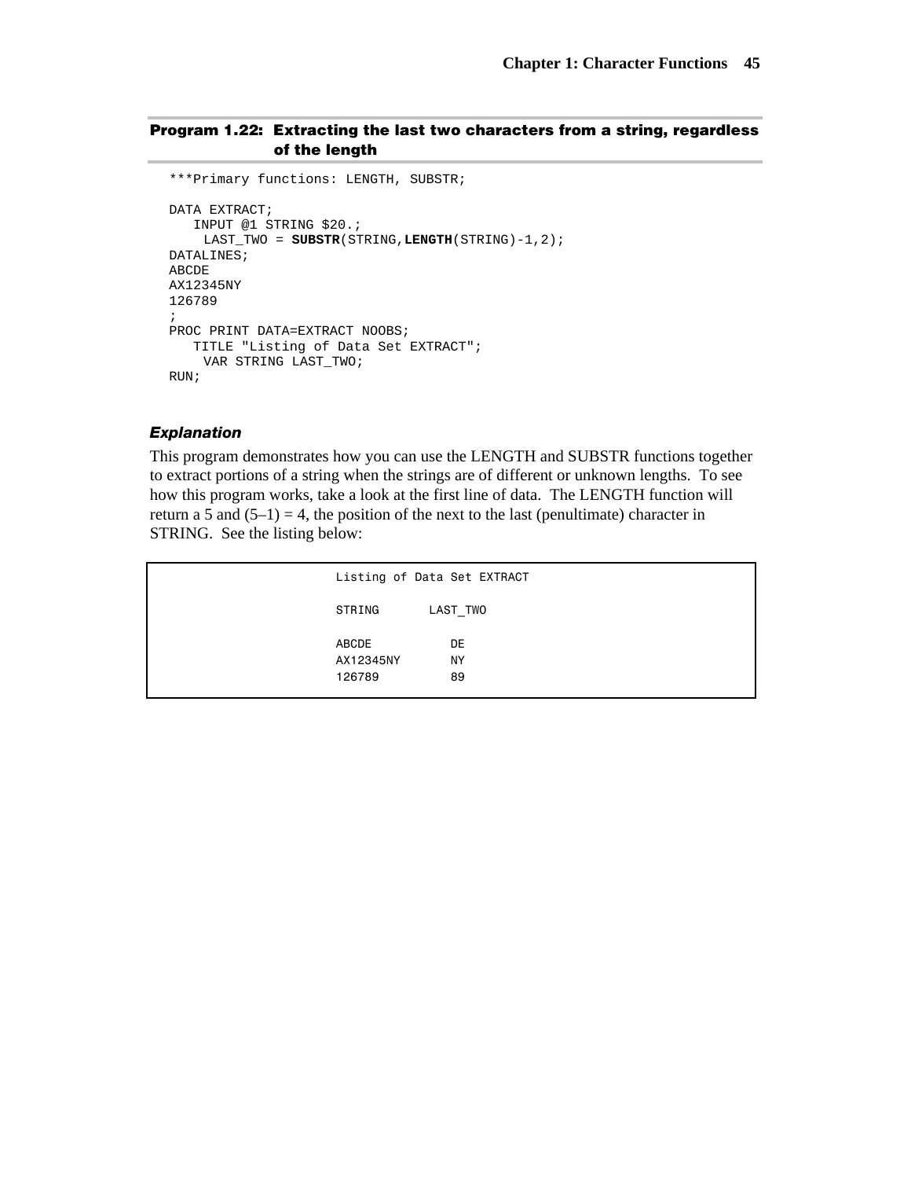### Program 1.22: Extracting the last two characters from a string, regardless of the length

```
***Primary functions: LENGTH, SUBSTR;

DATA EXTRACT;
   INPUT @1 STRING $20.;
    LAST_TWO = SUBSTR(STRING,LENGTH(STRING)-1,2);
DATALINES;
ABCDE
AX12345NY
126789
;
PROC PRINT DATA=EXTRACT NOOBS;
   TITLE "Listing of Data Set EXTRACT";
    VAR STRING LAST_TWO;
RUN;
```

#### *Explanation*

This program demonstrates how you can use the LENGTH and SUBSTR functions together to extract portions of a string when the strings are of different or unknown lengths. To see how this program works, take a look at the first line of data. The LENGTH function will return a 5 and (5–1) = 4, the position of the next to the last (penultimate) character in STRING. See the listing below:

```
Listing of Data Set EXTRACT

STRING       LAST_TWO

ABCDE           DE
AX12345NY       NY
126789          89
```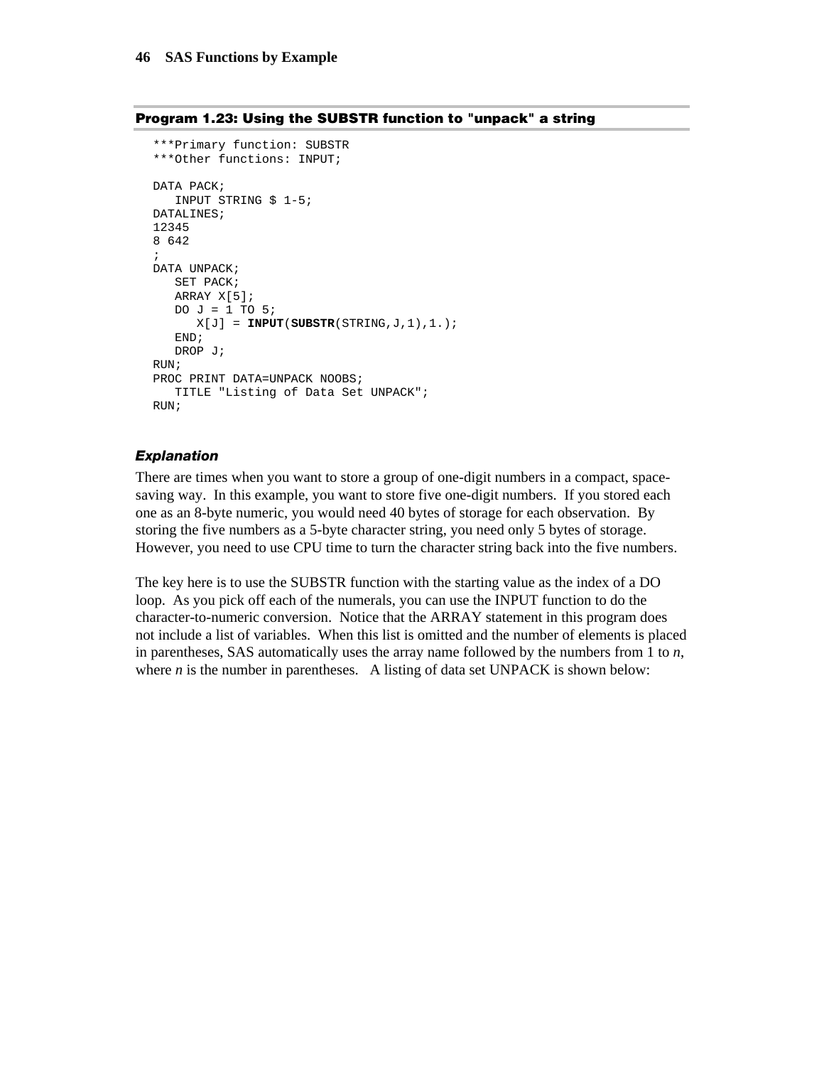**Program 1.23: Using the SUBSTR function to "unpack" a string**

```
***Primary function: SUBSTR
***Other functions: INPUT;

DATA PACK;
   INPUT STRING $ 1-5;
DATALINES;
12345
8 642
;
DATA UNPACK;
   SET PACK;
   ARRAY X[5];
   DO J = 1 TO 5;
      X[J] = INPUT(SUBSTR(STRING,J,1),1.);
   END;
   DROP J;
RUN;
PROC PRINT DATA=UNPACK NOOBS;
   TITLE "Listing of Data Set UNPACK";
RUN;
```

### *Explanation*

There are times when you want to store a group of one-digit numbers in a compact, space-saving way. In this example, you want to store five one-digit numbers. If you stored each one as an 8-byte numeric, you would need 40 bytes of storage for each observation. By storing the five numbers as a 5-byte character string, you need only 5 bytes of storage. However, you need to use CPU time to turn the character string back into the five numbers.

The key here is to use the SUBSTR function with the starting value as the index of a DO loop. As you pick off each of the numerals, you can use the INPUT function to do the character-to-numeric conversion. Notice that the ARRAY statement in this program does not include a list of variables. When this list is omitted and the number of elements is placed in parentheses, SAS automatically uses the array name followed by the numbers from 1 to *n*, where *n* is the number in parentheses. A listing of data set UNPACK is shown below: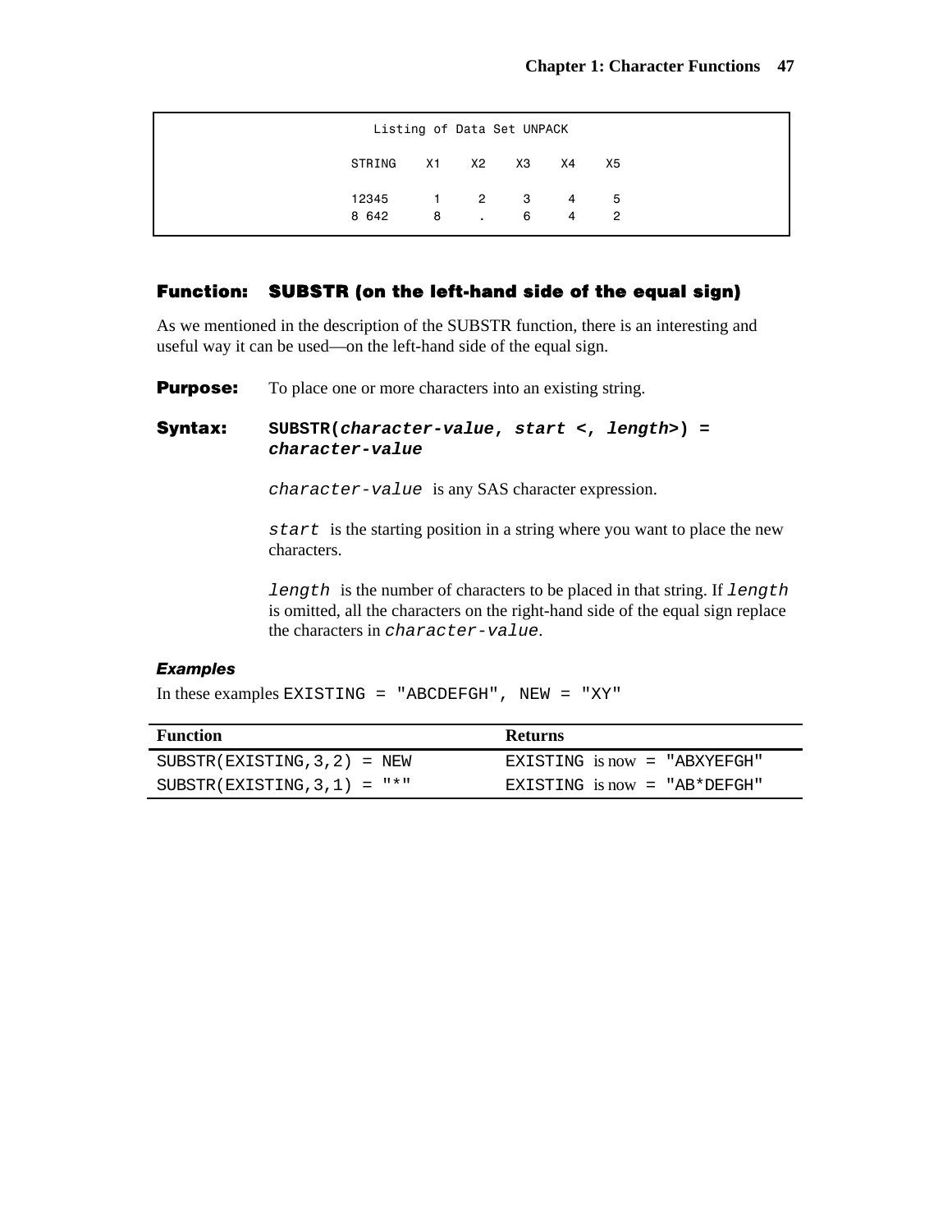```
                    Listing of Data Set UNPACK

                  STRING    X1    X2    X3    X4    X5

                  12345      1     2     3     4     5
                  8 642      8     .     6     4     2
```

## Function: SUBSTR (on the left-hand side of the equal sign)

As we mentioned in the description of the SUBSTR function, there is an interesting and useful way it can be used—on the left-hand side of the equal sign.

**Purpose:** To place one or more characters into an existing string.

**Syntax:** **SUBSTR(*character-value*, *start* <, *length*>) = *character-value***

`character-value` is any SAS character expression.

`start` is the starting position in a string where you want to place the new characters.

`length` is the number of characters to be placed in that string. If `length` is omitted, all the characters on the right-hand side of the equal sign replace the characters in `character-value`.

### *Examples*

In these examples `EXISTING = "ABCDEFGH", NEW = "XY"`

| Function | Returns |
| --- | --- |
| `SUBSTR(EXISTING,3,2) = NEW` | `EXISTING` is now `= "ABXYEFGH"` |
| `SUBSTR(EXISTING,3,1) = "*"` | `EXISTING` is now `= "AB*DEFGH"` |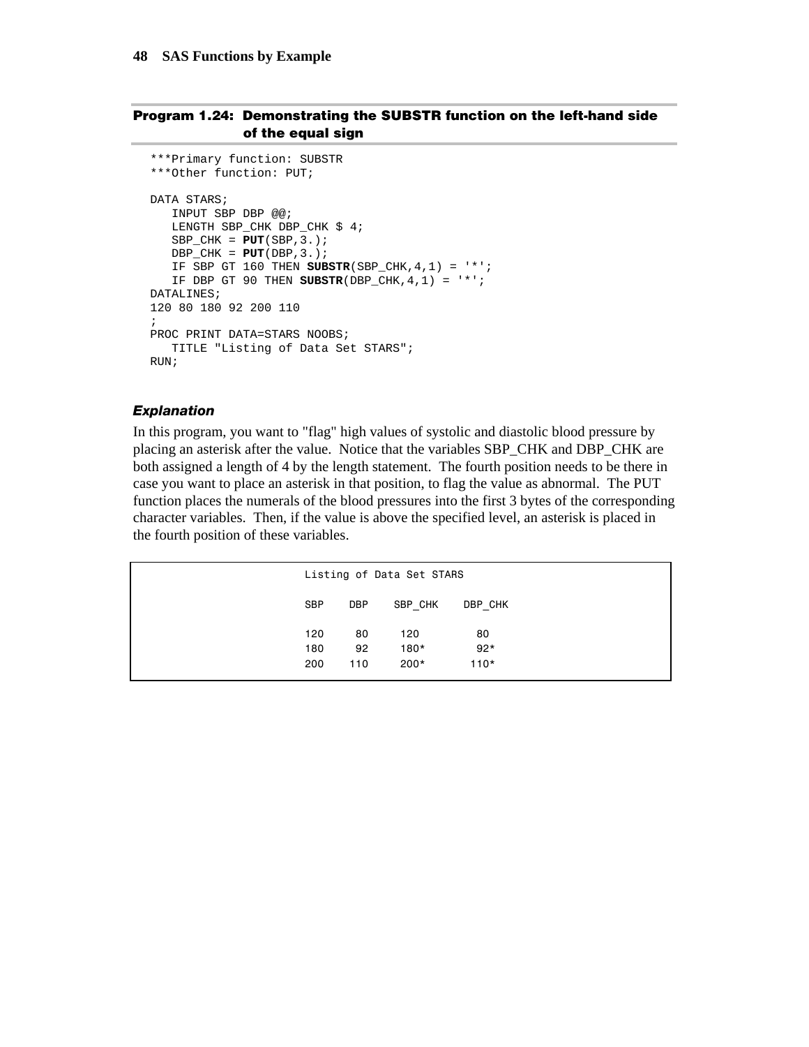### Program 1.24: Demonstrating the SUBSTR function on the left-hand side of the equal sign

```
***Primary function: SUBSTR
***Other function: PUT;

DATA STARS;
   INPUT SBP DBP @@;
   LENGTH SBP_CHK DBP_CHK $ 4;
   SBP_CHK = PUT(SBP,3.);
   DBP_CHK = PUT(DBP,3.);
   IF SBP GT 160 THEN SUBSTR(SBP_CHK,4,1) = '*';
   IF DBP GT 90 THEN SUBSTR(DBP_CHK,4,1) = '*';
DATALINES;
120 80 180 92 200 110
;
PROC PRINT DATA=STARS NOOBS;
   TITLE "Listing of Data Set STARS";
RUN;
```

#### *Explanation*

In this program, you want to "flag" high values of systolic and diastolic blood pressure by placing an asterisk after the value. Notice that the variables SBP_CHK and DBP_CHK are both assigned a length of 4 by the length statement. The fourth position needs to be there in case you want to place an asterisk in that position, to flag the value as abnormal. The PUT function places the numerals of the blood pressures into the first 3 bytes of the corresponding character variables. Then, if the value is above the specified level, an asterisk is placed in the fourth position of these variables.

```
                 Listing of Data Set STARS

                 SBP    DBP    SBP_CHK    DBP_CHK

                 120     80     120         80
                 180     92     180*        92*
                 200    110     200*       110*
```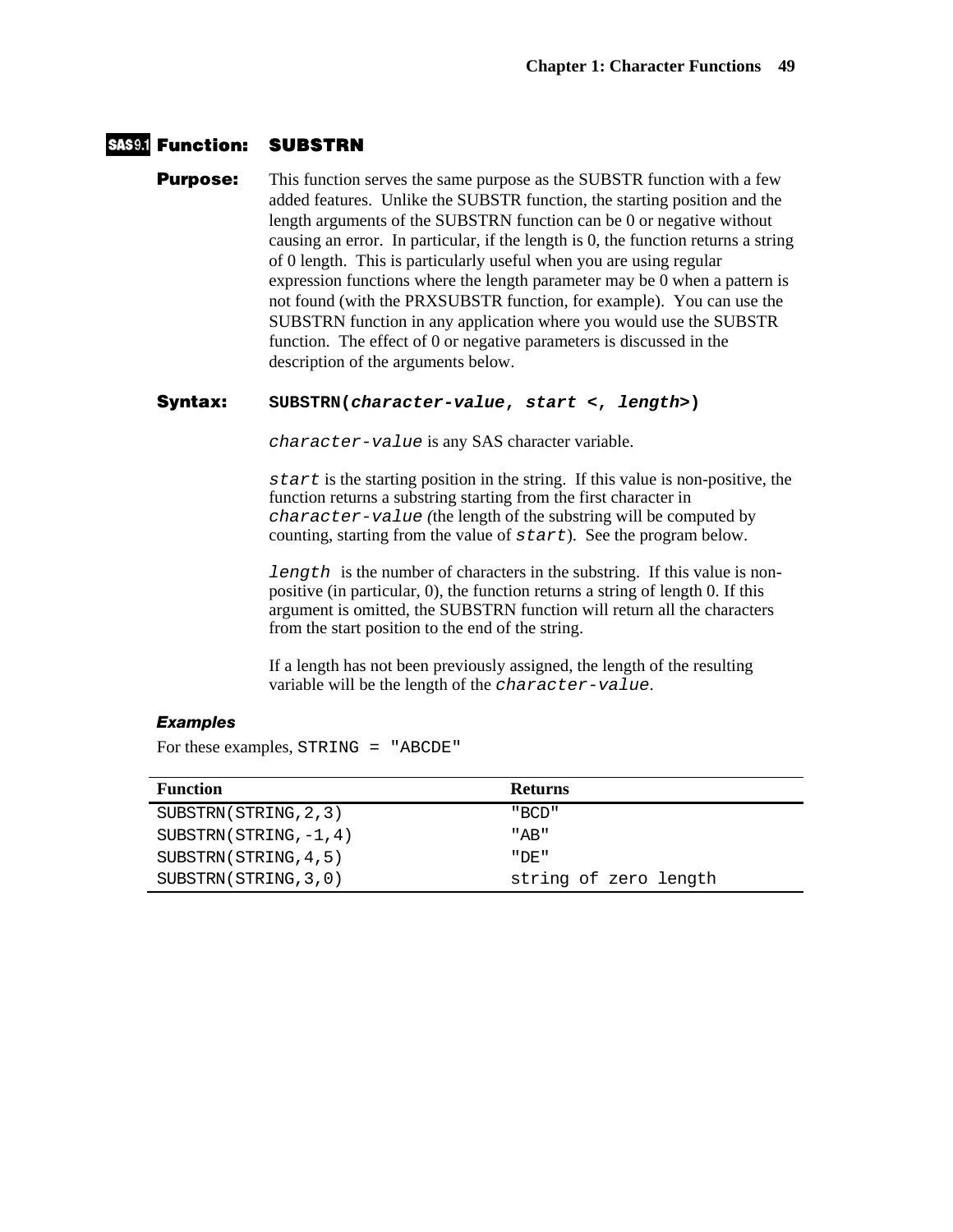## SAS9.1 Function: SUBSTRN

**Purpose:** This function serves the same purpose as the SUBSTR function with a few added features. Unlike the SUBSTR function, the starting position and the length arguments of the SUBSTRN function can be 0 or negative without causing an error. In particular, if the length is 0, the function returns a string of 0 length. This is particularly useful when you are using regular expression functions where the length parameter may be 0 when a pattern is not found (with the PRXSUBSTR function, for example). You can use the SUBSTRN function in any application where you would use the SUBSTR function. The effect of 0 or negative parameters is discussed in the description of the arguments below.

**Syntax:** **SUBSTRN(*character-value*, *start* <, *length*>)**

`character-value` is any SAS character variable.

`start` is the starting position in the string. If this value is non-positive, the function returns a substring starting from the first character in `character-value` (the length of the substring will be computed by counting, starting from the value of `start`). See the program below.

`length` is the number of characters in the substring. If this value is non-positive (in particular, 0), the function returns a string of length 0. If this argument is omitted, the SUBSTRN function will return all the characters from the start position to the end of the string.

If a length has not been previously assigned, the length of the resulting variable will be the length of the `character-value`.

### *Examples*

For these examples, `STRING = "ABCDE"`

| Function | Returns |
|---|---|
| `SUBSTRN(STRING,2,3)` | `"BCD"` |
| `SUBSTRN(STRING,-1,4)` | `"AB"` |
| `SUBSTRN(STRING,4,5)` | `"DE"` |
| `SUBSTRN(STRING,3,0)` | `string of zero length` |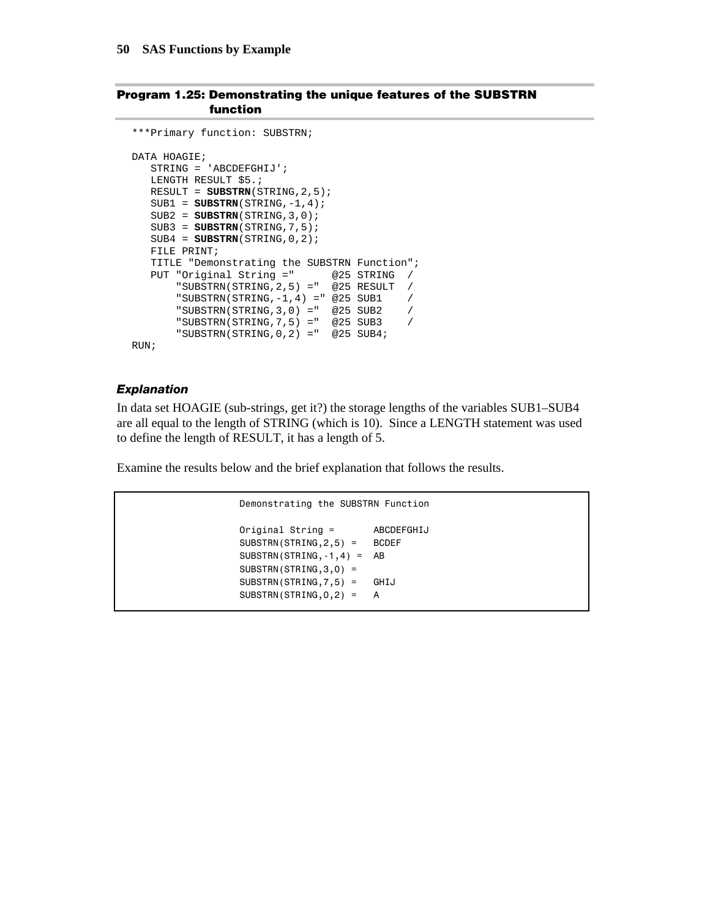### Program 1.25: Demonstrating the unique features of the SUBSTRN function

```
***Primary function: SUBSTRN;

DATA HOAGIE;
   STRING = 'ABCDEFGHIJ';
   LENGTH RESULT $5.;
   RESULT = SUBSTRN(STRING,2,5);
   SUB1 = SUBSTRN(STRING,-1,4);
   SUB2 = SUBSTRN(STRING,3,0);
   SUB3 = SUBSTRN(STRING,7,5);
   SUB4 = SUBSTRN(STRING,0,2);
   FILE PRINT;
   TITLE "Demonstrating the SUBSTRN Function";
   PUT "Original String ="      @25 STRING  /
       "SUBSTRN(STRING,2,5) ="  @25 RESULT  /
       "SUBSTRN(STRING,-1,4) =" @25 SUB1    /
       "SUBSTRN(STRING,3,0) ="  @25 SUB2    /
       "SUBSTRN(STRING,7,5) ="  @25 SUB3    /
       "SUBSTRN(STRING,0,2) ="  @25 SUB4;
RUN;
```

#### *Explanation*

In data set HOAGIE (sub-strings, get it?) the storage lengths of the variables SUB1–SUB4 are all equal to the length of STRING (which is 10). Since a LENGTH statement was used to define the length of RESULT, it has a length of 5.

Examine the results below and the brief explanation that follows the results.

```
Demonstrating the SUBSTRN Function

Original String =       ABCDEFGHIJ
SUBSTRN(STRING,2,5) =   BCDEF
SUBSTRN(STRING,-1,4) =  AB
SUBSTRN(STRING,3,0) =
SUBSTRN(STRING,7,5) =   GHIJ
SUBSTRN(STRING,0,2) =   A
```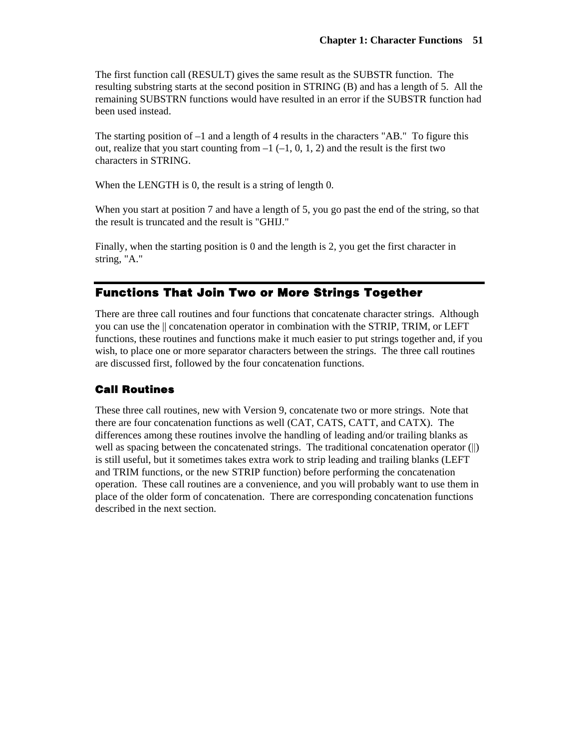The first function call (RESULT) gives the same result as the SUBSTR function. The resulting substring starts at the second position in STRING (B) and has a length of 5. All the remaining SUBSTRN functions would have resulted in an error if the SUBSTR function had been used instead.

The starting position of –1 and a length of 4 results in the characters "AB." To figure this out, realize that you start counting from –1 (–1, 0, 1, 2) and the result is the first two characters in STRING.

When the LENGTH is 0, the result is a string of length 0.

When you start at position 7 and have a length of 5, you go past the end of the string, so that the result is truncated and the result is "GHIJ."

Finally, when the starting position is 0 and the length is 2, you get the first character in string, "A."

## Functions That Join Two or More Strings Together

There are three call routines and four functions that concatenate character strings. Although you can use the || concatenation operator in combination with the STRIP, TRIM, or LEFT functions, these routines and functions make it much easier to put strings together and, if you wish, to place one or more separator characters between the strings. The three call routines are discussed first, followed by the four concatenation functions.

### Call Routines

These three call routines, new with Version 9, concatenate two or more strings. Note that there are four concatenation functions as well (CAT, CATS, CATT, and CATX). The differences among these routines involve the handling of leading and/or trailing blanks as well as spacing between the concatenated strings. The traditional concatenation operator (||) is still useful, but it sometimes takes extra work to strip leading and trailing blanks (LEFT and TRIM functions, or the new STRIP function) before performing the concatenation operation. These call routines are a convenience, and you will probably want to use them in place of the older form of concatenation. There are corresponding concatenation functions described in the next section.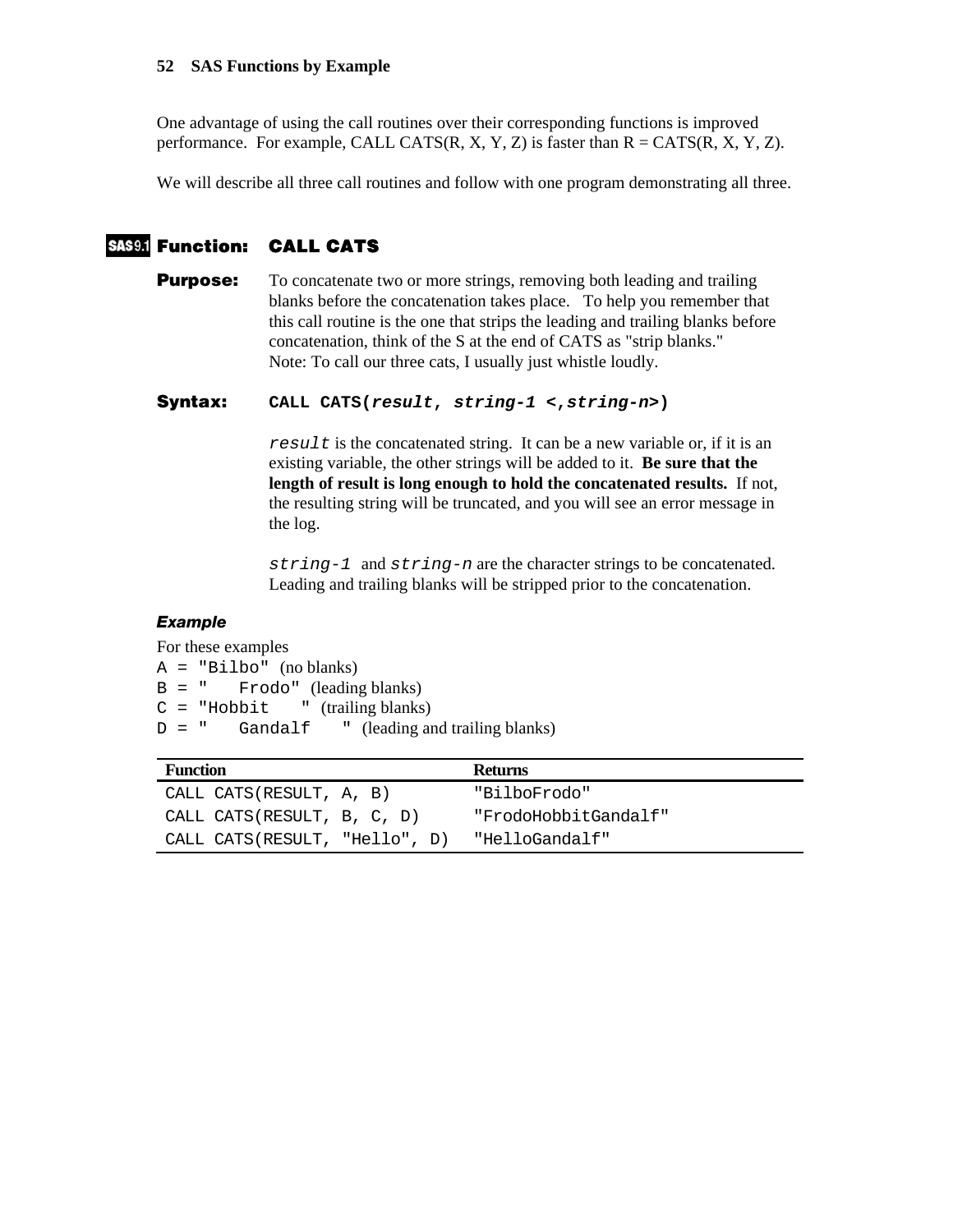One advantage of using the call routines over their corresponding functions is improved performance. For example, CALL CATS(R, X, Y, Z) is faster than R = CATS(R, X, Y, Z).

We will describe all three call routines and follow with one program demonstrating all three.

## SAS9.1 Function: CALL CATS

**Purpose:** To concatenate two or more strings, removing both leading and trailing blanks before the concatenation takes place. To help you remember that this call routine is the one that strips the leading and trailing blanks before concatenation, think of the S at the end of CATS as "strip blanks." Note: To call our three cats, I usually just whistle loudly.

**Syntax:** `CALL CATS(result, string-1 <,string-n>)`

`result` is the concatenated string. It can be a new variable or, if it is an existing variable, the other strings will be added to it. **Be sure that the length of result is long enough to hold the concatenated results.** If not, the resulting string will be truncated, and you will see an error message in the log.

`string-1` and `string-n` are the character strings to be concatenated. Leading and trailing blanks will be stripped prior to the concatenation.

### *Example*

For these examples

`A = "Bilbo"` (no blanks)
`B = "   Frodo"` (leading blanks)
`C = "Hobbit   "` (trailing blanks)
`D = "   Gandalf   "` (leading and trailing blanks)

| Function | Returns |
|---|---|
| `CALL CATS(RESULT, A, B)` | `"BilboFrodo"` |
| `CALL CATS(RESULT, B, C, D)` | `"FrodoHobbitGandalf"` |
| `CALL CATS(RESULT, "Hello", D)` | `"HelloGandalf"` |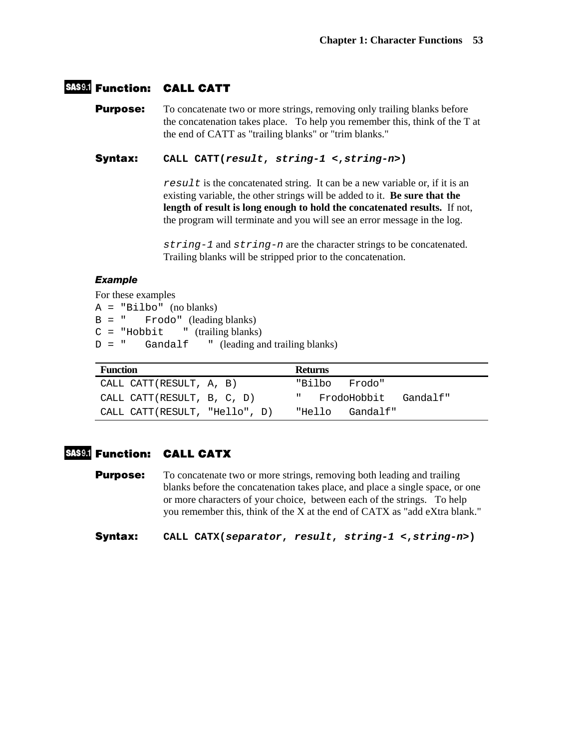## SAS9.1 Function: CALL CATT

**Purpose:** To concatenate two or more strings, removing only trailing blanks before the concatenation takes place. To help you remember this, think of the T at the end of CATT as "trailing blanks" or "trim blanks."

**Syntax:** **CALL CATT(*result*, *string-1* <,*string-n*>)**

`result` is the concatenated string. It can be a new variable or, if it is an existing variable, the other strings will be added to it. **Be sure that the length of result is long enough to hold the concatenated results.** If not, the program will terminate and you will see an error message in the log.

`string-1` and `string-n` are the character strings to be concatenated. Trailing blanks will be stripped prior to the concatenation.

### *Example*

For these examples

`A = "Bilbo"` (no blanks)
`B = "   Frodo"` (leading blanks)
`C = "Hobbit   "` (trailing blanks)
`D = "   Gandalf   "` (leading and trailing blanks)

| Function | Returns |
|---|---|
| `CALL CATT(RESULT, A, B)` | `"Bilbo   Frodo"` |
| `CALL CATT(RESULT, B, C, D)` | `"   FrodoHobbit   Gandalf"` |
| `CALL CATT(RESULT, "Hello", D)` | `"Hello   Gandalf"` |

## SAS9.1 Function: CALL CATX

**Purpose:** To concatenate two or more strings, removing both leading and trailing blanks before the concatenation takes place, and place a single space, or one or more characters of your choice, between each of the strings. To help you remember this, think of the X at the end of CATX as "add eXtra blank."

**Syntax:** **CALL CATX(*separator*, *result*, *string-1* <,*string-n*>)**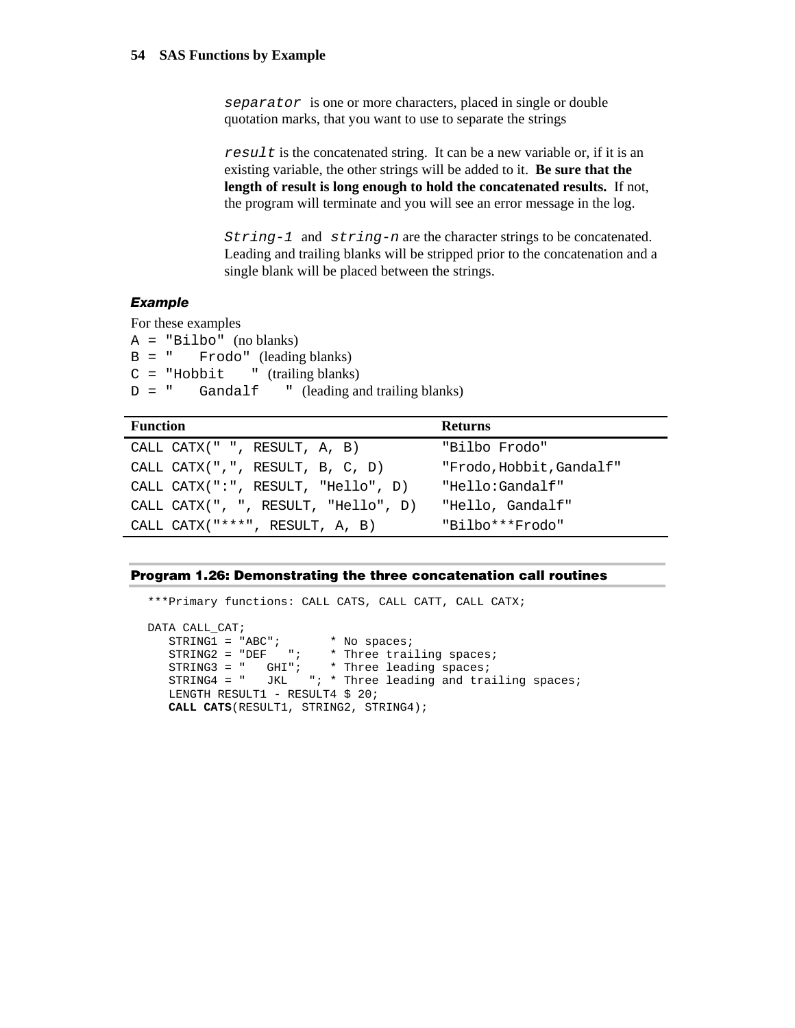`separator` is one or more characters, placed in single or double quotation marks, that you want to use to separate the strings

`result` is the concatenated string. It can be a new variable or, if it is an existing variable, the other strings will be added to it. **Be sure that the length of result is long enough to hold the concatenated results.** If not, the program will terminate and you will see an error message in the log.

`String-1` and `string-n` are the character strings to be concatenated. Leading and trailing blanks will be stripped prior to the concatenation and a single blank will be placed between the strings.

### *Example*

For these examples

`A = "Bilbo"` (no blanks)
`B = "   Frodo"` (leading blanks)
`C = "Hobbit   "` (trailing blanks)
`D = "   Gandalf    "` (leading and trailing blanks)

| Function | Returns |
|---|---|
| CALL CATX(" ", RESULT, A, B) | "Bilbo Frodo" |
| CALL CATX(",", RESULT, B, C, D) | "Frodo,Hobbit,Gandalf" |
| CALL CATX(":", RESULT, "Hello", D) | "Hello:Gandalf" |
| CALL CATX(", ", RESULT, "Hello", D) | "Hello, Gandalf" |
| CALL CATX("***", RESULT, A, B) | "Bilbo***Frodo" |

**Program 1.26: Demonstrating the three concatenation call routines**

```
***Primary functions: CALL CATS, CALL CATT, CALL CATX;

DATA CALL_CAT;
   STRING1 = "ABC";       * No spaces;
   STRING2 = "DEF   ";    * Three trailing spaces;
   STRING3 = "   GHI";    * Three leading spaces;
   STRING4 = "   JKL   "; * Three leading and trailing spaces;
   LENGTH RESULT1 - RESULT4 $ 20;
   CALL CATS(RESULT1, STRING2, STRING4);
```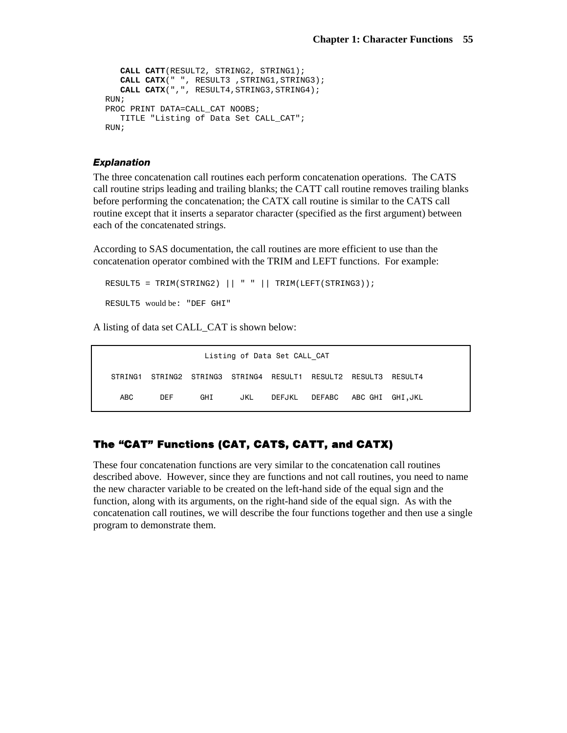```
   CALL CATT(RESULT2, STRING2, STRING1);
   CALL CATX(" ", RESULT3 ,STRING1,STRING3);
   CALL CATX(",", RESULT4,STRING3,STRING4);
RUN;
PROC PRINT DATA=CALL_CAT NOOBS;
   TITLE "Listing of Data Set CALL_CAT";
RUN;
```

#### *Explanation*

The three concatenation call routines each perform concatenation operations. The CATS call routine strips leading and trailing blanks; the CATT call routine removes trailing blanks before performing the concatenation; the CATX call routine is similar to the CATS call routine except that it inserts a separator character (specified as the first argument) between each of the concatenated strings.

According to SAS documentation, the call routines are more efficient to use than the concatenation operator combined with the TRIM and LEFT functions. For example:

```
RESULT5 = TRIM(STRING2) || " " || TRIM(LEFT(STRING3));
```

`RESULT5` would be: `"DEF GHI"`

A listing of data set CALL_CAT is shown below:

Listing of Data Set CALL_CAT

| STRING1 | STRING2 | STRING3 | STRING4 | RESULT1 | RESULT2 | RESULT3 | RESULT4 |
|---|---|---|---|---|---|---|---|
| ABC | DEF | GHI | JKL | DEFJKL | DEFABC | ABC GHI | GHI,JKL |

## The "CAT" Functions (CAT, CATS, CATT, and CATX)

These four concatenation functions are very similar to the concatenation call routines described above. However, since they are functions and not call routines, you need to name the new character variable to be created on the left-hand side of the equal sign and the function, along with its arguments, on the right-hand side of the equal sign. As with the concatenation call routines, we will describe the four functions together and then use a single program to demonstrate them.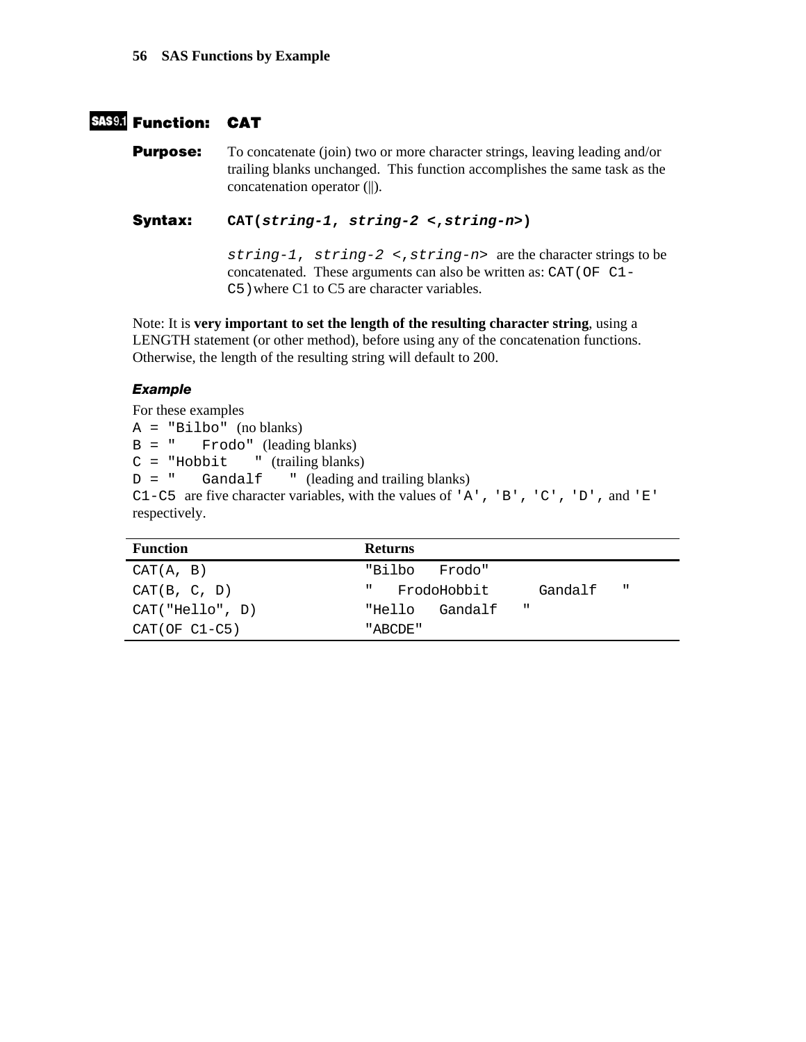SAS9.1 **Function: CAT**

**Purpose:** To concatenate (join) two or more character strings, leaving leading and/or trailing blanks unchanged. This function accomplishes the same task as the concatenation operator (||).

**Syntax:** `CAT(string-1, string-2 <,string-n>)`

`string-1, string-2 <,string-n>` are the character strings to be concatenated. These arguments can also be written as: `CAT(OF C1-C5)` where C1 to C5 are character variables.

Note: It is **very important to set the length of the resulting character string**, using a LENGTH statement (or other method), before using any of the concatenation functions. Otherwise, the length of the resulting string will default to 200.

***Example***

For these examples
`A = "Bilbo"` (no blanks)
`B = "   Frodo"` (leading blanks)
`C = "Hobbit    "` (trailing blanks)
`D = "   Gandalf    "` (leading and trailing blanks)
`C1-C5` are five character variables, with the values of `'A'`, `'B'`, `'C'`, `'D'`, and `'E'` respectively.

| Function | Returns |
|---|---|
| `CAT(A, B)` | `"Bilbo   Frodo"` |
| `CAT(B, C, D)` | `"   FrodoHobbit      Gandalf   "` |
| `CAT("Hello", D)` | `"Hello   Gandalf   "` |
| `CAT(OF C1-C5)` | `"ABCDE"` |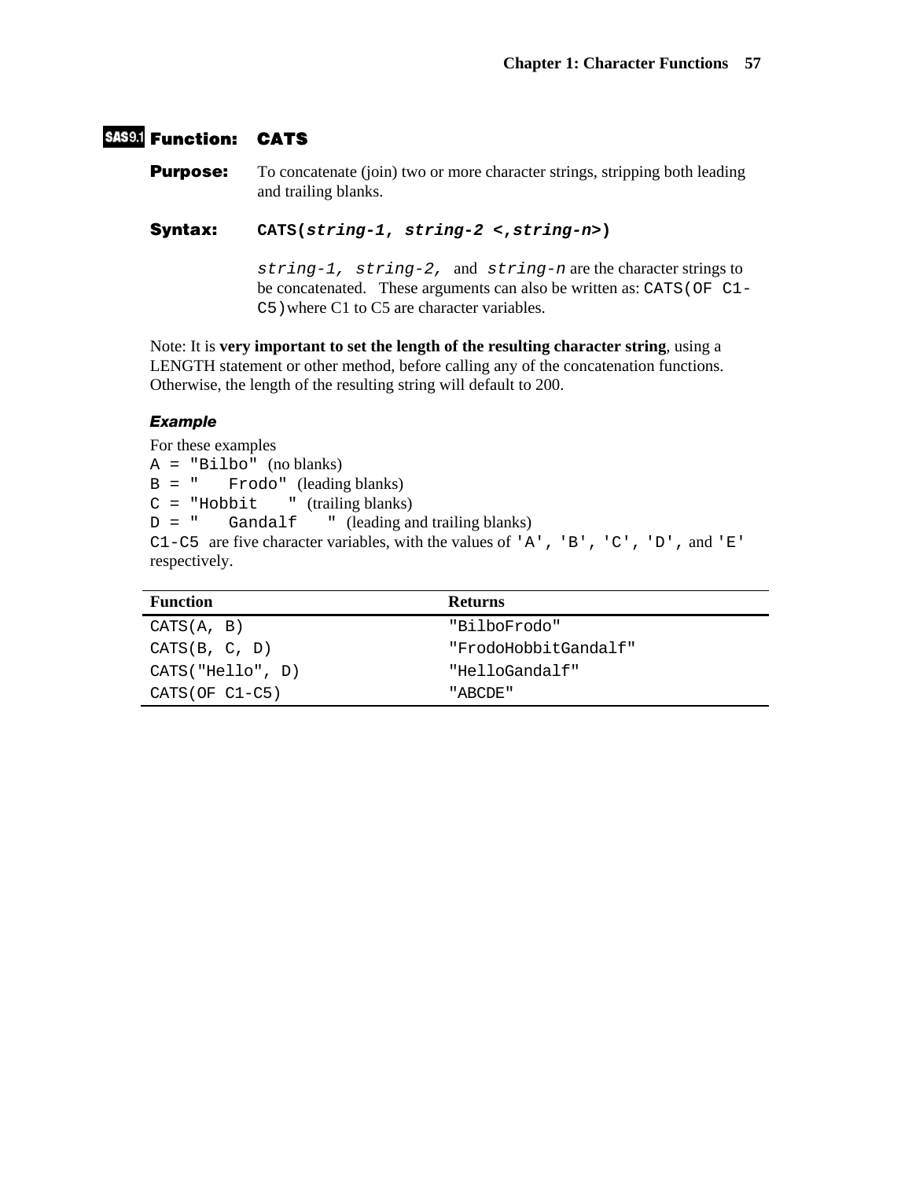## SAS9.1 Function: CATS

**Purpose:** To concatenate (join) two or more character strings, stripping both leading and trailing blanks.

**Syntax:** **`CATS(`*`string-1, string-2 <,string-n>`*`)`**

*`string-1, string-2,`* and *`string-n`* are the character strings to be concatenated. These arguments can also be written as: `CATS(OF C1-C5)` where C1 to C5 are character variables.

Note: It is **very important to set the length of the resulting character string**, using a LENGTH statement or other method, before calling any of the concatenation functions. Otherwise, the length of the resulting string will default to 200.

### *Example*

For these examples
`A = "Bilbo"` (no blanks)
`B = "   Frodo"` (leading blanks)
`C = "Hobbit   "` (trailing blanks)
`D = "   Gandalf   "` (leading and trailing blanks)
`C1-C5` are five character variables, with the values of `'A'`, `'B'`, `'C'`, `'D'`, and `'E'` respectively.

| Function | Returns |
|---|---|
| `CATS(A, B)` | `"BilboFrodo"` |
| `CATS(B, C, D)` | `"FrodoHobbitGandalf"` |
| `CATS("Hello", D)` | `"HelloGandalf"` |
| `CATS(OF C1-C5)` | `"ABCDE"` |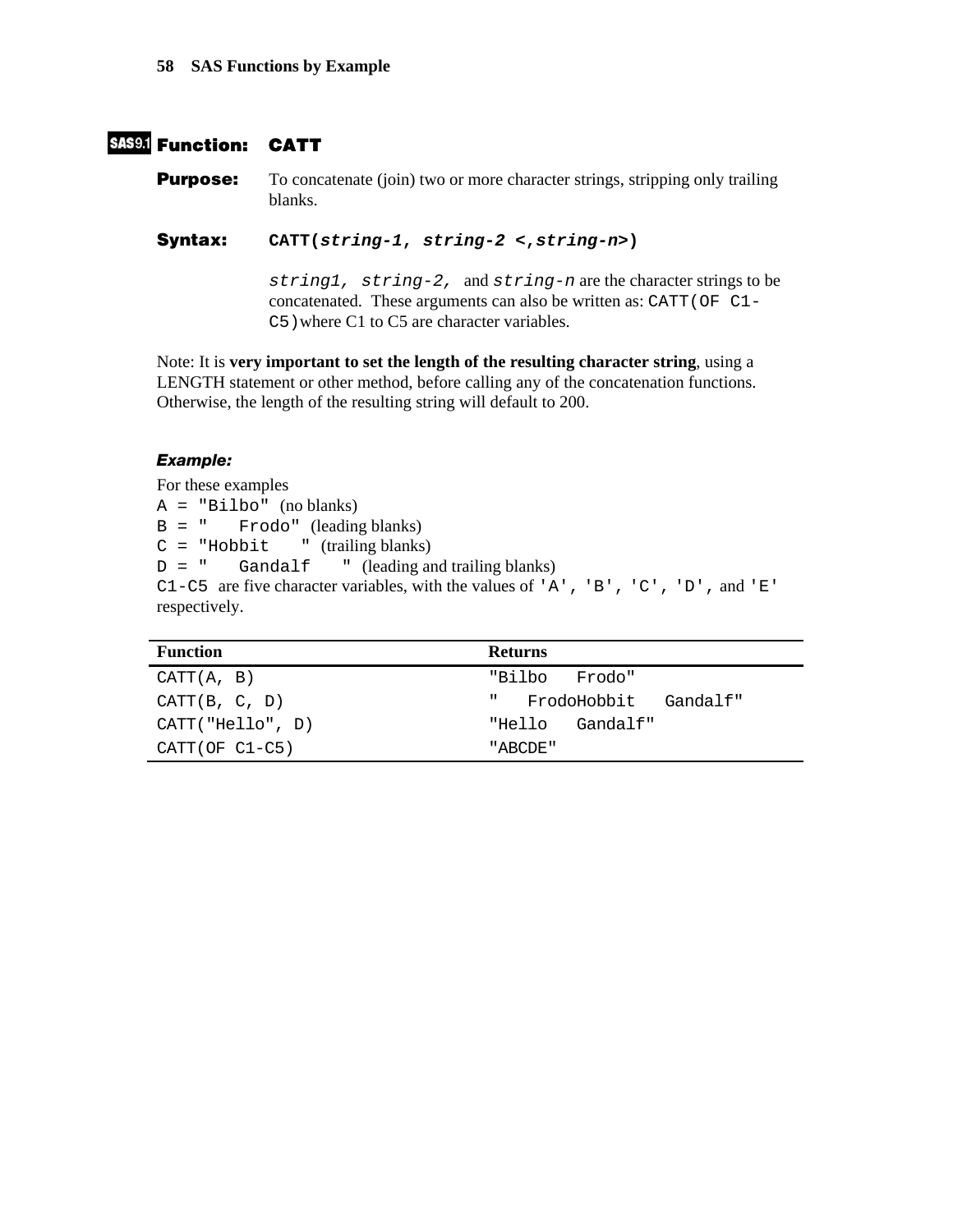## SAS9.1 Function: CATT

**Purpose:** To concatenate (join) two or more character strings, stripping only trailing blanks.

**Syntax:** `CATT(string-1, string-2 <,string-n>)`

`string1, string-2,` and `string-n` are the character strings to be concatenated. These arguments can also be written as: `CATT(OF C1-C5)` where C1 to C5 are character variables.

Note: It is **very important to set the length of the resulting character string**, using a LENGTH statement or other method, before calling any of the concatenation functions. Otherwise, the length of the resulting string will default to 200.

### *Example:*

For these examples

`A = "Bilbo"` (no blanks)
`B = "   Frodo"` (leading blanks)
`C = "Hobbit   "` (trailing blanks)
`D = "   Gandalf   "` (leading and trailing blanks)
`C1-C5` are five character variables, with the values of `'A'`, `'B'`, `'C'`, `'D'`, and `'E'` respectively.

| Function | Returns |
|---|---|
| `CATT(A, B)` | `"Bilbo   Frodo"` |
| `CATT(B, C, D)` | `"   FrodoHobbit   Gandalf"` |
| `CATT("Hello", D)` | `"Hello   Gandalf"` |
| `CATT(OF C1-C5)` | `"ABCDE"` |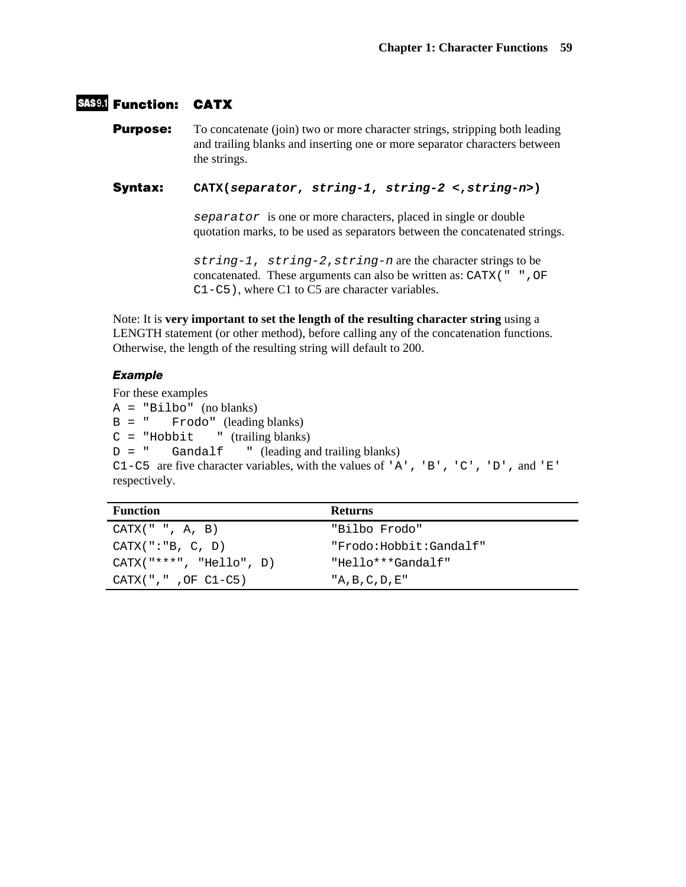## SAS9.1 Function: CATX

**Purpose:** To concatenate (join) two or more character strings, stripping both leading and trailing blanks and inserting one or more separator characters between the strings.

**Syntax:** `CATX(`***`separator`***`, `***`string-1`***`, `***`string-2 <,string-n>`***`)`

*`separator`* is one or more characters, placed in single or double quotation marks, to be used as separators between the concatenated strings.

*`string-1, string-2,string-n`* are the character strings to be concatenated. These arguments can also be written as: `CATX(" ",OF C1-C5)`, where C1 to C5 are character variables.

Note: It is **very important to set the length of the resulting character string** using a LENGTH statement (or other method), before calling any of the concatenation functions. Otherwise, the length of the resulting string will default to 200.

### *Example*

For these examples
`A = "Bilbo"` (no blanks)
`B = "    Frodo"` (leading blanks)
`C = "Hobbit    "` (trailing blanks)
`D = "    Gandalf    "` (leading and trailing blanks)
`C1-C5` are five character variables, with the values of `'A'`, `'B'`, `'C'`, `'D'`, and `'E'` respectively.

| Function | Returns |
|---|---|
| `CATX(" ", A, B)` | `"Bilbo Frodo"` |
| `CATX(":"B, C, D)` | `"Frodo:Hobbit:Gandalf"` |
| `CATX("***", "Hello", D)` | `"Hello***Gandalf"` |
| `CATX("," ,OF C1-C5)` | `"A,B,C,D,E"` |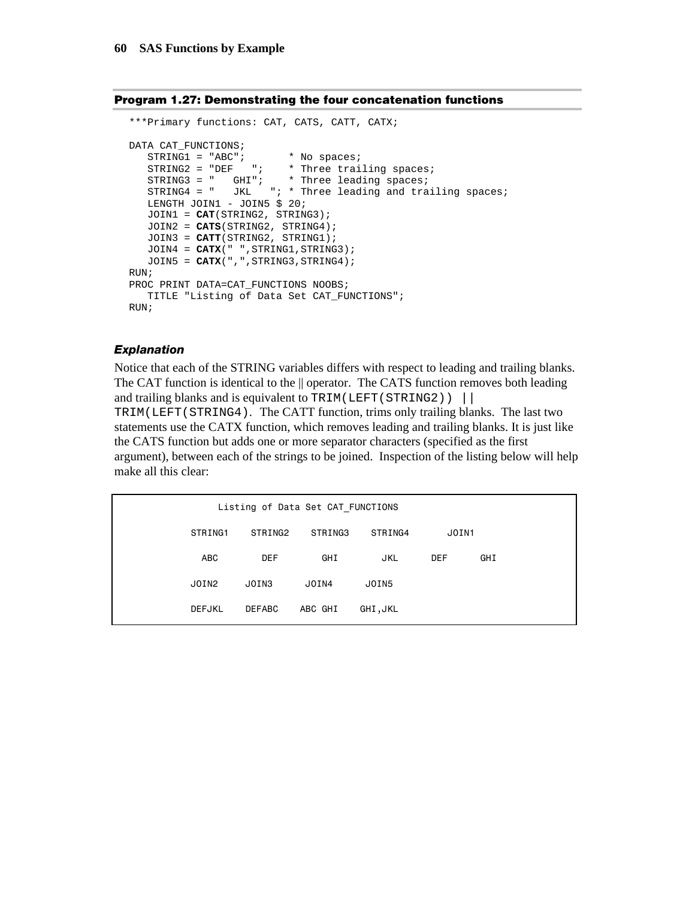**Program 1.27: Demonstrating the four concatenation functions**

```
***Primary functions: CAT, CATS, CATT, CATX;

DATA CAT_FUNCTIONS;
   STRING1 = "ABC";       * No spaces;
   STRING2 = "DEF   ";    * Three trailing spaces;
   STRING3 = "   GHI";    * Three leading spaces;
   STRING4 = "   JKL   "; * Three leading and trailing spaces;
   LENGTH JOIN1 - JOIN5 $ 20;
   JOIN1 = CAT(STRING2, STRING3);
   JOIN2 = CATS(STRING2, STRING4);
   JOIN3 = CATT(STRING2, STRING1);
   JOIN4 = CATX(" ",STRING1,STRING3);
   JOIN5 = CATX(",",STRING3,STRING4);
RUN;
PROC PRINT DATA=CAT_FUNCTIONS NOOBS;
   TITLE "Listing of Data Set CAT_FUNCTIONS";
RUN;
```

***Explanation***

Notice that each of the STRING variables differs with respect to leading and trailing blanks. The CAT function is identical to the || operator. The CATS function removes both leading and trailing blanks and is equivalent to `TRIM(LEFT(STRING2)) || TRIM(LEFT(STRING4))`. The CATT function, trims only trailing blanks. The last two statements use the CATX function, which removes leading and trailing blanks. It is just like the CATS function but adds one or more separator characters (specified as the first argument), between each of the strings to be joined. Inspection of the listing below will help make all this clear:

```
             Listing of Data Set CAT_FUNCTIONS

        STRING1    STRING2    STRING3    STRING4       JOIN1

          ABC        DEF        GHI        JKL      DEF      GHI

        JOIN2     JOIN3      JOIN4      JOIN5

        DEFJKL    DEFABC    ABC GHI    GHI,JKL
```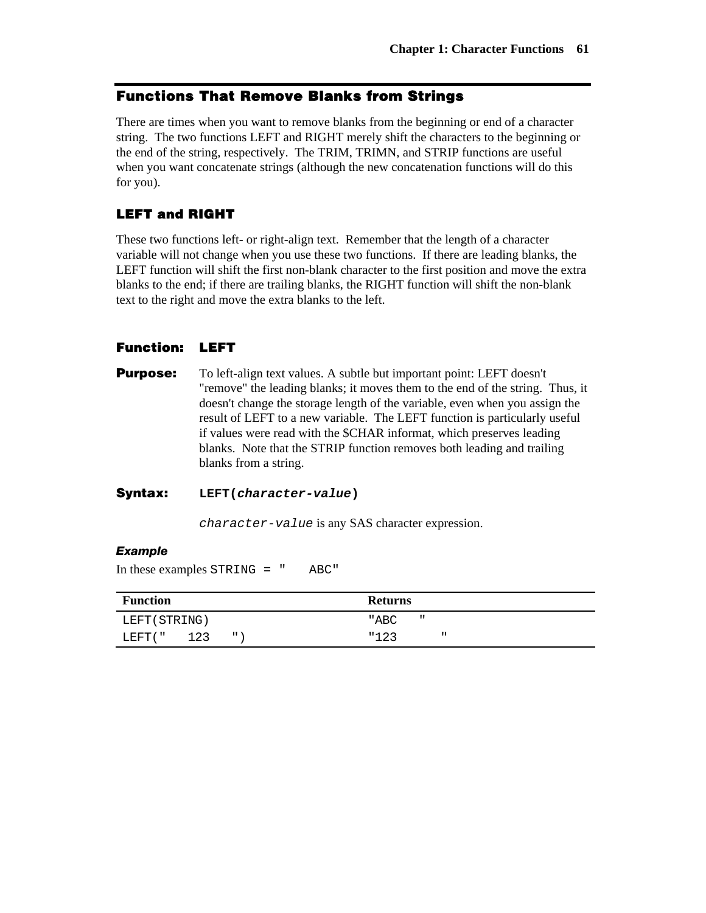## Functions That Remove Blanks from Strings

There are times when you want to remove blanks from the beginning or end of a character string. The two functions LEFT and RIGHT merely shift the characters to the beginning or the end of the string, respectively. The TRIM, TRIMN, and STRIP functions are useful when you want concatenate strings (although the new concatenation functions will do this for you).

### LEFT and RIGHT

These two functions left- or right-align text. Remember that the length of a character variable will not change when you use these two functions. If there are leading blanks, the LEFT function will shift the first non-blank character to the first position and move the extra blanks to the end; if there are trailing blanks, the RIGHT function will shift the non-blank text to the right and move the extra blanks to the left.

### Function: LEFT

**Purpose:** To left-align text values. A subtle but important point: LEFT doesn't "remove" the leading blanks; it moves them to the end of the string. Thus, it doesn't change the storage length of the variable, even when you assign the result of LEFT to a new variable. The LEFT function is particularly useful if values were read with the $CHAR informat, which preserves leading blanks. Note that the STRIP function removes both leading and trailing blanks from a string.

**Syntax:** `LEFT(`***`character-value`***`)`

`character-value` is any SAS character expression.

#### *Example*

In these examples `STRING = "    ABC"`

| Function | Returns |
|---|---|
| `LEFT(STRING)` | `"ABC    "` |
| `LEFT("    123    ")` | `"123        "` |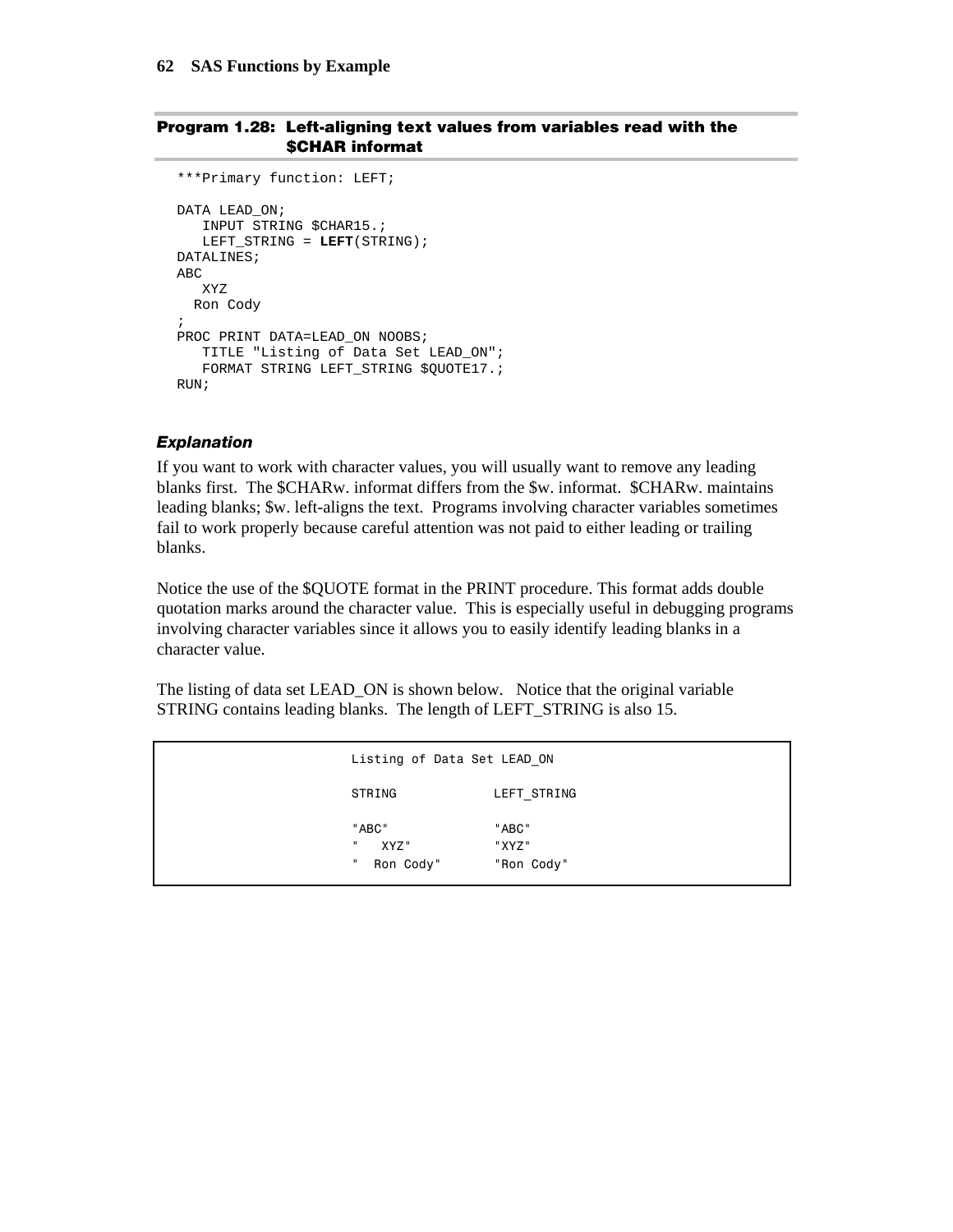### Program 1.28: Left-aligning text values from variables read with the $CHAR informat

```
***Primary function: LEFT;

DATA LEAD_ON;
   INPUT STRING $CHAR15.;
   LEFT_STRING = LEFT(STRING);
DATALINES;
ABC
   XYZ
  Ron Cody
;
PROC PRINT DATA=LEAD_ON NOOBS;
   TITLE "Listing of Data Set LEAD_ON";
   FORMAT STRING LEFT_STRING $QUOTE17.;
RUN;
```

#### *Explanation*

If you want to work with character values, you will usually want to remove any leading blanks first. The $CHARw. informat differs from the $w. informat. $CHARw. maintains leading blanks; $w. left-aligns the text. Programs involving character variables sometimes fail to work properly because careful attention was not paid to either leading or trailing blanks.

Notice the use of the $QUOTE format in the PRINT procedure. This format adds double quotation marks around the character value. This is especially useful in debugging programs involving character variables since it allows you to easily identify leading blanks in a character value.

The listing of data set LEAD_ON is shown below. Notice that the original variable STRING contains leading blanks. The length of LEFT_STRING is also 15.

```
Listing of Data Set LEAD_ON

STRING              LEFT_STRING

"ABC"               "ABC"
"   XYZ"            "XYZ"
"  Ron Cody"        "Ron Cody"
```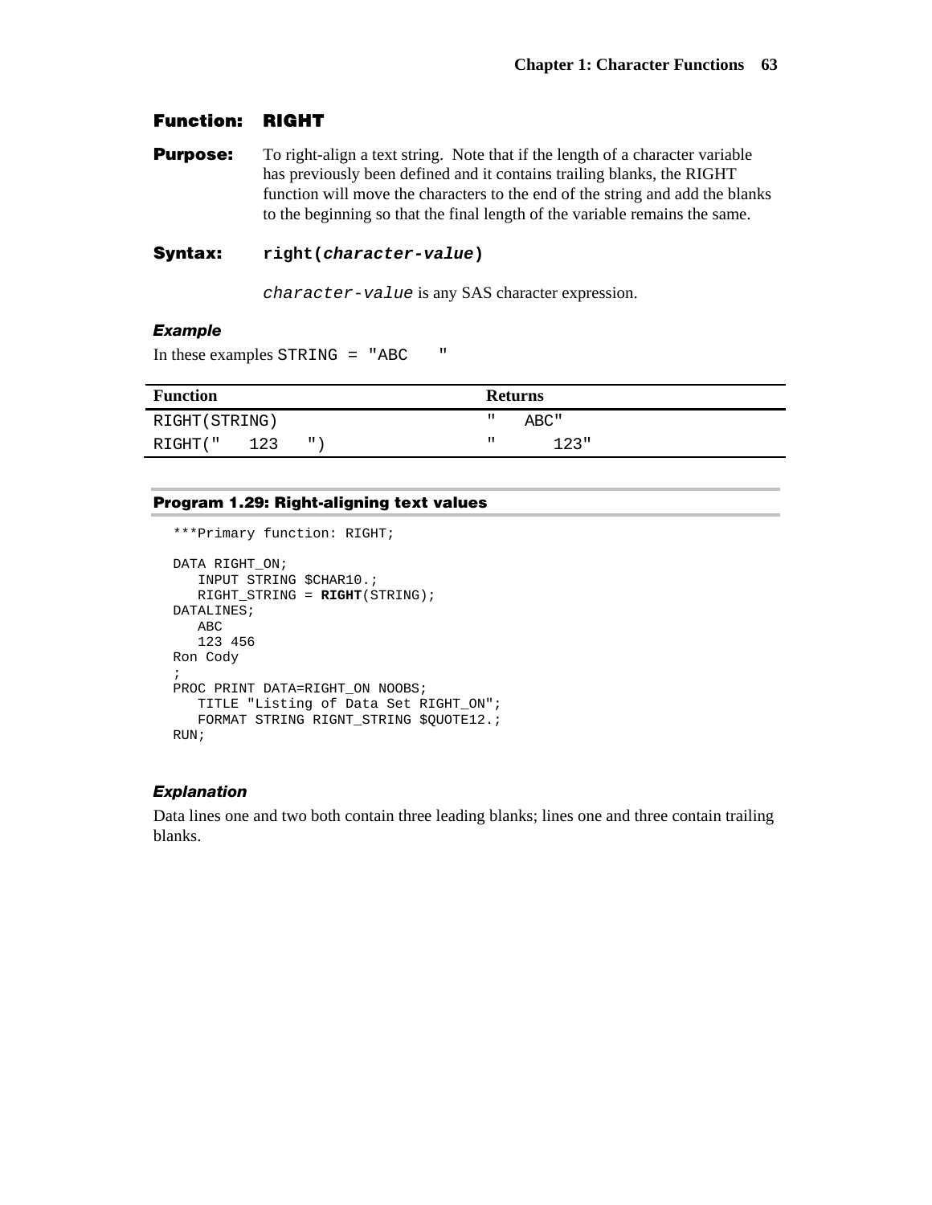## Function: RIGHT

**Purpose:** To right-align a text string. Note that if the length of a character variable has previously been defined and it contains trailing blanks, the RIGHT function will move the characters to the end of the string and add the blanks to the beginning so that the final length of the variable remains the same.

**Syntax:** `right(character-value)`

`character-value` is any SAS character expression.

### *Example*

In these examples `STRING = "ABC    "`

| Function | Returns |
|---|---|
| `RIGHT(STRING)` | `"    ABC"` |
| `RIGHT("   123    ")` | `"       123"` |

### Program 1.29: Right-aligning text values

```
***Primary function: RIGHT;

DATA RIGHT_ON;
   INPUT STRING $CHAR10.;
   RIGHT_STRING = RIGHT(STRING);
DATALINES;
   ABC
   123 456
Ron Cody
;
PROC PRINT DATA=RIGHT_ON NOOBS;
   TITLE "Listing of Data Set RIGHT_ON";
   FORMAT STRING RIGNT_STRING $QUOTE12.;
RUN;
```

### *Explanation*

Data lines one and two both contain three leading blanks; lines one and three contain trailing blanks.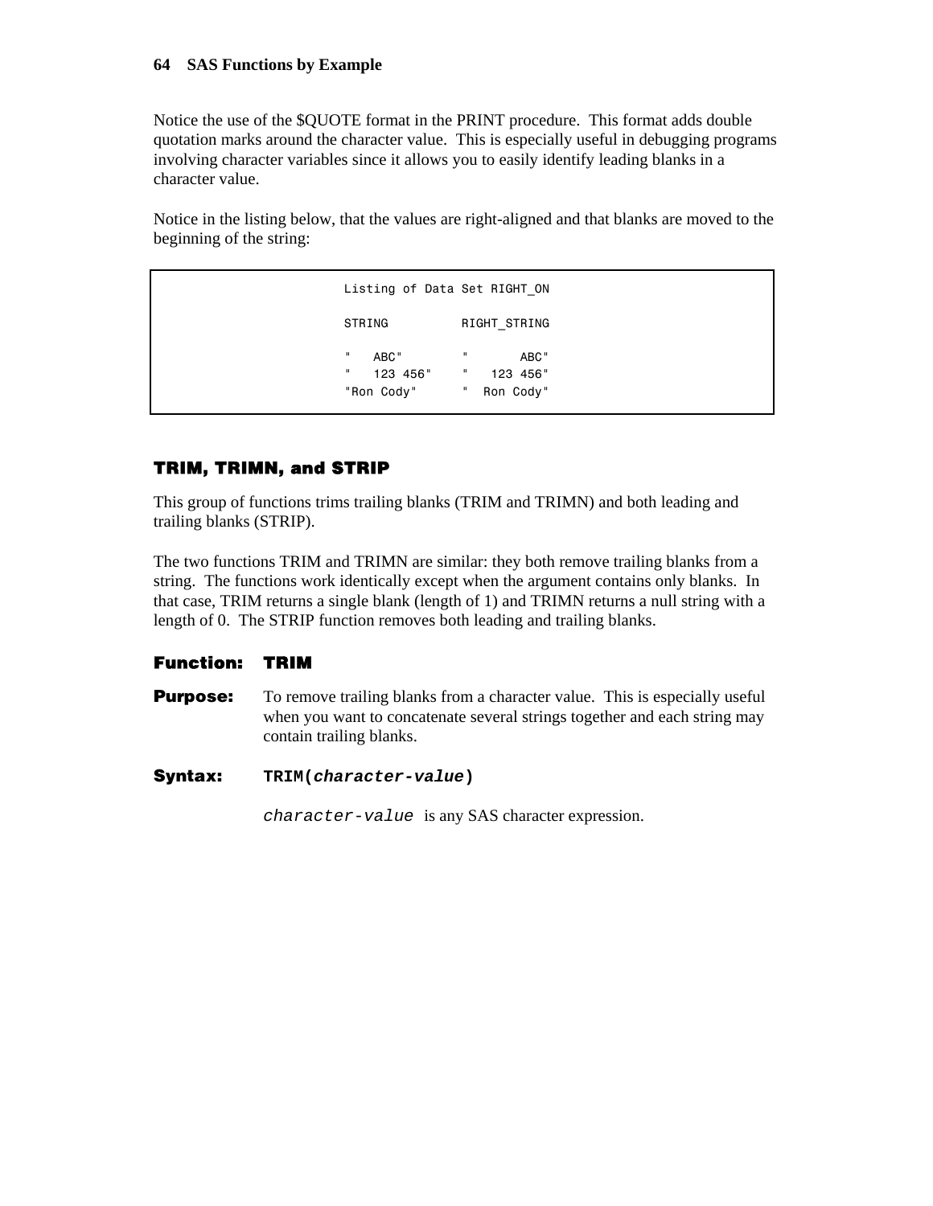Notice the use of the $QUOTE format in the PRINT procedure. This format adds double quotation marks around the character value. This is especially useful in debugging programs involving character variables since it allows you to easily identify leading blanks in a character value.

Notice in the listing below, that the values are right-aligned and that blanks are moved to the beginning of the string:

```
Listing of Data Set RIGHT_ON

STRING          RIGHT_STRING

"   ABC"        "       ABC"
"   123 456"    "   123 456"
"Ron Cody"      "  Ron Cody"
```

## TRIM, TRIMN, and STRIP

This group of functions trims trailing blanks (TRIM and TRIMN) and both leading and trailing blanks (STRIP).

The two functions TRIM and TRIMN are similar: they both remove trailing blanks from a string. The functions work identically except when the argument contains only blanks. In that case, TRIM returns a single blank (length of 1) and TRIMN returns a null string with a length of 0. The STRIP function removes both leading and trailing blanks.

### Function: TRIM

**Purpose:** To remove trailing blanks from a character value. This is especially useful when you want to concatenate several strings together and each string may contain trailing blanks.

**Syntax:** **`TRIM(`*`character-value`*`)`**

*`character-value`* is any SAS character expression.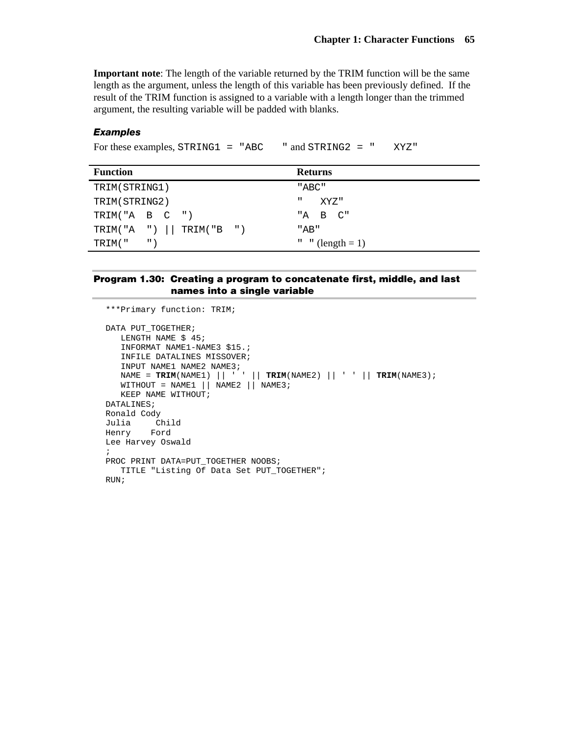**Important note**: The length of the variable returned by the TRIM function will be the same length as the argument, unless the length of this variable has been previously defined. If the result of the TRIM function is assigned to a variable with a length longer than the trimmed argument, the resulting variable will be padded with blanks.

### *Examples*

For these examples, `STRING1 = "ABC    "` and `STRING2 = "    XYZ"`

| Function | Returns |
|---|---|
| `TRIM(STRING1)` | `"ABC"` |
| `TRIM(STRING2)` | `"    XYZ"` |
| `TRIM("A  B  C  ")` | `"A  B  C"` |
| `TRIM("A  ") \|\| TRIM("B  ")` | `"AB"` |
| `TRIM("   ")` | `" "` (length = 1) |

**Program 1.30: Creating a program to concatenate first, middle, and last names into a single variable**

```
***Primary function: TRIM;

DATA PUT_TOGETHER;
   LENGTH NAME $ 45;
   INFORMAT NAME1-NAME3 $15.;
   INFILE DATALINES MISSOVER;
   INPUT NAME1 NAME2 NAME3;
   NAME = TRIM(NAME1) || ' ' || TRIM(NAME2) || ' ' || TRIM(NAME3);
   WITHOUT = NAME1 || NAME2 || NAME3;
   KEEP NAME WITHOUT;
DATALINES;
Ronald Cody
Julia     Child
Henry    Ford
Lee Harvey Oswald
;
PROC PRINT DATA=PUT_TOGETHER NOOBS;
   TITLE "Listing Of Data Set PUT_TOGETHER";
RUN;
```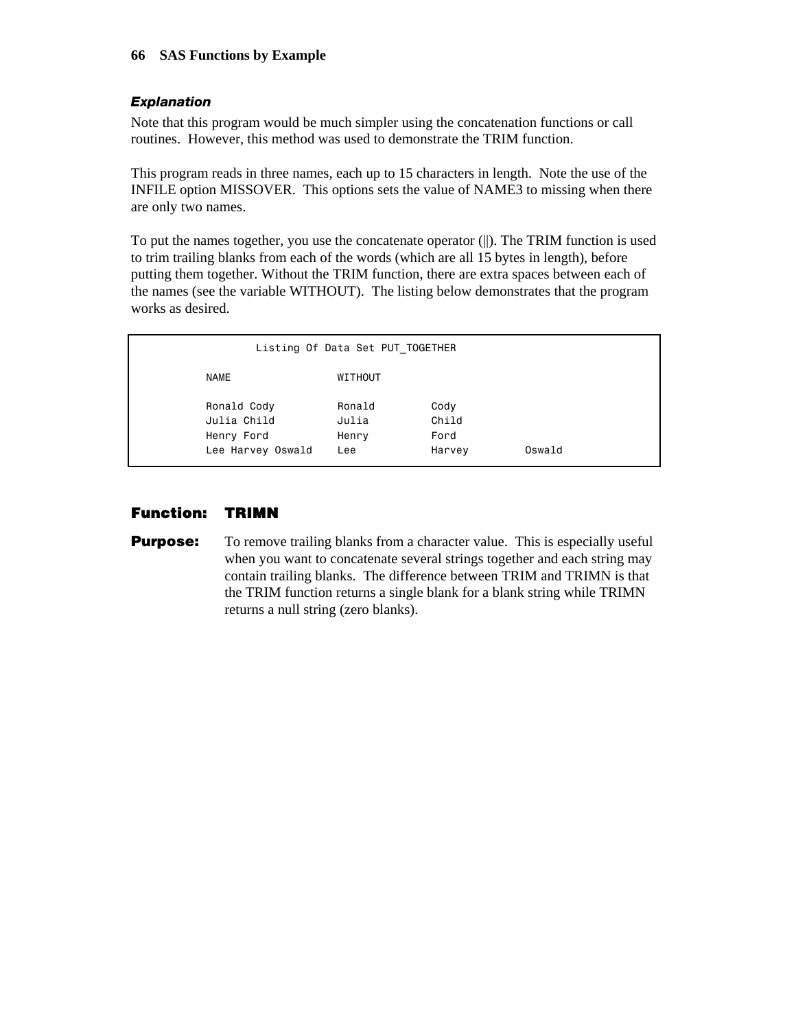### *Explanation*

Note that this program would be much simpler using the concatenation functions or call routines. However, this method was used to demonstrate the TRIM function.

This program reads in three names, each up to 15 characters in length. Note the use of the INFILE option MISSOVER. This options sets the value of NAME3 to missing when there are only two names.

To put the names together, you use the concatenate operator (||). The TRIM function is used to trim trailing blanks from each of the words (which are all 15 bytes in length), before putting them together. Without the TRIM function, there are extra spaces between each of the names (see the variable WITHOUT). The listing below demonstrates that the program works as desired.

```
              Listing Of Data Set PUT_TOGETHER

      NAME                 WITHOUT

      Ronald Cody          Ronald         Cody
      Julia Child          Julia          Child
      Henry Ford           Henry          Ford
      Lee Harvey Oswald    Lee            Harvey         Oswald
```

## Function: TRIMN

**Purpose:** To remove trailing blanks from a character value. This is especially useful when you want to concatenate several strings together and each string may contain trailing blanks. The difference between TRIM and TRIMN is that the TRIM function returns a single blank for a blank string while TRIMN returns a null string (zero blanks).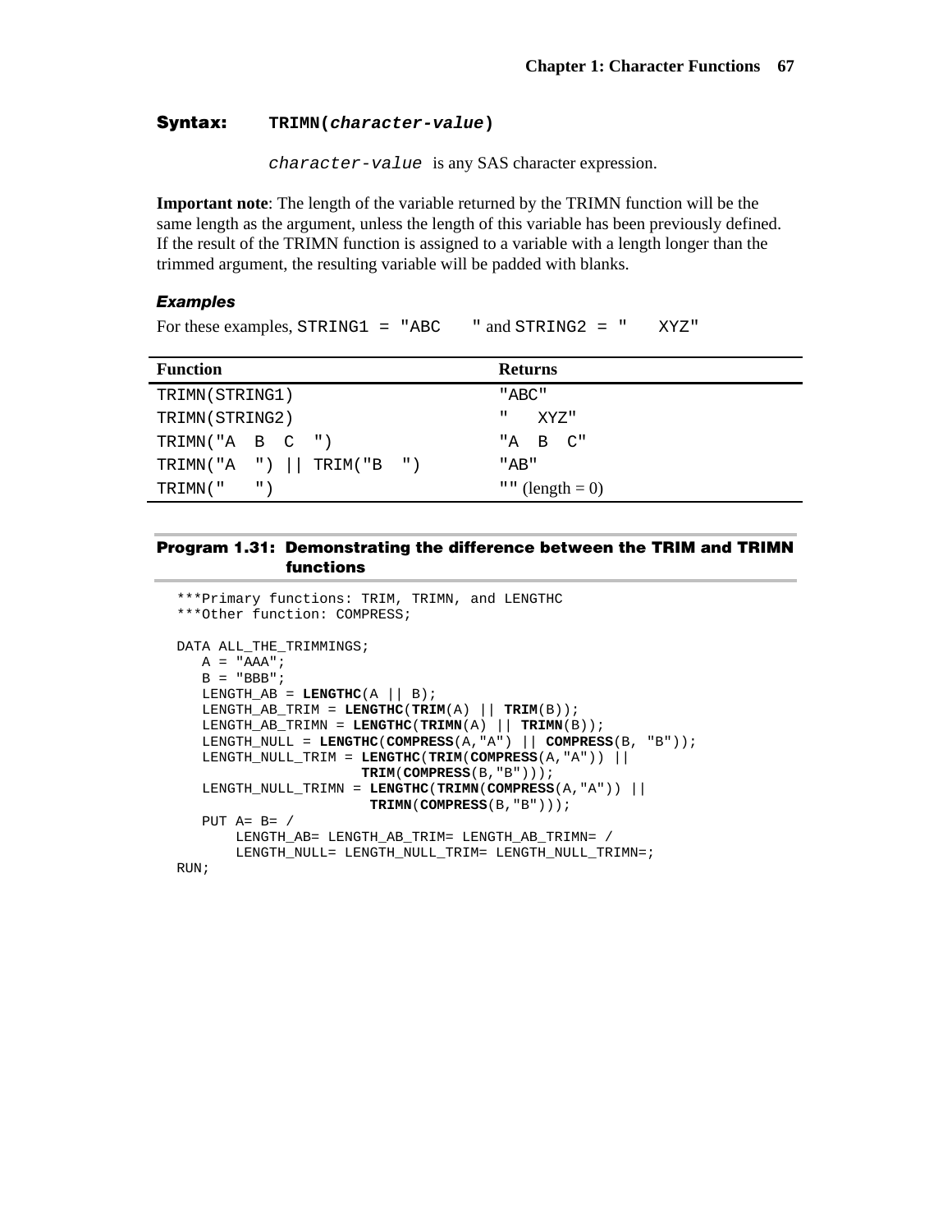**Syntax:** `TRIMN(character-value)`

*character-value* is any SAS character expression.

**Important note**: The length of the variable returned by the TRIMN function will be the same length as the argument, unless the length of this variable has been previously defined. If the result of the TRIMN function is assigned to a variable with a length longer than the trimmed argument, the resulting variable will be padded with blanks.

### *Examples*

For these examples, `STRING1 = "ABC    "` and `STRING2 = "    XYZ"`

| Function | Returns |
| --- | --- |
| `TRIMN(STRING1)` | `"ABC"` |
| `TRIMN(STRING2)` | `"   XYZ"` |
| `TRIMN("A  B  C  ")` | `"A  B  C"` |
| `TRIMN("A  ") \|\| TRIM("B  ")` | `"AB"` |
| `TRIMN("   ")` | `""` (length = 0) |

**Program 1.31: Demonstrating the difference between the TRIM and TRIMN functions**

```
***Primary functions: TRIM, TRIMN, and LENGTHC
***Other function: COMPRESS;

DATA ALL_THE_TRIMMINGS;
   A = "AAA";
   B = "BBB";
   LENGTH_AB = LENGTHC(A || B);
   LENGTH_AB_TRIM = LENGTHC(TRIM(A) || TRIM(B));
   LENGTH_AB_TRIMN = LENGTHC(TRIMN(A) || TRIMN(B));
   LENGTH_NULL = LENGTHC(COMPRESS(A,"A") || COMPRESS(B, "B"));
   LENGTH_NULL_TRIM = LENGTHC(TRIM(COMPRESS(A,"A")) ||
                     TRIM(COMPRESS(B,"B")));
   LENGTH_NULL_TRIMN = LENGTHC(TRIMN(COMPRESS(A,"A")) ||
                      TRIMN(COMPRESS(B,"B")));
   PUT A= B= /
       LENGTH_AB= LENGTH_AB_TRIM= LENGTH_AB_TRIMN= /
       LENGTH_NULL= LENGTH_NULL_TRIM= LENGTH_NULL_TRIMN=;
RUN;
```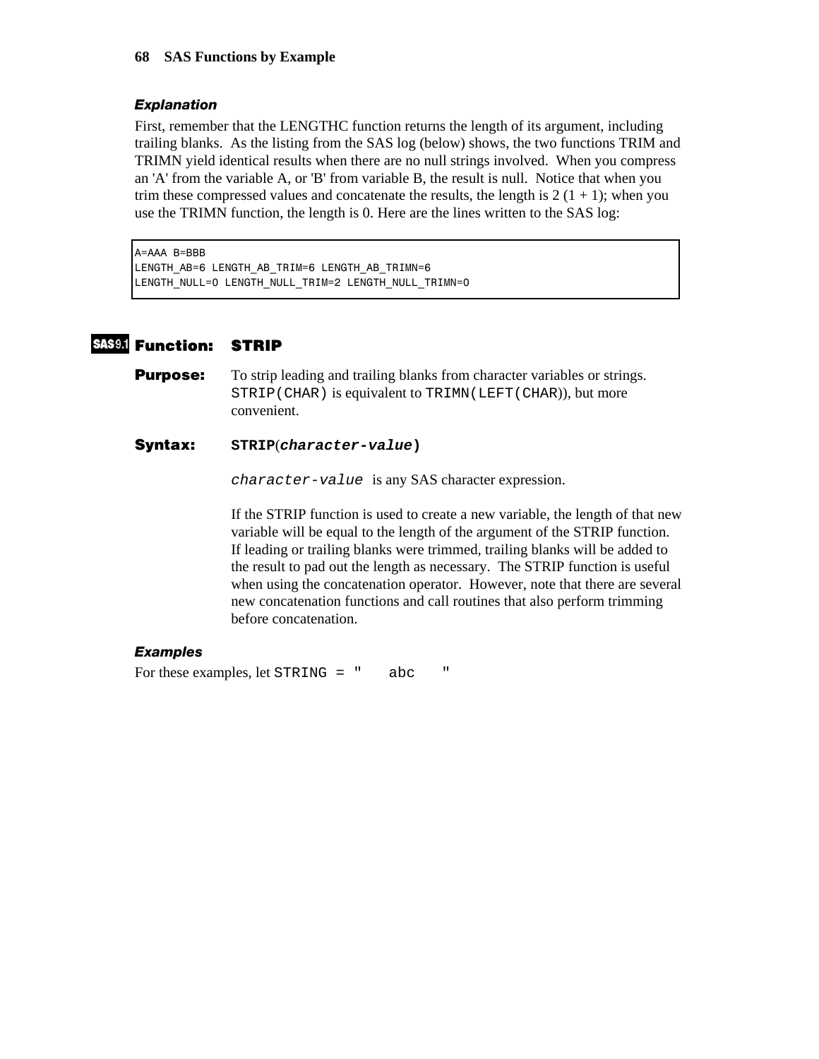### *Explanation*

First, remember that the LENGTHC function returns the length of its argument, including trailing blanks. As the listing from the SAS log (below) shows, the two functions TRIM and TRIMN yield identical results when there are no null strings involved. When you compress an 'A' from the variable A, or 'B' from variable B, the result is null. Notice that when you trim these compressed values and concatenate the results, the length is 2 (1 + 1); when you use the TRIMN function, the length is 0. Here are the lines written to the SAS log:

```
A=AAA B=BBB
LENGTH_AB=6 LENGTH_AB_TRIM=6 LENGTH_AB_TRIMN=6
LENGTH_NULL=0 LENGTH_NULL_TRIM=2 LENGTH_NULL_TRIMN=0
```

## SAS9.1 Function: STRIP

**Purpose:** To strip leading and trailing blanks from character variables or strings. `STRIP(CHAR)` is equivalent to `TRIMN(LEFT(CHAR))`, but more convenient.

**Syntax:** **STRIP(*character-value*)**

*`character-value`* is any SAS character expression.

If the STRIP function is used to create a new variable, the length of that new variable will be equal to the length of the argument of the STRIP function. If leading or trailing blanks were trimmed, trailing blanks will be added to the result to pad out the length as necessary. The STRIP function is useful when using the concatenation operator. However, note that there are several new concatenation functions and call routines that also perform trimming before concatenation.

### *Examples*

For these examples, let `STRING = "   abc   "`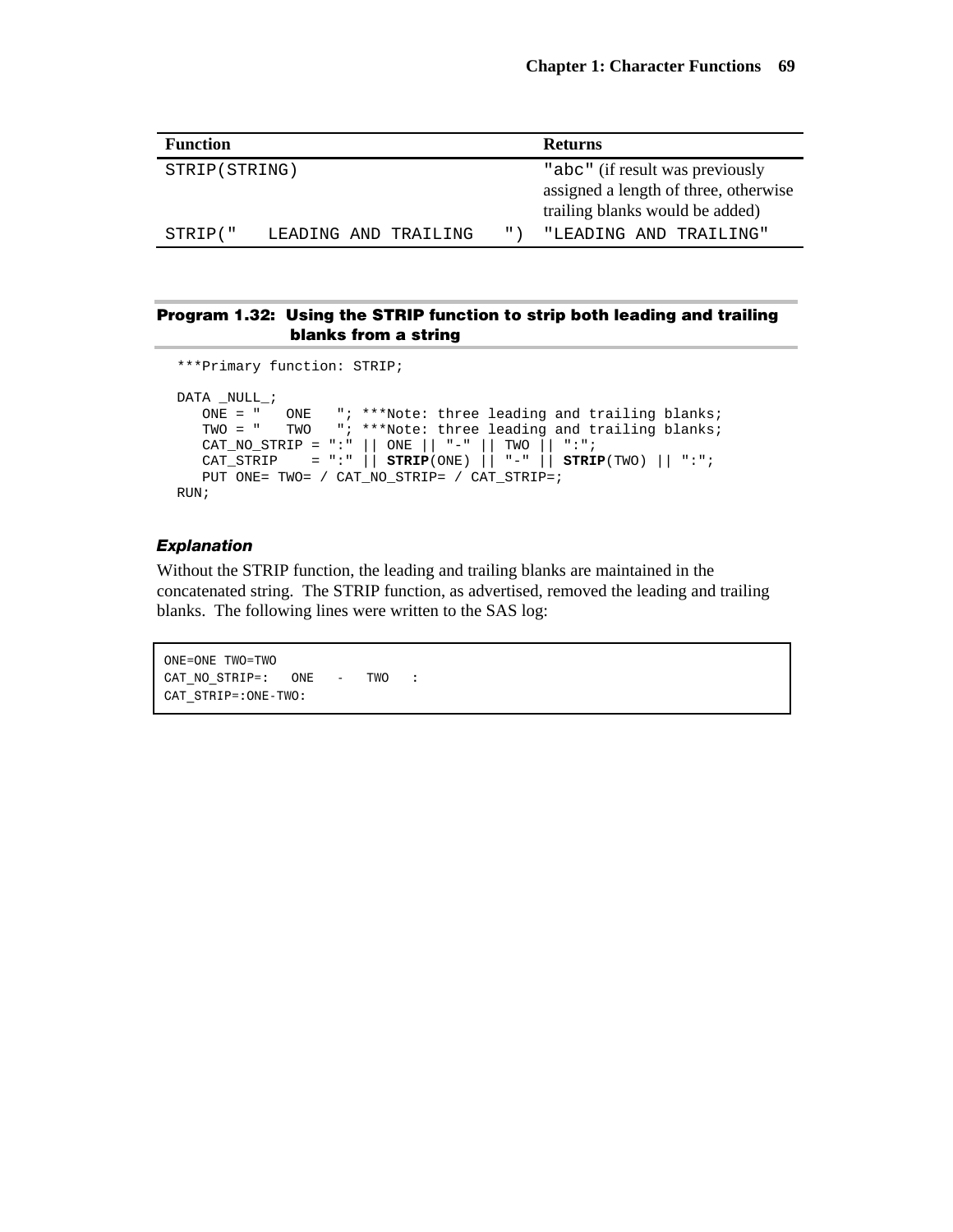| Function | Returns |
| --- | --- |
| STRIP(STRING) | "abc" (if result was previously assigned a length of three, otherwise trailing blanks would be added) |
| STRIP("   LEADING AND TRAILING   ") | "LEADING AND TRAILING" |

### Program 1.32: Using the STRIP function to strip both leading and trailing blanks from a string

```
***Primary function: STRIP;

DATA _NULL_;
   ONE = "   ONE   "; ***Note: three leading and trailing blanks;
   TWO = "   TWO   "; ***Note: three leading and trailing blanks;
   CAT_NO_STRIP = ":" || ONE || "-" || TWO || ":";
   CAT_STRIP    = ":" || STRIP(ONE) || "-" || STRIP(TWO) || ":";
   PUT ONE= TWO= / CAT_NO_STRIP= / CAT_STRIP=;
RUN;
```

#### *Explanation*

Without the STRIP function, the leading and trailing blanks are maintained in the concatenated string. The STRIP function, as advertised, removed the leading and trailing blanks. The following lines were written to the SAS log:

```
ONE=ONE TWO=TWO
CAT_NO_STRIP=:   ONE   -   TWO   :
CAT_STRIP=:ONE-TWO:
```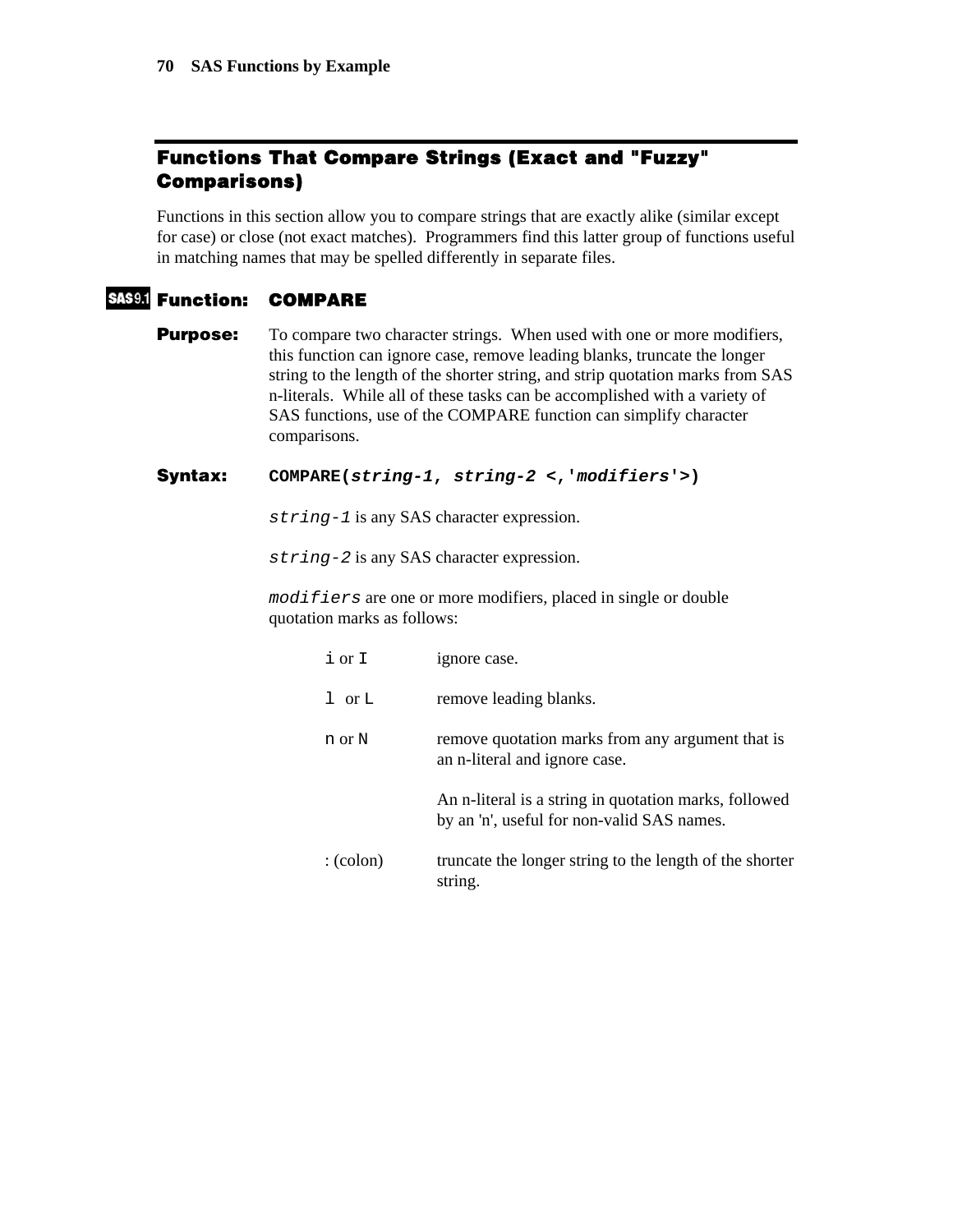## Functions That Compare Strings (Exact and "Fuzzy" Comparisons)

Functions in this section allow you to compare strings that are exactly alike (similar except for case) or close (not exact matches). Programmers find this latter group of functions useful in matching names that may be spelled differently in separate files.

### SAS9.1 Function: COMPARE

**Purpose:** To compare two character strings. When used with one or more modifiers, this function can ignore case, remove leading blanks, truncate the longer string to the length of the shorter string, and strip quotation marks from SAS n-literals. While all of these tasks can be accomplished with a variety of SAS functions, use of the COMPARE function can simplify character comparisons.

**Syntax:** `COMPARE(`***`string-1, string-2`*** `<,'`***`modifiers`***`'>)`

*`string-1`* is any SAS character expression.

*`string-2`* is any SAS character expression.

*`modifiers`* are one or more modifiers, placed in single or double quotation marks as follows:

`i` or `I` ignore case.

`l` or `L` remove leading blanks.

`n` or `N` remove quotation marks from any argument that is an n-literal and ignore case.

An n-literal is a string in quotation marks, followed by an 'n', useful for non-valid SAS names.

: (colon) truncate the longer string to the length of the shorter string.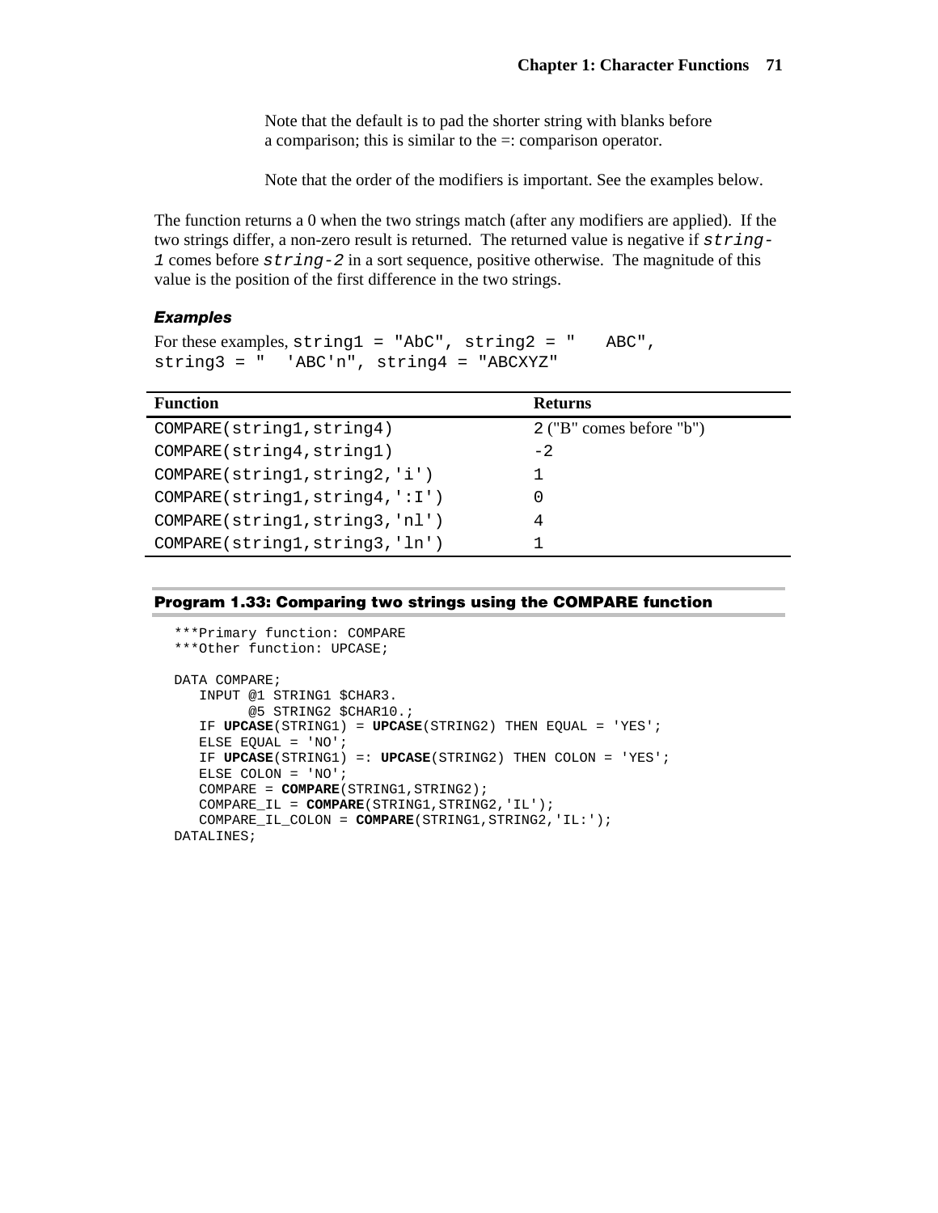Note that the default is to pad the shorter string with blanks before a comparison; this is similar to the =: comparison operator.

Note that the order of the modifiers is important. See the examples below.

The function returns a 0 when the two strings match (after any modifiers are applied). If the two strings differ, a non-zero result is returned. The returned value is negative if `string-1` comes before `string-2` in a sort sequence, positive otherwise. The magnitude of this value is the position of the first difference in the two strings.

### *Examples*

For these examples, `string1 = "AbC"`, `string2 = "   ABC"`, `string3 = "  'ABC'n"`, `string4 = "ABCXYZ"`

| Function | Returns |
|---|---|
| `COMPARE(string1,string4)` | 2 ("B" comes before "b") |
| `COMPARE(string4,string1)` | -2 |
| `COMPARE(string1,string2,'i')` | 1 |
| `COMPARE(string1,string4,':I')` | 0 |
| `COMPARE(string1,string3,'nl')` | 4 |
| `COMPARE(string1,string3,'ln')` | 1 |

#### Program 1.33: Comparing two strings using the COMPARE function

```
***Primary function: COMPARE
***Other function: UPCASE;

DATA COMPARE;
   INPUT @1 STRING1 $CHAR3.
         @5 STRING2 $CHAR10.;
   IF UPCASE(STRING1) = UPCASE(STRING2) THEN EQUAL = 'YES';
   ELSE EQUAL = 'NO';
   IF UPCASE(STRING1) =: UPCASE(STRING2) THEN COLON = 'YES';
   ELSE COLON = 'NO';
   COMPARE = COMPARE(STRING1,STRING2);
   COMPARE_IL = COMPARE(STRING1,STRING2,'IL');
   COMPARE_IL_COLON = COMPARE(STRING1,STRING2,'IL:');
DATALINES;
```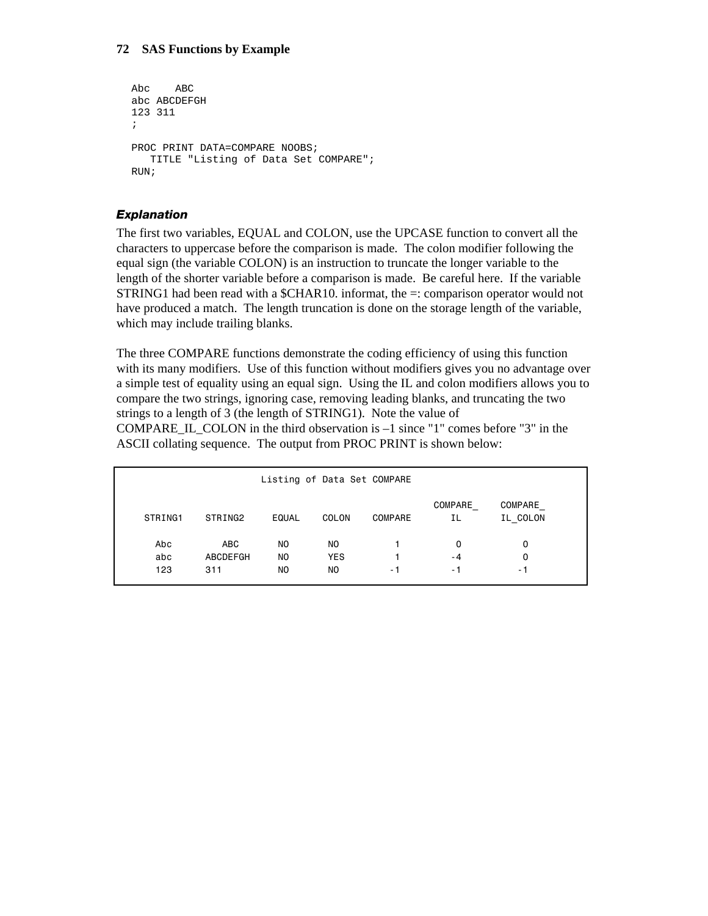```
Abc    ABC
abc ABCDEFGH
123 311
;

PROC PRINT DATA=COMPARE NOOBS;
   TITLE "Listing of Data Set COMPARE";
RUN;
```

### *Explanation*

The first two variables, EQUAL and COLON, use the UPCASE function to convert all the characters to uppercase before the comparison is made. The colon modifier following the equal sign (the variable COLON) is an instruction to truncate the longer variable to the length of the shorter variable before a comparison is made. Be careful here. If the variable STRING1 had been read with a $CHAR10. informat, the =: comparison operator would not have produced a match. The length truncation is done on the storage length of the variable, which may include trailing blanks.

The three COMPARE functions demonstrate the coding efficiency of using this function with its many modifiers. Use of this function without modifiers gives you no advantage over a simple test of equality using an equal sign. Using the IL and colon modifiers allows you to compare the two strings, ignoring case, removing leading blanks, and truncating the two strings to a length of 3 (the length of STRING1). Note the value of COMPARE_IL_COLON in the third observation is –1 since "1" comes before "3" in the ASCII collating sequence. The output from PROC PRINT is shown below:

```
                    Listing of Data Set COMPARE

                                                      COMPARE_     COMPARE_
 STRING1    STRING2     EQUAL    COLON    COMPARE        IL        IL_COLON

   Abc        ABC        NO       NO          1           0           0
   abc      ABCDEFGH     NO       YES         1          -4           0
   123      311          NO       NO         -1          -1          -1
```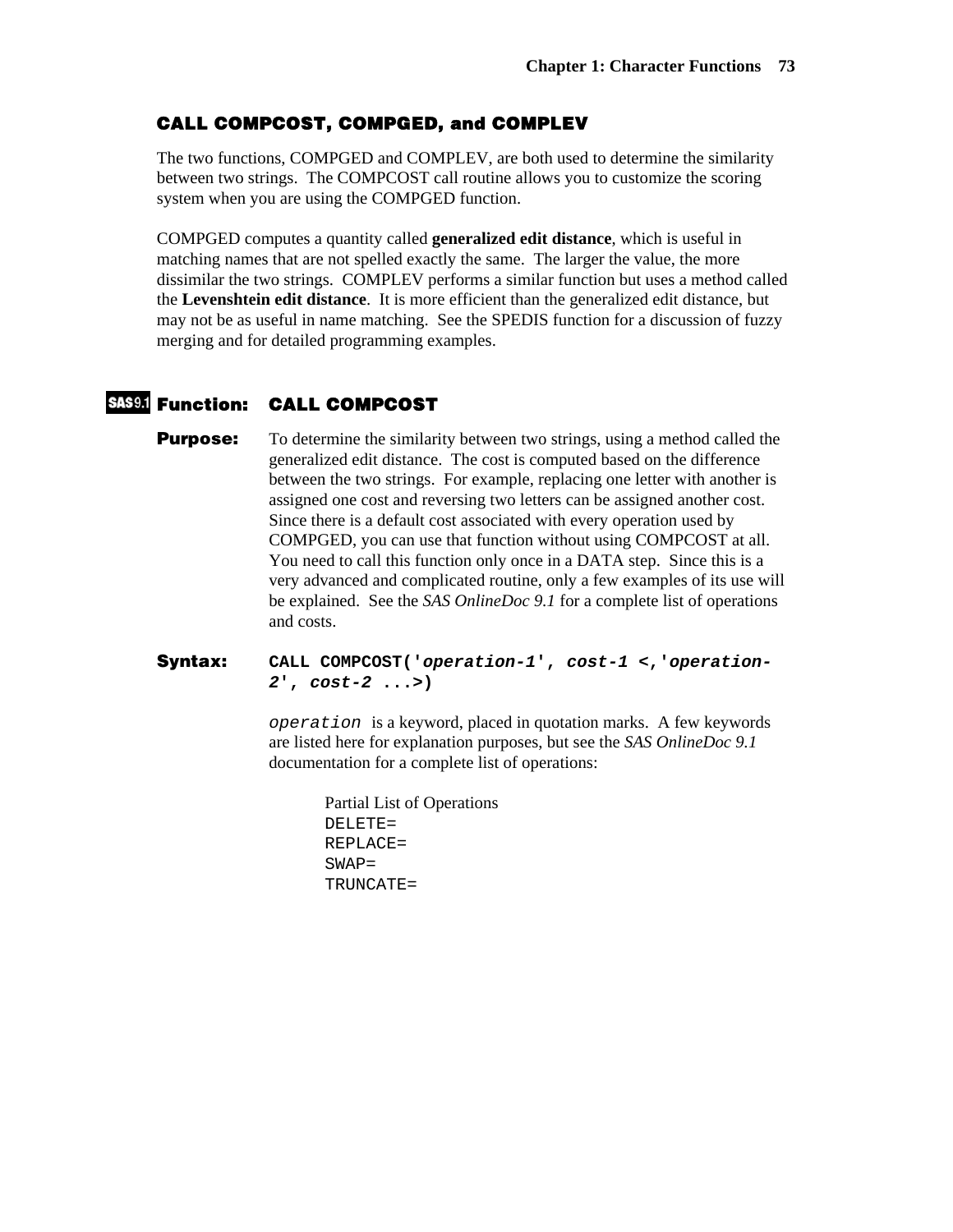## CALL COMPCOST, COMPGED, and COMPLEV

The two functions, COMPGED and COMPLEV, are both used to determine the similarity between two strings. The COMPCOST call routine allows you to customize the scoring system when you are using the COMPGED function.

COMPGED computes a quantity called **generalized edit distance**, which is useful in matching names that are not spelled exactly the same. The larger the value, the more dissimilar the two strings. COMPLEV performs a similar function but uses a method called the **Levenshtein edit distance**. It is more efficient than the generalized edit distance, but may not be as useful in name matching. See the SPEDIS function for a discussion of fuzzy merging and for detailed programming examples.

### SAS9.1 Function: CALL COMPCOST

**Purpose:** To determine the similarity between two strings, using a method called the generalized edit distance. The cost is computed based on the difference between the two strings. For example, replacing one letter with another is assigned one cost and reversing two letters can be assigned another cost. Since there is a default cost associated with every operation used by COMPGED, you can use that function without using COMPCOST at all. You need to call this function only once in a DATA step. Since this is a very advanced and complicated routine, only a few examples of its use will be explained. See the *SAS OnlineDoc 9.1* for a complete list of operations and costs.

**Syntax:** `CALL COMPCOST('operation-1', cost-1 <,'operation-2', cost-2 ...>)`

`operation` is a keyword, placed in quotation marks. A few keywords are listed here for explanation purposes, but see the *SAS OnlineDoc 9.1* documentation for a complete list of operations:

Partial List of Operations

```
DELETE=
REPLACE=
SWAP=
TRUNCATE=
```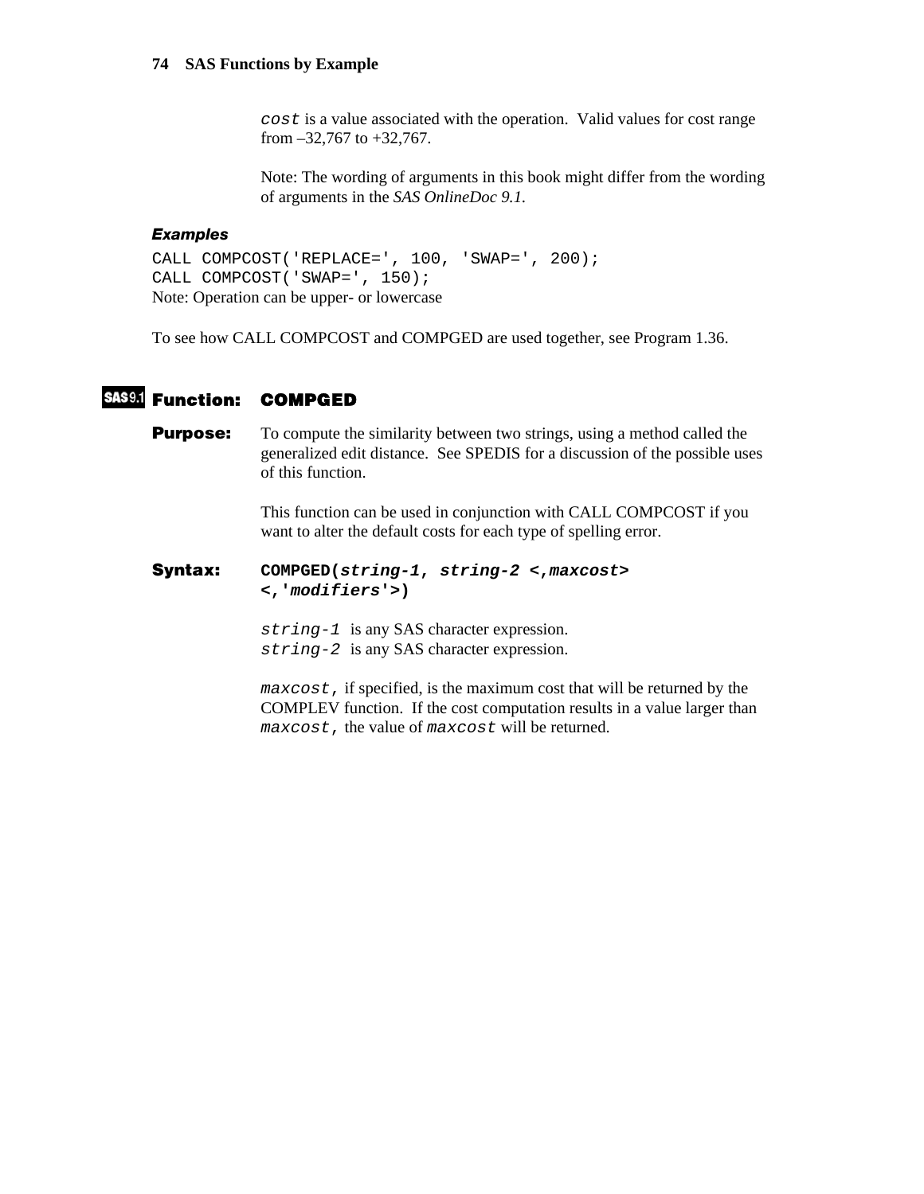`cost` is a value associated with the operation. Valid values for cost range from –32,767 to +32,767.

Note: The wording of arguments in this book might differ from the wording of arguments in the *SAS OnlineDoc 9.1*.

### *Examples*

```
CALL COMPCOST('REPLACE=', 100, 'SWAP=', 200);
CALL COMPCOST('SWAP=', 150);
```

Note: Operation can be upper- or lowercase

To see how CALL COMPCOST and COMPGED are used together, see Program 1.36.

## SAS 9.1 Function: COMPGED

**Purpose:** To compute the similarity between two strings, using a method called the generalized edit distance. See SPEDIS for a discussion of the possible uses of this function.

This function can be used in conjunction with CALL COMPCOST if you want to alter the default costs for each type of spelling error.

**Syntax:** **COMPGED(*string-1*, *string-2* <,*maxcost*> <,'*modifiers*'>)**

`string-1` is any SAS character expression.
`string-2` is any SAS character expression.

`maxcost`, if specified, is the maximum cost that will be returned by the COMPLEV function. If the cost computation results in a value larger than `maxcost`, the value of `maxcost` will be returned.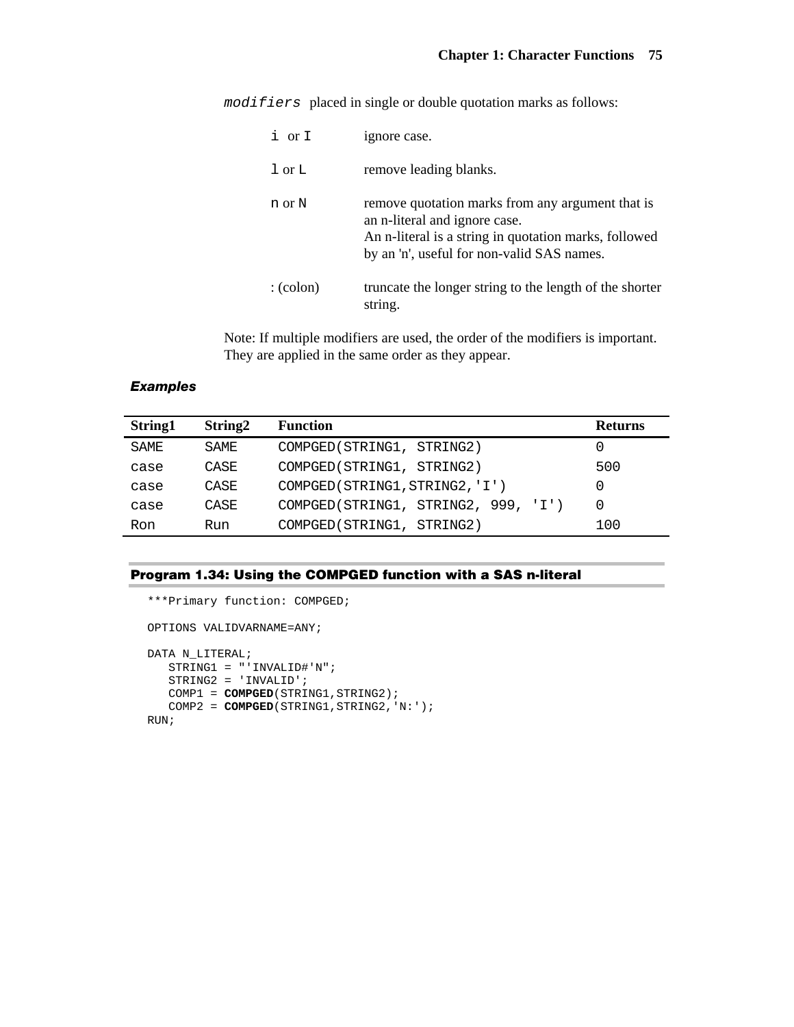`modifiers` placed in single or double quotation marks as follows:

| | |
|---|---|
| `i` or `I` | ignore case. |
| `l` or `L` | remove leading blanks. |
| `n` or `N` | remove quotation marks from any argument that is an n-literal and ignore case. An n-literal is a string in quotation marks, followed by an 'n', useful for non-valid SAS names. |
| : (colon) | truncate the longer string to the length of the shorter string. |

Note: If multiple modifiers are used, the order of the modifiers is important. They are applied in the same order as they appear.

#### Examples

| String1 | String2 | Function | Returns |
|---|---|---|---|
| SAME | SAME | COMPGED(STRING1, STRING2) | 0 |
| case | CASE | COMPGED(STRING1, STRING2) | 500 |
| case | CASE | COMPGED(STRING1,STRING2,'I') | 0 |
| case | CASE | COMPGED(STRING1, STRING2, 999, 'I') | 0 |
| Ron | Run | COMPGED(STRING1, STRING2) | 100 |

### Program 1.34: Using the COMPGED function with a SAS n-literal

```
***Primary function: COMPGED;

OPTIONS VALIDVARNAME=ANY;

DATA N_LITERAL;
   STRING1 = "'INVALID#'N";
   STRING2 = 'INVALID';
   COMP1 = COMPGED(STRING1,STRING2);
   COMP2 = COMPGED(STRING1,STRING2,'N:');
RUN;
```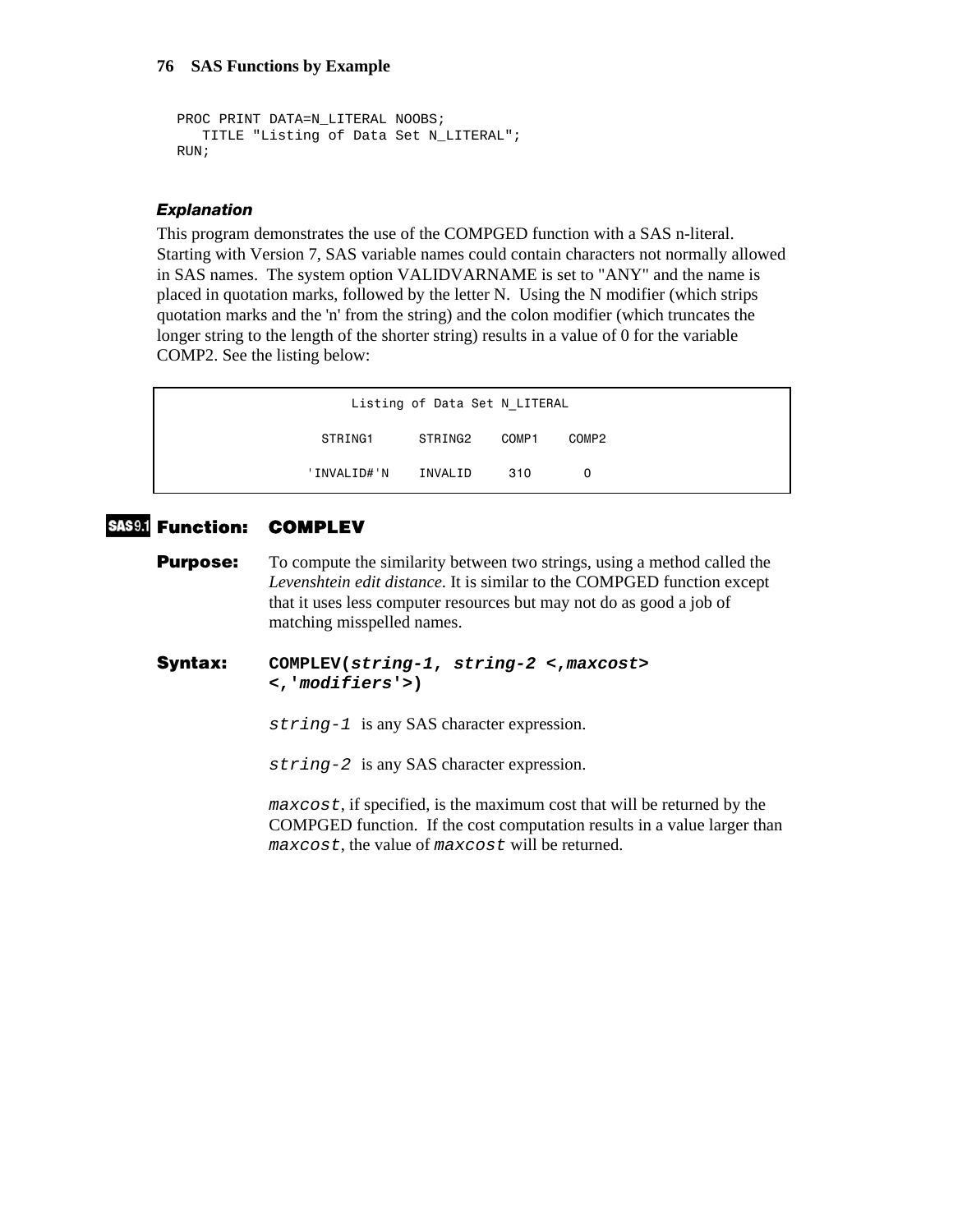```
PROC PRINT DATA=N_LITERAL NOOBS;
   TITLE "Listing of Data Set N_LITERAL";
RUN;
```

### *Explanation*

This program demonstrates the use of the COMPGED function with a SAS n-literal. Starting with Version 7, SAS variable names could contain characters not normally allowed in SAS names. The system option VALIDVARNAME is set to "ANY" and the name is placed in quotation marks, followed by the letter N. Using the N modifier (which strips quotation marks and the 'n' from the string) and the colon modifier (which truncates the longer string to the length of the shorter string) results in a value of 0 for the variable COMP2. See the listing below:

```
                   Listing of Data Set N_LITERAL

                 STRING1      STRING2    COMP1    COMP2

               'INVALID#'N    INVALID     310       0
```

## SAS9.1 Function: COMPLEV

**Purpose:** To compute the similarity between two strings, using a method called the *Levenshtein edit distance*. It is similar to the COMPGED function except that it uses less computer resources but may not do as good a job of matching misspelled names.

**Syntax:** **COMPLEV(*string-1, string-2 <,maxcost> <,'modifiers'>*)**

`string-1` is any SAS character expression.

`string-2` is any SAS character expression.

`maxcost`, if specified, is the maximum cost that will be returned by the COMPGED function. If the cost computation results in a value larger than `maxcost`, the value of `maxcost` will be returned.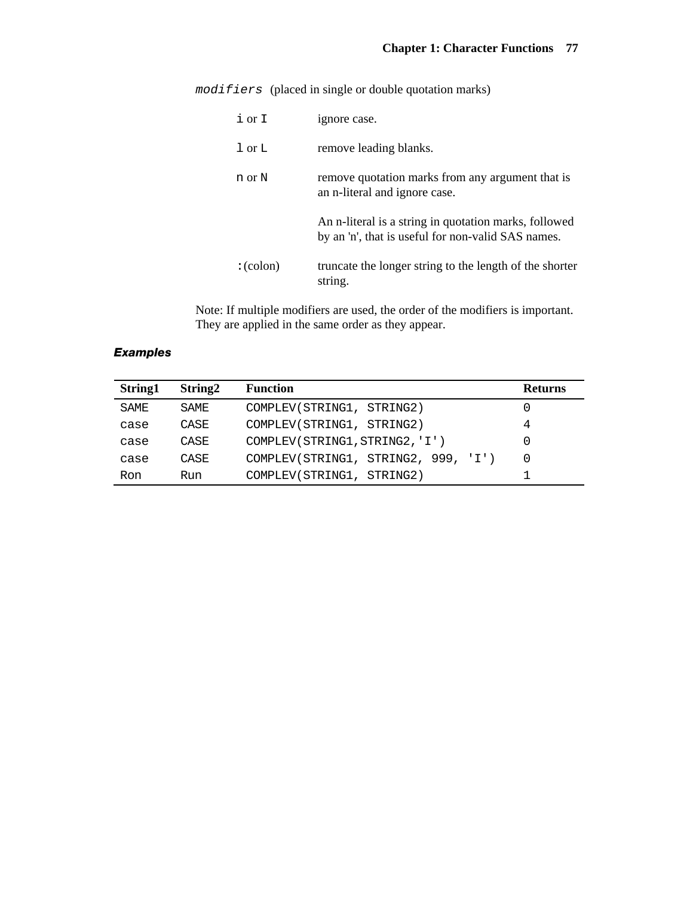`modifiers` (placed in single or double quotation marks)

`i` or `I` ignore case.

`l` or `L` remove leading blanks.

`n` or `N` remove quotation marks from any argument that is an n-literal and ignore case.

An n-literal is a string in quotation marks, followed by an 'n', that is useful for non-valid SAS names.

`:` (colon) truncate the longer string to the length of the shorter string.

Note: If multiple modifiers are used, the order of the modifiers is important. They are applied in the same order as they appear.

### Examples

| String1 | String2 | Function | Returns |
|---|---|---|---|
| SAME | SAME | COMPLEV(STRING1, STRING2) | 0 |
| case | CASE | COMPLEV(STRING1, STRING2) | 4 |
| case | CASE | COMPLEV(STRING1,STRING2,'I') | 0 |
| case | CASE | COMPLEV(STRING1, STRING2, 999, 'I') | 0 |
| Ron | Run | COMPLEV(STRING1, STRING2) | 1 |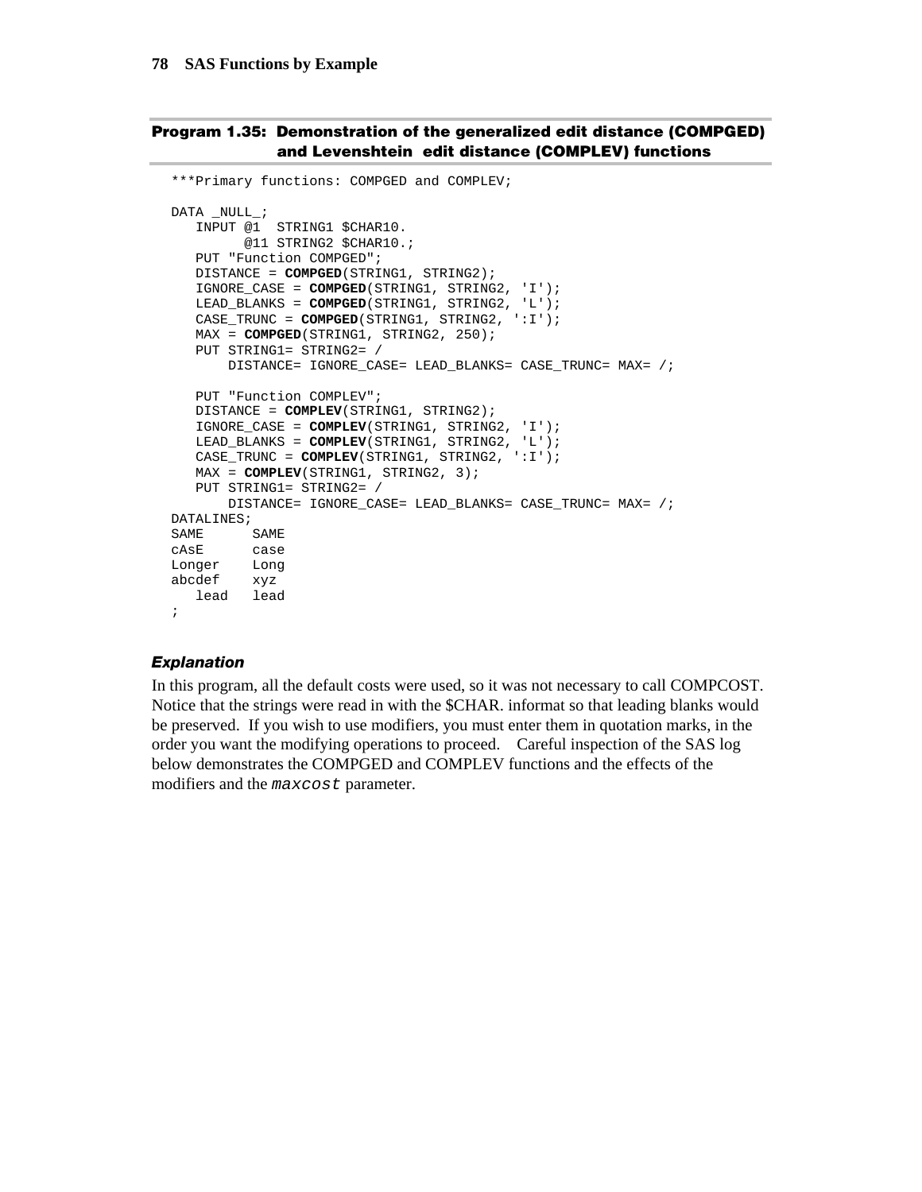### Program 1.35: Demonstration of the generalized edit distance (COMPGED) and Levenshtein edit distance (COMPLEV) functions

```
***Primary functions: COMPGED and COMPLEV;

DATA _NULL_;
   INPUT @1  STRING1 $CHAR10.
         @11 STRING2 $CHAR10.;
   PUT "Function COMPGED";
   DISTANCE = COMPGED(STRING1, STRING2);
   IGNORE_CASE = COMPGED(STRING1, STRING2, 'I');
   LEAD_BLANKS = COMPGED(STRING1, STRING2, 'L');
   CASE_TRUNC = COMPGED(STRING1, STRING2, ':I');
   MAX = COMPGED(STRING1, STRING2, 250);
   PUT STRING1= STRING2= /
       DISTANCE= IGNORE_CASE= LEAD_BLANKS= CASE_TRUNC= MAX= /;

   PUT "Function COMPLEV";
   DISTANCE = COMPLEV(STRING1, STRING2);
   IGNORE_CASE = COMPLEV(STRING1, STRING2, 'I');
   LEAD_BLANKS = COMPLEV(STRING1, STRING2, 'L');
   CASE_TRUNC = COMPLEV(STRING1, STRING2, ':I');
   MAX = COMPLEV(STRING1, STRING2, 3);
   PUT STRING1= STRING2= /
       DISTANCE= IGNORE_CASE= LEAD_BLANKS= CASE_TRUNC= MAX= /;
DATALINES;
SAME      SAME
cAsE      case
Longer    Long
abcdef    xyz
   lead   lead
;
```

#### *Explanation*

In this program, all the default costs were used, so it was not necessary to call COMPCOST. Notice that the strings were read in with the $CHAR. informat so that leading blanks would be preserved. If you wish to use modifiers, you must enter them in quotation marks, in the order you want the modifying operations to proceed. Careful inspection of the SAS log below demonstrates the COMPGED and COMPLEV functions and the effects of the modifiers and the `maxcost` parameter.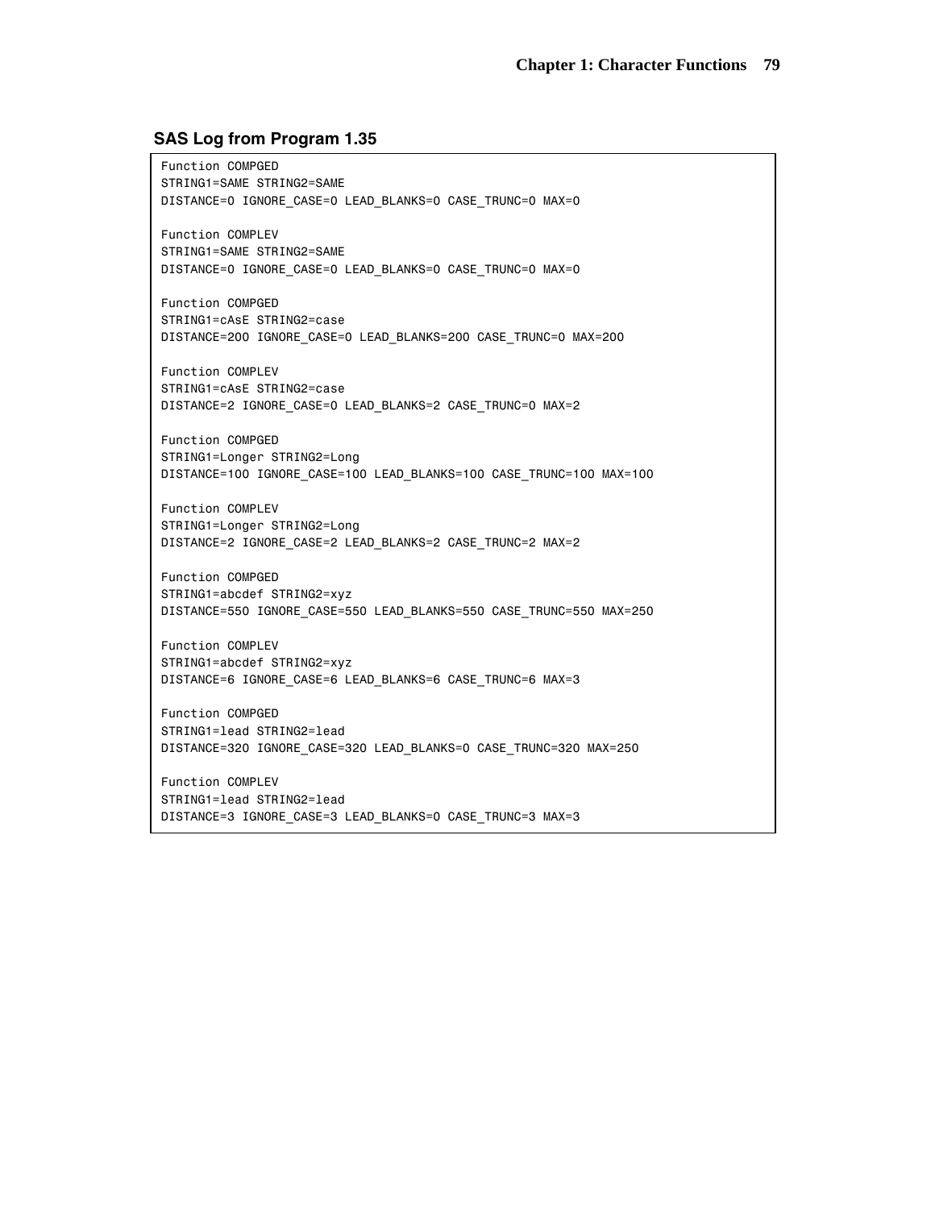### SAS Log from Program 1.35

```
Function COMPGED
STRING1=SAME STRING2=SAME
DISTANCE=0 IGNORE_CASE=0 LEAD_BLANKS=0 CASE_TRUNC=0 MAX=0

Function COMPLEV
STRING1=SAME STRING2=SAME
DISTANCE=0 IGNORE_CASE=0 LEAD_BLANKS=0 CASE_TRUNC=0 MAX=0

Function COMPGED
STRING1=cAsE STRING2=case
DISTANCE=200 IGNORE_CASE=0 LEAD_BLANKS=200 CASE_TRUNC=0 MAX=200

Function COMPLEV
STRING1=cAsE STRING2=case
DISTANCE=2 IGNORE_CASE=0 LEAD_BLANKS=2 CASE_TRUNC=0 MAX=2

Function COMPGED
STRING1=Longer STRING2=Long
DISTANCE=100 IGNORE_CASE=100 LEAD_BLANKS=100 CASE_TRUNC=100 MAX=100

Function COMPLEV
STRING1=Longer STRING2=Long
DISTANCE=2 IGNORE_CASE=2 LEAD_BLANKS=2 CASE_TRUNC=2 MAX=2

Function COMPGED
STRING1=abcdef STRING2=xyz
DISTANCE=550 IGNORE_CASE=550 LEAD_BLANKS=550 CASE_TRUNC=550 MAX=250

Function COMPLEV
STRING1=abcdef STRING2=xyz
DISTANCE=6 IGNORE_CASE=6 LEAD_BLANKS=6 CASE_TRUNC=6 MAX=3

Function COMPGED
STRING1=lead STRING2=lead
DISTANCE=320 IGNORE_CASE=320 LEAD_BLANKS=0 CASE_TRUNC=320 MAX=250

Function COMPLEV
STRING1=lead STRING2=lead
DISTANCE=3 IGNORE_CASE=3 LEAD_BLANKS=0 CASE_TRUNC=3 MAX=3
```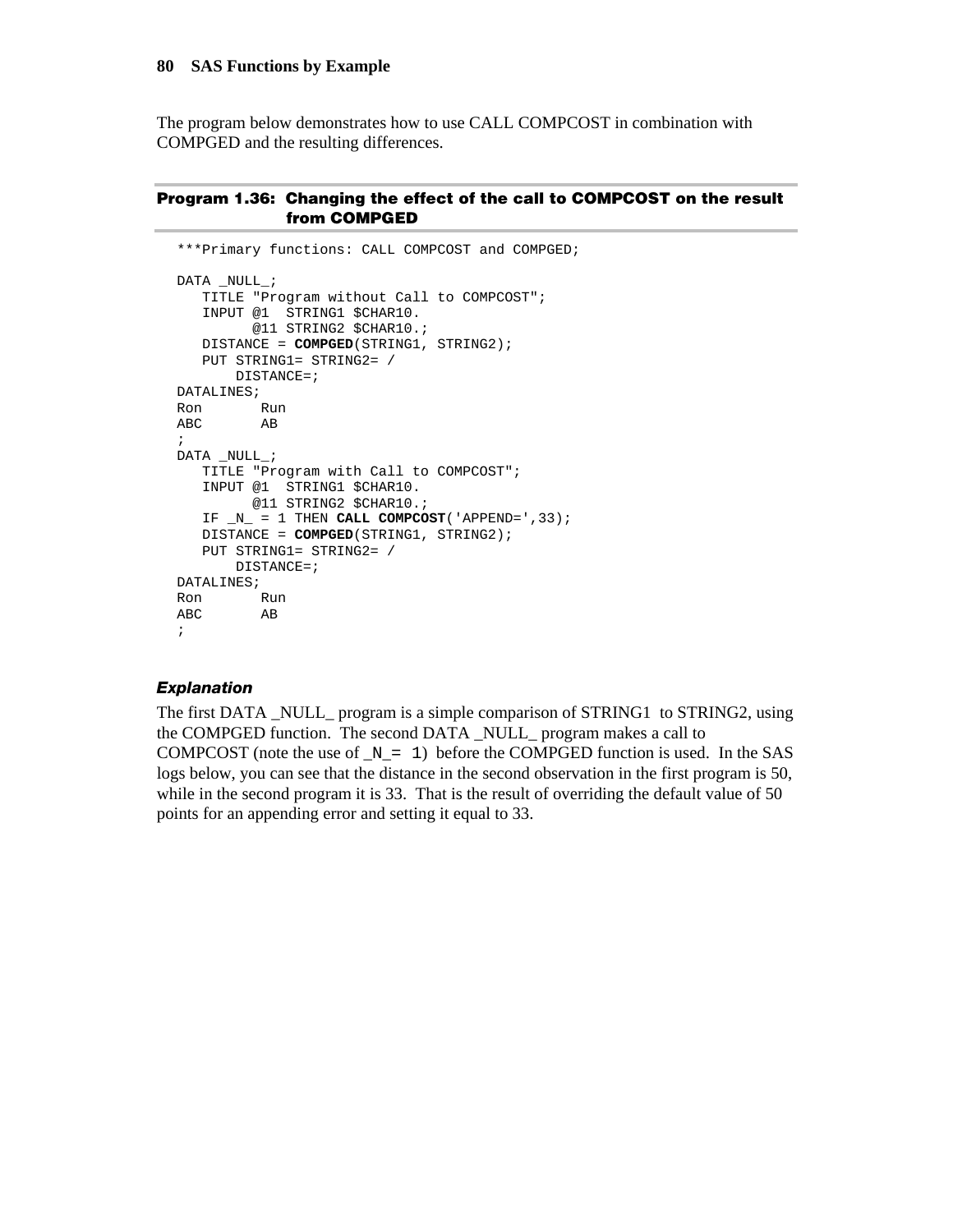The program below demonstrates how to use CALL COMPCOST in combination with COMPGED and the resulting differences.

**Program 1.36: Changing the effect of the call to COMPCOST on the result from COMPGED**

```
***Primary functions: CALL COMPCOST and COMPGED;

DATA _NULL_;
   TITLE "Program without Call to COMPCOST";
   INPUT @1  STRING1 $CHAR10.
         @11 STRING2 $CHAR10.;
   DISTANCE = COMPGED(STRING1, STRING2);
   PUT STRING1= STRING2= /
       DISTANCE=;
DATALINES;
Ron       Run
ABC       AB
;
DATA _NULL_;
   TITLE "Program with Call to COMPCOST";
   INPUT @1  STRING1 $CHAR10.
         @11 STRING2 $CHAR10.;
   IF _N_ = 1 THEN CALL COMPCOST('APPEND=',33);
   DISTANCE = COMPGED(STRING1, STRING2);
   PUT STRING1= STRING2= /
       DISTANCE=;
DATALINES;
Ron       Run
ABC       AB
;
```

### Explanation

The first DATA _NULL_ program is a simple comparison of STRING1 to STRING2, using the COMPGED function. The second DATA _NULL_ program makes a call to COMPCOST (note the use of `_N_= 1`) before the COMPGED function is used. In the SAS logs below, you can see that the distance in the second observation in the first program is 50, while in the second program it is 33. That is the result of overriding the default value of 50 points for an appending error and setting it equal to 33.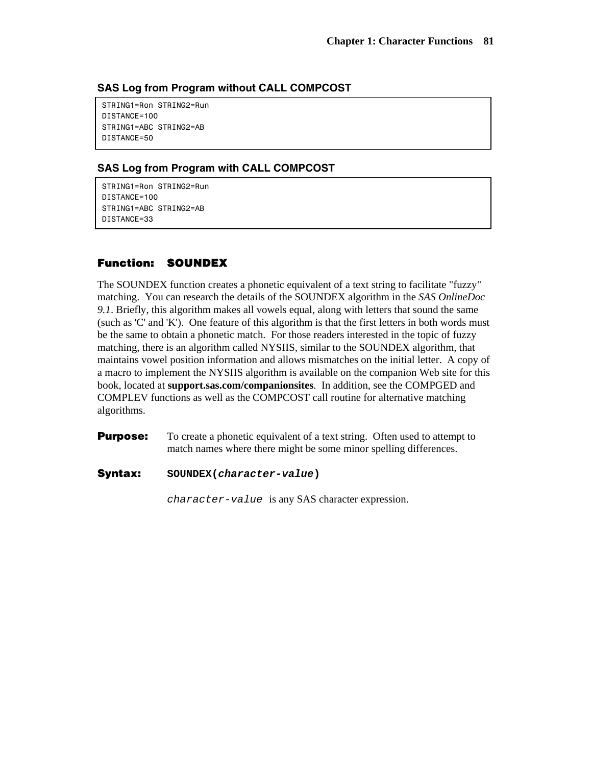### SAS Log from Program without CALL COMPCOST

```
STRING1=Ron STRING2=Run
DISTANCE=100
STRING1=ABC STRING2=AB
DISTANCE=50
```

### SAS Log from Program with CALL COMPCOST

```
STRING1=Ron STRING2=Run
DISTANCE=100
STRING1=ABC STRING2=AB
DISTANCE=33
```

## Function: SOUNDEX

The SOUNDEX function creates a phonetic equivalent of a text string to facilitate "fuzzy" matching. You can research the details of the SOUNDEX algorithm in the *SAS OnlineDoc 9.1*. Briefly, this algorithm makes all vowels equal, along with letters that sound the same (such as 'C' and 'K'). One feature of this algorithm is that the first letters in both words must be the same to obtain a phonetic match. For those readers interested in the topic of fuzzy matching, there is an algorithm called NYSIIS, similar to the SOUNDEX algorithm, that maintains vowel position information and allows mismatches on the initial letter. A copy of a macro to implement the NYSIIS algorithm is available on the companion Web site for this book, located at **support.sas.com/companionsites**. In addition, see the COMPGED and COMPLEV functions as well as the COMPCOST call routine for alternative matching algorithms.

**Purpose:** To create a phonetic equivalent of a text string. Often used to attempt to match names where there might be some minor spelling differences.

**Syntax:** **SOUNDEX(*character-value*)**

*character-value* is any SAS character expression.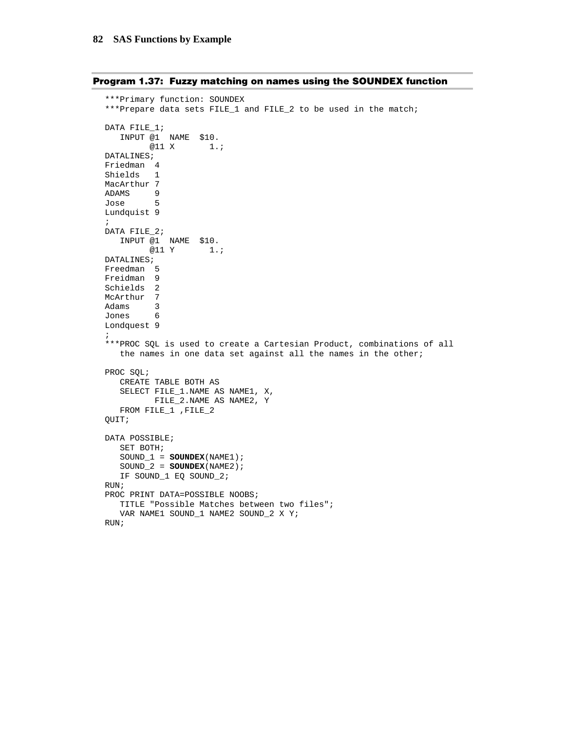### Program 1.37: Fuzzy matching on names using the SOUNDEX function

```
***Primary function: SOUNDEX
***Prepare data sets FILE_1 and FILE_2 to be used in the match;

DATA FILE_1;
   INPUT @1  NAME  $10.
         @11 X       1.;
DATALINES;
Friedman  4
Shields   1
MacArthur 7
ADAMS     9
Jose      5
Lundquist 9
;
DATA FILE_2;
   INPUT @1  NAME  $10.
         @11 Y       1.;
DATALINES;
Freedman  5
Freidman  9
Schields  2
McArthur  7
Adams     3
Jones     6
Londquest 9
;
***PROC SQL is used to create a Cartesian Product, combinations of all
   the names in one data set against all the names in the other;

PROC SQL;
   CREATE TABLE BOTH AS
   SELECT FILE_1.NAME AS NAME1, X,
          FILE_2.NAME AS NAME2, Y
   FROM FILE_1 ,FILE_2
QUIT;

DATA POSSIBLE;
   SET BOTH;
   SOUND_1 = SOUNDEX(NAME1);
   SOUND_2 = SOUNDEX(NAME2);
   IF SOUND_1 EQ SOUND_2;
RUN;
PROC PRINT DATA=POSSIBLE NOOBS;
   TITLE "Possible Matches between two files";
   VAR NAME1 SOUND_1 NAME2 SOUND_2 X Y;
RUN;
```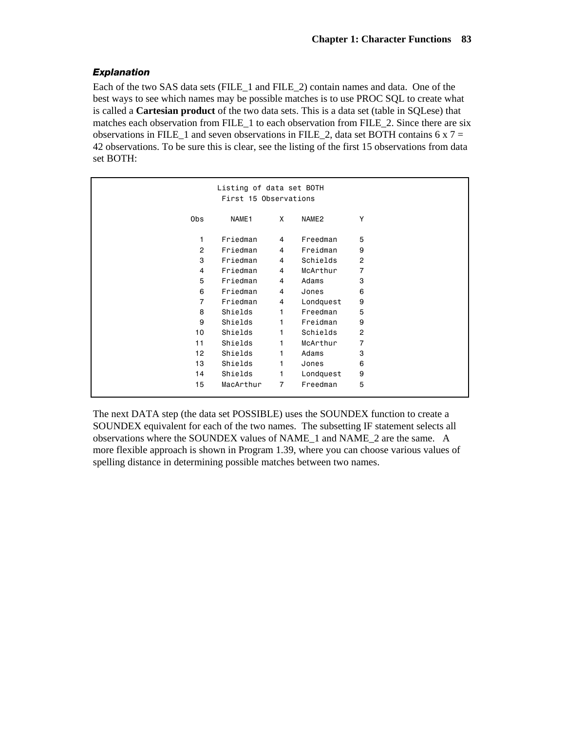### *Explanation*

Each of the two SAS data sets (FILE_1 and FILE_2) contain names and data. One of the best ways to see which names may be possible matches is to use PROC SQL to create what is called a **Cartesian product** of the two data sets. This is a data set (table in SQLese) that matches each observation from FILE_1 to each observation from FILE_2. Since there are six observations in FILE_1 and seven observations in FILE_2, data set BOTH contains 6 x 7 = 42 observations. To be sure this is clear, see the listing of the first 15 observations from data set BOTH:

```
                    Listing of data set BOTH
                     First 15 Observations

              Obs      NAME1      X    NAME2        Y

                1    Friedman     4    Freedman     5
                2    Friedman     4    Freidman     9
                3    Friedman     4    Schields     2
                4    Friedman     4    McArthur     7
                5    Friedman     4    Adams        3
                6    Friedman     4    Jones        6
                7    Friedman     4    Londquest    9
                8    Shields      1    Freedman     5
                9    Shields      1    Freidman     9
               10    Shields      1    Schields     2
               11    Shields      1    McArthur     7
               12    Shields      1    Adams        3
               13    Shields      1    Jones        6
               14    Shields      1    Londquest    9
               15    MacArthur    7    Freedman     5
```

The next DATA step (the data set POSSIBLE) uses the SOUNDEX function to create a SOUNDEX equivalent for each of the two names. The subsetting IF statement selects all observations where the SOUNDEX values of NAME_1 and NAME_2 are the same. A more flexible approach is shown in Program 1.39, where you can choose various values of spelling distance in determining possible matches between two names.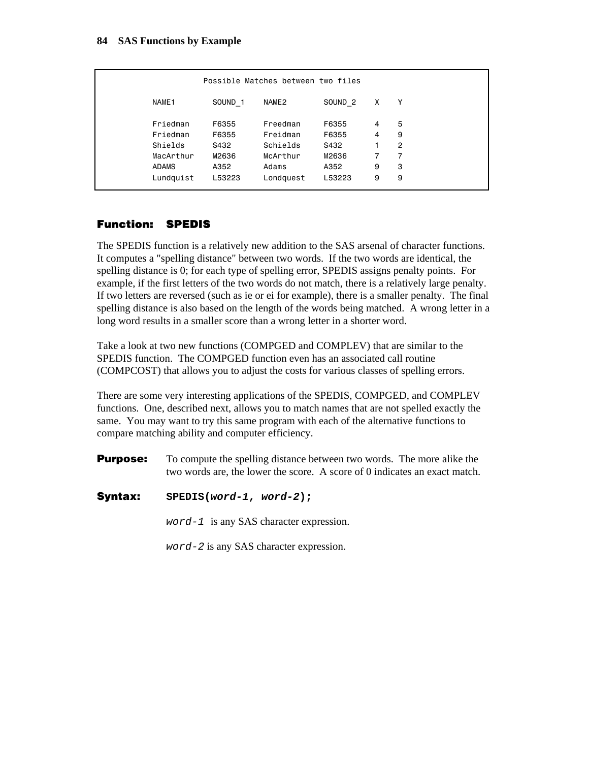Possible Matches between two files

| NAME1 | SOUND_1 | NAME2 | SOUND_2 | X | Y |
|---|---|---|---|---|---|
| Friedman | F6355 | Freedman | F6355 | 4 | 5 |
| Friedman | F6355 | Freidman | F6355 | 4 | 9 |
| Shields | S432 | Schields | S432 | 1 | 2 |
| MacArthur | M2636 | McArthur | M2636 | 7 | 7 |
| ADAMS | A352 | Adams | A352 | 9 | 3 |
| Lundquist | L53223 | Londquest | L53223 | 9 | 9 |

## Function: SPEDIS

The SPEDIS function is a relatively new addition to the SAS arsenal of character functions. It computes a "spelling distance" between two words. If the two words are identical, the spelling distance is 0; for each type of spelling error, SPEDIS assigns penalty points. For example, if the first letters of the two words do not match, there is a relatively large penalty. If two letters are reversed (such as ie or ei for example), there is a smaller penalty. The final spelling distance is also based on the length of the words being matched. A wrong letter in a long word results in a smaller score than a wrong letter in a shorter word.

Take a look at two new functions (COMPGED and COMPLEV) that are similar to the SPEDIS function. The COMPGED function even has an associated call routine (COMPCOST) that allows you to adjust the costs for various classes of spelling errors.

There are some very interesting applications of the SPEDIS, COMPGED, and COMPLEV functions. One, described next, allows you to match names that are not spelled exactly the same. You may want to try this same program with each of the alternative functions to compare matching ability and computer efficiency.

**Purpose:** To compute the spelling distance between two words. The more alike the two words are, the lower the score. A score of 0 indicates an exact match.

**Syntax:** **SPEDIS(*word-1*, *word-2*);**

*word-1* is any SAS character expression.

*word-2* is any SAS character expression.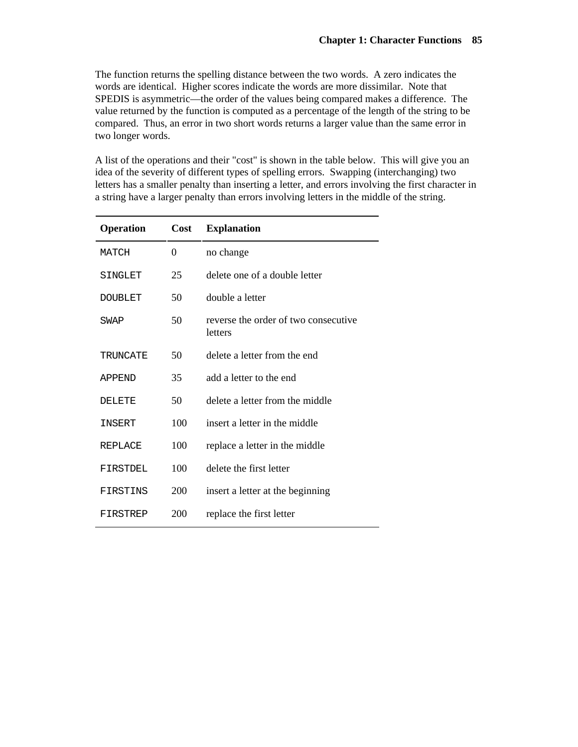The function returns the spelling distance between the two words. A zero indicates the words are identical. Higher scores indicate the words are more dissimilar. Note that SPEDIS is asymmetric—the order of the values being compared makes a difference. The value returned by the function is computed as a percentage of the length of the string to be compared. Thus, an error in two short words returns a larger value than the same error in two longer words.

A list of the operations and their "cost" is shown in the table below. This will give you an idea of the severity of different types of spelling errors. Swapping (interchanging) two letters has a smaller penalty than inserting a letter, and errors involving the first character in a string have a larger penalty than errors involving letters in the middle of the string.

| Operation | Cost | Explanation |
|---|---|---|
| MATCH | 0 | no change |
| SINGLET | 25 | delete one of a double letter |
| DOUBLET | 50 | double a letter |
| SWAP | 50 | reverse the order of two consecutive letters |
| TRUNCATE | 50 | delete a letter from the end |
| APPEND | 35 | add a letter to the end |
| DELETE | 50 | delete a letter from the middle |
| INSERT | 100 | insert a letter in the middle |
| REPLACE | 100 | replace a letter in the middle |
| FIRSTDEL | 100 | delete the first letter |
| FIRSTINS | 200 | insert a letter at the beginning |
| FIRSTREP | 200 | replace the first letter |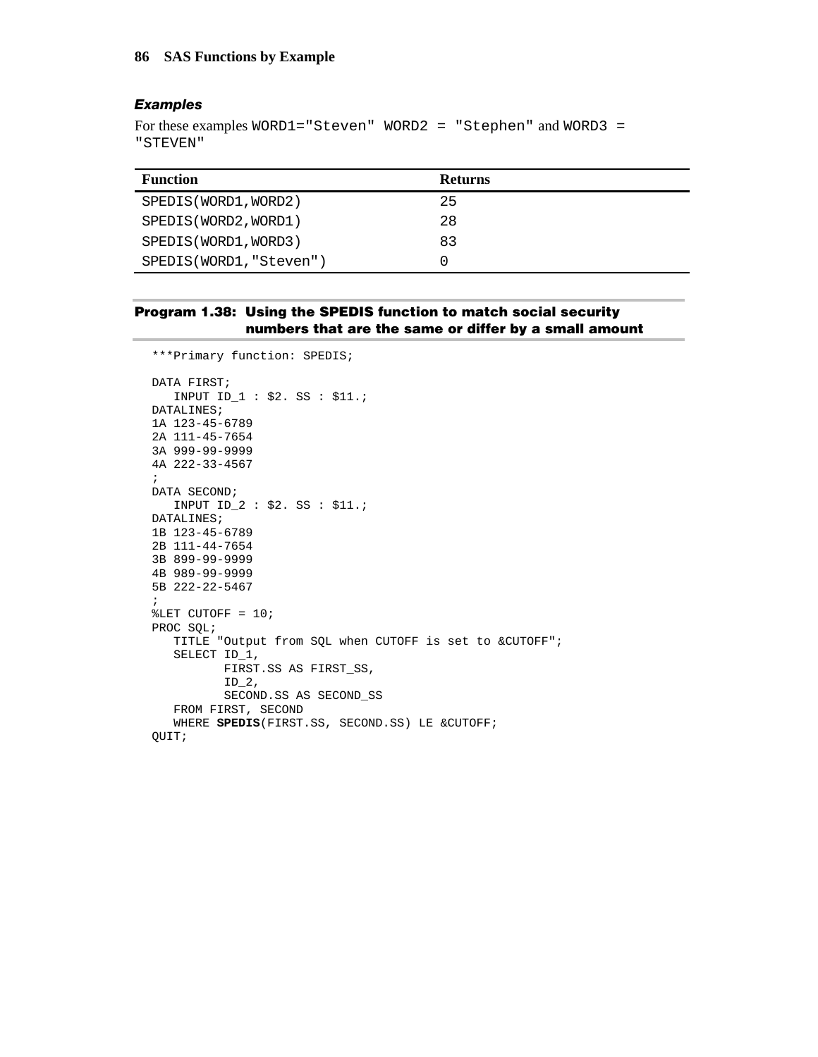### *Examples*

For these examples `WORD1="Steven"` `WORD2 = "Stephen"` and `WORD3 = "STEVEN"`

| Function | Returns |
|---|---|
| SPEDIS(WORD1,WORD2) | 25 |
| SPEDIS(WORD2,WORD1) | 28 |
| SPEDIS(WORD1,WORD3) | 83 |
| SPEDIS(WORD1,"Steven") | 0 |

**Program 1.38: Using the SPEDIS function to match social security numbers that are the same or differ by a small amount**

```
***Primary function: SPEDIS;

DATA FIRST;
   INPUT ID_1 : $2. SS : $11.;
DATALINES;
1A 123-45-6789
2A 111-45-7654
3A 999-99-9999
4A 222-33-4567
;
DATA SECOND;
   INPUT ID_2 : $2. SS : $11.;
DATALINES;
1B 123-45-6789
2B 111-44-7654
3B 899-99-9999
4B 989-99-9999
5B 222-22-5467
;
%LET CUTOFF = 10;
PROC SQL;
   TITLE "Output from SQL when CUTOFF is set to &CUTOFF";
   SELECT ID_1,
          FIRST.SS AS FIRST_SS,
          ID_2,
          SECOND.SS AS SECOND_SS
   FROM FIRST, SECOND
   WHERE SPEDIS(FIRST.SS, SECOND.SS) LE &CUTOFF;
QUIT;
```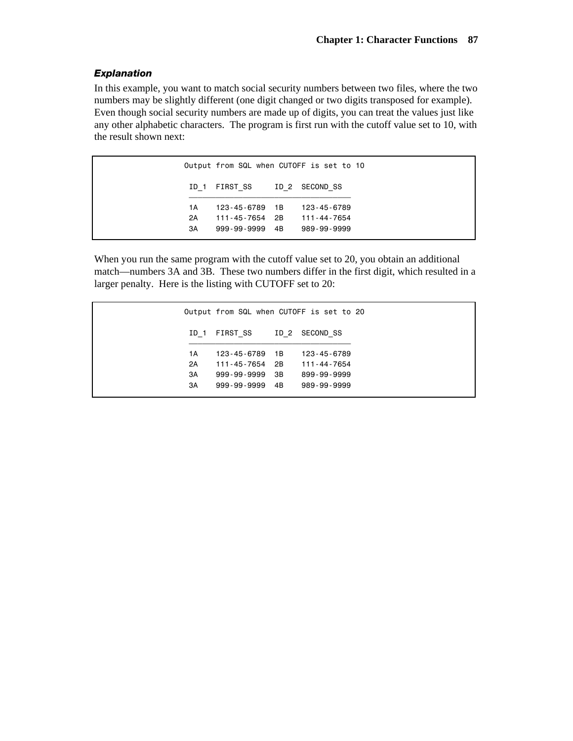### *Explanation*

In this example, you want to match social security numbers between two files, where the two numbers may be slightly different (one digit changed or two digits transposed for example). Even though social security numbers are made up of digits, you can treat the values just like any other alphabetic characters. The program is first run with the cutoff value set to 10, with the result shown next:

```
Output from SQL when CUTOFF is set to 10

 ID_1  FIRST_SS     ID_2  SECOND_SS
 ___________________________________
 1A    123-45-6789  1B    123-45-6789
 2A    111-45-7654  2B    111-44-7654
 3A    999-99-9999  4B    989-99-9999
```

When you run the same program with the cutoff value set to 20, you obtain an additional match—numbers 3A and 3B. These two numbers differ in the first digit, which resulted in a larger penalty. Here is the listing with CUTOFF set to 20:

```
Output from SQL when CUTOFF is set to 20

 ID_1  FIRST_SS     ID_2  SECOND_SS
 ___________________________________
 1A    123-45-6789  1B    123-45-6789
 2A    111-45-7654  2B    111-44-7654
 3A    999-99-9999  3B    899-99-9999
 3A    999-99-9999  4B    989-99-9999
```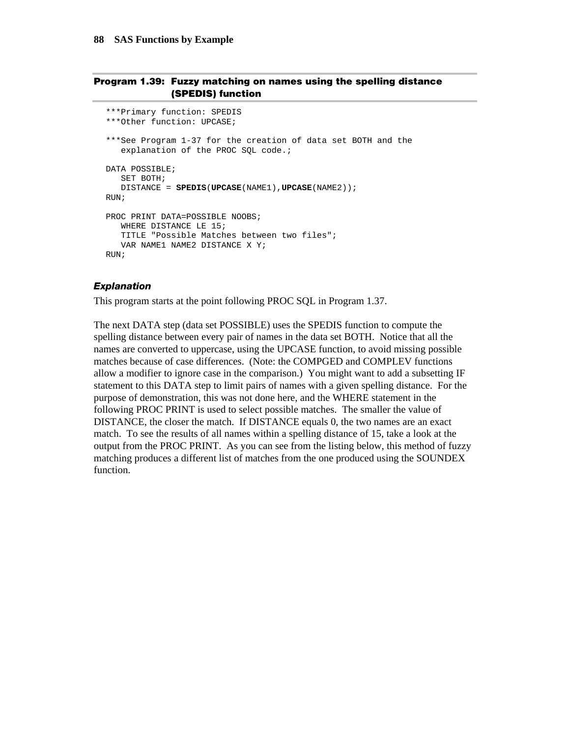### Program 1.39: Fuzzy matching on names using the spelling distance (SPEDIS) function

```
***Primary function: SPEDIS
***Other function: UPCASE;

***See Program 1-37 for the creation of data set BOTH and the
   explanation of the PROC SQL code.;

DATA POSSIBLE;
   SET BOTH;
   DISTANCE = SPEDIS(UPCASE(NAME1),UPCASE(NAME2));
RUN;

PROC PRINT DATA=POSSIBLE NOOBS;
   WHERE DISTANCE LE 15;
   TITLE "Possible Matches between two files";
   VAR NAME1 NAME2 DISTANCE X Y;
RUN;
```

#### *Explanation*

This program starts at the point following PROC SQL in Program 1.37.

The next DATA step (data set POSSIBLE) uses the SPEDIS function to compute the spelling distance between every pair of names in the data set BOTH. Notice that all the names are converted to uppercase, using the UPCASE function, to avoid missing possible matches because of case differences. (Note: the COMPGED and COMPLEV functions allow a modifier to ignore case in the comparison.) You might want to add a subsetting IF statement to this DATA step to limit pairs of names with a given spelling distance. For the purpose of demonstration, this was not done here, and the WHERE statement in the following PROC PRINT is used to select possible matches. The smaller the value of DISTANCE, the closer the match. If DISTANCE equals 0, the two names are an exact match. To see the results of all names within a spelling distance of 15, take a look at the output from the PROC PRINT. As you can see from the listing below, this method of fuzzy matching produces a different list of matches from the one produced using the SOUNDEX function.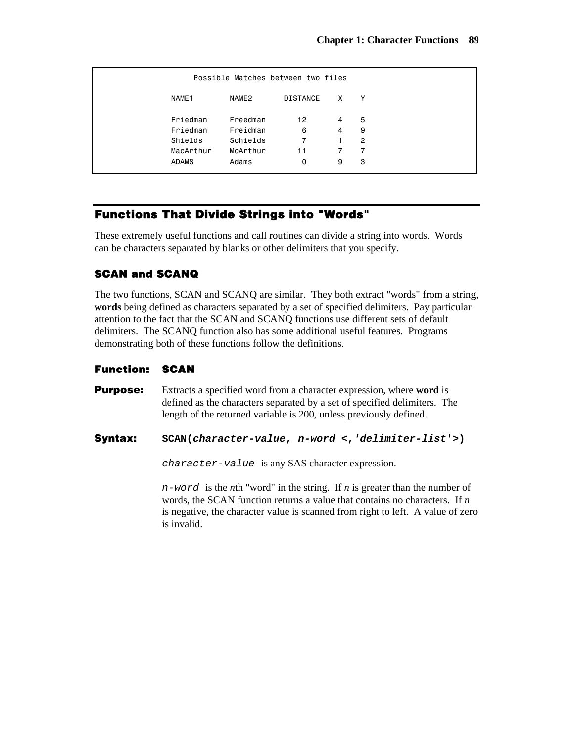```
                Possible Matches between two files

           NAME1        NAME2       DISTANCE    X    Y

           Friedman     Freedman       12       4    5
           Friedman     Freidman        6       4    9
           Shields      Schields        7       1    2
           MacArthur    McArthur       11       7    7
           ADAMS        Adams           0       9    3
```

## Functions That Divide Strings into "Words"

These extremely useful functions and call routines can divide a string into words. Words can be characters separated by blanks or other delimiters that you specify.

### SCAN and SCANQ

The two functions, SCAN and SCANQ are similar. They both extract "words" from a string, **words** being defined as characters separated by a set of specified delimiters. Pay particular attention to the fact that the SCAN and SCANQ functions use different sets of default delimiters. The SCANQ function also has some additional useful features. Programs demonstrating both of these functions follow the definitions.

### Function: SCAN

**Purpose:** Extracts a specified word from a character expression, where **word** is defined as the characters separated by a set of specified delimiters. The length of the returned variable is 200, unless previously defined.

**Syntax:** `SCAN(character-value, n-word <,'delimiter-list'>)`

`character-value` is any SAS character expression.

`n-word` is the *n*th "word" in the string. If *n* is greater than the number of words, the SCAN function returns a value that contains no characters. If *n* is negative, the character value is scanned from right to left. A value of zero is invalid.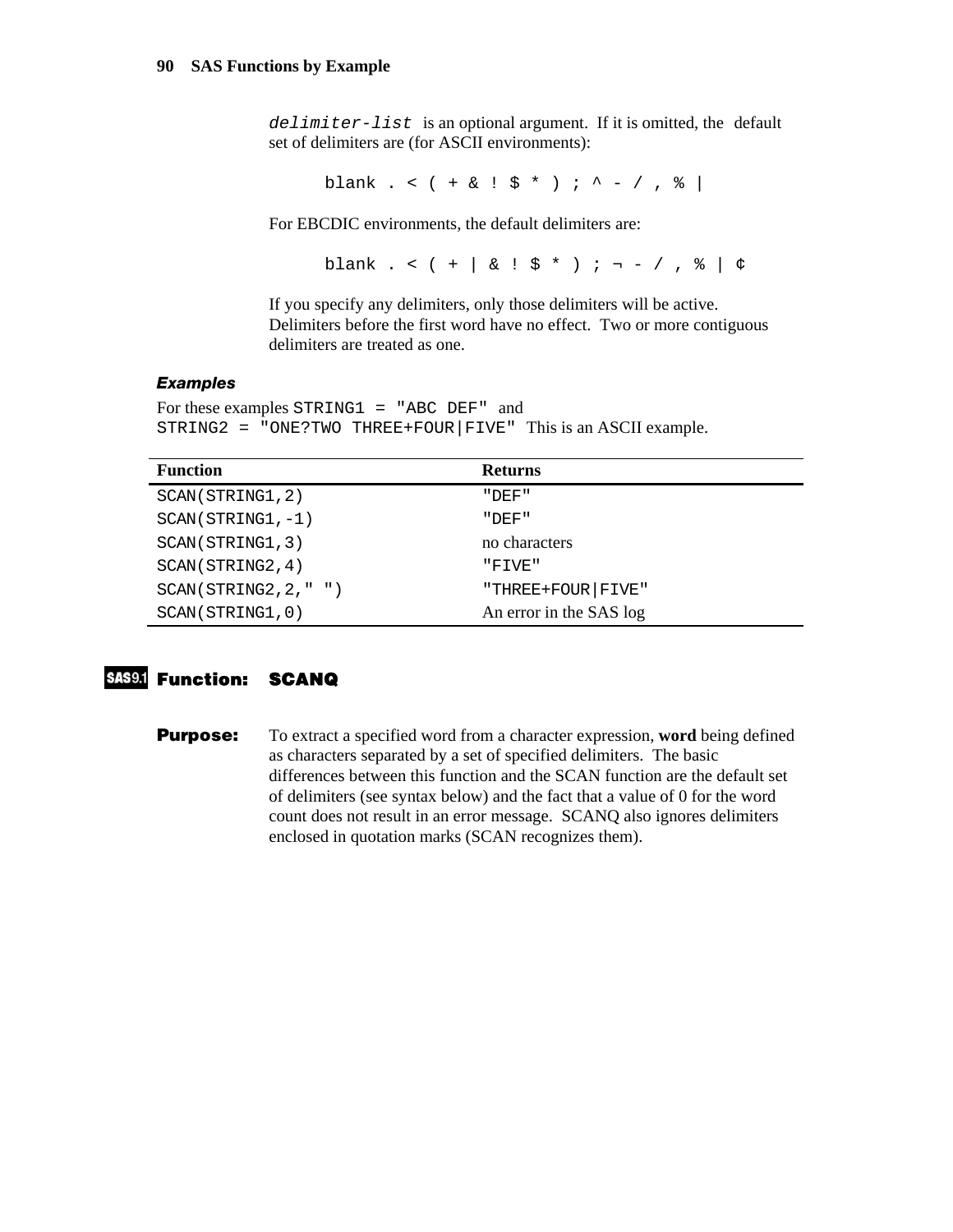`delimiter-list` is an optional argument. If it is omitted, the default set of delimiters are (for ASCII environments):

```
blank . < ( + & ! $ * ) ; ^ - / , % |
```

For EBCDIC environments, the default delimiters are:

```
blank . < ( + | & ! $ * ) ; ¬ - / , % | ¢
```

If you specify any delimiters, only those delimiters will be active. Delimiters before the first word have no effect. Two or more contiguous delimiters are treated as one.

### *Examples*

For these examples `STRING1 = "ABC DEF"` and `STRING2 = "ONE?TWO THREE+FOUR|FIVE"` This is an ASCII example.

| Function | Returns |
| --- | --- |
| `SCAN(STRING1,2)` | `"DEF"` |
| `SCAN(STRING1,-1)` | `"DEF"` |
| `SCAN(STRING1,3)` | no characters |
| `SCAN(STRING2,4)` | `"FIVE"` |
| `SCAN(STRING2,2," ")` | `"THREE+FOUR\|FIVE"` |
| `SCAN(STRING1,0)` | An error in the SAS log |

## SAS9.1 Function: SCANQ

**Purpose:** To extract a specified word from a character expression, **word** being defined as characters separated by a set of specified delimiters. The basic differences between this function and the SCAN function are the default set of delimiters (see syntax below) and the fact that a value of 0 for the word count does not result in an error message. SCANQ also ignores delimiters enclosed in quotation marks (SCAN recognizes them).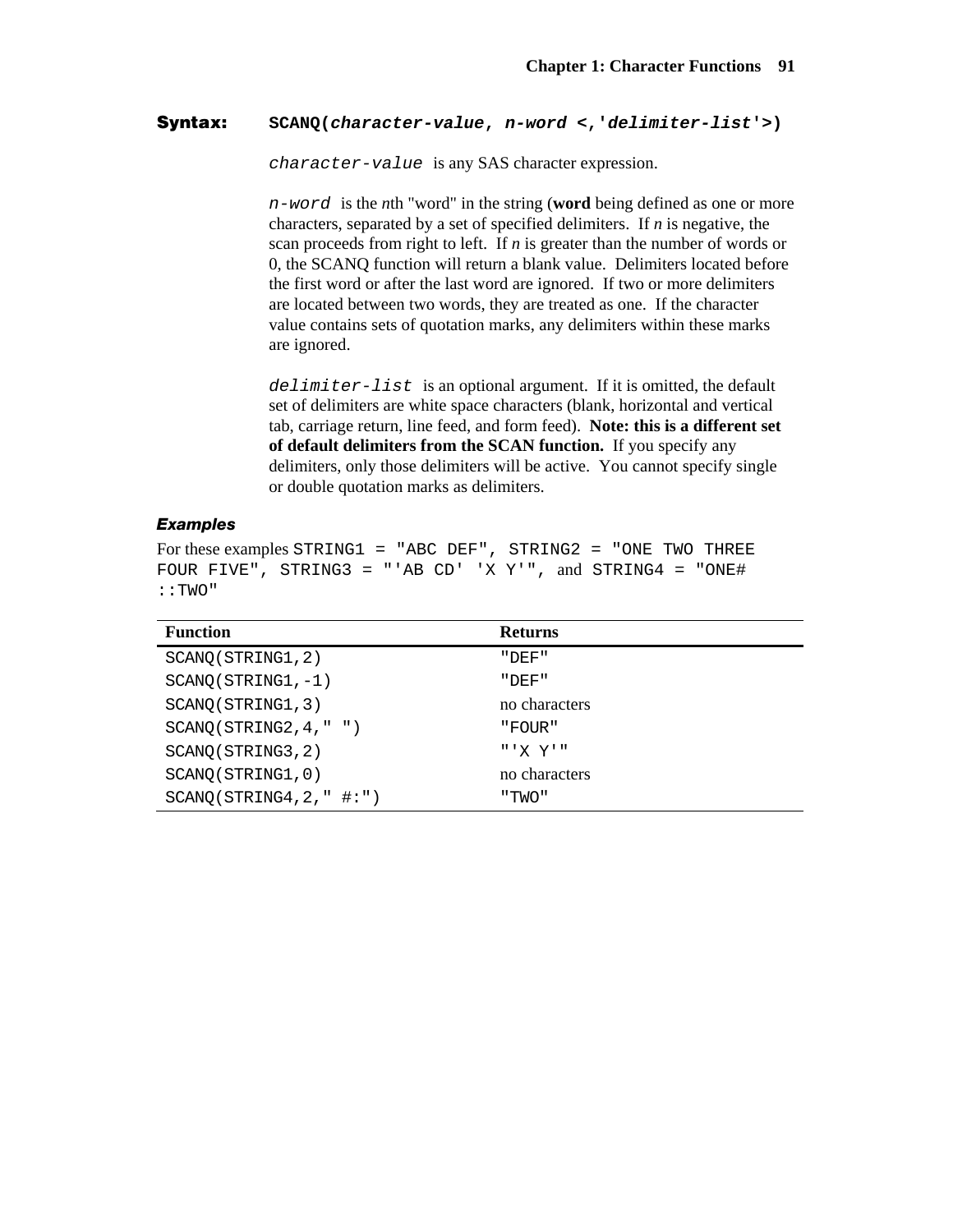**Syntax:** **`SCANQ(`*`character-value, n-word <,'delimiter-list'>`*`)`**

*`character-value`* is any SAS character expression.

*`n-word`* is the *n*th "word" in the string (**word** being defined as one or more characters, separated by a set of specified delimiters. If *n* is negative, the scan proceeds from right to left. If *n* is greater than the number of words or 0, the SCANQ function will return a blank value. Delimiters located before the first word or after the last word are ignored. If two or more delimiters are located between two words, they are treated as one. If the character value contains sets of quotation marks, any delimiters within these marks are ignored.

*`delimiter-list`* is an optional argument. If it is omitted, the default set of delimiters are white space characters (blank, horizontal and vertical tab, carriage return, line feed, and form feed). **Note: this is a different set of default delimiters from the SCAN function.** If you specify any delimiters, only those delimiters will be active. You cannot specify single or double quotation marks as delimiters.

### *Examples*

For these examples `STRING1 = "ABC DEF"`, `STRING2 = "ONE TWO THREE FOUR FIVE"`, `STRING3 = "'AB CD' 'X Y'"`, and `STRING4 = "ONE# ::TWO"`

| Function | Returns |
|---|---|
| `SCANQ(STRING1,2)` | `"DEF"` |
| `SCANQ(STRING1,-1)` | `"DEF"` |
| `SCANQ(STRING1,3)` | no characters |
| `SCANQ(STRING2,4," ")` | `"FOUR"` |
| `SCANQ(STRING3,2)` | `"'X Y'"` |
| `SCANQ(STRING1,0)` | no characters |
| `SCANQ(STRING4,2," #:")` | `"TWO"` |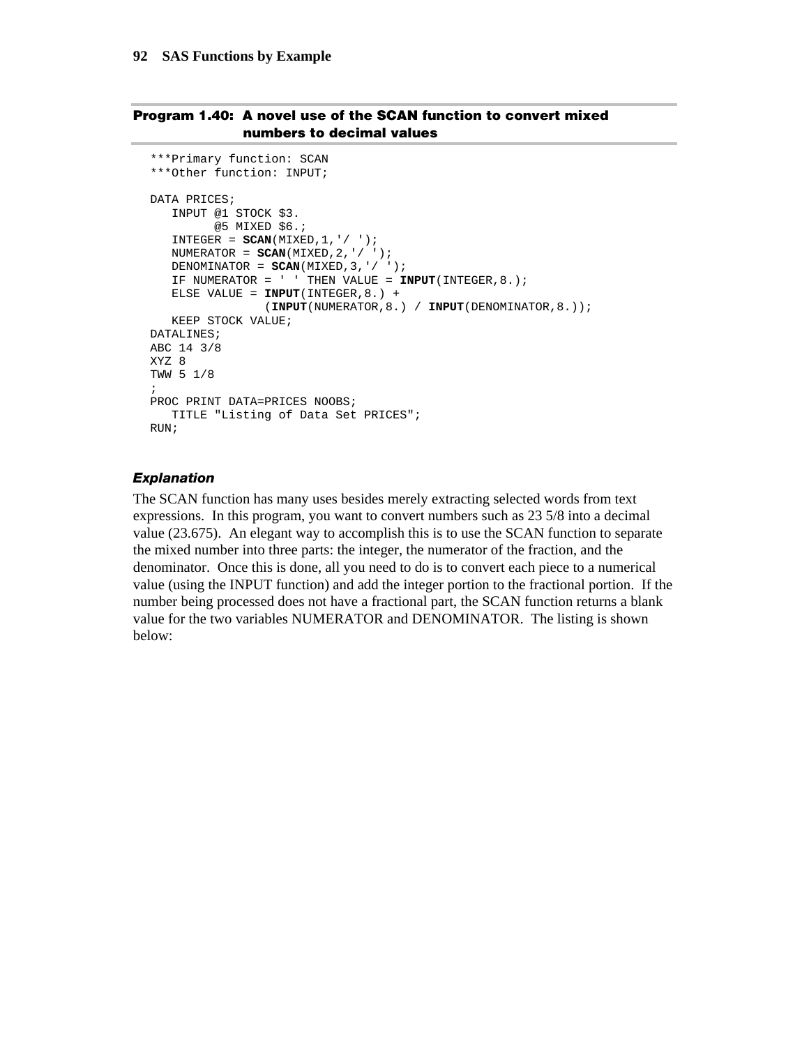**Program 1.40: A novel use of the SCAN function to convert mixed numbers to decimal values**

```
***Primary function: SCAN
***Other function: INPUT;

DATA PRICES;
   INPUT @1 STOCK $3.
         @5 MIXED $6.;
   INTEGER = SCAN(MIXED,1,'/ ');
   NUMERATOR = SCAN(MIXED,2,'/ ');
   DENOMINATOR = SCAN(MIXED,3,'/ ');
   IF NUMERATOR = ' ' THEN VALUE = INPUT(INTEGER,8.);
   ELSE VALUE = INPUT(INTEGER,8.) +
                (INPUT(NUMERATOR,8.) / INPUT(DENOMINATOR,8.));
   KEEP STOCK VALUE;
DATALINES;
ABC 14 3/8
XYZ 8
TWW 5 1/8
;
PROC PRINT DATA=PRICES NOOBS;
   TITLE "Listing of Data Set PRICES";
RUN;
```

### *Explanation*

The SCAN function has many uses besides merely extracting selected words from text expressions. In this program, you want to convert numbers such as 23 5/8 into a decimal value (23.675). An elegant way to accomplish this is to use the SCAN function to separate the mixed number into three parts: the integer, the numerator of the fraction, and the denominator. Once this is done, all you need to do is to convert each piece to a numerical value (using the INPUT function) and add the integer portion to the fractional portion. If the number being processed does not have a fractional part, the SCAN function returns a blank value for the two variables NUMERATOR and DENOMINATOR. The listing is shown below: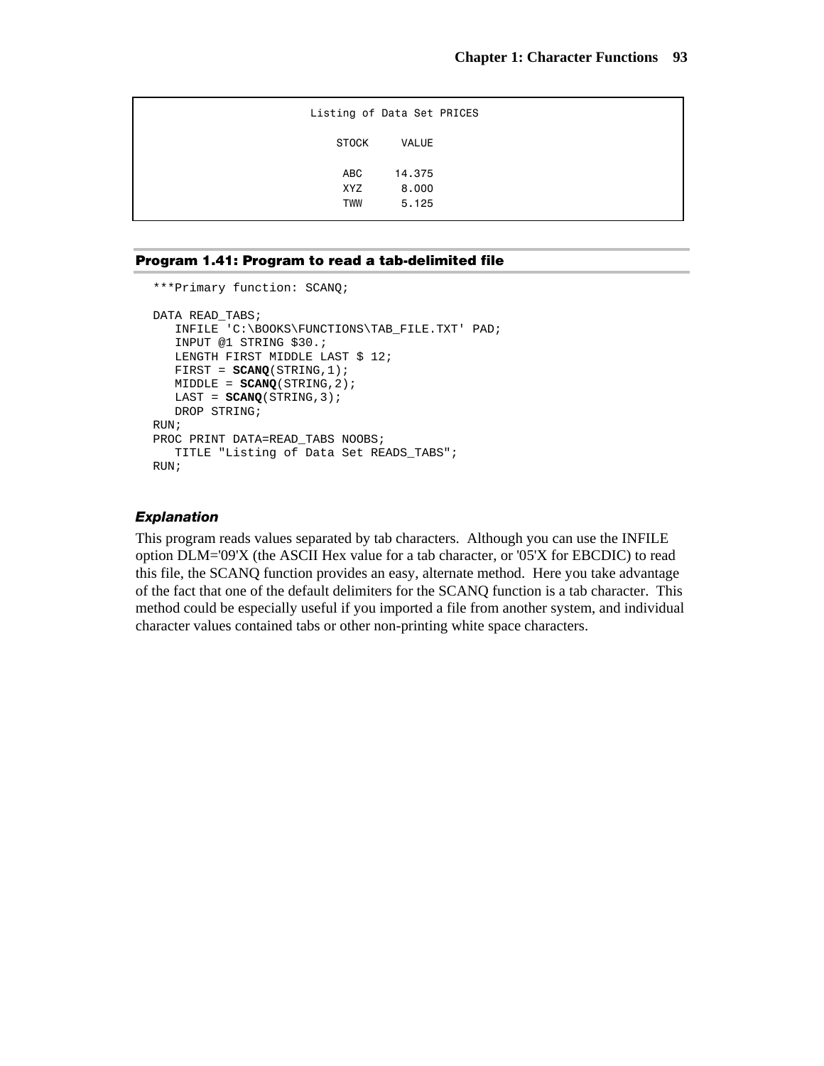```
                    Listing of Data Set PRICES

                         STOCK     VALUE

                          ABC     14.375
                          XYZ      8.000
                          TWW      5.125
```

### Program 1.41: Program to read a tab-delimited file

```
***Primary function: SCANQ;

DATA READ_TABS;
   INFILE 'C:\BOOKS\FUNCTIONS\TAB_FILE.TXT' PAD;
   INPUT @1 STRING $30.;
   LENGTH FIRST MIDDLE LAST $ 12;
   FIRST = SCANQ(STRING,1);
   MIDDLE = SCANQ(STRING,2);
   LAST = SCANQ(STRING,3);
   DROP STRING;
RUN;
PROC PRINT DATA=READ_TABS NOOBS;
   TITLE "Listing of Data Set READS_TABS";
RUN;
```

#### *Explanation*

This program reads values separated by tab characters. Although you can use the INFILE option DLM='09'X (the ASCII Hex value for a tab character, or '05'X for EBCDIC) to read this file, the SCANQ function provides an easy, alternate method. Here you take advantage of the fact that one of the default delimiters for the SCANQ function is a tab character. This method could be especially useful if you imported a file from another system, and individual character values contained tabs or other non-printing white space characters.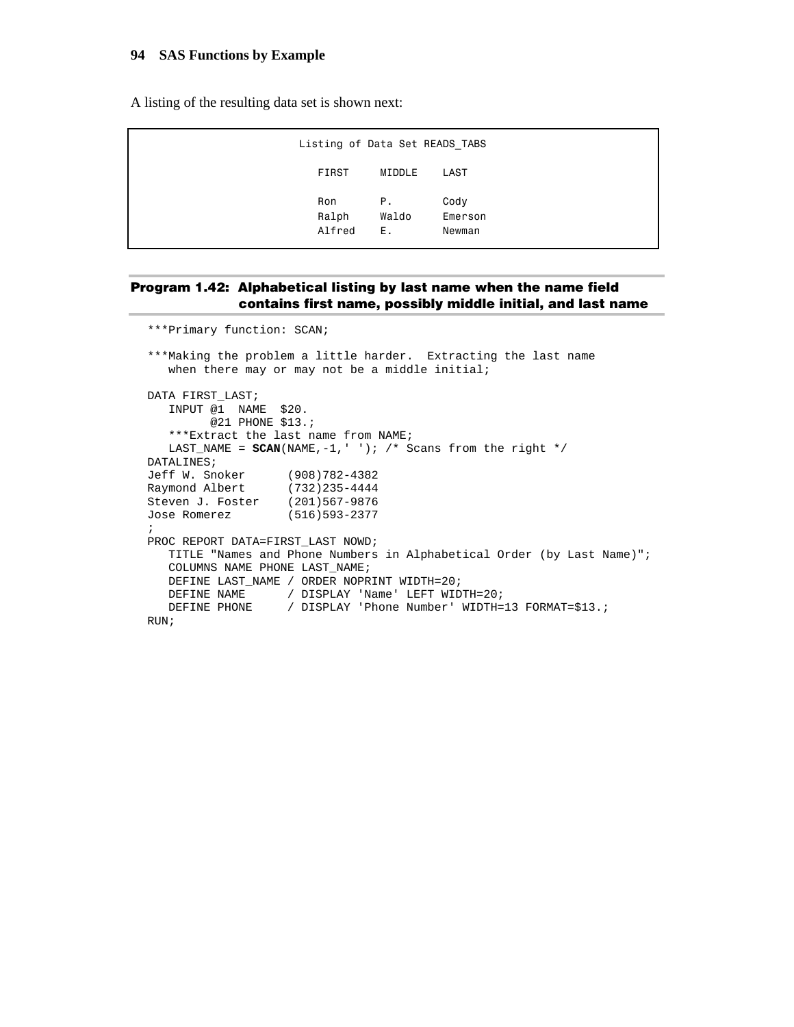A listing of the resulting data set is shown next:

```
Listing of Data Set READS_TABS

  FIRST     MIDDLE    LAST

  Ron       P.        Cody
  Ralph     Waldo     Emerson
  Alfred    E.        Newman
```

**Program 1.42: Alphabetical listing by last name when the name field contains first name, possibly middle initial, and last name**

```
***Primary function: SCAN;

***Making the problem a little harder.  Extracting the last name
   when there may or may not be a middle initial;

DATA FIRST_LAST;
   INPUT @1  NAME  $20.
         @21 PHONE $13.;
   ***Extract the last name from NAME;
   LAST_NAME = SCAN(NAME,-1,' '); /* Scans from the right */
DATALINES;
Jeff W. Snoker      (908)782-4382
Raymond Albert      (732)235-4444
Steven J. Foster    (201)567-9876
Jose Romerez        (516)593-2377
;
PROC REPORT DATA=FIRST_LAST NOWD;
   TITLE "Names and Phone Numbers in Alphabetical Order (by Last Name)";
   COLUMNS NAME PHONE LAST_NAME;
   DEFINE LAST_NAME / ORDER NOPRINT WIDTH=20;
   DEFINE NAME      / DISPLAY 'Name' LEFT WIDTH=20;
   DEFINE PHONE     / DISPLAY 'Phone Number' WIDTH=13 FORMAT=$13.;
RUN;
```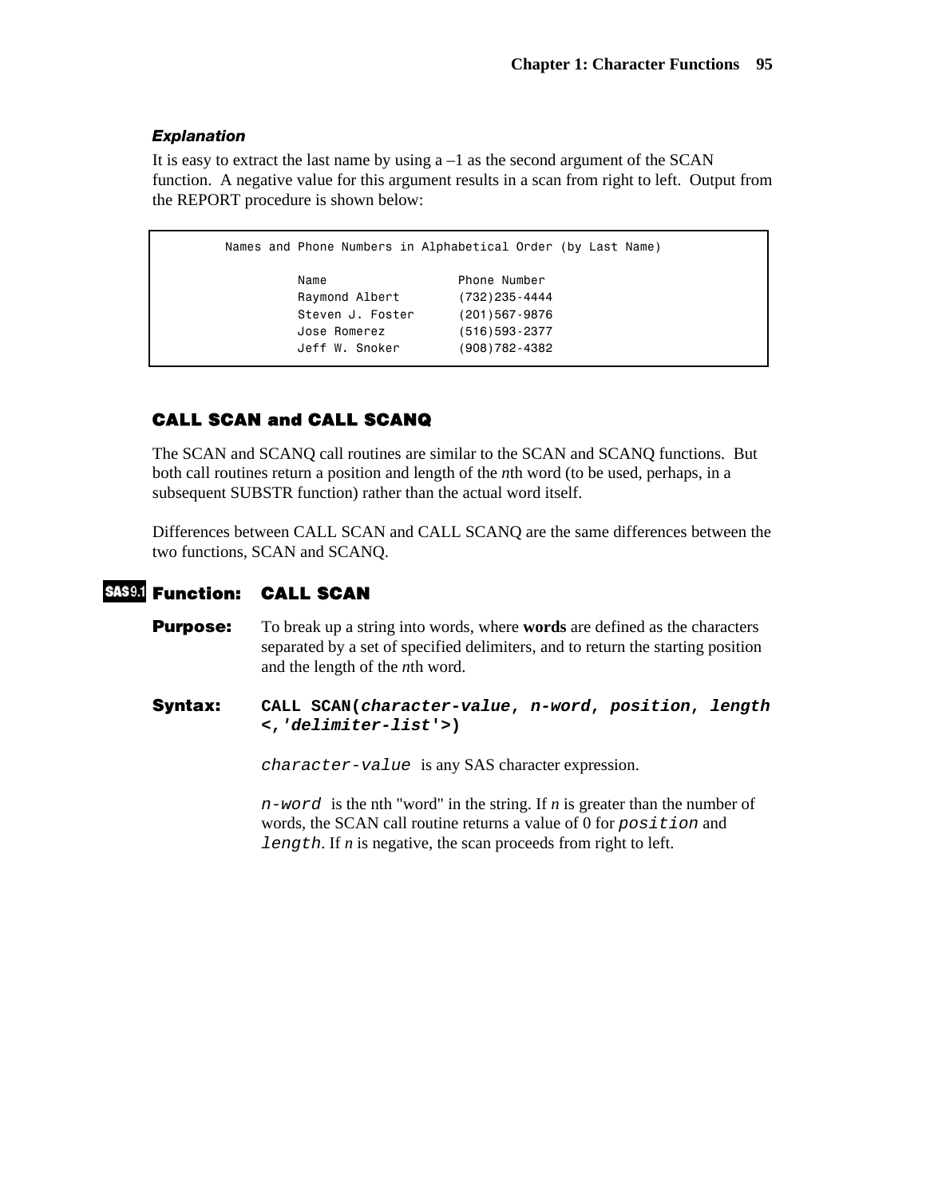#### *Explanation*

It is easy to extract the last name by using a –1 as the second argument of the SCAN function. A negative value for this argument results in a scan from right to left. Output from the REPORT procedure is shown below:

```
        Names and Phone Numbers in Alphabetical Order (by Last Name)

                  Name                 Phone Number
                  Raymond Albert       (732)235-4444
                  Steven J. Foster     (201)567-9876
                  Jose Romerez         (516)593-2377
                  Jeff W. Snoker       (908)782-4382
```

## CALL SCAN and CALL SCANQ

The SCAN and SCANQ call routines are similar to the SCAN and SCANQ functions. But both call routines return a position and length of the *n*th word (to be used, perhaps, in a subsequent SUBSTR function) rather than the actual word itself.

Differences between CALL SCAN and CALL SCANQ are the same differences between the two functions, SCAN and SCANQ.

### SAS9.1 Function: CALL SCAN

**Purpose:** To break up a string into words, where **words** are defined as the characters separated by a set of specified delimiters, and to return the starting position and the length of the *n*th word.

**Syntax:** **CALL SCAN(*character-value*, *n-word*, *position*, *length* <,'*delimiter-list*'>)**

`character-value` is any SAS character expression.

`n-word` is the nth "word" in the string. If *n* is greater than the number of words, the SCAN call routine returns a value of 0 for `position` and `length`. If *n* is negative, the scan proceeds from right to left.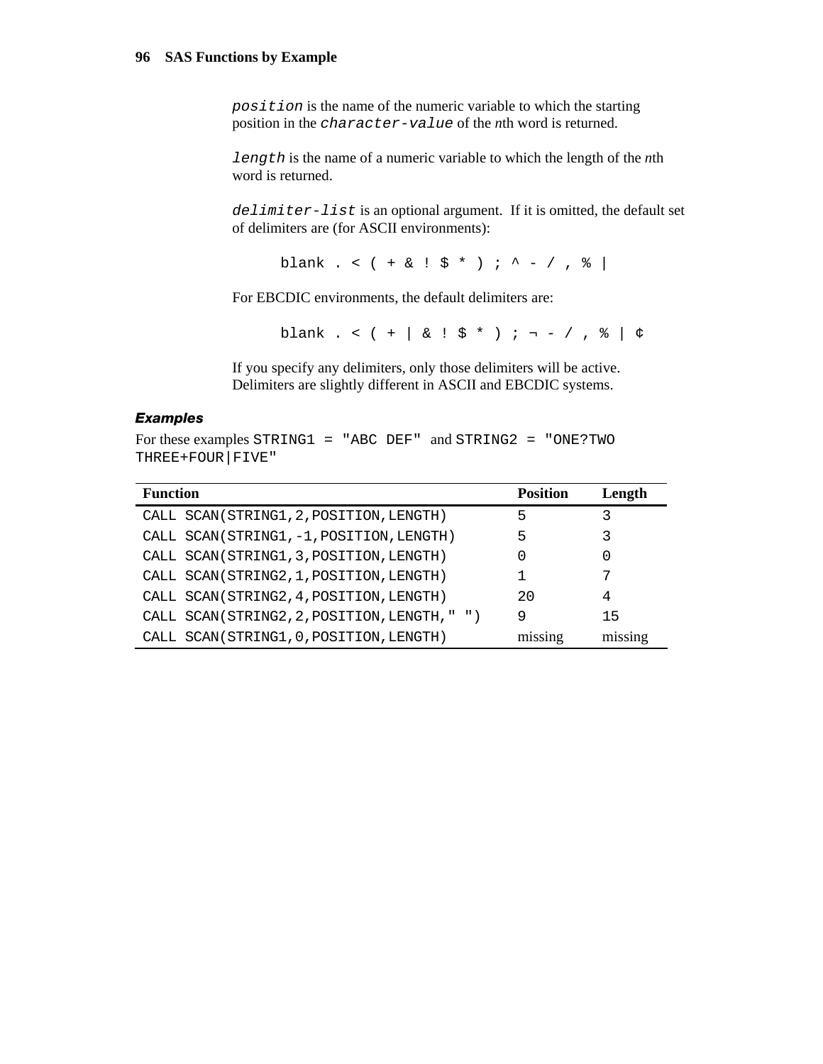*position* is the name of the numeric variable to which the starting position in the *character-value* of the *n*th word is returned.

*length* is the name of a numeric variable to which the length of the *n*th word is returned.

*delimiter-list* is an optional argument. If it is omitted, the default set of delimiters are (for ASCII environments):

```
blank . < ( + & ! $ * ) ; ^ - / , % |
```

For EBCDIC environments, the default delimiters are:

```
blank . < ( + | & ! $ * ) ; ¬ - / , % | ¢
```

If you specify any delimiters, only those delimiters will be active. Delimiters are slightly different in ASCII and EBCDIC systems.

### *Examples*

For these examples `STRING1 = "ABC DEF"` and `STRING2 = "ONE?TWO THREE+FOUR|FIVE"`

| Function | Position | Length |
|---|---|---|
| `CALL SCAN(STRING1,2,POSITION,LENGTH)` | 5 | 3 |
| `CALL SCAN(STRING1,-1,POSITION,LENGTH)` | 5 | 3 |
| `CALL SCAN(STRING1,3,POSITION,LENGTH)` | 0 | 0 |
| `CALL SCAN(STRING2,1,POSITION,LENGTH)` | 1 | 7 |
| `CALL SCAN(STRING2,4,POSITION,LENGTH)` | 20 | 4 |
| `CALL SCAN(STRING2,2,POSITION,LENGTH," ")` | 9 | 15 |
| `CALL SCAN(STRING1,0,POSITION,LENGTH)` | missing | missing |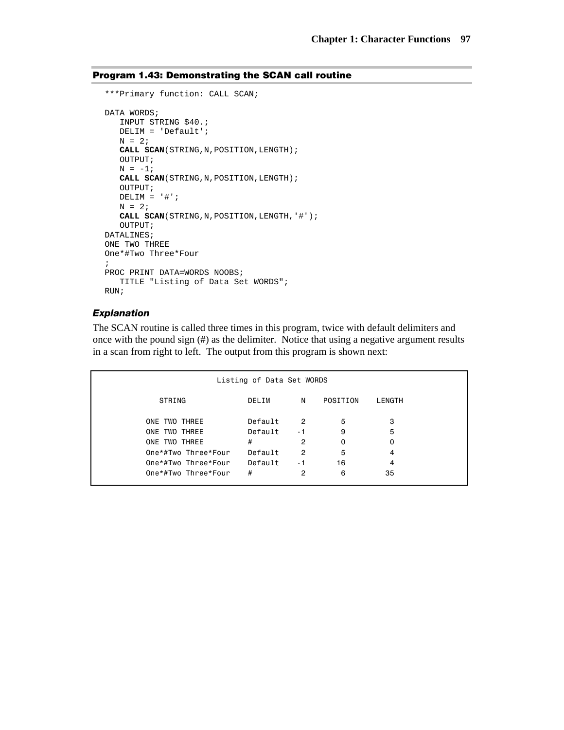### Program 1.43: Demonstrating the SCAN call routine

```
***Primary function: CALL SCAN;

DATA WORDS;
   INPUT STRING $40.;
   DELIM = 'Default';
   N = 2;
   CALL SCAN(STRING,N,POSITION,LENGTH);
   OUTPUT;
   N = -1;
   CALL SCAN(STRING,N,POSITION,LENGTH);
   OUTPUT;
   DELIM = '#';
   N = 2;
   CALL SCAN(STRING,N,POSITION,LENGTH,'#');
   OUTPUT;
DATALINES;
ONE TWO THREE
One*#Two Three*Four
;
PROC PRINT DATA=WORDS NOOBS;
   TITLE "Listing of Data Set WORDS";
RUN;
```

#### *Explanation*

The SCAN routine is called three times in this program, twice with default delimiters and once with the pound sign (#) as the delimiter. Notice that using a negative argument results in a scan from right to left. The output from this program is shown next:

```
                    Listing of Data Set WORDS

        STRING               DELIM       N    POSITION    LENGTH

      ONE TWO THREE          Default     2        5          3
      ONE TWO THREE          Default    -1        9          5
      ONE TWO THREE          #           2        0          0
      One*#Two Three*Four    Default     2        5          4
      One*#Two Three*Four    Default    -1       16          4
      One*#Two Three*Four    #           2        6         35
```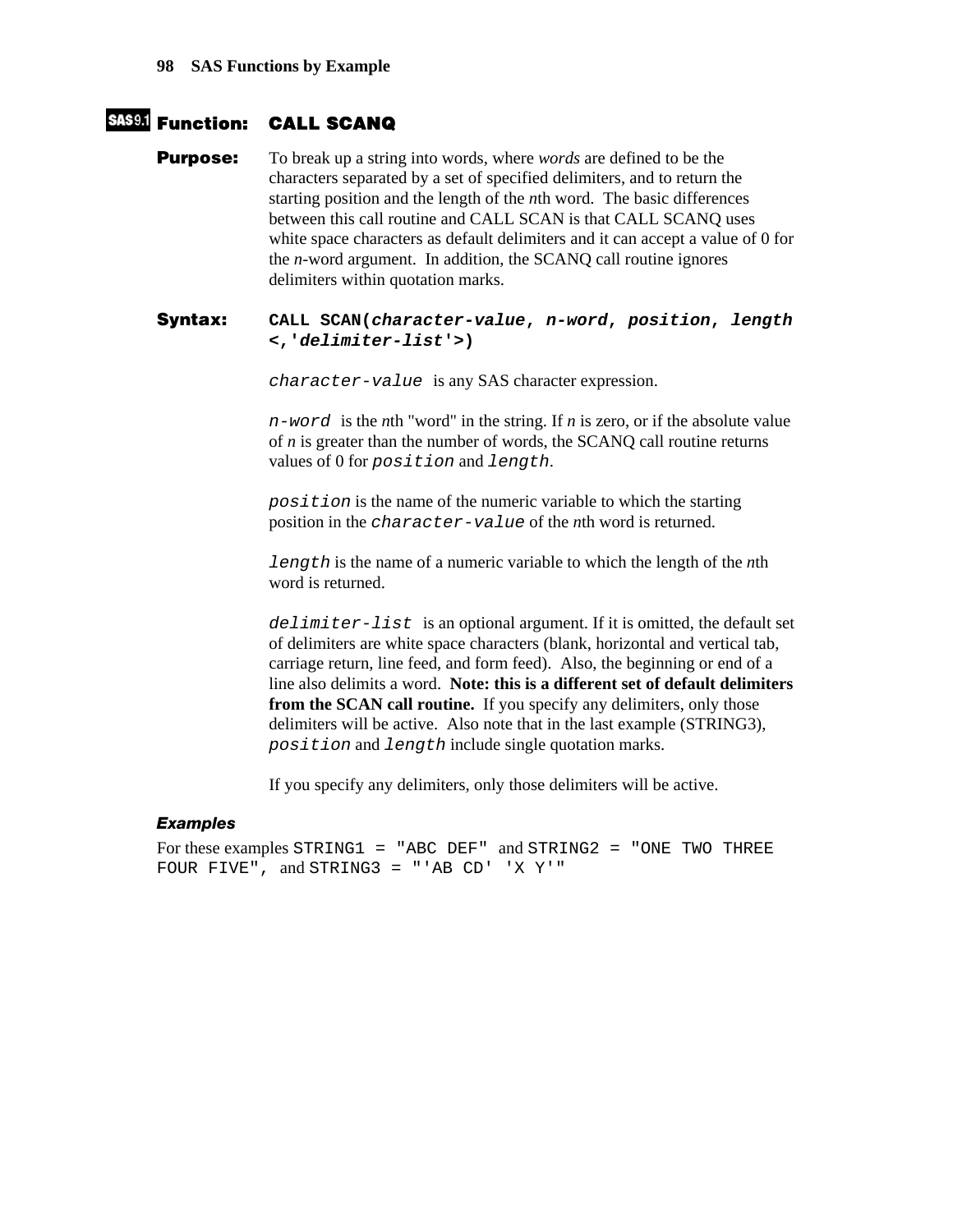## SAS9.1 Function: CALL SCANQ

**Purpose:** To break up a string into words, where *words* are defined to be the characters separated by a set of specified delimiters, and to return the starting position and the length of the *n*th word. The basic differences between this call routine and CALL SCAN is that CALL SCANQ uses white space characters as default delimiters and it can accept a value of 0 for the *n*-word argument. In addition, the SCANQ call routine ignores delimiters within quotation marks.

**Syntax:** **CALL SCAN(*character-value*, *n-word*, *position*, *length* <,'*delimiter-list*'>)**

*character-value* is any SAS character expression.

*n-word* is the *n*th "word" in the string. If *n* is zero, or if the absolute value of *n* is greater than the number of words, the SCANQ call routine returns values of 0 for *position* and *length*.

*position* is the name of the numeric variable to which the starting position in the *character-value* of the *n*th word is returned.

*length* is the name of a numeric variable to which the length of the *n*th word is returned.

*delimiter-list* is an optional argument. If it is omitted, the default set of delimiters are white space characters (blank, horizontal and vertical tab, carriage return, line feed, and form feed). Also, the beginning or end of a line also delimits a word. **Note: this is a different set of default delimiters from the SCAN call routine.** If you specify any delimiters, only those delimiters will be active. Also note that in the last example (STRING3), *position* and *length* include single quotation marks.

If you specify any delimiters, only those delimiters will be active.

### *Examples*

For these examples `STRING1 = "ABC DEF"` and `STRING2 = "ONE TWO THREE FOUR FIVE",` and `STRING3 = "'AB CD' 'X Y'"`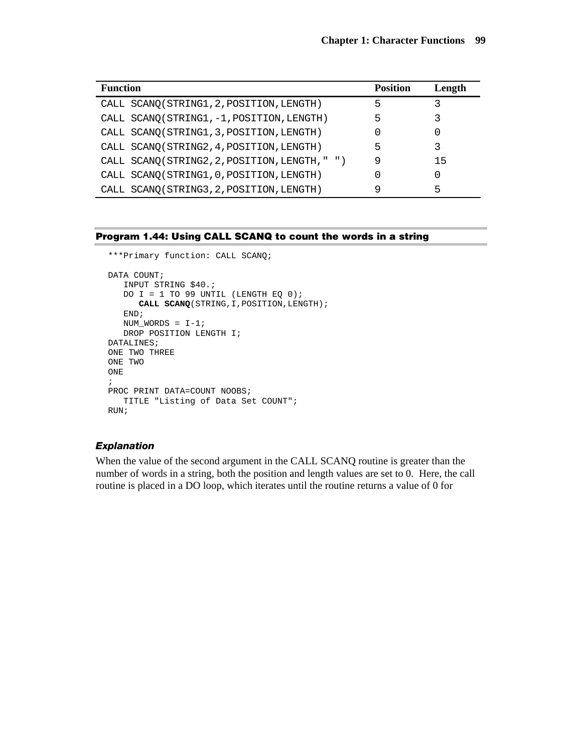| Function | Position | Length |
| --- | --- | --- |
| `CALL SCANQ(STRING1,2,POSITION,LENGTH)` | 5 | 3 |
| `CALL SCANQ(STRING1,-1,POSITION,LENGTH)` | 5 | 3 |
| `CALL SCANQ(STRING1,3,POSITION,LENGTH)` | 0 | 0 |
| `CALL SCANQ(STRING2,4,POSITION,LENGTH)` | 5 | 3 |
| `CALL SCANQ(STRING2,2,POSITION,LENGTH," ")` | 9 | 15 |
| `CALL SCANQ(STRING1,0,POSITION,LENGTH)` | 0 | 0 |
| `CALL SCANQ(STRING3,2,POSITION,LENGTH)` | 9 | 5 |

### Program 1.44: Using CALL SCANQ to count the words in a string

```
***Primary function: CALL SCANQ;

DATA COUNT;
   INPUT STRING $40.;
   DO I = 1 TO 99 UNTIL (LENGTH EQ 0);
      CALL SCANQ(STRING,I,POSITION,LENGTH);
   END;
   NUM_WORDS = I-1;
   DROP POSITION LENGTH I;
DATALINES;
ONE TWO THREE
ONE TWO
ONE
;
PROC PRINT DATA=COUNT NOOBS;
   TITLE "Listing of Data Set COUNT";
RUN;
```

#### *Explanation*

When the value of the second argument in the CALL SCANQ routine is greater than the number of words in a string, both the position and length values are set to 0. Here, the call routine is placed in a DO loop, which iterates until the routine returns a value of 0 for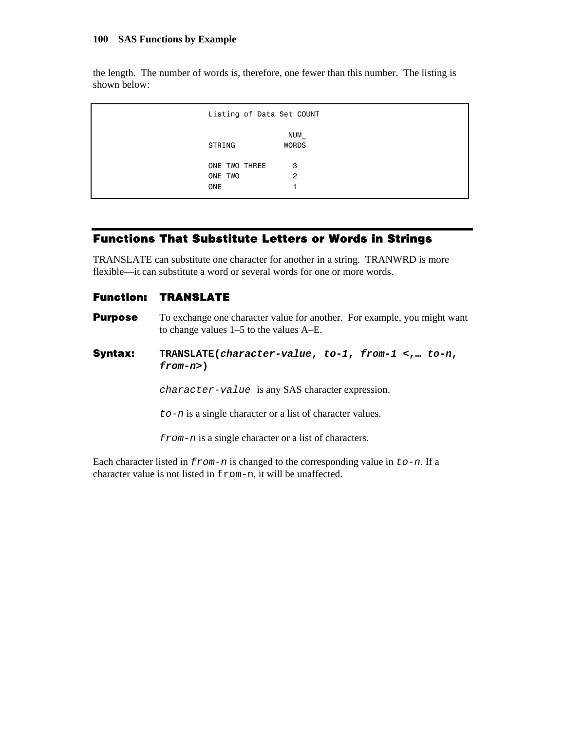the length. The number of words is, therefore, one fewer than this number. The listing is shown below:

```
Listing of Data Set COUNT

                  NUM_
STRING           WORDS

ONE TWO THREE      3
ONE TWO            2
ONE                1
```

## Functions That Substitute Letters or Words in Strings

TRANSLATE can substitute one character for another in a string. TRANWRD is more flexible—it can substitute a word or several words for one or more words.

### Function: TRANSLATE

**Purpose** To exchange one character value for another. For example, you might want to change values 1–5 to the values A–E.

**Syntax:** **TRANSLATE(*character-value*, *to-1*, *from-1* <,… *to-n*, *from-n*>)**

`character-value` is any SAS character expression.

`to-n` is a single character or a list of character values.

`from-n` is a single character or a list of characters.

Each character listed in `from-n` is changed to the corresponding value in `to-n`. If a character value is not listed in `from-n`, it will be unaffected.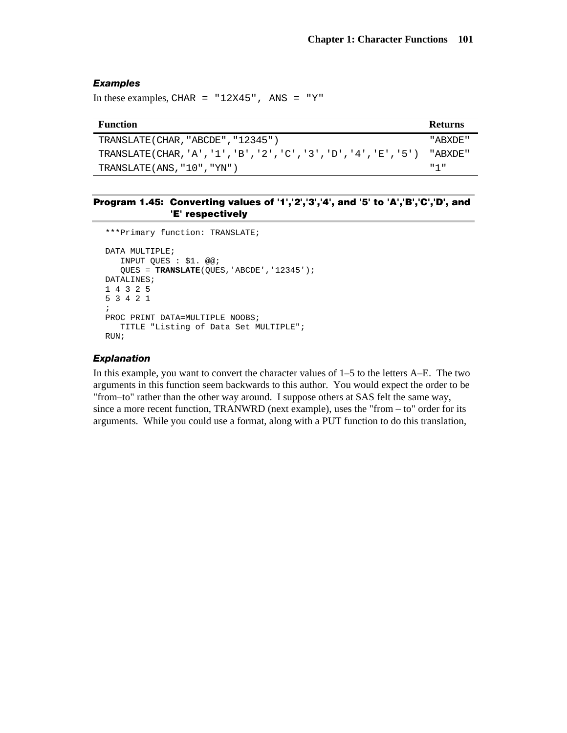### *Examples*

In these examples, `CHAR = "12X45", ANS = "Y"`

| Function | Returns |
|---|---|
| `TRANSLATE(CHAR,"ABCDE","12345")` | `"ABXDE"` |
| `TRANSLATE(CHAR,'A','1','B','2','C','3','D','4','E','5')` | `"ABXDE"` |
| `TRANSLATE(ANS,"10","YN")` | `"1"` |

**Program 1.45: Converting values of '1','2','3','4', and '5' to 'A','B','C','D', and 'E' respectively**

```
***Primary function: TRANSLATE;

DATA MULTIPLE;
   INPUT QUES : $1. @@;
   QUES = TRANSLATE(QUES,'ABCDE','12345');
DATALINES;
1 4 3 2 5
5 3 4 2 1
;
PROC PRINT DATA=MULTIPLE NOOBS;
   TITLE "Listing of Data Set MULTIPLE";
RUN;
```

### *Explanation*

In this example, you want to convert the character values of 1–5 to the letters A–E. The two arguments in this function seem backwards to this author. You would expect the order to be "from–to" rather than the other way around. I suppose others at SAS felt the same way, since a more recent function, TRANWRD (next example), uses the "from – to" order for its arguments. While you could use a format, along with a PUT function to do this translation,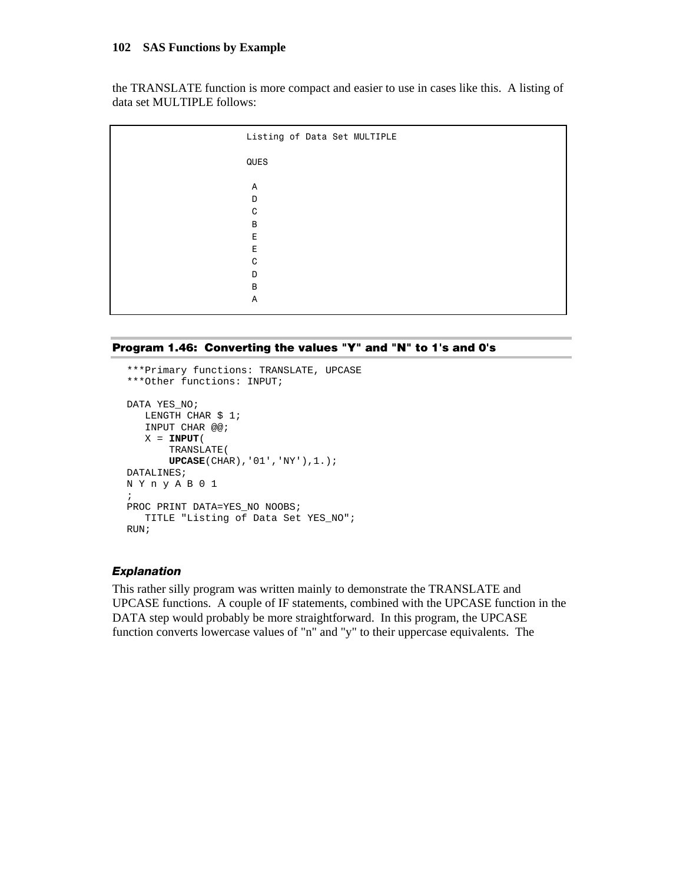the TRANSLATE function is more compact and easier to use in cases like this. A listing of data set MULTIPLE follows:

```
                    Listing of Data Set MULTIPLE

                    QUES

                     A
                     D
                     C
                     B
                     E
                     E
                     C
                     D
                     B
                     A
```

### Program 1.46: Converting the values "Y" and "N" to 1's and 0's

```
***Primary functions: TRANSLATE, UPCASE
***Other functions: INPUT;

DATA YES_NO;
   LENGTH CHAR $ 1;
   INPUT CHAR @@;
   X = INPUT(
       TRANSLATE(
       UPCASE(CHAR),'01','NY'),1.);
DATALINES;
N Y n y A B 0 1
;
PROC PRINT DATA=YES_NO NOOBS;
   TITLE "Listing of Data Set YES_NO";
RUN;
```

#### *Explanation*

This rather silly program was written mainly to demonstrate the TRANSLATE and UPCASE functions. A couple of IF statements, combined with the UPCASE function in the DATA step would probably be more straightforward. In this program, the UPCASE function converts lowercase values of "n" and "y" to their uppercase equivalents. The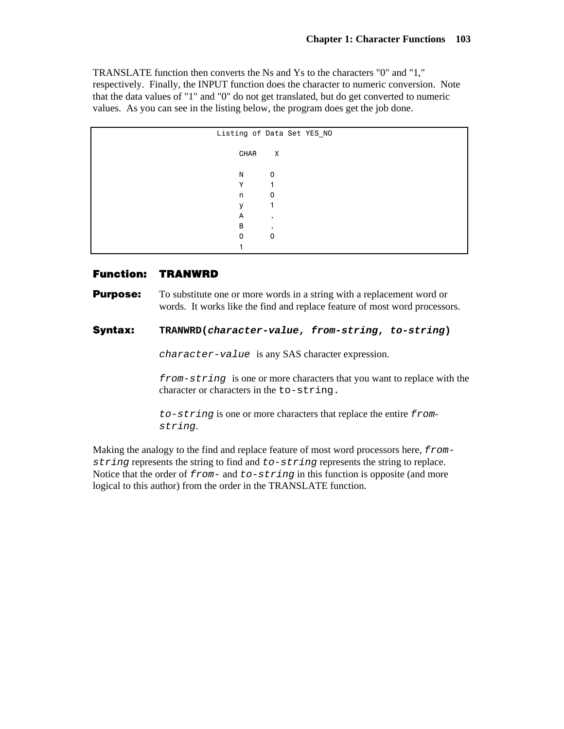TRANSLATE function then converts the Ns and Ys to the characters "0" and "1," respectively. Finally, the INPUT function does the character to numeric conversion. Note that the data values of "1" and "0" do not get translated, but do get converted to numeric values. As you can see in the listing below, the program does get the job done.

```
                     Listing of Data Set YES_NO

                           CHAR    X

                            N      0
                            Y      1
                            n      0
                            y      1
                            A      .
                            B      .
                            0      0
                            1
```

**Function: TRANWRD**

**Purpose:** To substitute one or more words in a string with a replacement word or words. It works like the find and replace feature of most word processors.

**Syntax:** **TRANWRD(*character-value*, *from-string*, *to-string*)**

`character-value` is any SAS character expression.

`from-string` is one or more characters that you want to replace with the character or characters in the `to-string.`

`to-string` is one or more characters that replace the entire `from-string`.

Making the analogy to the find and replace feature of most word processors here, `from-string` represents the string to find and `to-string` represents the string to replace. Notice that the order of `from-` and `to-string` in this function is opposite (and more logical to this author) from the order in the TRANSLATE function.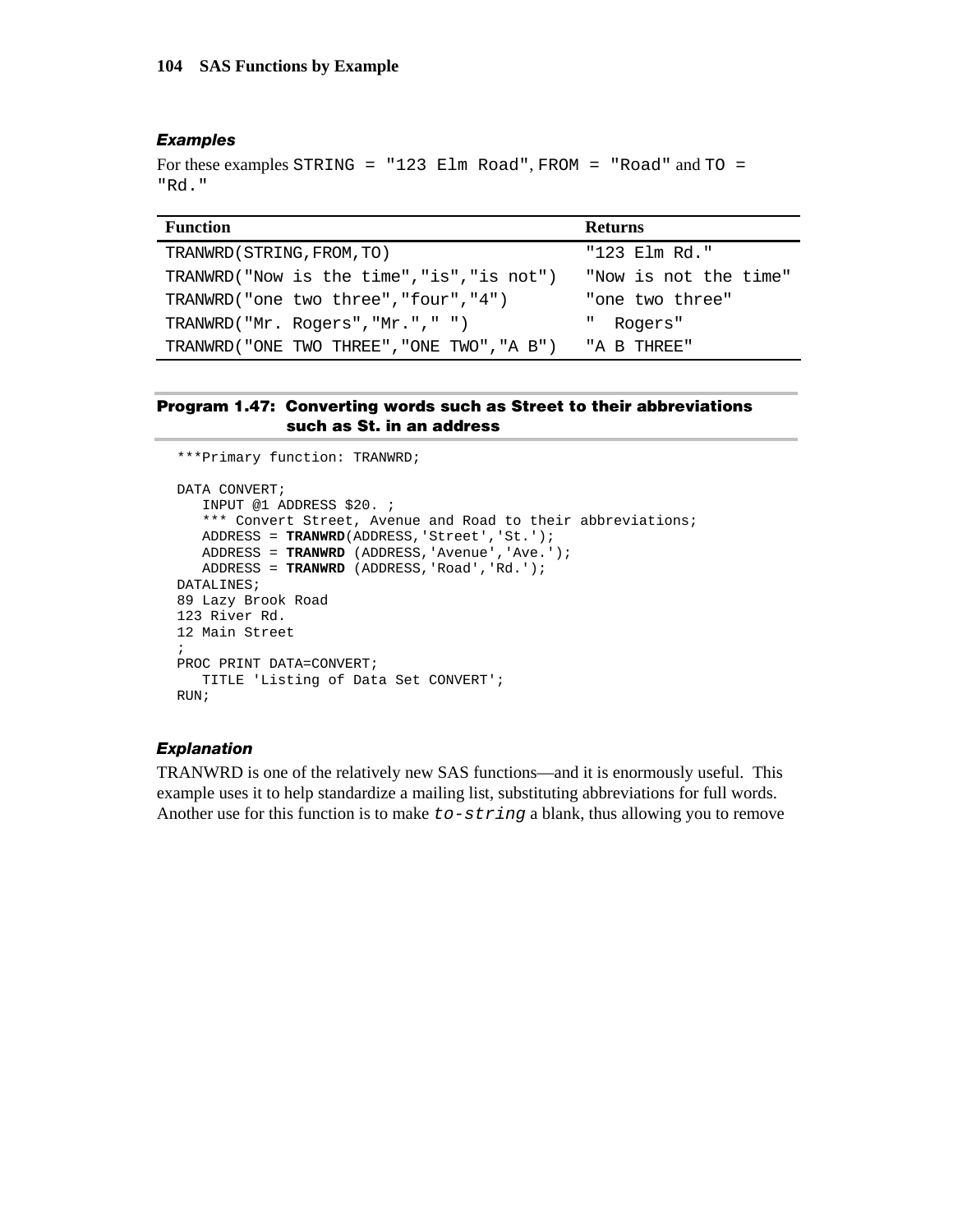### *Examples*

For these examples `STRING = "123 Elm Road"`, `FROM = "Road"` and `TO = "Rd."`

| Function | Returns |
|---|---|
| `TRANWRD(STRING,FROM,TO)` | `"123 Elm Rd."` |
| `TRANWRD("Now is the time","is","is not")` | `"Now is not the time"` |
| `TRANWRD("one two three","four","4")` | `"one two three"` |
| `TRANWRD("Mr. Rogers","Mr."," ")` | `"  Rogers"` |
| `TRANWRD("ONE TWO THREE","ONE TWO","A B")` | `"A B THREE"` |

#### Program 1.47: Converting words such as Street to their abbreviations such as St. in an address

```
***Primary function: TRANWRD;

DATA CONVERT;
   INPUT @1 ADDRESS $20. ;
   *** Convert Street, Avenue and Road to their abbreviations;
   ADDRESS = TRANWRD(ADDRESS,'Street','St.');
   ADDRESS = TRANWRD (ADDRESS,'Avenue','Ave.');
   ADDRESS = TRANWRD (ADDRESS,'Road','Rd.');
DATALINES;
89 Lazy Brook Road
123 River Rd.
12 Main Street
;
PROC PRINT DATA=CONVERT;
   TITLE 'Listing of Data Set CONVERT';
RUN;
```

### *Explanation*

TRANWRD is one of the relatively new SAS functions—and it is enormously useful. This example uses it to help standardize a mailing list, substituting abbreviations for full words. Another use for this function is to make *`to-string`* a blank, thus allowing you to remove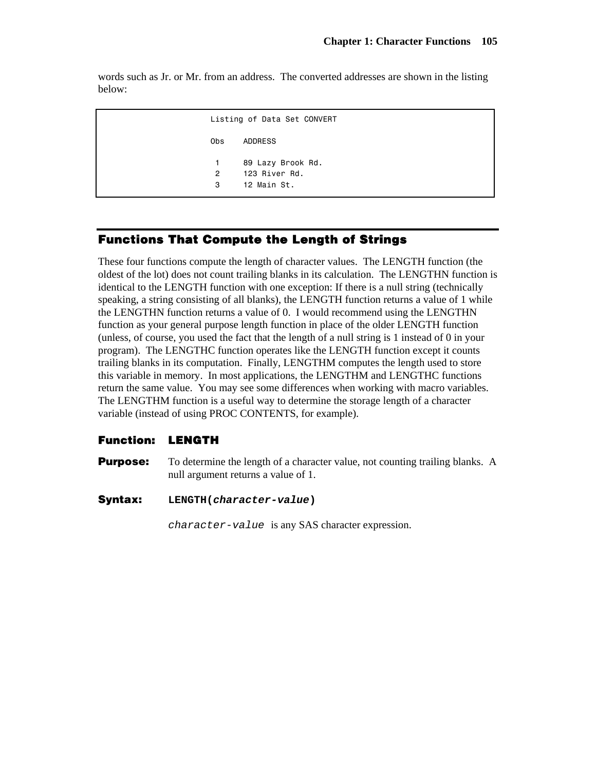words such as Jr. or Mr. from an address. The converted addresses are shown in the listing below:

```
                    Listing of Data Set CONVERT

                    Obs    ADDRESS

                     1     89 Lazy Brook Rd.
                     2     123 River Rd.
                     3     12 Main St.
```

## Functions That Compute the Length of Strings

These four functions compute the length of character values. The LENGTH function (the oldest of the lot) does not count trailing blanks in its calculation. The LENGTHN function is identical to the LENGTH function with one exception: If there is a null string (technically speaking, a string consisting of all blanks), the LENGTH function returns a value of 1 while the LENGTHN function returns a value of 0. I would recommend using the LENGTHN function as your general purpose length function in place of the older LENGTH function (unless, of course, you used the fact that the length of a null string is 1 instead of 0 in your program). The LENGTHC function operates like the LENGTH function except it counts trailing blanks in its computation. Finally, LENGTHM computes the length used to store this variable in memory. In most applications, the LENGTHM and LENGTHC functions return the same value. You may see some differences when working with macro variables. The LENGTHM function is a useful way to determine the storage length of a character variable (instead of using PROC CONTENTS, for example).

### Function: LENGTH

**Purpose:** To determine the length of a character value, not counting trailing blanks. A null argument returns a value of 1.

**Syntax:** **LENGTH(*character-value*)**

*character-value* is any SAS character expression.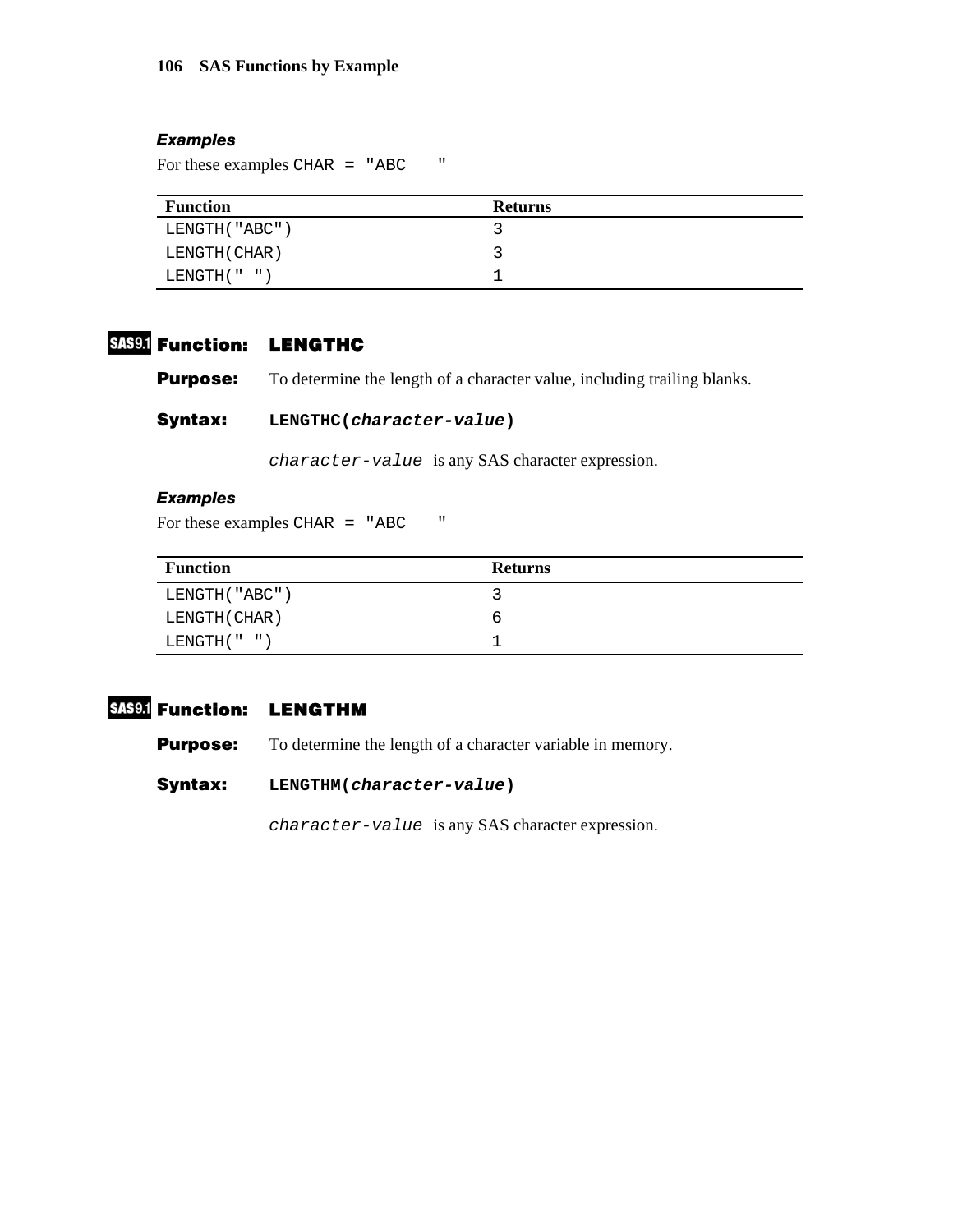### *Examples*

For these examples `CHAR = "ABC    "`

| Function | Returns |
|---|---|
| `LENGTH("ABC")` | 3 |
| `LENGTH(CHAR)` | 3 |
| `LENGTH(" ")` | 1 |

## SAS9.1 Function: LENGTHC

**Purpose:** To determine the length of a character value, including trailing blanks.

**Syntax:** **`LENGTHC(`*`character-value`*`)`**

*`character-value`* is any SAS character expression.

### *Examples*

For these examples `CHAR = "ABC    "`

| Function | Returns |
|---|---|
| `LENGTH("ABC")` | 3 |
| `LENGTH(CHAR)` | 6 |
| `LENGTH(" ")` | 1 |

## SAS9.1 Function: LENGTHM

**Purpose:** To determine the length of a character variable in memory.

**Syntax:** **`LENGTHM(`*`character-value`*`)`**

*`character-value`* is any SAS character expression.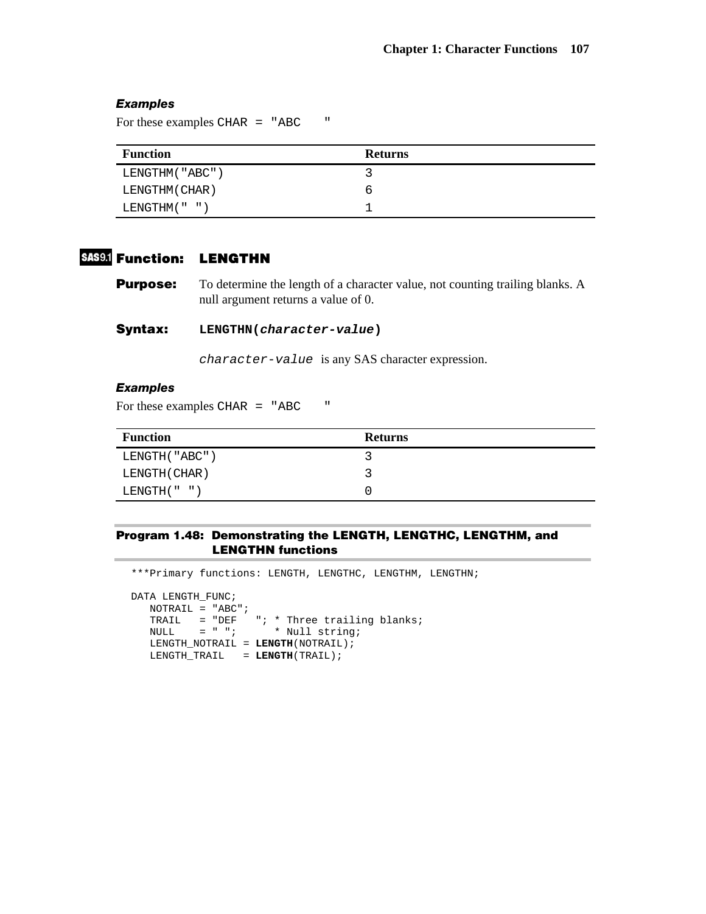### *Examples*

For these examples `CHAR = "ABC    "`

| Function | Returns |
|---|---|
| `LENGTHM("ABC")` | 3 |
| `LENGTHM(CHAR)` | 6 |
| `LENGTHM(" ")` | 1 |

## SAS9.1 Function: LENGTHN

**Purpose:** To determine the length of a character value, not counting trailing blanks. A null argument returns a value of 0.

**Syntax:** **`LENGTHN(`*`character-value`*`)`**

*`character-value`* is any SAS character expression.

### *Examples*

For these examples `CHAR = "ABC    "`

| Function | Returns |
|---|---|
| `LENGTH("ABC")` | 3 |
| `LENGTH(CHAR)` | 3 |
| `LENGTH(" ")` | 0 |

### Program 1.48: Demonstrating the LENGTH, LENGTHC, LENGTHM, and LENGTHN functions

```
***Primary functions: LENGTH, LENGTHC, LENGTHM, LENGTHN;

DATA LENGTH_FUNC;
   NOTRAIL = "ABC";
   TRAIL   = "DEF   "; * Three trailing blanks;
   NULL    = " ";       * Null string;
   LENGTH_NOTRAIL = LENGTH(NOTRAIL);
   LENGTH_TRAIL   = LENGTH(TRAIL);
```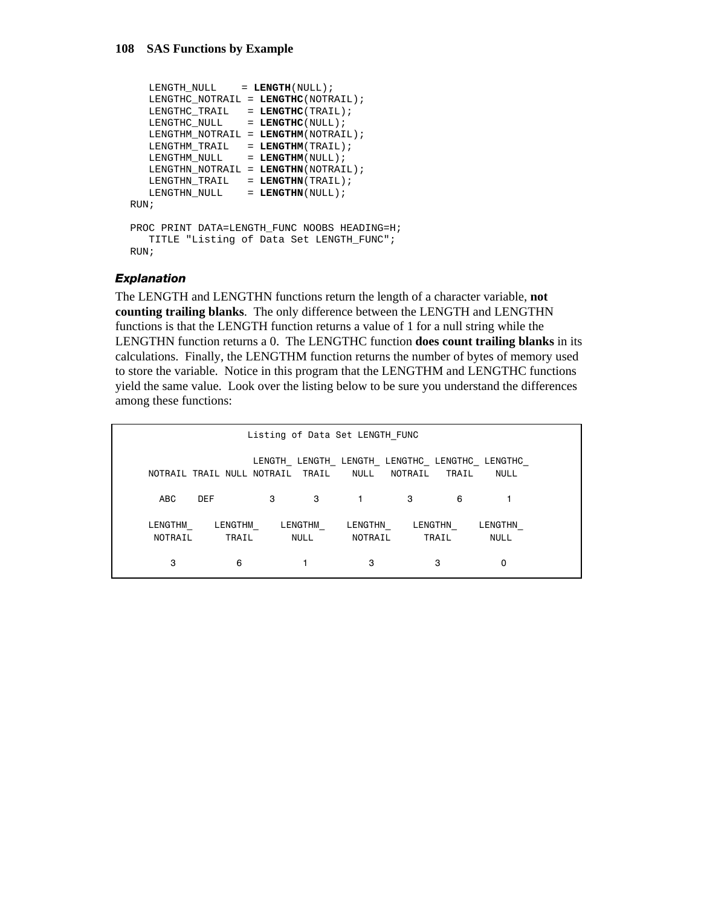```
   LENGTH_NULL    = LENGTH(NULL);
   LENGTHC_NOTRAIL = LENGTHC(NOTRAIL);
   LENGTHC_TRAIL   = LENGTHC(TRAIL);
   LENGTHC_NULL    = LENGTHC(NULL);
   LENGTHM_NOTRAIL = LENGTHM(NOTRAIL);
   LENGTHM_TRAIL   = LENGTHM(TRAIL);
   LENGTHM_NULL    = LENGTHM(NULL);
   LENGTHN_NOTRAIL = LENGTHN(NOTRAIL);
   LENGTHN_TRAIL   = LENGTHN(TRAIL);
   LENGTHN_NULL    = LENGTHN(NULL);
RUN;

PROC PRINT DATA=LENGTH_FUNC NOOBS HEADING=H;
   TITLE "Listing of Data Set LENGTH_FUNC";
RUN;
```

***Explanation***

The LENGTH and LENGTHN functions return the length of a character variable, **not counting trailing blanks**. The only difference between the LENGTH and LENGTHN functions is that the LENGTH function returns a value of 1 for a null string while the LENGTHN function returns a 0. The LENGTHC function **does count trailing blanks** in its calculations. Finally, the LENGTHM function returns the number of bytes of memory used to store the variable. Notice in this program that the LENGTHM and LENGTHC functions yield the same value. Look over the listing below to be sure you understand the differences among these functions:

```
                    Listing of Data Set LENGTH_FUNC

                        LENGTH_ LENGTH_ LENGTH_ LENGTHC_ LENGTHC_ LENGTHC_
   NOTRAIL TRAIL NULL NOTRAIL  TRAIL    NULL   NOTRAIL   TRAIL    NULL

     ABC    DEF          3       3       1        3        6        1

   LENGTHM_    LENGTHM_    LENGTHM_    LENGTHN_    LENGTHN_    LENGTHN_
    NOTRAIL      TRAIL       NULL       NOTRAIL      TRAIL       NULL

       3           6           1           3           3           0
```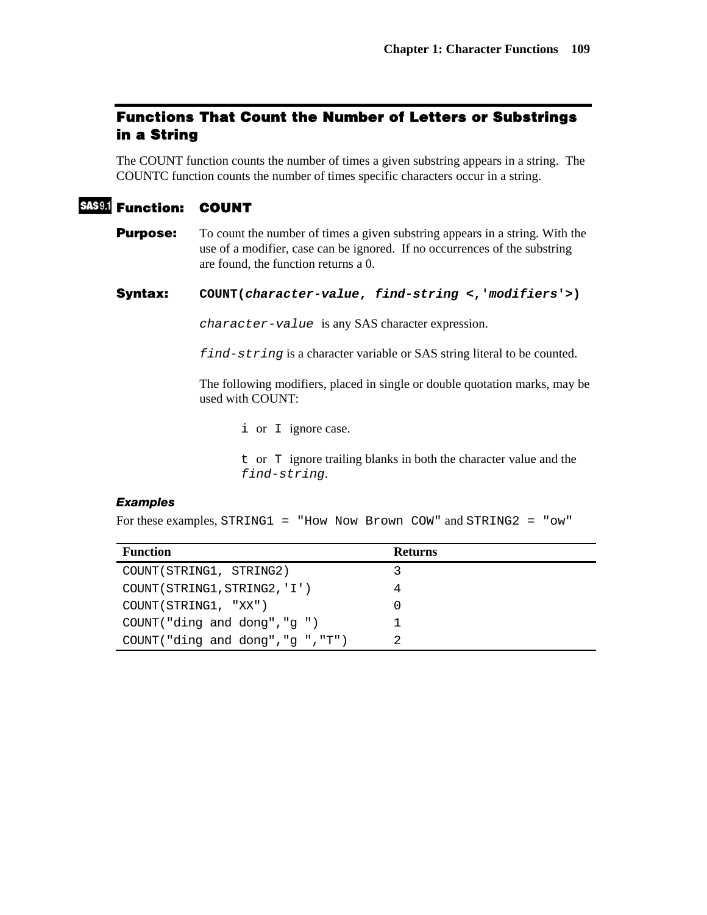## Functions That Count the Number of Letters or Substrings in a String

The COUNT function counts the number of times a given substring appears in a string. The COUNTC function counts the number of times specific characters occur in a string.

### SAS9.1 Function: COUNT

**Purpose:** To count the number of times a given substring appears in a string. With the use of a modifier, case can be ignored. If no occurrences of the substring are found, the function returns a 0.

**Syntax:** **COUNT(*character-value*, *find-string* <,'*modifiers*'>)**

`character-value` is any SAS character expression.

`find-string` is a character variable or SAS string literal to be counted.

The following modifiers, placed in single or double quotation marks, may be used with COUNT:

`i` or `I` ignore case.

`t` or `T` ignore trailing blanks in both the character value and the *find-string*.

#### *Examples*

For these examples, `STRING1 = "How Now Brown COW"` and `STRING2 = "ow"`

| Function | Returns |
|---|---|
| `COUNT(STRING1, STRING2)` | 3 |
| `COUNT(STRING1,STRING2,'I')` | 4 |
| `COUNT(STRING1, "XX")` | 0 |
| `COUNT("ding and dong","g ")` | 1 |
| `COUNT("ding and dong","g ","T")` | 2 |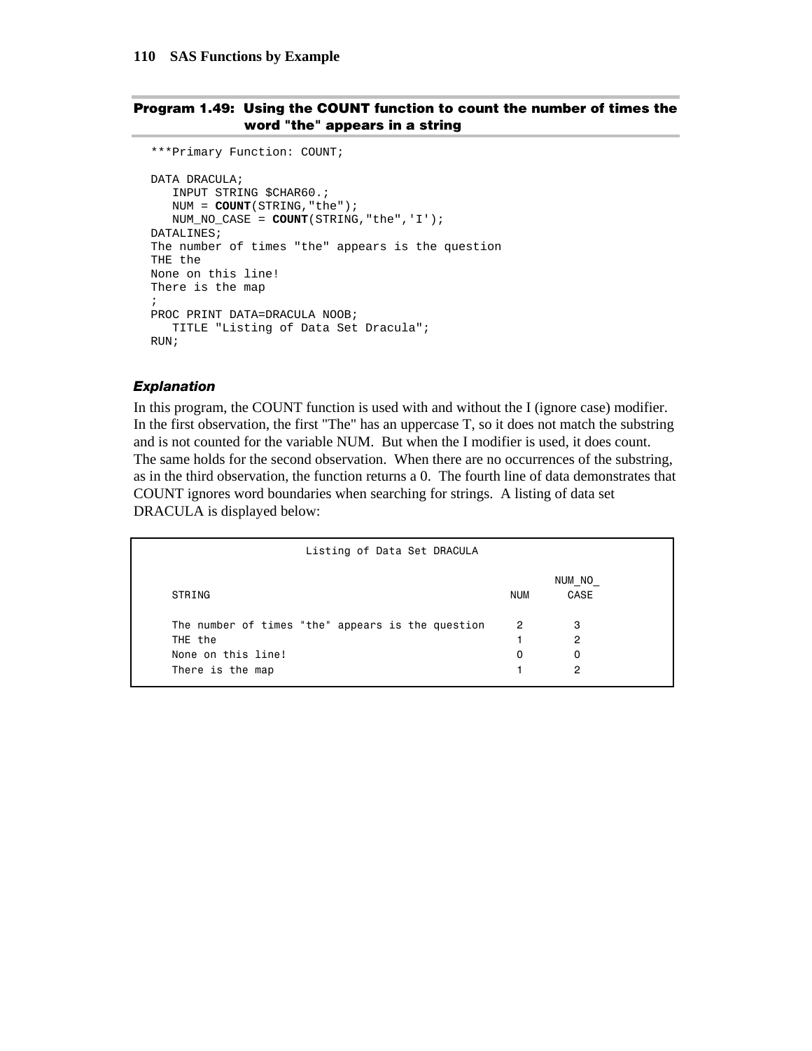### Program 1.49: Using the COUNT function to count the number of times the word "the" appears in a string

```
***Primary Function: COUNT;

DATA DRACULA;
   INPUT STRING $CHAR60.;
   NUM = COUNT(STRING,"the");
   NUM_NO_CASE = COUNT(STRING,"the",'I');
DATALINES;
The number of times "the" appears is the question
THE the
None on this line!
There is the map
;
PROC PRINT DATA=DRACULA NOOB;
   TITLE "Listing of Data Set Dracula";
RUN;
```

#### *Explanation*

In this program, the COUNT function is used with and without the I (ignore case) modifier. In the first observation, the first "The" has an uppercase T, so it does not match the substring and is not counted for the variable NUM. But when the I modifier is used, it does count. The same holds for the second observation. When there are no occurrences of the substring, as in the third observation, the function returns a 0. The fourth line of data demonstrates that COUNT ignores word boundaries when searching for strings. A listing of data set DRACULA is displayed below:

```
                   Listing of Data Set DRACULA

                                                              NUM_NO_
STRING                                              NUM        CASE

The number of times "the" appears is the question    2          3
THE the                                              1          2
None on this line!                                   0          0
There is the map                                     1          2
```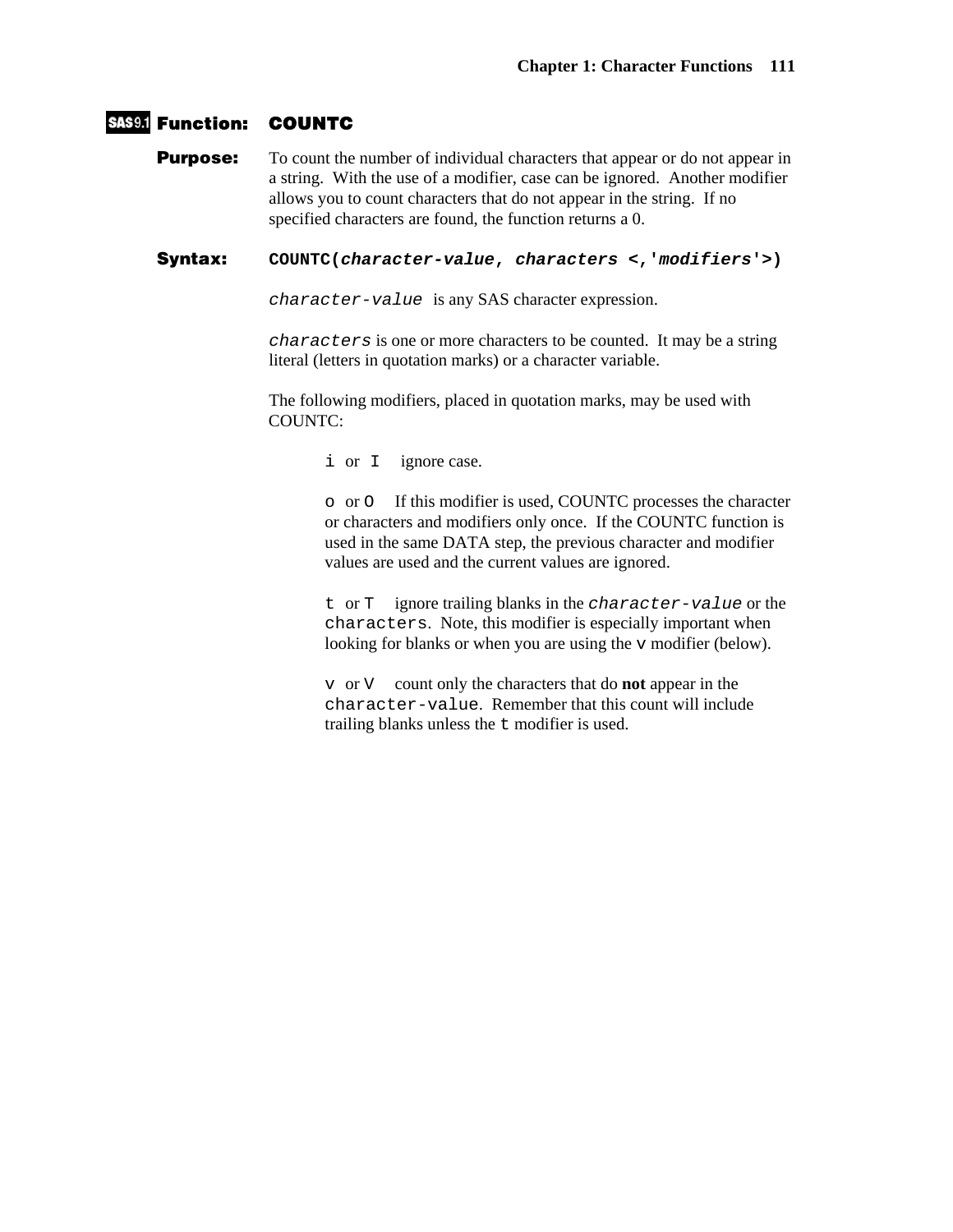## SAS9.1 Function: COUNTC

**Purpose:** To count the number of individual characters that appear or do not appear in a string. With the use of a modifier, case can be ignored. Another modifier allows you to count characters that do not appear in the string. If no specified characters are found, the function returns a 0.

**Syntax:** `COUNTC(character-value, characters <,'modifiers'>)`

`character-value` is any SAS character expression.

`characters` is one or more characters to be counted. It may be a string literal (letters in quotation marks) or a character variable.

The following modifiers, placed in quotation marks, may be used with COUNTC:

`i` or `I` ignore case.

`o` or `O` If this modifier is used, COUNTC processes the character or characters and modifiers only once. If the COUNTC function is used in the same DATA step, the previous character and modifier values are used and the current values are ignored.

`t` or `T` ignore trailing blanks in the *`character-value`* or the `characters`. Note, this modifier is especially important when looking for blanks or when you are using the `v` modifier (below).

`v` or `V` count only the characters that do **not** appear in the `character-value`. Remember that this count will include trailing blanks unless the `t` modifier is used.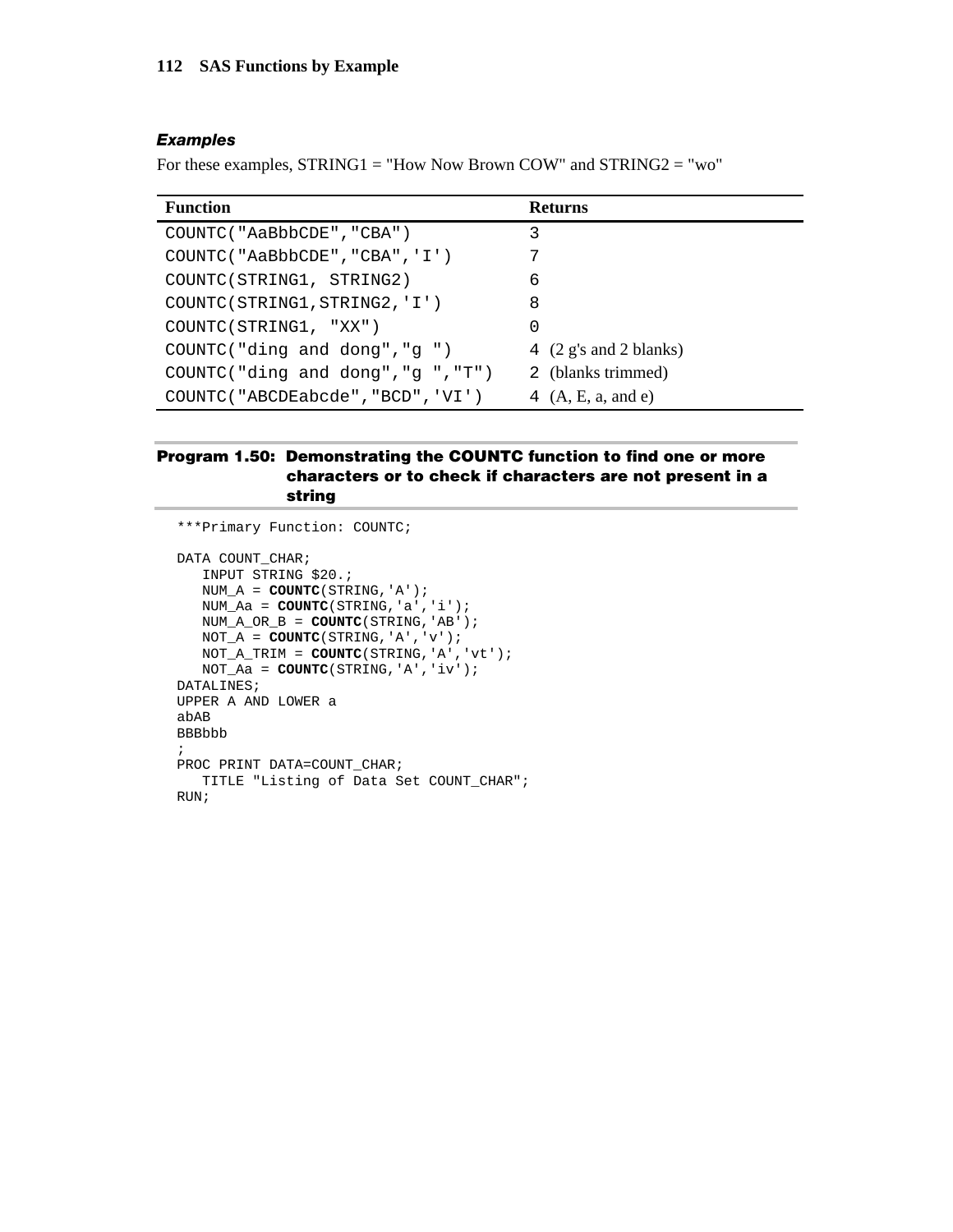### *Examples*

For these examples, STRING1 = "How Now Brown COW" and STRING2 = "wo"

| Function | Returns |
|---|---|
| `COUNTC("AaBbbCDE","CBA")` | 3 |
| `COUNTC("AaBbbCDE","CBA",'I')` | 7 |
| `COUNTC(STRING1, STRING2)` | 6 |
| `COUNTC(STRING1,STRING2,'I')` | 8 |
| `COUNTC(STRING1, "XX")` | 0 |
| `COUNTC("ding and dong","g ")` | 4 (2 g's and 2 blanks) |
| `COUNTC("ding and dong","g ","T")` | 2 (blanks trimmed) |
| `COUNTC("ABCDEabcde","BCD",'VI')` | 4 (A, E, a, and e) |

**Program 1.50: Demonstrating the COUNTC function to find one or more characters or to check if characters are not present in a string**

```
***Primary Function: COUNTC;

DATA COUNT_CHAR;
   INPUT STRING $20.;
   NUM_A = COUNTC(STRING,'A');
   NUM_Aa = COUNTC(STRING,'a','i');
   NUM_A_OR_B = COUNTC(STRING,'AB');
   NOT_A = COUNTC(STRING,'A','v');
   NOT_A_TRIM = COUNTC(STRING,'A','vt');
   NOT_Aa = COUNTC(STRING,'A','iv');
DATALINES;
UPPER A AND LOWER a
abAB
BBBbbb
;
PROC PRINT DATA=COUNT_CHAR;
   TITLE "Listing of Data Set COUNT_CHAR";
RUN;
```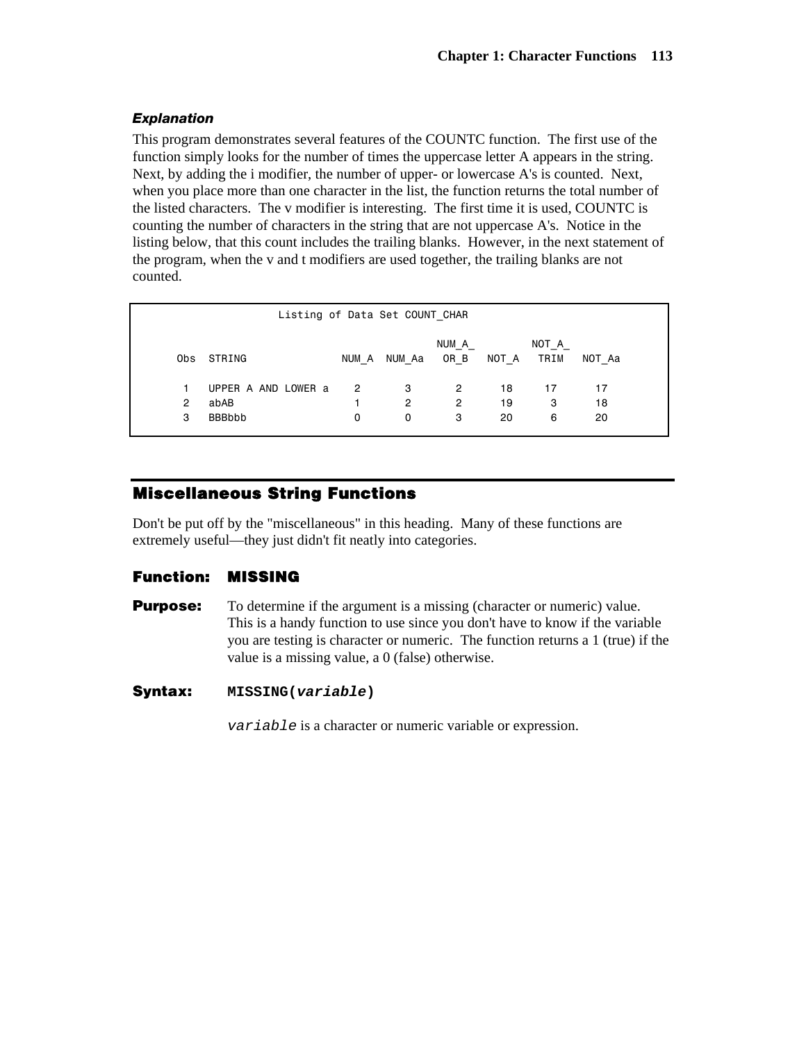### *Explanation*

This program demonstrates several features of the COUNTC function. The first use of the function simply looks for the number of times the uppercase letter A appears in the string. Next, by adding the i modifier, the number of upper- or lowercase A's is counted. Next, when you place more than one character in the list, the function returns the total number of the listed characters. The v modifier is interesting. The first time it is used, COUNTC is counting the number of characters in the string that are not uppercase A's. Notice in the listing below, that this count includes the trailing blanks. However, in the next statement of the program, when the v and t modifiers are used together, the trailing blanks are not counted.

```
                 Listing of Data Set COUNT_CHAR

                                             NUM_A_          NOT_A_
  Obs   STRING                NUM_A   NUM_Aa   OR_B    NOT_A   TRIM   NOT_Aa

   1    UPPER A AND LOWER a     2       3        2       18      17     17
   2    abAB                    1       2        2       19       3     18
   3    BBBbbb                  0       0        3       20       6     20
```

## Miscellaneous String Functions

Don't be put off by the "miscellaneous" in this heading. Many of these functions are extremely useful—they just didn't fit neatly into categories.

### Function: MISSING

**Purpose:** To determine if the argument is a missing (character or numeric) value. This is a handy function to use since you don't have to know if the variable you are testing is character or numeric. The function returns a 1 (true) if the value is a missing value, a 0 (false) otherwise.

**Syntax:** `MISSING(variable)`

`variable` is a character or numeric variable or expression.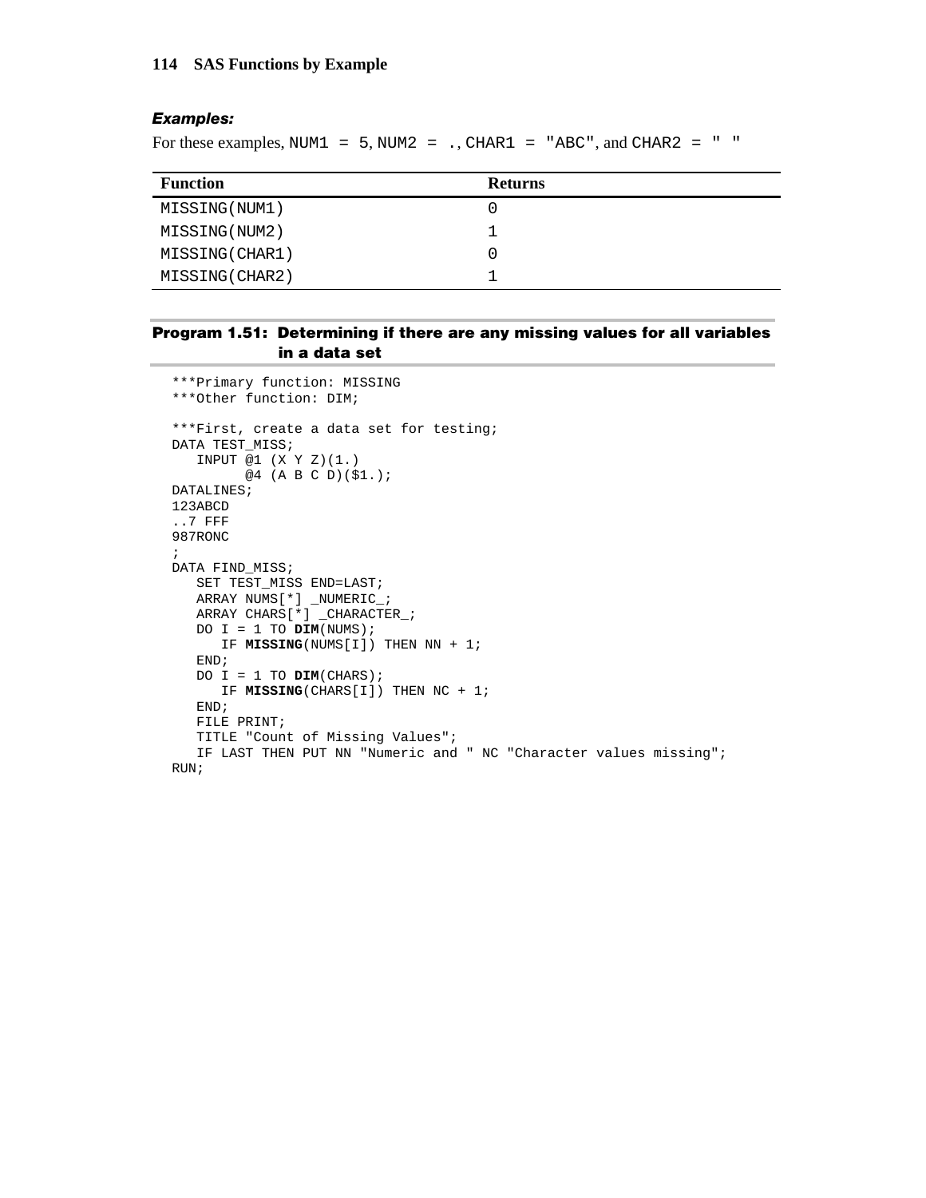***Examples:***

For these examples, `NUM1 = 5`, `NUM2 = .`, `CHAR1 = "ABC"`, and `CHAR2 = " "`

| Function | Returns |
|---|---|
| MISSING(NUM1) | 0 |
| MISSING(NUM2) | 1 |
| MISSING(CHAR1) | 0 |
| MISSING(CHAR2) | 1 |

**Program 1.51: Determining if there are any missing values for all variables in a data set**

```
***Primary function: MISSING
***Other function: DIM;

***First, create a data set for testing;
DATA TEST_MISS;
   INPUT @1 (X Y Z)(1.)
         @4 (A B C D)($1.);
DATALINES;
123ABCD
..7 FFF
987RONC
;
DATA FIND_MISS;
   SET TEST_MISS END=LAST;
   ARRAY NUMS[*] _NUMERIC_;
   ARRAY CHARS[*] _CHARACTER_;
   DO I = 1 TO DIM(NUMS);
      IF MISSING(NUMS[I]) THEN NN + 1;
   END;
   DO I = 1 TO DIM(CHARS);
      IF MISSING(CHARS[I]) THEN NC + 1;
   END;
   FILE PRINT;
   TITLE "Count of Missing Values";
   IF LAST THEN PUT NN "Numeric and " NC "Character values missing";
RUN;
```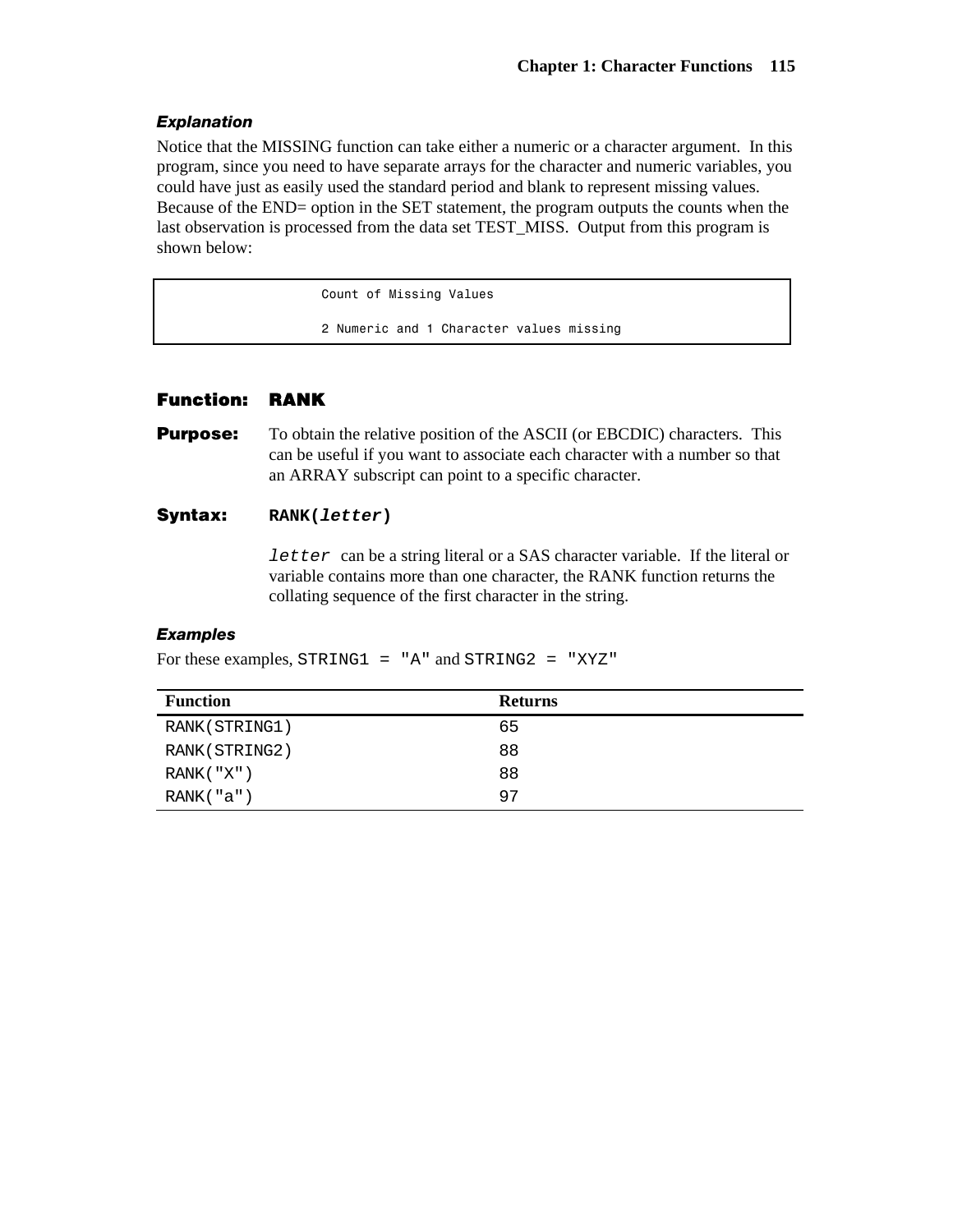### *Explanation*

Notice that the MISSING function can take either a numeric or a character argument. In this program, since you need to have separate arrays for the character and numeric variables, you could have just as easily used the standard period and blank to represent missing values. Because of the END= option in the SET statement, the program outputs the counts when the last observation is processed from the data set TEST_MISS. Output from this program is shown below:

```
                    Count of Missing Values

                    2 Numeric and 1 Character values missing
```

## Function: RANK

**Purpose:** To obtain the relative position of the ASCII (or EBCDIC) characters. This can be useful if you want to associate each character with a number so that an ARRAY subscript can point to a specific character.

**Syntax:** **`RANK(`*`letter`*`)`**

*`letter`* can be a string literal or a SAS character variable. If the literal or variable contains more than one character, the RANK function returns the collating sequence of the first character in the string.

### *Examples*

For these examples, `STRING1 = "A"` and `STRING2 = "XYZ"`

| Function | Returns |
| --- | --- |
| `RANK(STRING1)` | 65 |
| `RANK(STRING2)` | 88 |
| `RANK("X")` | 88 |
| `RANK("a")` | 97 |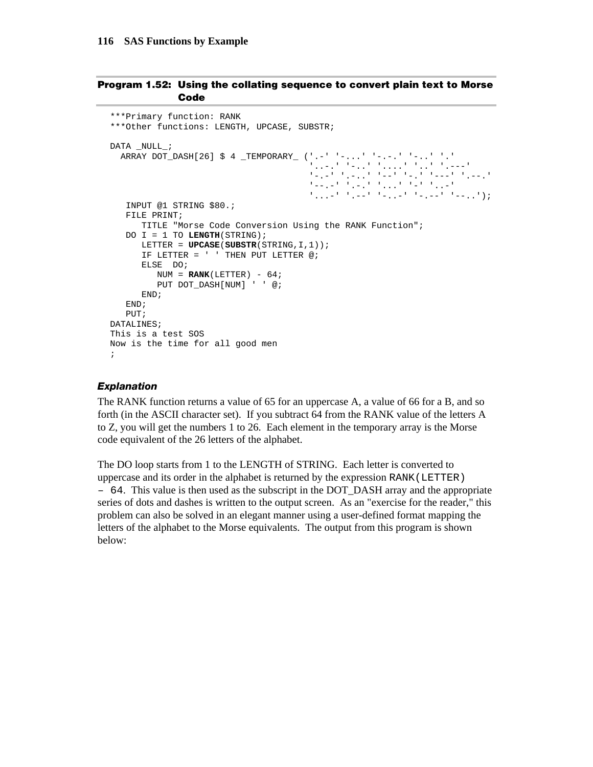**Program 1.52: Using the collating sequence to convert plain text to Morse Code**

```
***Primary function: RANK
***Other functions: LENGTH, UPCASE, SUBSTR;

DATA _NULL_;
  ARRAY DOT_DASH[26] $ 4 _TEMPORARY_ ('.-' '-...' '-.-.' '-..' '.'
                                     '..-.' '--.' '....' '..' '.---'
                                     '-.-' '.-..' '--' '-.' '---' '.--.'
                                     '--.-' '.-.' '...' '-' '..-'
                                     '...-' '.--' '-..-' '-.--' '--..');
   INPUT @1 STRING $80.;
   FILE PRINT;
      TITLE "Morse Code Conversion Using the RANK Function";
   DO I = 1 TO LENGTH(STRING);
      LETTER = UPCASE(SUBSTR(STRING,I,1));
      IF LETTER = ' ' THEN PUT LETTER @;
      ELSE  DO;
         NUM = RANK(LETTER) - 64;
         PUT DOT_DASH[NUM] ' ' @;
      END;
   END;
   PUT;
DATALINES;
This is a test SOS
Now is the time for all good men
;
```

### *Explanation*

The RANK function returns a value of 65 for an uppercase A, a value of 66 for a B, and so forth (in the ASCII character set). If you subtract 64 from the RANK value of the letters A to Z, you will get the numbers 1 to 26. Each element in the temporary array is the Morse code equivalent of the 26 letters of the alphabet.

The DO loop starts from 1 to the LENGTH of STRING. Each letter is converted to uppercase and its order in the alphabet is returned by the expression `RANK(LETTER) – 64`. This value is then used as the subscript in the DOT_DASH array and the appropriate series of dots and dashes is written to the output screen. As an "exercise for the reader," this problem can also be solved in an elegant manner using a user-defined format mapping the letters of the alphabet to the Morse equivalents. The output from this program is shown below: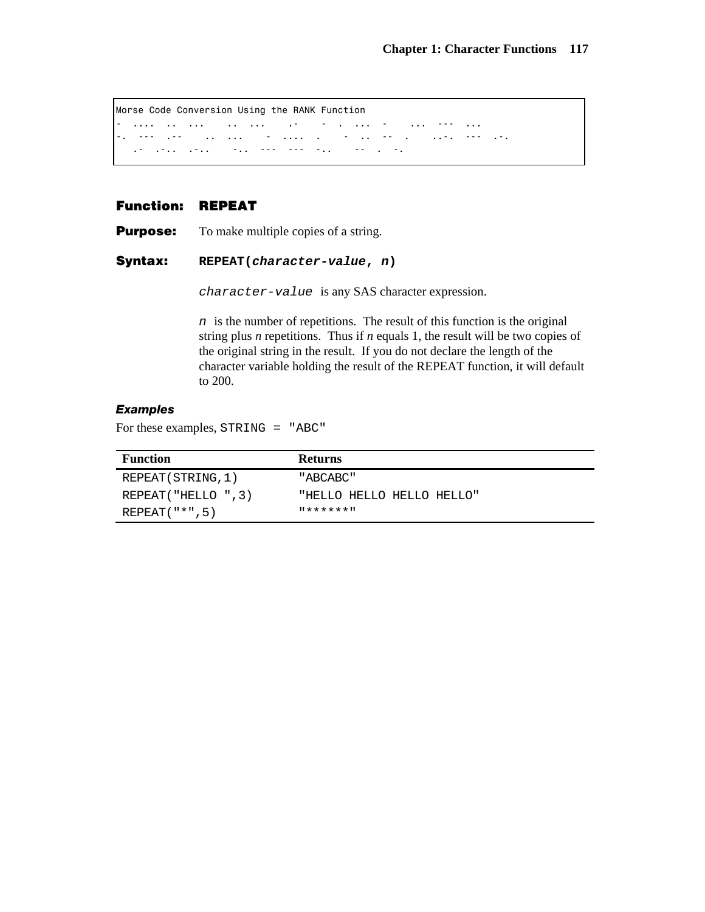```
Morse Code Conversion Using the RANK Function
- .... .. ...  .. ...  .-  - . ... -  ... --- ...
-. --- .--  .. ...  - .... .  - .. -- .  ..-. --- .-.
 .- .-.. .-..  -.. --- --- -..  -- . -.
```

## Function: REPEAT

**Purpose:** To make multiple copies of a string.

**Syntax:** **REPEAT(*character-value*, *n*)**

*character-value* is any SAS character expression.

*n* is the number of repetitions. The result of this function is the original string plus *n* repetitions. Thus if *n* equals 1, the result will be two copies of the original string in the result. If you do not declare the length of the character variable holding the result of the REPEAT function, it will default to 200.

### *Examples*

For these examples, `STRING = "ABC"`

| Function | Returns |
|---|---|
| `REPEAT(STRING,1)` | `"ABCABC"` |
| `REPEAT("HELLO ",3)` | `"HELLO HELLO HELLO HELLO"` |
| `REPEAT("*",5)` | `"******"` |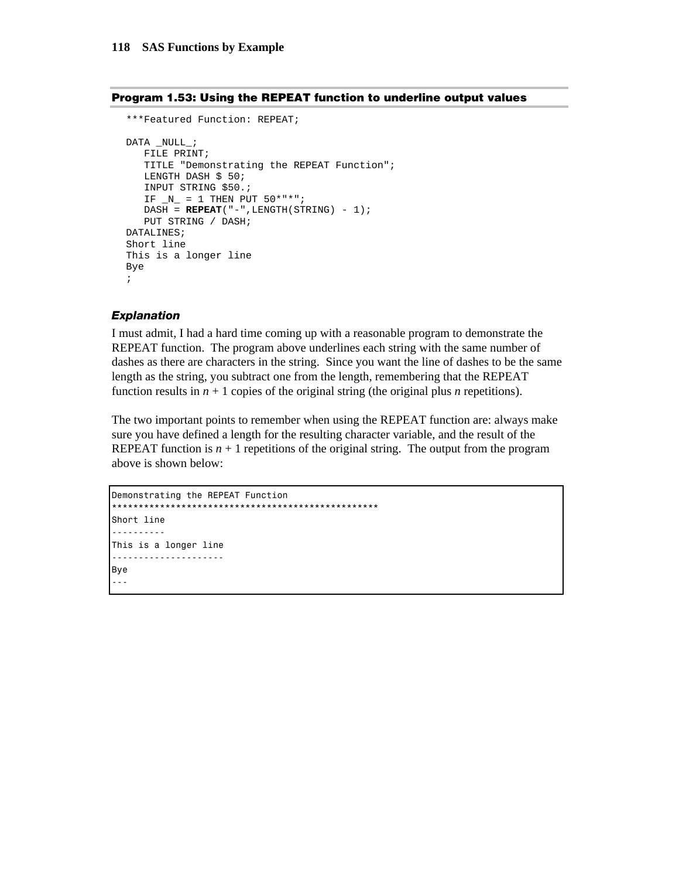### Program 1.53: Using the REPEAT function to underline output values

```
***Featured Function: REPEAT;

DATA _NULL_;
   FILE PRINT;
   TITLE "Demonstrating the REPEAT Function";
   LENGTH DASH $ 50;
   INPUT STRING $50.;
   IF _N_ = 1 THEN PUT 50*"*";
   DASH = REPEAT("-",LENGTH(STRING) - 1);
   PUT STRING / DASH;
DATALINES;
Short line
This is a longer line
Bye
;
```

#### Explanation

I must admit, I had a hard time coming up with a reasonable program to demonstrate the REPEAT function. The program above underlines each string with the same number of dashes as there are characters in the string. Since you want the line of dashes to be the same length as the string, you subtract one from the length, remembering that the REPEAT function results in $n + 1$ copies of the original string (the original plus $n$ repetitions).

The two important points to remember when using the REPEAT function are: always make sure you have defined a length for the resulting character variable, and the result of the REPEAT function is $n + 1$ repetitions of the original string. The output from the program above is shown below:

```
Demonstrating the REPEAT Function
**************************************************
Short line
----------
This is a longer line
---------------------
Bye
---
```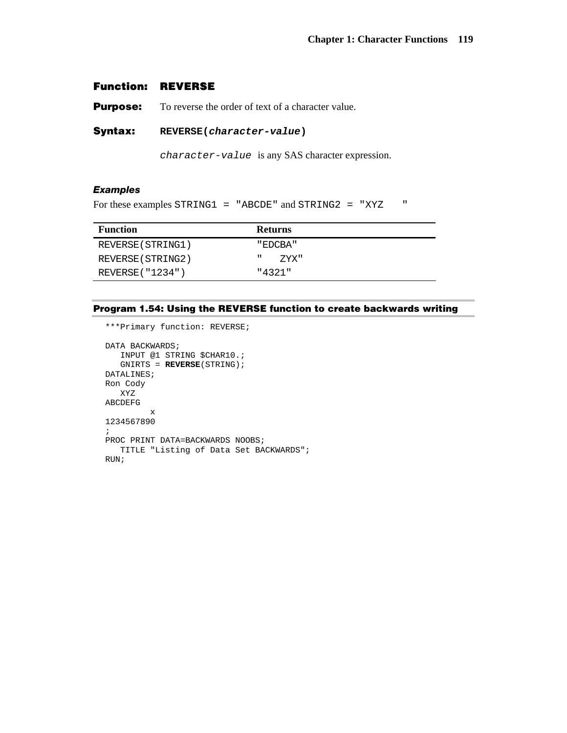## Function: REVERSE

**Purpose:** To reverse the order of text of a character value.

**Syntax:** `REVERSE(character-value)`

*`character-value`* is any SAS character expression.

### *Examples*

For these examples `STRING1 = "ABCDE"` and `STRING2 = "XYZ    "`

| Function | Returns |
|---|---|
| `REVERSE(STRING1)` | `"EDCBA"` |
| `REVERSE(STRING2)` | `"    ZYX"` |
| `REVERSE("1234")` | `"4321"` |

### Program 1.54: Using the REVERSE function to create backwards writing

```
***Primary function: REVERSE;

DATA BACKWARDS;
   INPUT @1 STRING $CHAR10.;
   GNIRTS = REVERSE(STRING);
DATALINES;
Ron Cody
   XYZ
ABCDEFG
         x
1234567890
;
PROC PRINT DATA=BACKWARDS NOOBS;
   TITLE "Listing of Data Set BACKWARDS";
RUN;
```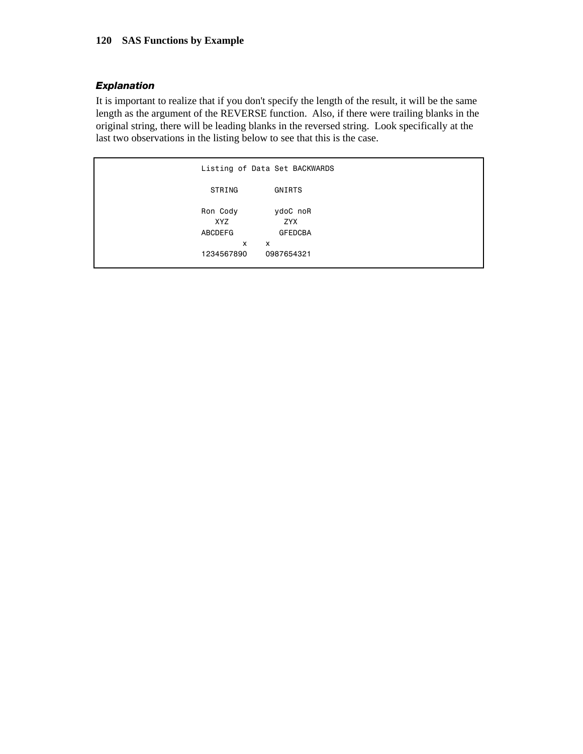### *Explanation*

It is important to realize that if you don't specify the length of the result, it will be the same length as the argument of the REVERSE function. Also, if there were trailing blanks in the original string, there will be leading blanks in the reversed string. Look specifically at the last two observations in the listing below to see that this is the case.

```
Listing of Data Set BACKWARDS

  STRING        GNIRTS

Ron Cody        ydoC noR
   XYZ             ZYX
ABCDEFG          GFEDCBA
         x    x
1234567890    0987654321
```